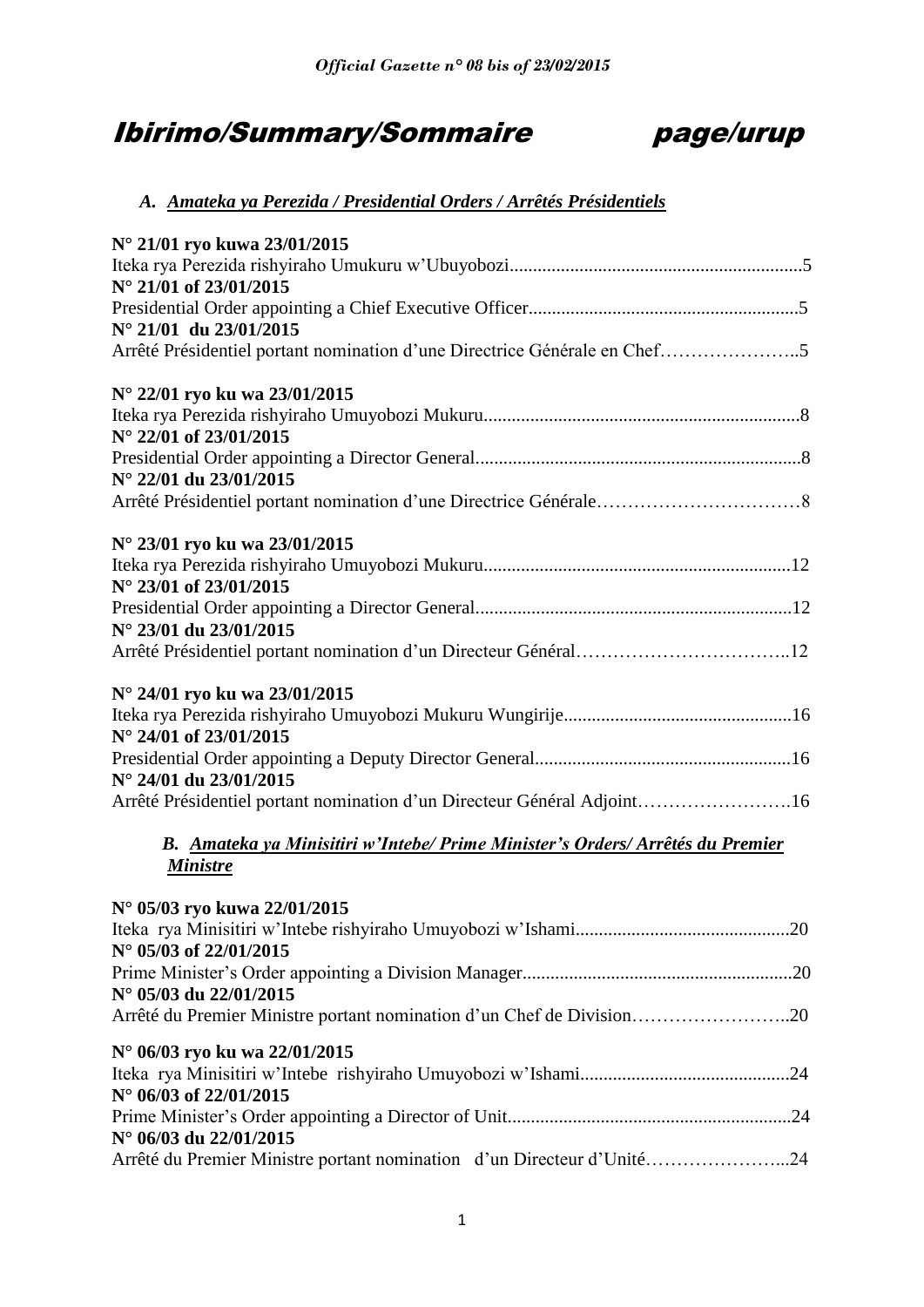# Ibirimo/Summary/Sommaire page/urup

## *A. Amateka ya Perezida / Presidential Orders / Arrêtés Présidentiels*

**N° 21/01 ryo kuwa 23/01/2015**
Iteka rya Perezida rishyiraho Umukuru w'Ubuyobozi...............................................................5
**N° 21/01 of 23/01/2015**
Presidential Order appointing a Chief Executive Officer..........................................................5
**N° 21/01 du 23/01/2015**
Arrêté Présidentiel portant nomination d'une Directrice Générale en Chef…………………..5

**N° 22/01 ryo ku wa 23/01/2015**
Iteka rya Perezida rishyiraho Umuyobozi Mukuru....................................................................8
**N° 22/01 of 23/01/2015**
Presidential Order appointing a Director General......................................................................8
**N° 22/01 du 23/01/2015**
Arrêté Présidentiel portant nomination d'une Directrice Générale……………………………8

**N° 23/01 ryo ku wa 23/01/2015**
Iteka rya Perezida rishyiraho Umuyobozi Mukuru..................................................................12
**N° 23/01 of 23/01/2015**
Presidential Order appointing a Director General....................................................................12
**N° 23/01 du 23/01/2015**
Arrêté Présidentiel portant nomination d'un Directeur Général……………………………..12

**N° 24/01 ryo ku wa 23/01/2015**
Iteka rya Perezida rishyiraho Umuyobozi Mukuru Wungirije.................................................16
**N° 24/01 of 23/01/2015**
Presidential Order appointing a Deputy Director General.......................................................16
**N° 24/01 du 23/01/2015**
Arrêté Présidentiel portant nomination d'un Directeur Général Adjoint…………………….16

## *B. Amateka ya Minisitiri w'Intebe/ Prime Minister's Orders/ Arrêtés du Premier Ministre*

**N° 05/03 ryo kuwa 22/01/2015**
Iteka rya Minisitiri w'Intebe rishyiraho Umuyobozi w'Ishami.............................................20
**N° 05/03 of 22/01/2015**
Prime Minister's Order appointing a Division Manager..........................................................20
**N° 05/03 du 22/01/2015**
Arrêté du Premier Ministre portant nomination d'un Chef de Division……………………..20

**N° 06/03 ryo ku wa 22/01/2015**
Iteka rya Minisitiri w'Intebe rishyiraho Umuyobozi w'Ishami.............................................24
**N° 06/03 of 22/01/2015**
Prime Minister's Order appointing a Director of Unit.............................................................24
**N° 06/03 du 22/01/2015**
Arrêté du Premier Ministre portant nomination d'un Directeur d'Unité…………………...24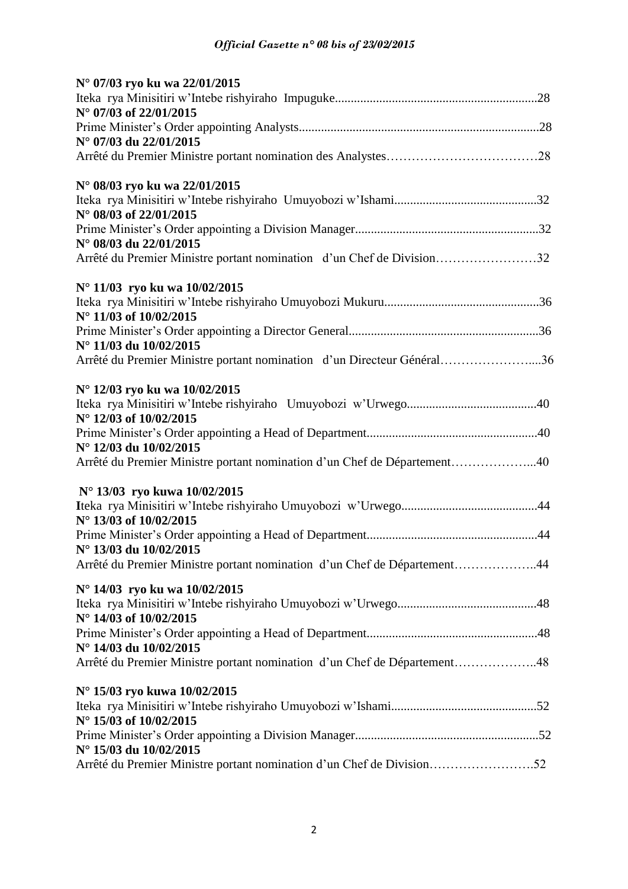**N° 07/03 ryo ku wa 22/01/2015**
Iteka rya Minisitiri w'Intebe rishyiraho Impuguke................................................................28
**N° 07/03 of 22/01/2015**
Prime Minister's Order appointing Analysts............................................................................28
**N° 07/03 du 22/01/2015**
Arrêté du Premier Ministre portant nomination des Analystes………………………………28

**N° 08/03 ryo ku wa 22/01/2015**
Iteka rya Minisitiri w'Intebe rishyiraho Umuyobozi w'Ishami.............................................32
**N° 08/03 of 22/01/2015**
Prime Minister's Order appointing a Division Manager..........................................................32
**N° 08/03 du 22/01/2015**
Arrêté du Premier Ministre portant nomination d'un Chef de Division……………………32

**N° 11/03 ryo ku wa 10/02/2015**
Iteka rya Minisitiri w'Intebe rishyiraho Umuyobozi Mukuru.................................................36
**N° 11/03 of 10/02/2015**
Prime Minister's Order appointing a Director General............................................................36
**N° 11/03 du 10/02/2015**
Arrêté du Premier Ministre portant nomination d'un Directeur Général…………………....36

**N° 12/03 ryo ku wa 10/02/2015**
Iteka rya Minisitiri w'Intebe rishyiraho Umuyobozi w'Urwego.........................................40
**N° 12/03 of 10/02/2015**
Prime Minister's Order appointing a Head of Department......................................................40
**N° 12/03 du 10/02/2015**
Arrêté du Premier Ministre portant nomination d'un Chef de Département………………...40

**N° 13/03 ryo kuwa 10/02/2015**
**I**teka rya Minisitiri w'Intebe rishyiraho Umuyobozi w'Urwego...........................................44
**N° 13/03 of 10/02/2015**
Prime Minister's Order appointing a Head of Department......................................................44
**N° 13/03 du 10/02/2015**
Arrêté du Premier Ministre portant nomination d'un Chef de Département………………..44

**N° 14/03 ryo ku wa 10/02/2015**
Iteka rya Minisitiri w'Intebe rishyiraho Umuyobozi w'Urwego............................................48
**N° 14/03 of 10/02/2015**
Prime Minister's Order appointing a Head of Department......................................................48
**N° 14/03 du 10/02/2015**
Arrêté du Premier Ministre portant nomination d'un Chef de Département………………..48

**N° 15/03 ryo kuwa 10/02/2015**
Iteka rya Minisitiri w'Intebe rishyiraho Umuyobozi w'Ishami.............................................52
**N° 15/03 of 10/02/2015**
Prime Minister's Order appointing a Division Manager..........................................................52
**N° 15/03 du 10/02/2015**
Arrêté du Premier Ministre portant nomination d'un Chef de Division…………………….52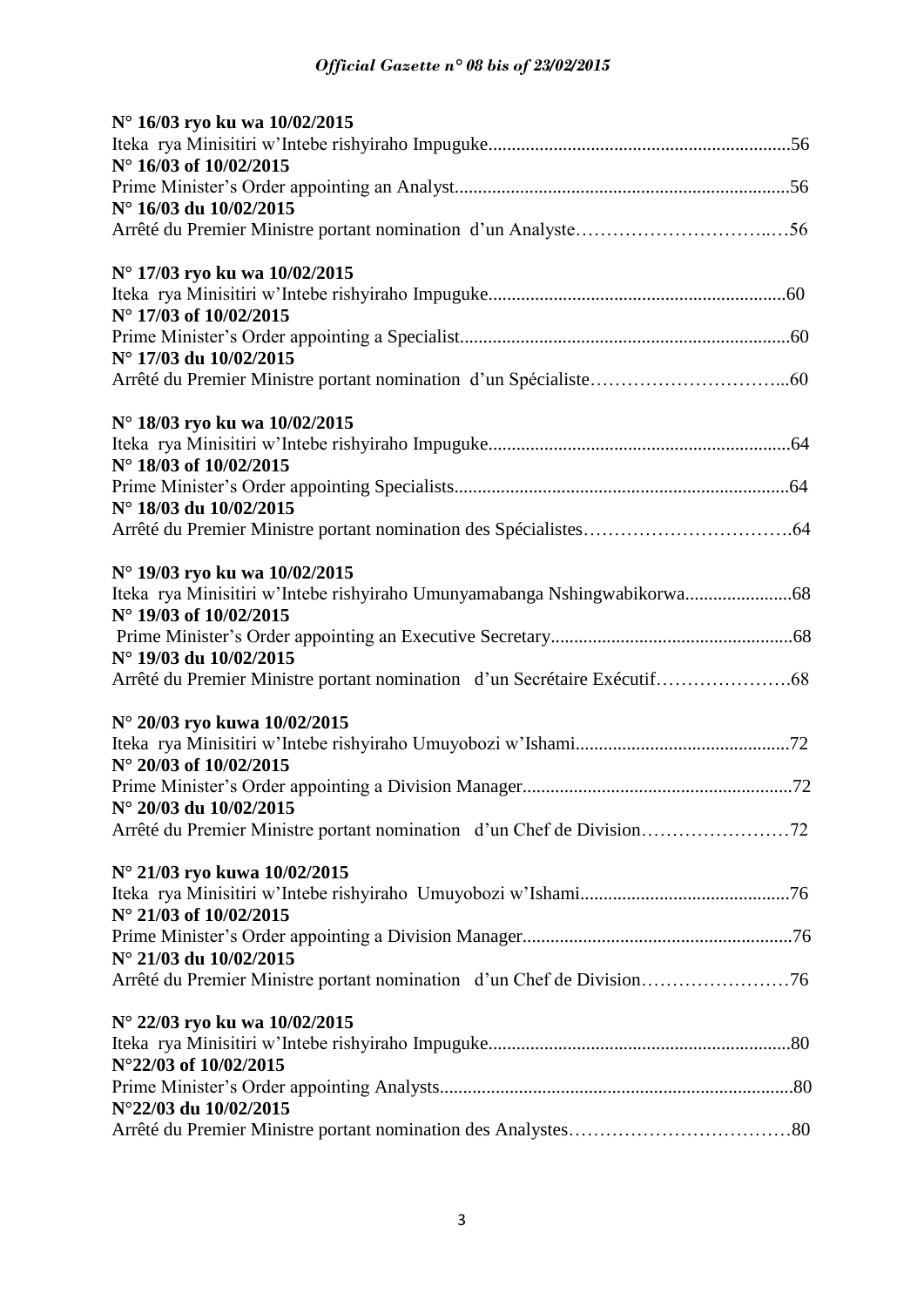**N° 16/03 ryo ku wa 10/02/2015**
Iteka rya Minisitiri w'Intebe rishyiraho Impuguke................................................................56
**N° 16/03 of 10/02/2015**
Prime Minister's Order appointing an Analyst.......................................................................56
**N° 16/03 du 10/02/2015**
Arrêté du Premier Ministre portant nomination d'un Analyste………………………..….56

**N° 17/03 ryo ku wa 10/02/2015**
Iteka rya Minisitiri w'Intebe rishyiraho Impuguke...............................................................60
**N° 17/03 of 10/02/2015**
Prime Minister's Order appointing a Specialist......................................................................60
**N° 17/03 du 10/02/2015**
Arrêté du Premier Ministre portant nomination d'un Spécialiste…………………………...60

**N° 18/03 ryo ku wa 10/02/2015**
Iteka rya Minisitiri w'Intebe rishyiraho Impuguke................................................................64
**N° 18/03 of 10/02/2015**
Prime Minister's Order appointing Specialists.......................................................................64
**N° 18/03 du 10/02/2015**
Arrêté du Premier Ministre portant nomination des Spécialistes…………………………….64

**N° 19/03 ryo ku wa 10/02/2015**
Iteka rya Minisitiri w'Intebe rishyiraho Umunyamabanga Nshingwabikorwa.......................68
**N° 19/03 of 10/02/2015**
Prime Minister's Order appointing an Executive Secretary...................................................68
**N° 19/03 du 10/02/2015**
Arrêté du Premier Ministre portant nomination d'un Secrétaire Exécutif………………….68

**N° 20/03 ryo kuwa 10/02/2015**
Iteka rya Minisitiri w'Intebe rishyiraho Umuyobozi w'Ishami.............................................72
**N° 20/03 of 10/02/2015**
Prime Minister's Order appointing a Division Manager.........................................................72
**N° 20/03 du 10/02/2015**
Arrêté du Premier Ministre portant nomination d'un Chef de Division……………………72

**N° 21/03 ryo kuwa 10/02/2015**
Iteka rya Minisitiri w'Intebe rishyiraho Umuyobozi w'Ishami............................................76
**N° 21/03 of 10/02/2015**
Prime Minister's Order appointing a Division Manager.........................................................76
**N° 21/03 du 10/02/2015**
Arrêté du Premier Ministre portant nomination d'un Chef de Division……………………76

**N° 22/03 ryo ku wa 10/02/2015**
Iteka rya Minisitiri w'Intebe rishyiraho Impuguke................................................................80
**N°22/03 of 10/02/2015**
Prime Minister's Order appointing Analysts...........................................................................80
**N°22/03 du 10/02/2015**
Arrêté du Premier Ministre portant nomination des Analystes………………………………80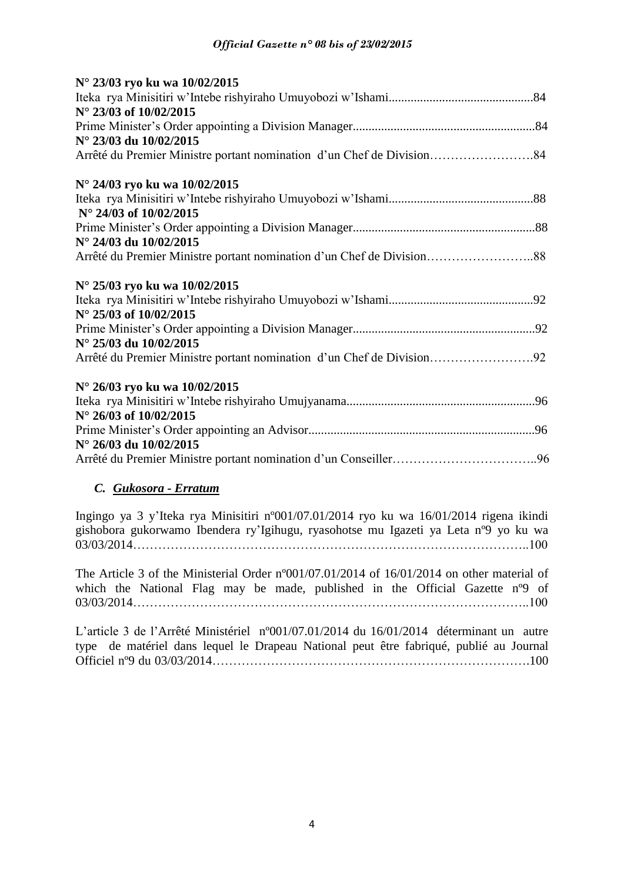**N° 23/03 ryo ku wa 10/02/2015**

Iteka rya Minisitiri w'Intebe rishyiraho Umuyobozi w'Ishami.............................................84

**N° 23/03 of 10/02/2015**

Prime Minister's Order appointing a Division Manager..........................................................84

**N° 23/03 du 10/02/2015**

Arrêté du Premier Ministre portant nomination d'un Chef de Division…………………….84

**N° 24/03 ryo ku wa 10/02/2015**

Iteka rya Minisitiri w'Intebe rishyiraho Umuyobozi w'Ishami.............................................88

**N° 24/03 of 10/02/2015**

Prime Minister's Order appointing a Division Manager..........................................................88

**N° 24/03 du 10/02/2015**

Arrêté du Premier Ministre portant nomination d'un Chef de Division……………………..88

**N° 25/03 ryo ku wa 10/02/2015**

Iteka rya Minisitiri w'Intebe rishyiraho Umuyobozi w'Ishami.............................................92

**N° 25/03 of 10/02/2015**

Prime Minister's Order appointing a Division Manager..........................................................92

**N° 25/03 du 10/02/2015**

Arrêté du Premier Ministre portant nomination d'un Chef de Division…………………….92

**N° 26/03 ryo ku wa 10/02/2015**

Iteka rya Minisitiri w'Intebe rishyiraho Umujyanama............................................................96

**N° 26/03 of 10/02/2015**

Prime Minister's Order appointing an Advisor.......................................................................96

**N° 26/03 du 10/02/2015**

Arrêté du Premier Ministre portant nomination d'un Conseiller……………………………..96

### *C. Gukosora - Erratum*

Ingingo ya 3 y'Iteka rya Minisitiri nº001/07.01/2014 ryo ku wa 16/01/2014 rigena ikindi gishobora gukorwamo Ibendera ry'Igihugu, ryasohotse mu Igazeti ya Leta nº9 yo ku wa 03/03/2014……………………………………………………………………………..100

The Article 3 of the Ministerial Order nº001/07.01/2014 of 16/01/2014 on other material of which the National Flag may be made, published in the Official Gazette nº9 of 03/03/2014……………………………………………………………………………..100

L'article 3 de l'Arrêté Ministériel nº001/07.01/2014 du 16/01/2014 déterminant un autre type de matériel dans lequel le Drapeau National peut être fabriqué, publié au Journal Officiel nº9 du 03/03/2014………………………………………………………………….100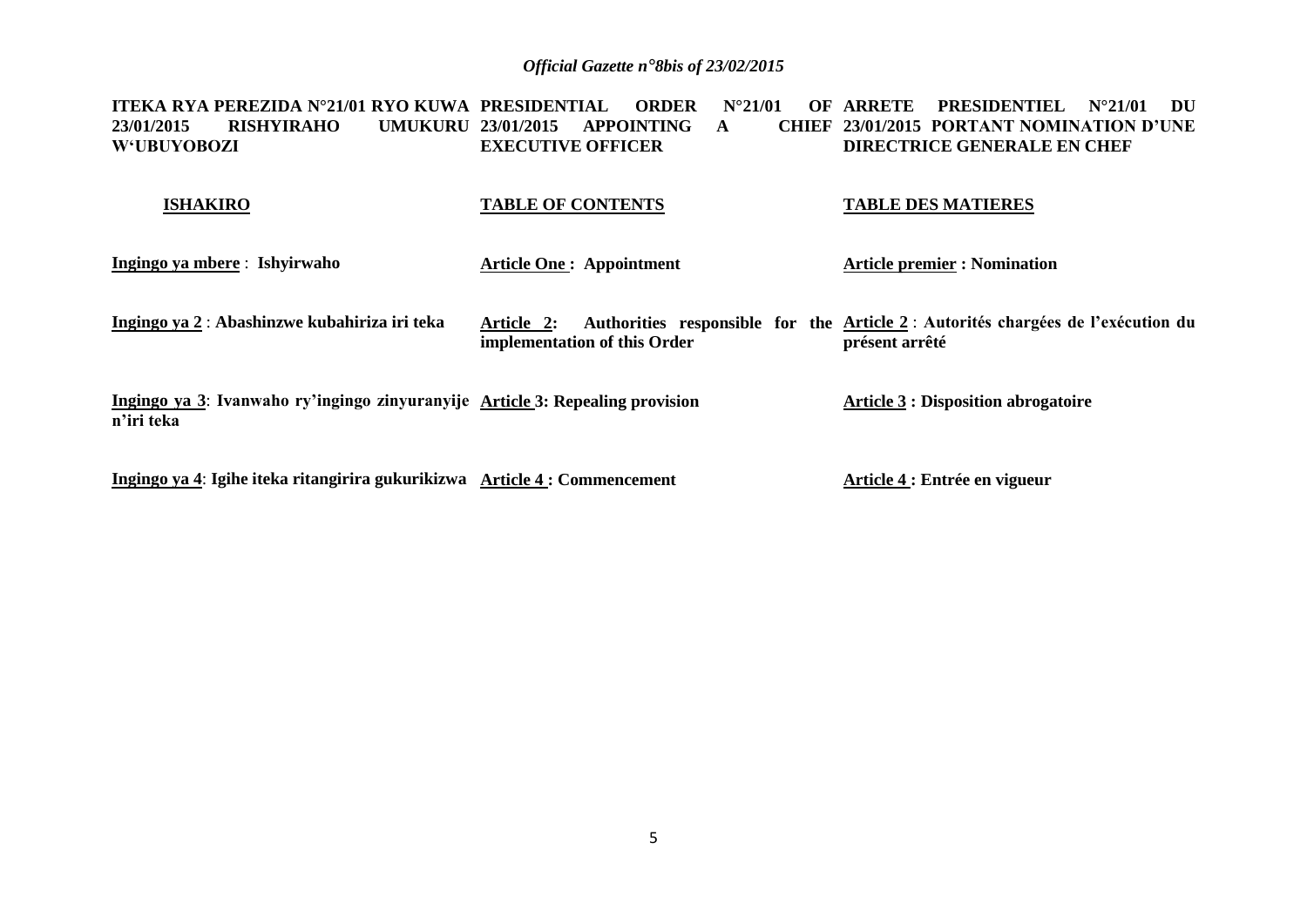**ITEKA RYA PEREZIDA N°21/01 RYO KUWA 23/01/2015 RISHYIRAHO UMUKURU W'UBUYOBOZI**

**ISHAKIRO**

**<u>Ingingo ya mbere</u>** : **Ishyirwaho**

**<u>Ingingo ya 2</u>** : **Abashinzwe kubahiriza iri teka**

**<u>Ingingo ya 3</u>**: **Ivanwaho ry'ingingo zinyuranyije n'iri teka**

**<u>Ingingo ya 4</u>**: **Igihe iteka ritangirira gukurikizwa**

**PRESIDENTIAL ORDER N°21/01 OF 23/01/2015 APPOINTING A CHIEF EXECUTIVE OFFICER**

**<u>TABLE OF CONTENTS</u>**

**<u>Article One</u> : Appointment**

**<u>Article 2</u>: Authorities responsible for the implementation of this Order**

**<u>Article</u> 3: Repealing provision**

**<u>Article 4</u> : Commencement**

**ARRETE PRESIDENTIEL N°21/01 DU 23/01/2015 PORTANT NOMINATION D'UNE DIRECTRICE GENERALE EN CHEF**

**<u>TABLE DES MATIERES</u>**

**<u>Article premier</u> : Nomination**

**<u>Article 2</u>** : **Autorités chargées de l'exécution du présent arrêté**

**<u>Article 3</u> : Disposition abrogatoire**

**<u>Article 4</u> : Entrée en vigueur**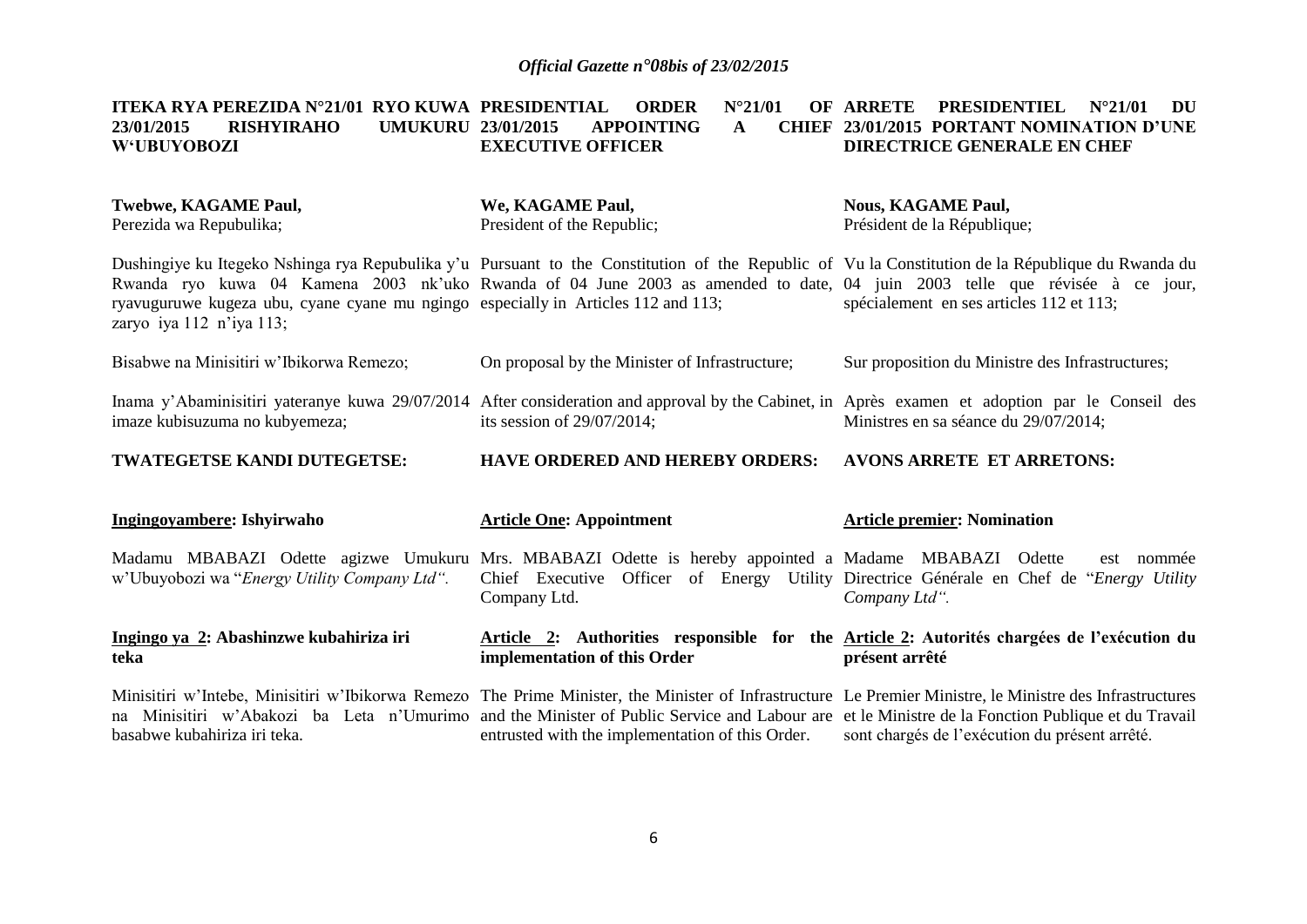**ITEKA RYA PEREZIDA N°21/01 RYO KUWA 23/01/2015 RISHYIRAHO UMUKURU W'UBUYOBOZI**

**Twebwe, KAGAME Paul,**
Perezida wa Repubulika;

Dushingiye ku Itegeko Nshinga rya Repubulika y'u Rwanda ryo kuwa 04 Kamena 2003 nk'uko ryavuguruwe kugeza ubu, cyane cyane mu ngingo zaryo iya 112 n'iya 113;

Bisabwe na Minisitiri w'Ibikorwa Remezo;

Inama y'Abaminisitiri yateranye kuwa 29/07/2014 imaze kubisuzuma no kubyemeza;

**TWATEGETSE KANDI DUTEGETSE:**

**Ingingoyambere: Ishyirwaho**

Madamu MBABAZI Odette agizwe Umukuru w'Ubuyobozi wa "*Energy Utility Company Ltd".*

**Ingingo ya 2: Abashinzwe kubahiriza iri teka**

Minisitiri w'Intebe, Minisitiri w'Ibikorwa Remezo na Minisitiri w'Abakozi ba Leta n'Umurimo basabwe kubahiriza iri teka.

**PRESIDENTIAL ORDER N°21/01 OF 23/01/2015 APPOINTING A CHIEF EXECUTIVE OFFICER**

**We, KAGAME Paul,**
President of the Republic;

Pursuant to the Constitution of the Republic of Rwanda of 04 June 2003 as amended to date, especially in Articles 112 and 113;

On proposal by the Minister of Infrastructure;

After consideration and approval by the Cabinet, in its session of 29/07/2014;

**HAVE ORDERED AND HEREBY ORDERS:**

**Article One: Appointment**

Mrs. MBABAZI Odette is hereby appointed a Chief Executive Officer of Energy Utility Company Ltd.

**Article 2: Authorities responsible for the implementation of this Order**

The Prime Minister, the Minister of Infrastructure and the Minister of Public Service and Labour are entrusted with the implementation of this Order.

**ARRETE PRESIDENTIEL N°21/01 DU 23/01/2015 PORTANT NOMINATION D'UNE DIRECTRICE GENERALE EN CHEF**

**Nous, KAGAME Paul,**
Président de la République;

Vu la Constitution de la République du Rwanda du 04 juin 2003 telle que révisée à ce jour, spécialement en ses articles 112 et 113;

Sur proposition du Ministre des Infrastructures;

Après examen et adoption par le Conseil des Ministres en sa séance du 29/07/2014;

**AVONS ARRETE ET ARRETONS:**

**Article premier: Nomination**

Madame MBABAZI Odette est nommée Directrice Générale en Chef de "*Energy Utility Company Ltd".*

**Article 2: Autorités chargées de l'exécution du présent arrêté**

Le Premier Ministre, le Ministre des Infrastructures et le Ministre de la Fonction Publique et du Travail sont chargés de l'exécution du présent arrêté.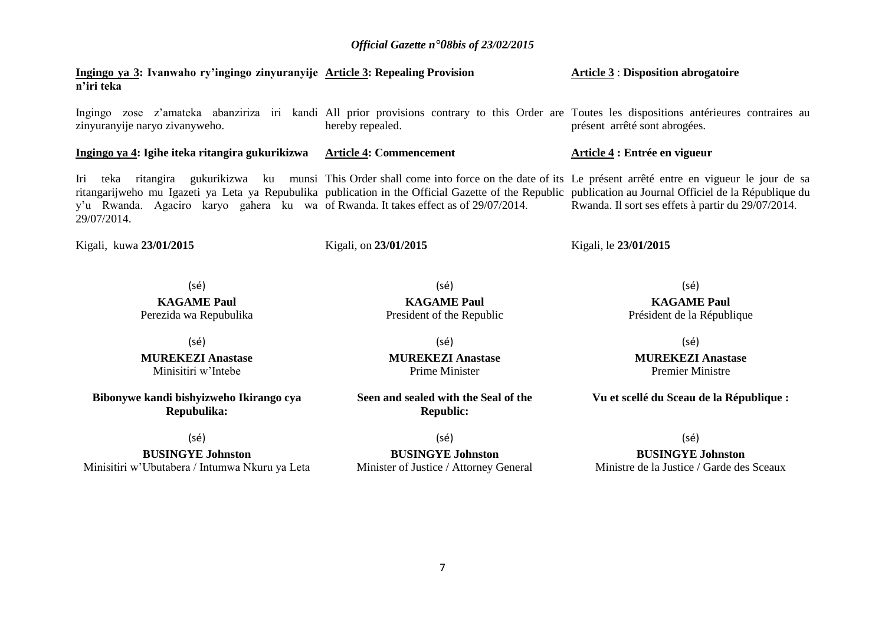**Ingingo ya 3: Ivanwaho ry'ingingo zinyuranyije n'iri teka**

Ingingo zose z'amateka abanziriza iri kandi zinyuranyije naryo zivanyweho.

**Ingingo ya 4: Igihe iteka ritangira gukurikizwa**

Iri teka ritangira gukurikizwa ku munsi ritangarijweho mu Igazeti ya Leta ya Repubulika y'u Rwanda. Agaciro karyo gahera ku wa 29/07/2014.

Kigali, kuwa **23/01/2015**

(sé)
**KAGAME Paul**
Perezida wa Repubulika

(sé)
**MUREKEZI Anastase**
Minisitiri w'Intebe

**Bibonywe kandi bishyizweho Ikirango cya Repubulika:**

(sé)
**BUSINGYE Johnston**
Minisitiri w'Ubutabera / Intumwa Nkuru ya Leta

**Article 3: Repealing Provision**

All prior provisions contrary to this Order are hereby repealed.

**Article 4: Commencement**

This Order shall come into force on the date of its publication in the Official Gazette of the Republic of Rwanda. It takes effect as of 29/07/2014.

Kigali, on **23/01/2015**

(sé)
**KAGAME Paul**
President of the Republic

(sé)
**MUREKEZI Anastase**
Prime Minister

**Seen and sealed with the Seal of the Republic:**

(sé)
**BUSINGYE Johnston**
Minister of Justice / Attorney General

**Article 3 : Disposition abrogatoire**

Toutes les dispositions antérieures contraires au présent arrêté sont abrogées.

**Article 4 : Entrée en vigueur**

Le présent arrêté entre en vigueur le jour de sa publication au Journal Officiel de la République du Rwanda. Il sort ses effets à partir du 29/07/2014.

Kigali, le **23/01/2015**

(sé)
**KAGAME Paul**
Président de la République

(sé)
**MUREKEZI Anastase**
Premier Ministre

**Vu et scellé du Sceau de la République :**

(sé)
**BUSINGYE Johnston**
Ministre de la Justice / Garde des Sceaux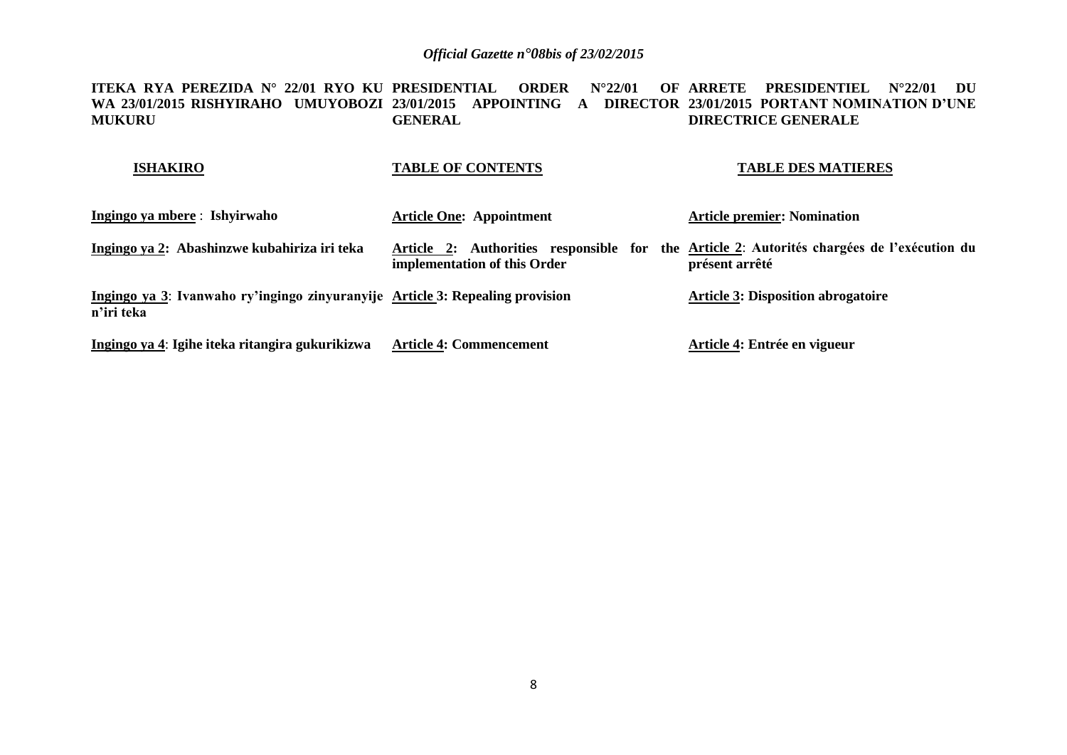**ITEKA RYA PEREZIDA N° 22/01 RYO KU WA 23/01/2015 RISHYIRAHO UMUYOBOZI MUKURU**

**PRESIDENTIAL ORDER N°22/01 OF 23/01/2015 APPOINTING A DIRECTOR GENERAL**

**ARRETE PRESIDENTIEL N°22/01 DU 23/01/2015 PORTANT NOMINATION D'UNE DIRECTRICE GENERALE**

| **ISHAKIRO** | **TABLE OF CONTENTS** | **TABLE DES MATIERES** |
|---|---|---|
| **Ingingo ya mbere : Ishyirwaho** | **Article One: Appointment** | **Article premier: Nomination** |
| **Ingingo ya 2: Abashinzwe kubahiriza iri teka** | **Article 2: Authorities responsible for the implementation of this Order** | **Article 2: Autorités chargées de l'exécution du présent arrêté** |
| **Ingingo ya 3: Ivanwaho ry'ingingo zinyuranyije n'iri teka** | **Article 3: Repealing provision** | **Article 3: Disposition abrogatoire** |
| **Ingingo ya 4: Igihe iteka ritangira gukurikizwa** | **Article 4: Commencement** | **Article 4: Entrée en vigueur** |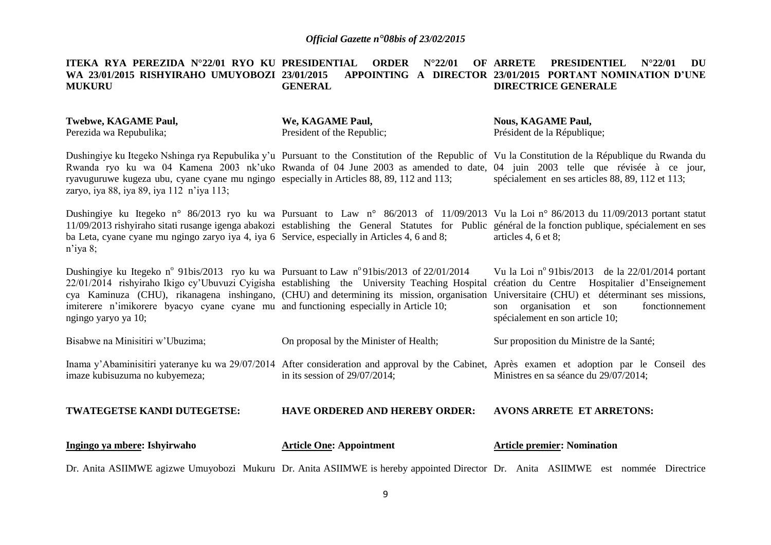**ITEKA RYA PEREZIDA N°22/01 RYO KU WA 23/01/2015 RISHYIRAHO UMUYOBOZI MUKURU**

**Twebwe, KAGAME Paul,**
Perezida wa Repubulika;

Dushingiye ku Itegeko Nshinga rya Repubulika y'u Rwanda ryo ku wa 04 Kamena 2003 nk'uko ryavuguruwe kugeza ubu, cyane cyane mu ngingo zaryo, iya 88, iya 89, iya 112 n'iya 113;

Dushingiye ku Itegeko n° 86/2013 ryo ku wa 11/09/2013 rishyiraho sitati rusange igenga abakozi ba Leta, cyane cyane mu ngingo zaryo iya 4, iya 6 n'iya 8;

Dushingiye ku Itegeko n° 91bis/2013 ryo ku wa 22/01/2014 rishyiraho Ikigo cy'Ubuvuzi Cyigisha cya Kaminuza (CHU), rikanagena inshingano, imiterere n'imikorere byacyo cyane cyane mu ngingo yaryo ya 10;

Bisabwe na Minisitiri w'Ubuzima;

Inama y'Abaminisitiri yateranye ku wa 29/07/2014 imaze kubisuzuma no kubyemeza;

**TWATEGETSE KANDI DUTEGETSE:**

**Ingingo ya mbere: Ishyirwaho**

Dr. Anita ASIIMWE agizwe Umuyobozi Mukuru

**PRESIDENTIAL ORDER N°22/01 OF 23/01/2015 APPOINTING A DIRECTOR GENERAL**

**We, KAGAME Paul,**
President of the Republic;

Pursuant to the Constitution of the Republic of Rwanda of 04 June 2003 as amended to date, especially in Articles 88, 89, 112 and 113;

Pursuant to Law n° 86/2013 of 11/09/2013 establishing the General Statutes for Public Service, especially in Articles 4, 6 and 8;

Pursuant to Law n° 91bis/2013 of 22/01/2014 establishing the University Teaching Hospital (CHU) and determining its mission, organisation and functioning especially in Article 10;

On proposal by the Minister of Health;

After consideration and approval by the Cabinet, in its session of 29/07/2014;

**HAVE ORDERED AND HEREBY ORDER:**

**Article One: Appointment**

Dr. Anita ASIIMWE is hereby appointed Director

**ARRETE PRESIDENTIEL N°22/01 DU 23/01/2015 PORTANT NOMINATION D'UNE DIRECTRICE GENERALE**

**Nous, KAGAME Paul,**
Président de la République;

Vu la Constitution de la République du Rwanda du 04 juin 2003 telle que révisée à ce jour, spécialement en ses articles 88, 89, 112 et 113;

Vu la Loi n° 86/2013 du 11/09/2013 portant statut général de la fonction publique, spécialement en ses articles 4, 6 et 8;

Vu la Loi n° 91bis/2013 de la 22/01/2014 portant création du Centre Hospitalier d'Enseignement Universitaire (CHU) et déterminant ses missions, son organisation et son fonctionnement spécialement en son article 10;

Sur proposition du Ministre de la Santé;

Après examen et adoption par le Conseil des Ministres en sa séance du 29/07/2014;

**AVONS ARRETE ET ARRETONS:**

**Article premier: Nomination**

Dr. Anita ASIIMWE est nommée Directrice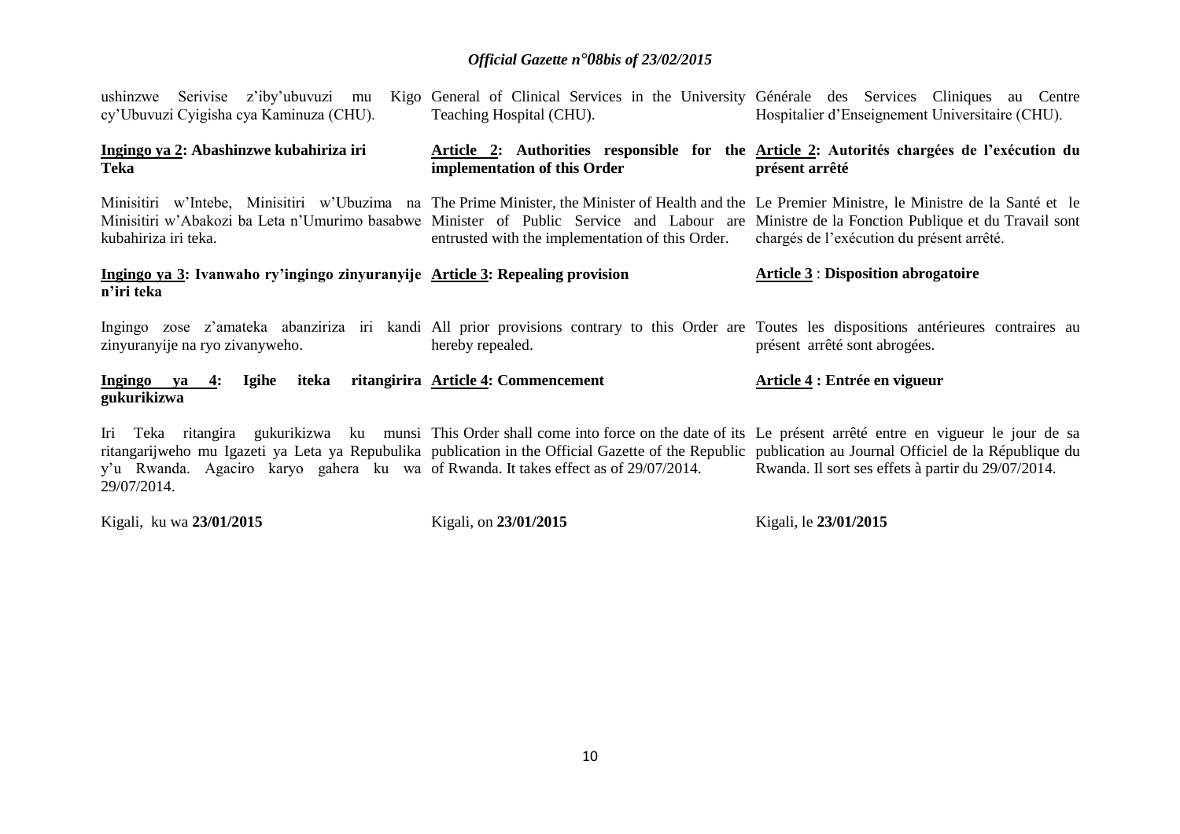ushinzwe Serivise z'iby'ubuvuzi mu Kigo cy'Ubuvuzi Cyigisha cya Kaminuza (CHU).

**Ingingo ya 2: Abashinzwe kubahiriza iri Teka**

Minisitiri w'Intebe, Minisitiri w'Ubuzima na Minisitiri w'Abakozi ba Leta n'Umurimo basabwe kubahiriza iri teka.

**Ingingo ya 3: Ivanwaho ry'ingingo zinyuranyije n'iri teka**

Ingingo zose z'amateka abanziriza iri kandi zinyuranyije na ryo zivanyweho.

**Ingingo ya 4: Igihe iteka ritangirira gukurikizwa**

Iri Teka ritangira gukurikizwa ku munsi ritangarijweho mu Igazeti ya Leta ya Repubulika y'u Rwanda. Agaciro karyo gahera ku wa 29/07/2014.

Kigali, ku wa **23/01/2015**

General of Clinical Services in the University Teaching Hospital (CHU).

**Article 2: Authorities responsible for the implementation of this Order**

The Prime Minister, the Minister of Health and the Minister of Public Service and Labour are entrusted with the implementation of this Order.

**Article 3: Repealing provision**

All prior provisions contrary to this Order are hereby repealed.

**Article 4: Commencement**

This Order shall come into force on the date of its publication in the Official Gazette of the Republic of Rwanda. It takes effect as of 29/07/2014.

Kigali, on **23/01/2015**

Générale des Services Cliniques au Centre Hospitalier d'Enseignement Universitaire (CHU).

**Article 2: Autorités chargées de l'exécution du présent arrêté**

Le Premier Ministre, le Ministre de la Santé et le Ministre de la Fonction Publique et du Travail sont chargés de l'exécution du présent arrêté.

**Article 3 : Disposition abrogatoire**

Toutes les dispositions antérieures contraires au présent arrêté sont abrogées.

**Article 4 : Entrée en vigueur**

Le présent arrêté entre en vigueur le jour de sa publication au Journal Officiel de la République du Rwanda. Il sort ses effets à partir du 29/07/2014.

Kigali, le **23/01/2015**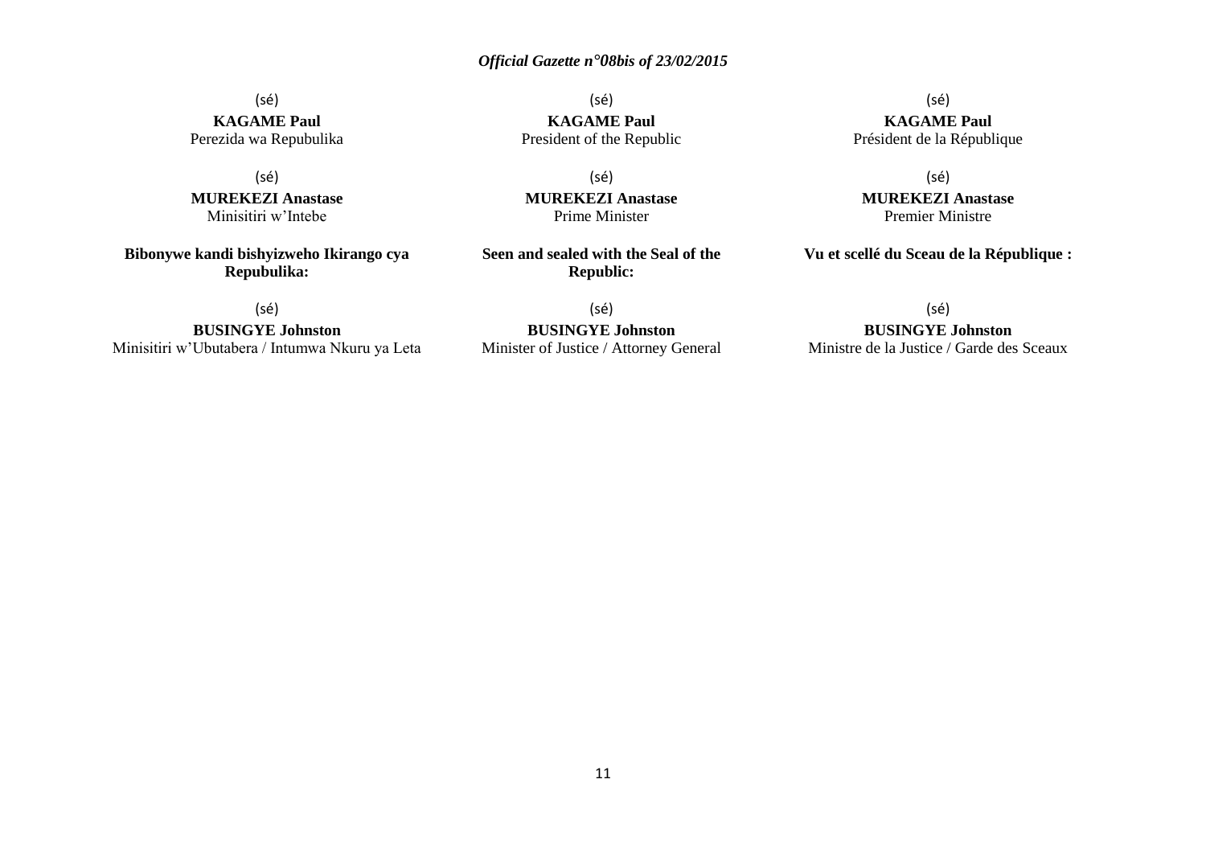(sé)
**KAGAME Paul**
Perezida wa Repubulika

(sé)
**MUREKEZI Anastase**
Minisitiri w'Intebe

**Bibonywe kandi bishyizweho Ikirango cya Repubulika:**

(sé)
**BUSINGYE Johnston**
Minisitiri w'Ubutabera / Intumwa Nkuru ya Leta

(sé)
**KAGAME Paul**
President of the Republic

(sé)
**MUREKEZI Anastase**
Prime Minister

**Seen and sealed with the Seal of the Republic:**

(sé)
**BUSINGYE Johnston**
Minister of Justice / Attorney General

(sé)
**KAGAME Paul**
Président de la République

(sé)
**MUREKEZI Anastase**
Premier Ministre

**Vu et scellé du Sceau de la République :**

(sé)
**BUSINGYE Johnston**
Ministre de la Justice / Garde des Sceaux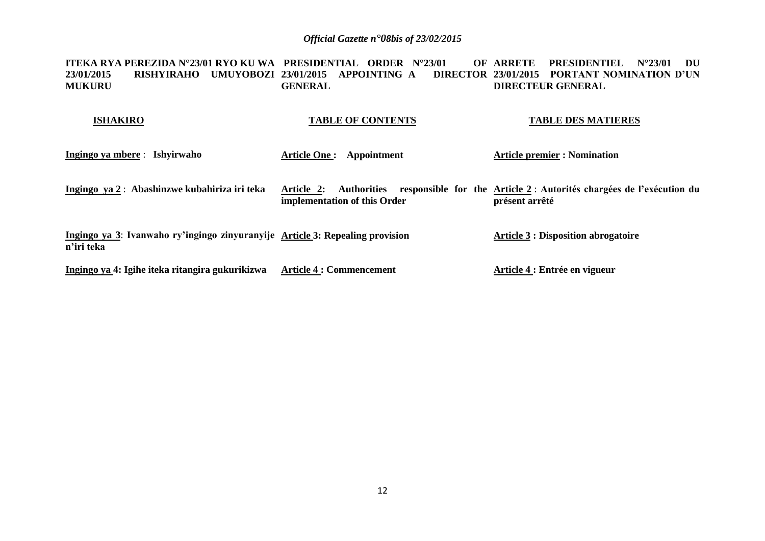**ITEKA RYA PEREZIDA N°23/01 RYO KU WA 23/01/2015 RISHYIRAHO UMUYOBOZI MUKURU**

**PRESIDENTIAL ORDER N°23/01 OF 23/01/2015 APPOINTING A DIRECTOR GENERAL**

**ARRETE PRESIDENTIEL N°23/01 DU 23/01/2015 PORTANT NOMINATION D'UN DIRECTEUR GENERAL**

| **ISHAKIRO** | **TABLE OF CONTENTS** | **TABLE DES MATIERES** |
|---|---|---|
| **Ingingo ya mbere** : **Ishyirwaho** | **Article One : Appointment** | **Article premier : Nomination** |
| **Ingingo ya 2** : **Abashinzwe kubahiriza iri teka** | **Article 2: Authorities responsible for the implementation of this Order** | **Article 2** : **Autorités chargées de l'exécution du présent arrêté** |
| **Ingingo ya 3**: **Ivanwaho ry'ingingo zinyuranyije n'iri teka** | **Article 3: Repealing provision** | **Article 3 : Disposition abrogatoire** |
| **Ingingo ya 4: Igihe iteka ritangira gukurikizwa** | **Article 4 : Commencement** | **Article 4 : Entrée en vigueur** |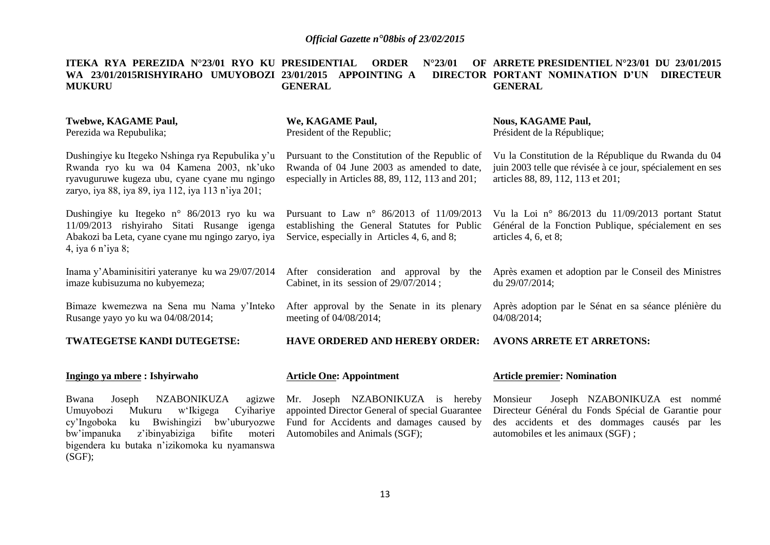**ITEKA RYA PEREZIDA N°23/01 RYO KU WA 23/01/2015RISHYIRAHO UMUYOBOZI MUKURU**

**Twebwe, KAGAME Paul,**
Perezida wa Repubulika;

Dushingiye ku Itegeko Nshinga rya Repubulika y'u Rwanda ryo ku wa 04 Kamena 2003, nk'uko ryavuguruwe kugeza ubu, cyane cyane mu ngingo zaryo, iya 88, iya 89, iya 112, iya 113 n'iya 201;

Dushingiye ku Itegeko n° 86/2013 ryo ku wa 11/09/2013 rishyiraho Sitati Rusange igenga Abakozi ba Leta, cyane cyane mu ngingo zaryo, iya 4, iya 6 n'iya 8;

Inama y'Abaminisitiri yateranye ku wa 29/07/2014 imaze kubisuzuma no kubyemeza;

Bimaze kwemezwa na Sena mu Nama y'Inteko Rusange yayo yo ku wa 04/08/2014;

**TWATEGETSE KANDI DUTEGETSE:**

**Ingingo ya mbere : Ishyirwaho**

Bwana Joseph NZABONIKUZA agizwe Umuyobozi Mukuru w'Ikigega Cyihariye cy'Ingoboka ku Bwishingizi bw'uburyozwe bw'impanuka z'ibinyabiziga bifite moteri bigendera ku butaka n'izikomoka ku nyamanswa (SGF);

**PRESIDENTIAL ORDER N°23/01 OF 23/01/2015 APPOINTING A DIRECTOR GENERAL**

**We, KAGAME Paul,**
President of the Republic;

Pursuant to the Constitution of the Republic of Rwanda of 04 June 2003 as amended to date, especially in Articles 88, 89, 112, 113 and 201;

Pursuant to Law n° 86/2013 of 11/09/2013 establishing the General Statutes for Public Service, especially in Articles 4, 6, and 8;

After consideration and approval by the Cabinet, in its session of 29/07/2014 ;

After approval by the Senate in its plenary meeting of 04/08/2014;

**HAVE ORDERED AND HEREBY ORDER:**

**Article One: Appointment**

Mr. Joseph NZABONIKUZA is hereby appointed Director General of special Guarantee Fund for Accidents and damages caused by Automobiles and Animals (SGF);

**ARRETE PRESIDENTIEL N°23/01 DU 23/01/2015 PORTANT NOMINATION D'UN DIRECTEUR GENERAL**

**Nous, KAGAME Paul,**
Président de la République;

Vu la Constitution de la République du Rwanda du 04 juin 2003 telle que révisée à ce jour, spécialement en ses articles 88, 89, 112, 113 et 201;

Vu la Loi n° 86/2013 du 11/09/2013 portant Statut Général de la Fonction Publique, spécialement en ses articles 4, 6, et 8;

Après examen et adoption par le Conseil des Ministres du 29/07/2014;

Après adoption par le Sénat en sa séance plénière du 04/08/2014;

**AVONS ARRETE ET ARRETONS:**

**Article premier: Nomination**

Monsieur Joseph NZABONIKUZA est nommé Directeur Général du Fonds Spécial de Garantie pour des accidents et des dommages causés par les automobiles et les animaux (SGF) ;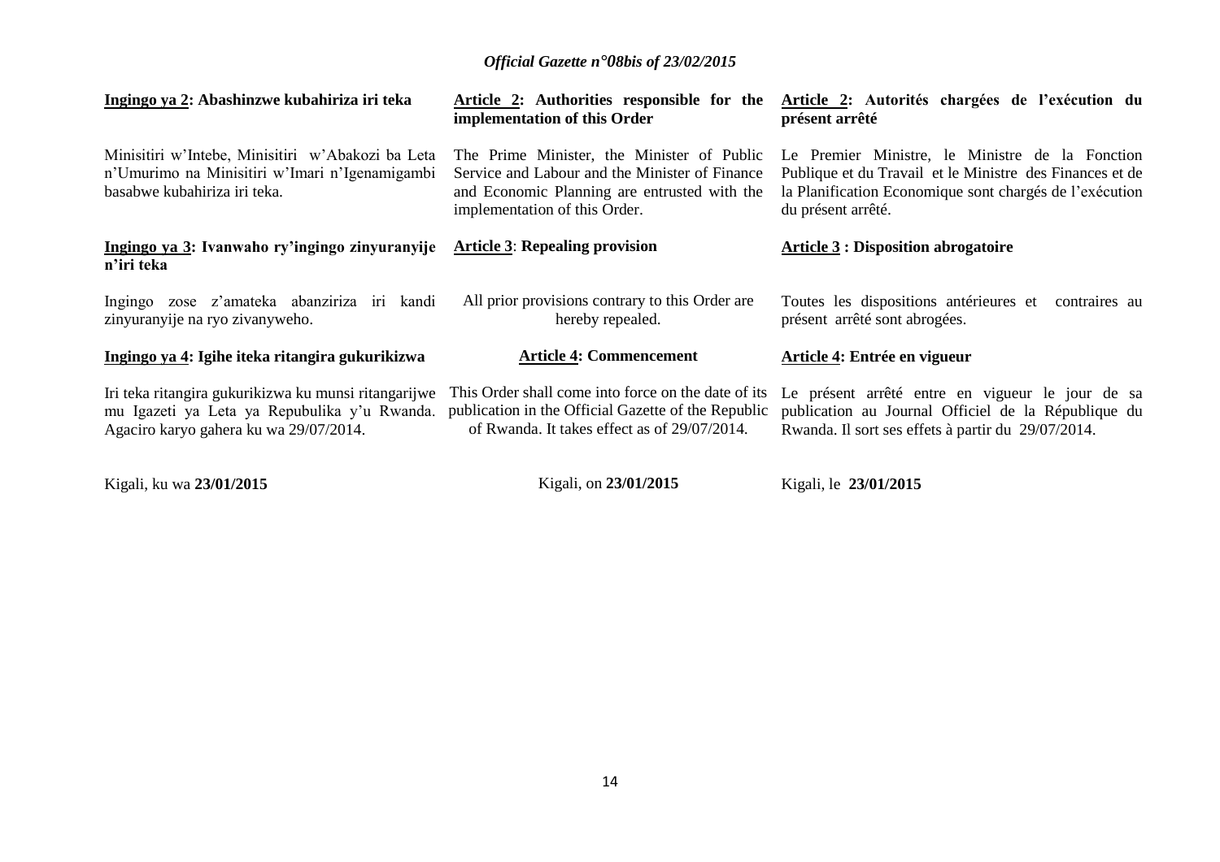**Ingingo ya 2: Abashinzwe kubahiriza iri teka**

Minisitiri w'Intebe, Minisitiri w'Abakozi ba Leta n'Umurimo na Minisitiri w'Imari n'Igenamigambi basabwe kubahiriza iri teka.

**Ingingo ya 3: Ivanwaho ry'ingingo zinyuranyije n'iri teka**

Ingingo zose z'amateka abanziriza iri kandi zinyuranyije na ryo zivanyweho.

**Ingingo ya 4: Igihe iteka ritangira gukurikizwa**

Iri teka ritangira gukurikizwa ku munsi ritangarijwe mu Igazeti ya Leta ya Repubulika y'u Rwanda. Agaciro karyo gahera ku wa 29/07/2014.

Kigali, ku wa **23/01/2015**

**Article 2: Authorities responsible for the implementation of this Order**

The Prime Minister, the Minister of Public Service and Labour and the Minister of Finance and Economic Planning are entrusted with the implementation of this Order.

**Article 3: Repealing provision**

All prior provisions contrary to this Order are hereby repealed.

**Article 4: Commencement**

This Order shall come into force on the date of its publication in the Official Gazette of the Republic of Rwanda. It takes effect as of 29/07/2014.

Kigali, on **23/01/2015**

**Article 2: Autorités chargées de l'exécution du présent arrêté**

Le Premier Ministre, le Ministre de la Fonction Publique et du Travail et le Ministre des Finances et de la Planification Economique sont chargés de l'exécution du présent arrêté.

**Article 3 : Disposition abrogatoire**

Toutes les dispositions antérieures et contraires au présent arrêté sont abrogées.

**Article 4: Entrée en vigueur**

Le présent arrêté entre en vigueur le jour de sa publication au Journal Officiel de la République du Rwanda. Il sort ses effets à partir du 29/07/2014.

Kigali, le **23/01/2015**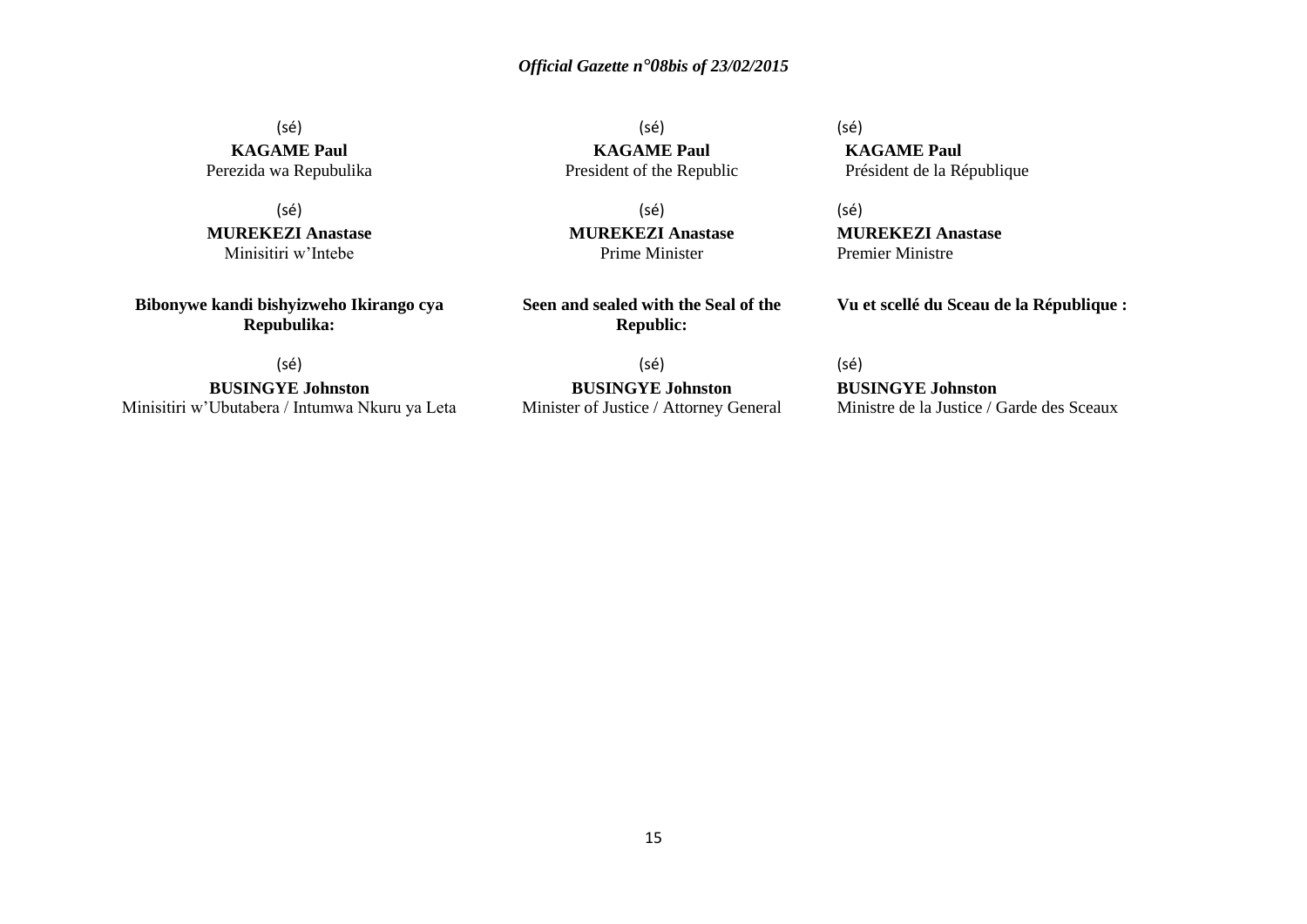(sé)
**KAGAME Paul**
Perezida wa Repubulika

(sé)
**MUREKEZI Anastase**
Minisitiri w'Intebe

**Bibonywe kandi bishyizweho Ikirango cya Repubulika:**

(sé)
**BUSINGYE Johnston**
Minisitiri w'Ubutabera / Intumwa Nkuru ya Leta

(sé)
**KAGAME Paul**
President of the Republic

(sé)
**MUREKEZI Anastase**
Prime Minister

**Seen and sealed with the Seal of the Republic:**

(sé)
**BUSINGYE Johnston**
Minister of Justice / Attorney General

(sé)
**KAGAME Paul**
Président de la République

(sé)
**MUREKEZI Anastase**
Premier Ministre

**Vu et scellé du Sceau de la République :**

(sé)
**BUSINGYE Johnston**
Ministre de la Justice / Garde des Sceaux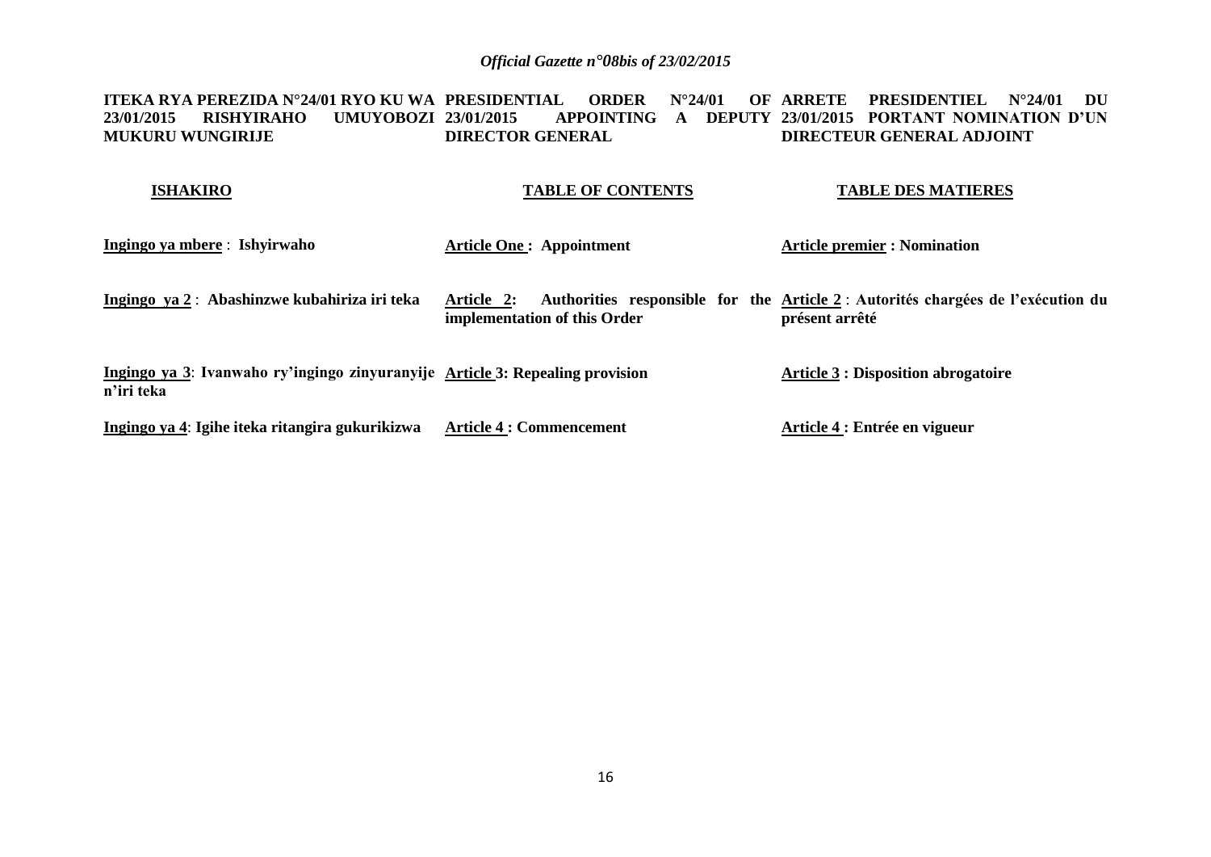**ITEKA RYA PEREZIDA N°24/01 RYO KU WA 23/01/2015 RISHYIRAHO UMUYOBOZI MUKURU WUNGIRIJE**

**ISHAKIRO**

**Ingingo ya mbere** : **Ishyirwaho**

**Ingingo ya 2** : **Abashinzwe kubahiriza iri teka**

**Ingingo ya 3**: **Ivanwaho ry'ingingo zinyuranyije n'iri teka**

**Ingingo ya 4**: **Igihe iteka ritangira gukurikizwa**

**PRESIDENTIAL ORDER N°24/01 OF 23/01/2015 APPOINTING A DEPUTY DIRECTOR GENERAL**

**TABLE OF CONTENTS**

**Article One : Appointment**

**Article 2: Authorities responsible for the implementation of this Order**

**Article 3: Repealing provision**

**Article 4 : Commencement**

**ARRETE PRESIDENTIEL N°24/01 DU 23/01/2015 PORTANT NOMINATION D'UN DIRECTEUR GENERAL ADJOINT**

**TABLE DES MATIERES**

**Article premier : Nomination**

**Article 2** : **Autorités chargées de l'exécution du présent arrêté**

**Article 3 : Disposition abrogatoire**

**Article 4 : Entrée en vigueur**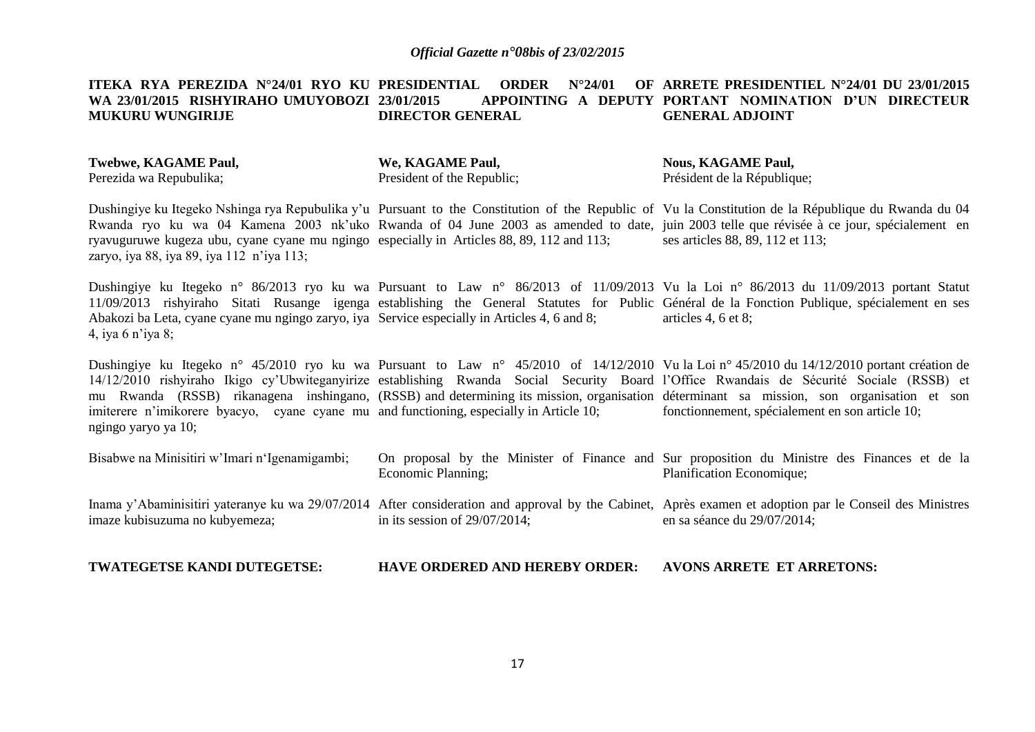**ITEKA RYA PEREZIDA N°24/01 RYO KU WA 23/01/2015 RISHYIRAHO UMUYOBOZI MUKURU WUNGIRIJE**

**Twebwe, KAGAME Paul,**
Perezida wa Repubulika;

Dushingiye ku Itegeko Nshinga rya Repubulika y'u Rwanda ryo ku wa 04 Kamena 2003 nk'uko ryavuguruwe kugeza ubu, cyane cyane mu ngingo zaryo, iya 88, iya 89, iya 112 n'iya 113;

Dushingiye ku Itegeko n° 86/2013 ryo ku wa 11/09/2013 rishyiraho Sitati Rusange igenga Abakozi ba Leta, cyane cyane mu ngingo zaryo, iya 4, iya 6 n'iya 8;

Dushingiye ku Itegeko n° 45/2010 ryo ku wa 14/12/2010 rishyiraho Ikigo cy'Ubwiteganyirize mu Rwanda (RSSB) rikanagena inshingano, imiterere n'imikorere byacyo, cyane cyane mu ngingo yaryo ya 10;

Bisabwe na Minisitiri w'Imari n'Igenamigambi;

Inama y'Abaminisitiri yateranye ku wa 29/07/2014 imaze kubisuzuma no kubyemeza;

**TWATEGETSE KANDI DUTEGETSE:**

**PRESIDENTIAL ORDER N°24/01 OF 23/01/2015 APPOINTING A DEPUTY DIRECTOR GENERAL**

**We, KAGAME Paul,**
President of the Republic;

Pursuant to the Constitution of the Republic of Rwanda of 04 June 2003 as amended to date, especially in Articles 88, 89, 112 and 113;

Pursuant to Law n° 86/2013 of 11/09/2013 establishing the General Statutes for Public Service especially in Articles 4, 6 and 8;

Pursuant to Law n° 45/2010 of 14/12/2010 establishing Rwanda Social Security Board (RSSB) and determining its mission, organisation and functioning, especially in Article 10;

On proposal by the Minister of Finance and Economic Planning;

After consideration and approval by the Cabinet, in its session of 29/07/2014;

**HAVE ORDERED AND HEREBY ORDER:**

**ARRETE PRESIDENTIEL N°24/01 DU 23/01/2015 PORTANT NOMINATION D'UN DIRECTEUR GENERAL ADJOINT**

**Nous, KAGAME Paul,**
Président de la République;

Vu la Constitution de la République du Rwanda du 04 juin 2003 telle que révisée à ce jour, spécialement en ses articles 88, 89, 112 et 113;

Vu la Loi n° 86/2013 du 11/09/2013 portant Statut Général de la Fonction Publique, spécialement en ses articles 4, 6 et 8;

Vu la Loi n° 45/2010 du 14/12/2010 portant création de l'Office Rwandais de Sécurité Sociale (RSSB) et déterminant sa mission, son organisation et son fonctionnement, spécialement en son article 10;

Sur proposition du Ministre des Finances et de la Planification Economique;

Après examen et adoption par le Conseil des Ministres en sa séance du 29/07/2014;

**AVONS ARRETE ET ARRETONS:**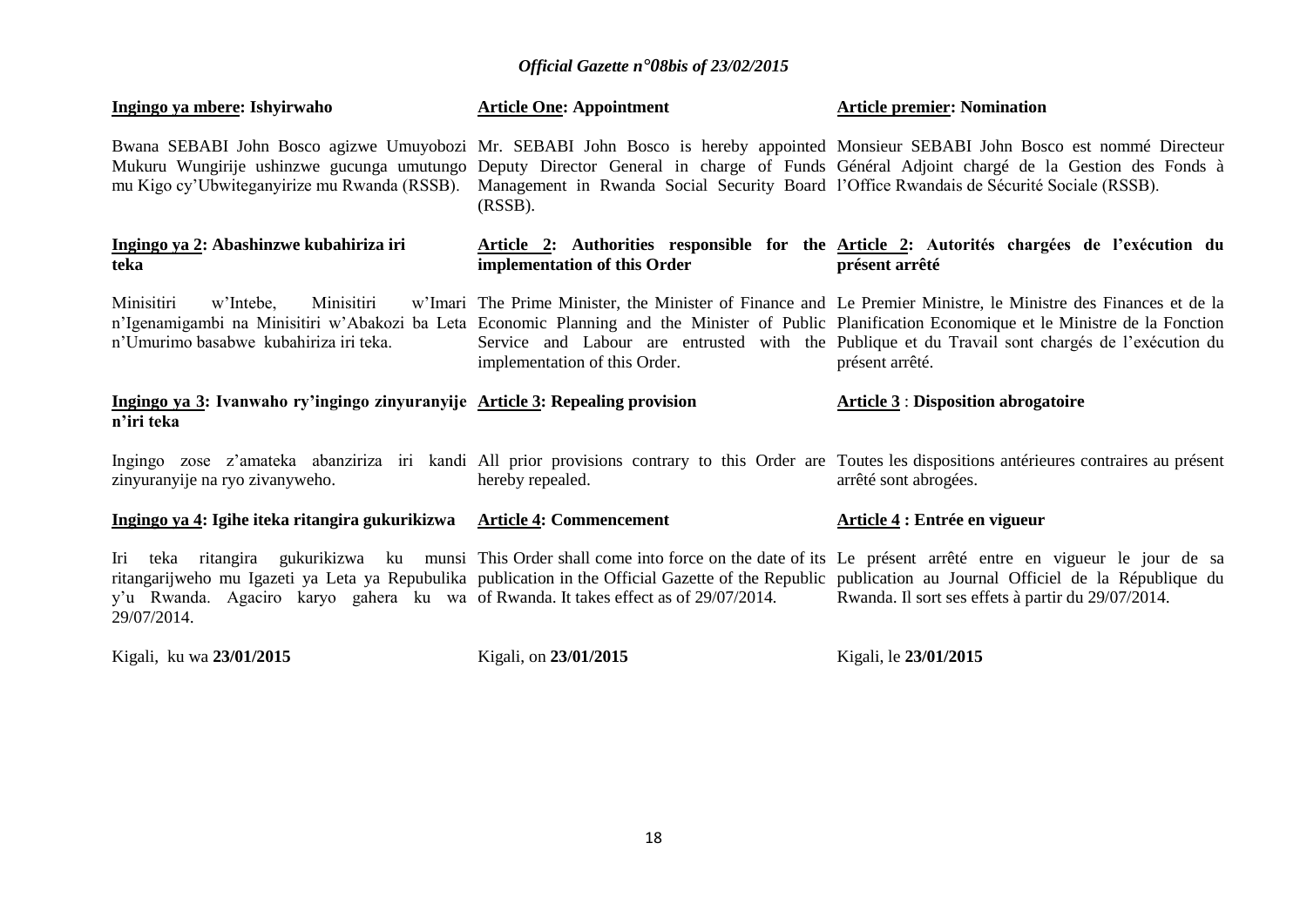**Ingingo ya mbere: Ishyirwaho**

Bwana SEBABI John Bosco agizwe Umuyobozi Mukuru Wungirije ushinzwe gucunga umutungo mu Kigo cy'Ubwiteganyirize mu Rwanda (RSSB).

**Ingingo ya 2: Abashinzwe kubahiriza iri teka**

Minisitiri w'Intebe, Minisitiri w'Imari n'Igenamigambi na Minisitiri w'Abakozi ba Leta n'Umurimo basabwe kubahiriza iri teka.

**Ingingo ya 3: Ivanwaho ry'ingingo zinyuranyije n'iri teka**

Ingingo zose z'amateka abanziriza iri kandi zinyuranyije na ryo zivanyweho.

**Ingingo ya 4: Igihe iteka ritangira gukurikizwa**

Iri teka ritangira gukurikizwa ku munsi ritangarijweho mu Igazeti ya Leta ya Repubulika y'u Rwanda. Agaciro karyo gahera ku wa 29/07/2014.

Kigali, ku wa **23/01/2015**

**Article One: Appointment**

Mr. SEBABI John Bosco is hereby appointed Deputy Director General in charge of Funds Management in Rwanda Social Security Board (RSSB).

**Article 2: Authorities responsible for the implementation of this Order**

The Prime Minister, the Minister of Finance and Economic Planning and the Minister of Public Service and Labour are entrusted with the implementation of this Order.

**Article 3: Repealing provision**

All prior provisions contrary to this Order are hereby repealed.

**Article 4: Commencement**

This Order shall come into force on the date of its publication in the Official Gazette of the Republic of Rwanda. It takes effect as of 29/07/2014.

Kigali, on **23/01/2015**

**Article premier: Nomination**

Monsieur SEBABI John Bosco est nommé Directeur Général Adjoint chargé de la Gestion des Fonds à l'Office Rwandais de Sécurité Sociale (RSSB).

**Article 2: Autorités chargées de l'exécution du présent arrêté**

Le Premier Ministre, le Ministre des Finances et de la Planification Economique et le Ministre de la Fonction Publique et du Travail sont chargés de l'exécution du présent arrêté.

**Article 3 : Disposition abrogatoire**

Toutes les dispositions antérieures contraires au présent arrêté sont abrogées.

**Article 4 : Entrée en vigueur**

Le présent arrêté entre en vigueur le jour de sa publication au Journal Officiel de la République du Rwanda. Il sort ses effets à partir du 29/07/2014.

Kigali, le **23/01/2015**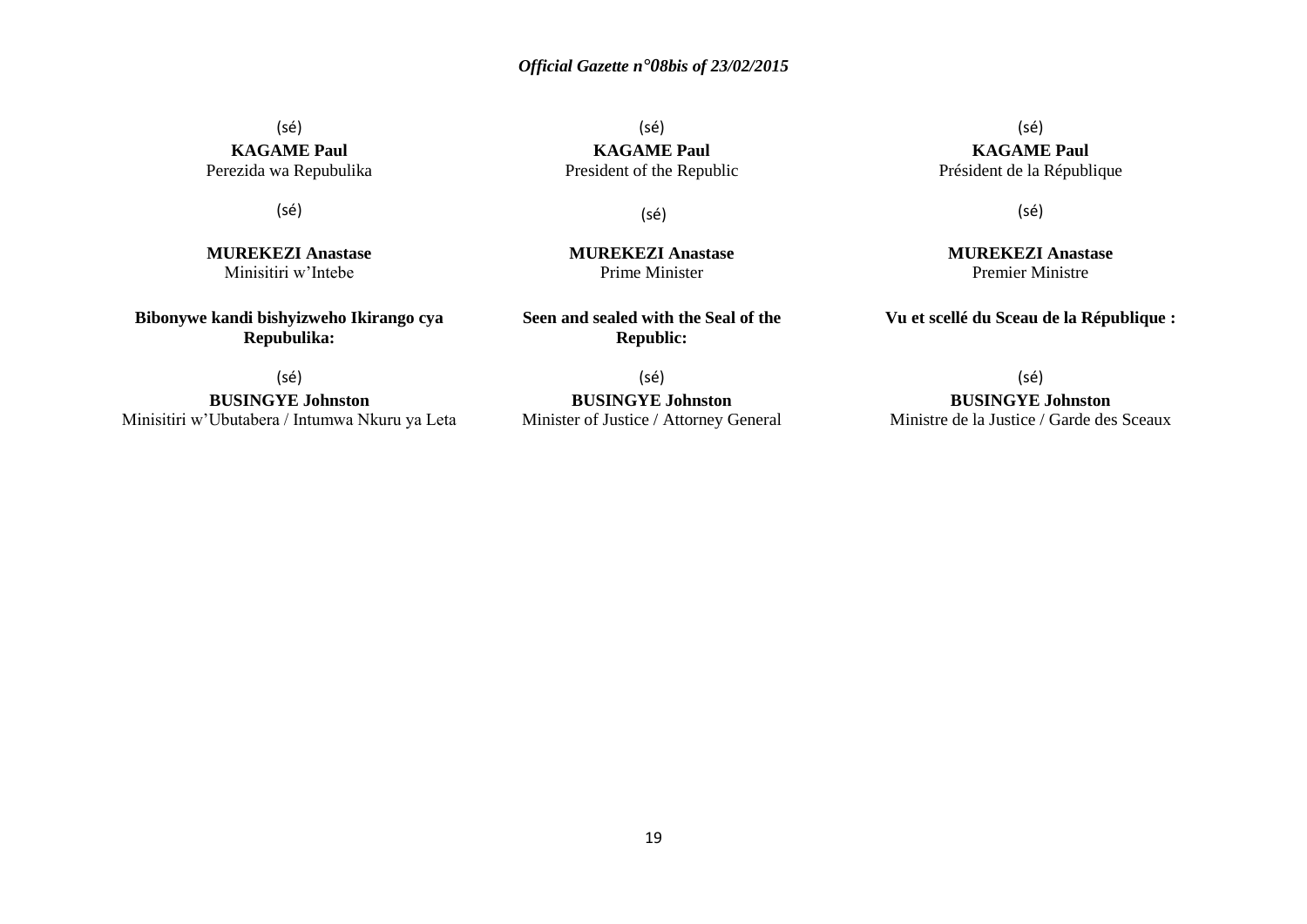(sé)

**KAGAME Paul**
Perezida wa Repubulika

(sé)

**MUREKEZI Anastase**
Minisitiri w'Intebe

**Bibonywe kandi bishyizweho Ikirango cya Repubulika:**

(sé)

**BUSINGYE Johnston**
Minisitiri w'Ubutabera / Intumwa Nkuru ya Leta

(sé)

**KAGAME Paul**
President of the Republic

(sé)

**MUREKEZI Anastase**
Prime Minister

**Seen and sealed with the Seal of the Republic:**

(sé)

**BUSINGYE Johnston**
Minister of Justice / Attorney General

(sé)

**KAGAME Paul**
Président de la République

(sé)

**MUREKEZI Anastase**
Premier Ministre

**Vu et scellé du Sceau de la République :**

(sé)

**BUSINGYE Johnston**
Ministre de la Justice / Garde des Sceaux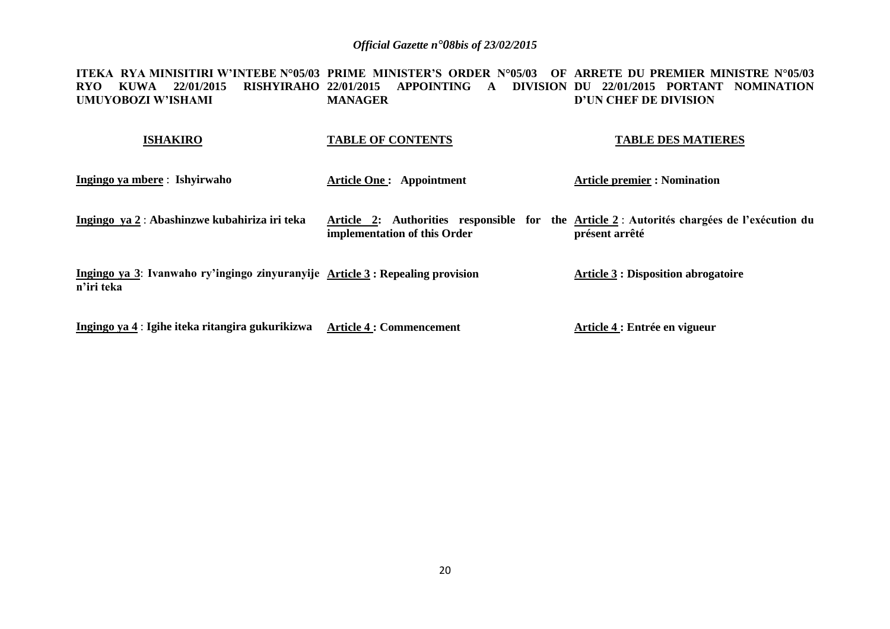| ITEKA RYA MINISITIRI W'INTEBE N°05/03 RYO KUWA 22/01/2015 RISHYIRAHO UMUYOBOZI W'ISHAMI | PRIME MINISTER'S ORDER N°05/03 OF 22/01/2015 APPOINTING A DIVISION MANAGER | ARRETE DU PREMIER MINISTRE N°05/03 DU 22/01/2015 PORTANT NOMINATION D'UN CHEF DE DIVISION |
|---|---|---|
| **ISHAKIRO** | **TABLE OF CONTENTS** | **TABLE DES MATIERES** |
| **Ingingo ya mbere** : **Ishyirwaho** | **Article One : Appointment** | **Article premier : Nomination** |
| **Ingingo ya 2** : **Abashinzwe kubahiriza iri teka** | **Article 2: Authorities responsible for the implementation of this Order** | **Article 2** : **Autorités chargées de l'exécution du présent arrêté** |
| **Ingingo ya 3**: **Ivanwaho ry'ingingo zinyuranyije n'iri teka** | **Article 3 : Repealing provision** | **Article 3 : Disposition abrogatoire** |
| **Ingingo ya 4** : **Igihe iteka ritangira gukurikizwa** | **Article 4 : Commencement** | **Article 4 : Entrée en vigueur** |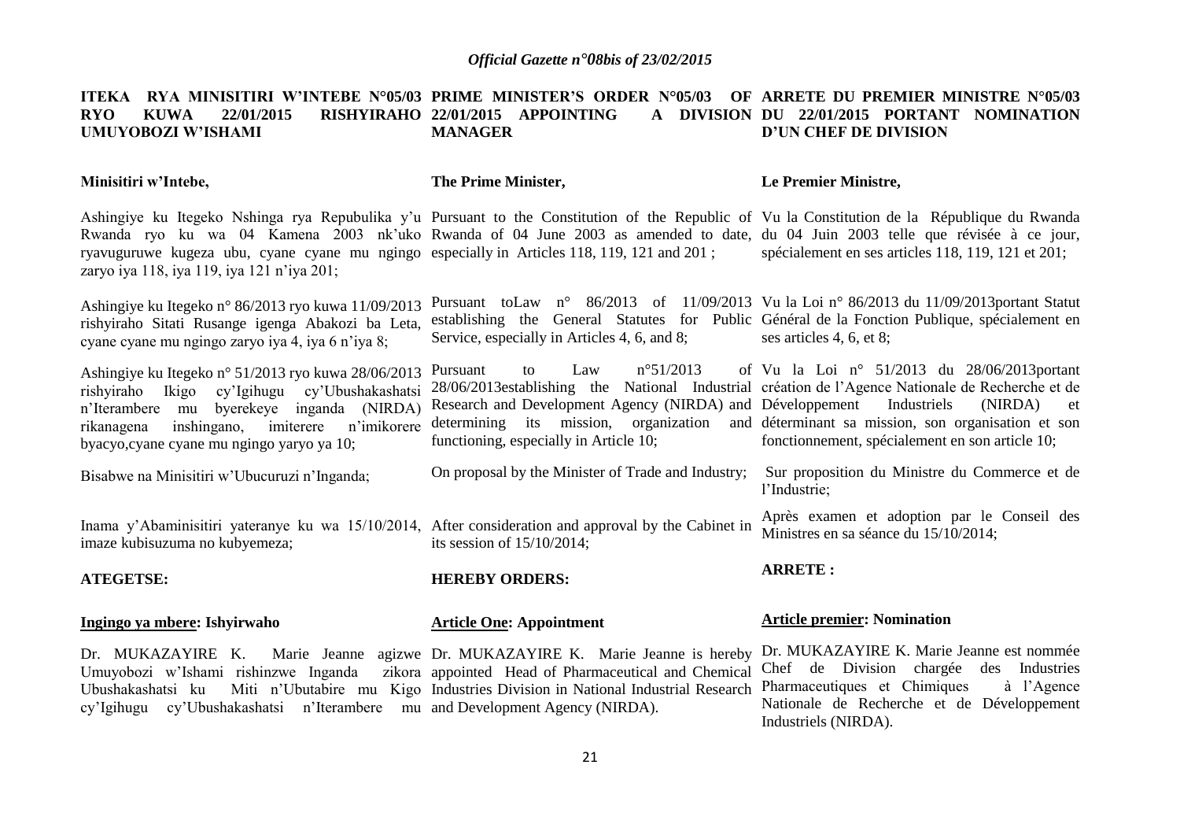**ITEKA RYA MINISITIRI W'INTEBE N°05/03 RYO KUWA 22/01/2015 RISHYIRAHO UMUYOBOZI W'ISHAMI**

**Minisitiri w'Intebe,**

Ashingiye ku Itegeko Nshinga rya Repubulika y'u Rwanda ryo ku wa 04 Kamena 2003 nk'uko ryavuguruwe kugeza ubu, cyane cyane mu ngingo zaryo iya 118, iya 119, iya 121 n'iya 201;

Ashingiye ku Itegeko n° 86/2013 ryo kuwa 11/09/2013 rishyiraho Sitati Rusange igenga Abakozi ba Leta, cyane cyane mu ngingo zaryo iya 4, iya 6 n'iya 8;

Ashingiye ku Itegeko n° 51/2013 ryo kuwa 28/06/2013 rishyiraho Ikigo cy'Igihugu cy'Ubushakashatsi n'Iterambere mu byerekeye inganda (NIRDA) rikanagena inshingano, imiterere n'imikorere byacyo,cyane cyane mu ngingo yaryo ya 10;

Bisabwe na Minisitiri w'Ubucuruzi n'Inganda;

Inama y'Abaminisitiri yateranye ku wa 15/10/2014, imaze kubisuzuma no kubyemeza;

**ATEGETSE:**

**Ingingo ya mbere: Ishyirwaho**

Dr. MUKAZAYIRE K. Marie Jeanne agizwe Umuyobozi w'Ishami rishinzwe Inganda zikora Ubushakashatsi ku Miti n'Ubutabire mu Kigo cy'Igihugu cy'Ubushakashatsi n'Iterambere mu

**PRIME MINISTER'S ORDER N°05/03 OF 22/01/2015 APPOINTING A DIVISION MANAGER**

**The Prime Minister,**

Pursuant to the Constitution of the Republic of Rwanda of 04 June 2003 as amended to date, especially in Articles 118, 119, 121 and 201 ;

Pursuant toLaw n° 86/2013 of 11/09/2013 establishing the General Statutes for Public Service, especially in Articles 4, 6, and 8;

Pursuant to Law n°51/2013 of 28/06/2013establishing the National Industrial Research and Development Agency (NIRDA) and determining its mission, organization and functioning, especially in Article 10;

On proposal by the Minister of Trade and Industry;

After consideration and approval by the Cabinet in its session of 15/10/2014;

**HEREBY ORDERS:**

**Article One: Appointment**

Dr. MUKAZAYIRE K. Marie Jeanne is hereby appointed Head of Pharmaceutical and Chemical Industries Division in National Industrial Research and Development Agency (NIRDA).

**ARRETE DU PREMIER MINISTRE N°05/03 DU 22/01/2015 PORTANT NOMINATION D'UN CHEF DE DIVISION**

**Le Premier Ministre,**

Vu la Constitution de la République du Rwanda du 04 Juin 2003 telle que révisée à ce jour, spécialement en ses articles 118, 119, 121 et 201;

Vu la Loi n° 86/2013 du 11/09/2013portant Statut Général de la Fonction Publique, spécialement en ses articles 4, 6, et 8;

Vu la Loi n° 51/2013 du 28/06/2013portant création de l'Agence Nationale de Recherche et de Développement Industriels (NIRDA) et déterminant sa mission, son organisation et son fonctionnement, spécialement en son article 10;

Sur proposition du Ministre du Commerce et de l'Industrie;

Après examen et adoption par le Conseil des Ministres en sa séance du 15/10/2014;

**ARRETE :**

**Article premier: Nomination**

Dr. MUKAZAYIRE K. Marie Jeanne est nommée Chef de Division chargée des Industries Pharmaceutiques et Chimiques à l'Agence Nationale de Recherche et de Développement Industriels (NIRDA).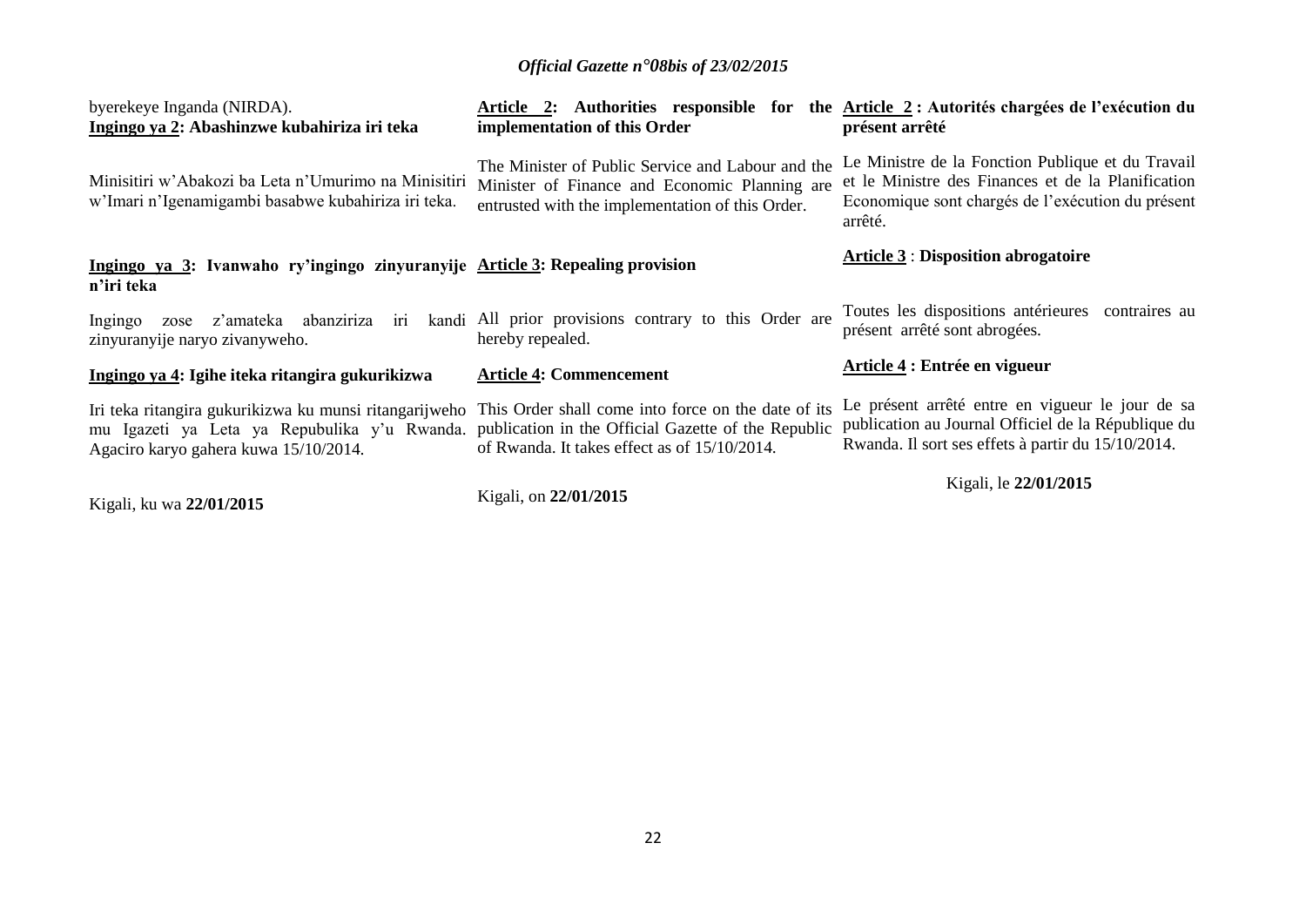byerekeye Inganda (NIRDA).

**Ingingo ya 2: Abashinzwe kubahiriza iri teka**

Minisitiri w'Abakozi ba Leta n'Umurimo na Minisitiri w'Imari n'Igenamigambi basabwe kubahiriza iri teka.

**Ingingo ya 3: Ivanwaho ry'ingingo zinyuranyije n'iri teka**

Ingingo zose z'amateka abanziriza iri kandi zinyuranyije naryo zivanyweho.

**Ingingo ya 4: Igihe iteka ritangira gukurikizwa**

Iri teka ritangira gukurikizwa ku munsi ritangarijweho mu Igazeti ya Leta ya Repubulika y'u Rwanda. Agaciro karyo gahera kuwa 15/10/2014.

Kigali, ku wa **22/01/2015**

**Article 2: Authorities responsible for the implementation of this Order**

The Minister of Public Service and Labour and the Minister of Finance and Economic Planning are entrusted with the implementation of this Order.

**Article 3: Repealing provision**

All prior provisions contrary to this Order are hereby repealed.

**Article 4: Commencement**

This Order shall come into force on the date of its publication in the Official Gazette of the Republic of Rwanda. It takes effect as of 15/10/2014.

Kigali, on **22/01/2015**

**Article 2 : Autorités chargées de l'exécution du présent arrêté**

Le Ministre de la Fonction Publique et du Travail et le Ministre des Finances et de la Planification Economique sont chargés de l'exécution du présent arrêté.

**Article 3 : Disposition abrogatoire**

Toutes les dispositions antérieures contraires au présent arrêté sont abrogées.

**Article 4 : Entrée en vigueur**

Le présent arrêté entre en vigueur le jour de sa publication au Journal Officiel de la République du Rwanda. Il sort ses effets à partir du 15/10/2014.

Kigali, le **22/01/2015**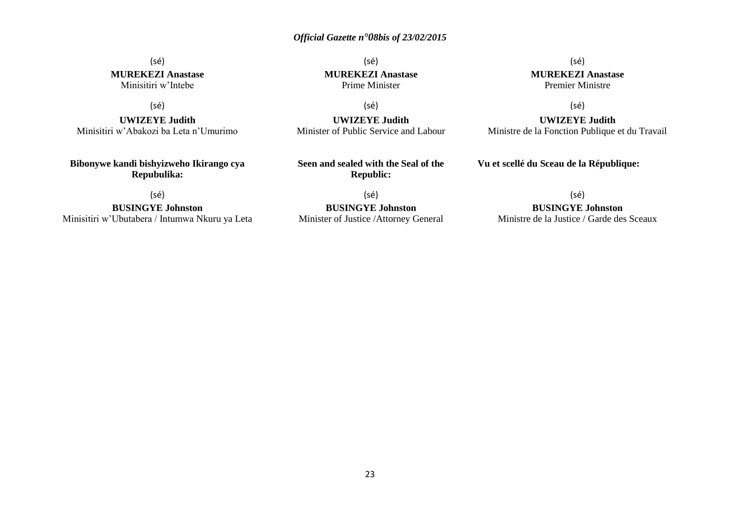(sé)

**MUREKEZI Anastase**
Minisitiri w'Intebe

(sé)

**UWIZEYE Judith**
Minisitiri w'Abakozi ba Leta n'Umurimo

**Bibonywe kandi bishyizweho Ikirango cya Repubulika:**

(sé)

**BUSINGYE Johnston**
Minisitiri w'Ubutabera / Intumwa Nkuru ya Leta

(sé)

**MUREKEZI Anastase**
Prime Minister

(sé)

**UWIZEYE Judith**
Minister of Public Service and Labour

**Seen and sealed with the Seal of the Republic:**

(sé)

**BUSINGYE Johnston**
Minister of Justice /Attorney General

(sé)

**MUREKEZI Anastase**
Premier Ministre

(sé)

**UWIZEYE Judith**
Ministre de la Fonction Publique et du Travail

**Vu et scellé du Sceau de la République:**

(sé)

**BUSINGYE Johnston**
Ministre de la Justice / Garde des Sceaux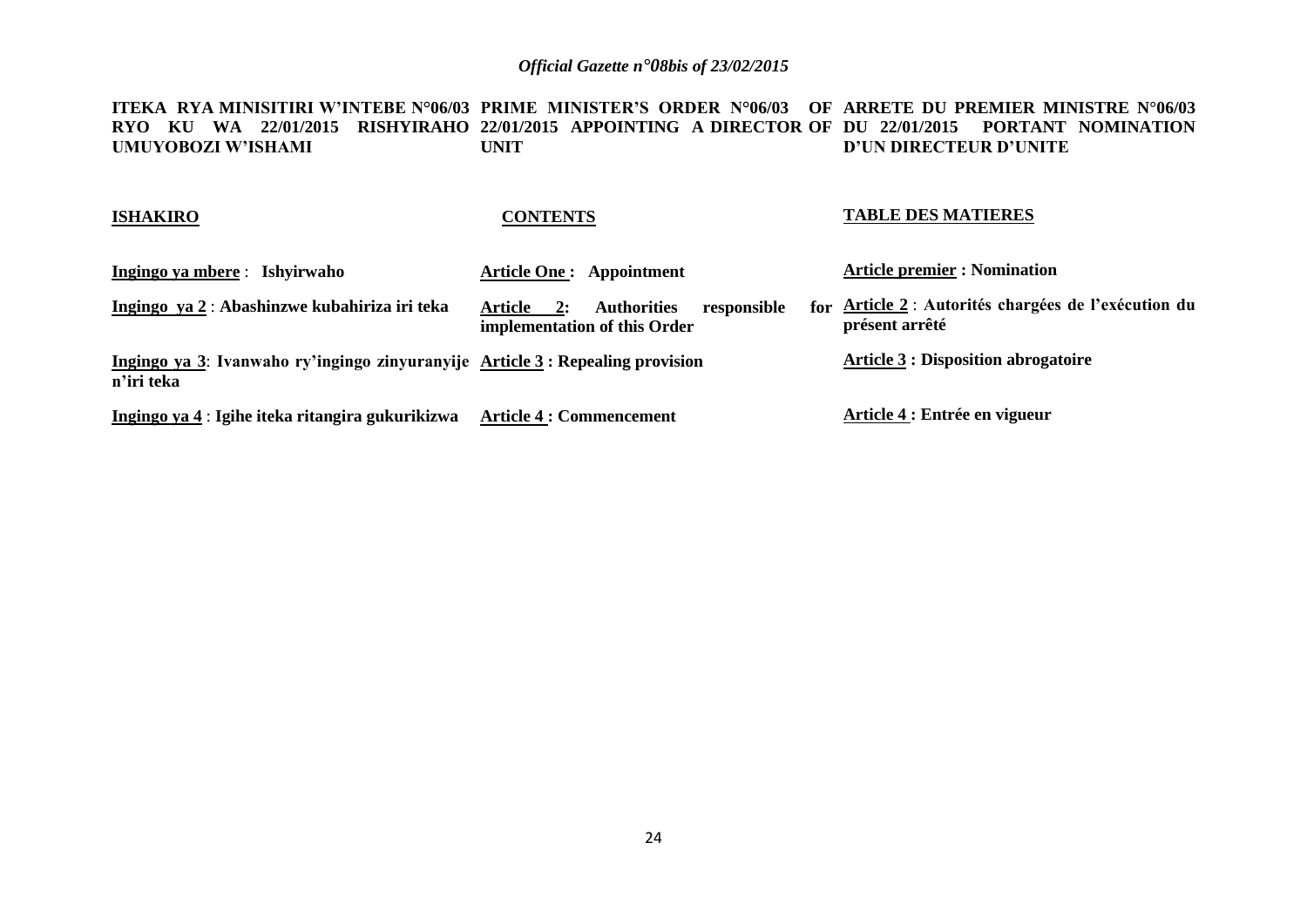**ITEKA RYA MINISITIRI W'INTEBE N°06/03 RYO KU WA 22/01/2015 RISHYIRAHO UMUYOBOZI W'ISHAMI**

**ISHAKIRO**

**Ingingo ya mbere** : **Ishyirwaho**

**Ingingo ya 2** : **Abashinzwe kubahiriza iri teka**

**Ingingo ya 3**: **Ivanwaho ry'ingingo zinyuranyije n'iri teka**

**Ingingo ya 4** : **Igihe iteka ritangira gukurikizwa**

**PRIME MINISTER'S ORDER N°06/03 OF 22/01/2015 APPOINTING A DIRECTOR OF UNIT**

**CONTENTS**

**Article One : Appointment**

**Article 2: Authorities responsible for implementation of this Order**

**Article 3 : Repealing provision**

**Article 4 : Commencement**

**ARRETE DU PREMIER MINISTRE N°06/03 DU 22/01/2015 PORTANT NOMINATION D'UN DIRECTEUR D'UNITE**

**TABLE DES MATIERES**

**Article premier : Nomination**

**Article 2** : **Autorités chargées de l'exécution du présent arrêté**

**Article 3 : Disposition abrogatoire**

**Article 4 : Entrée en vigueur**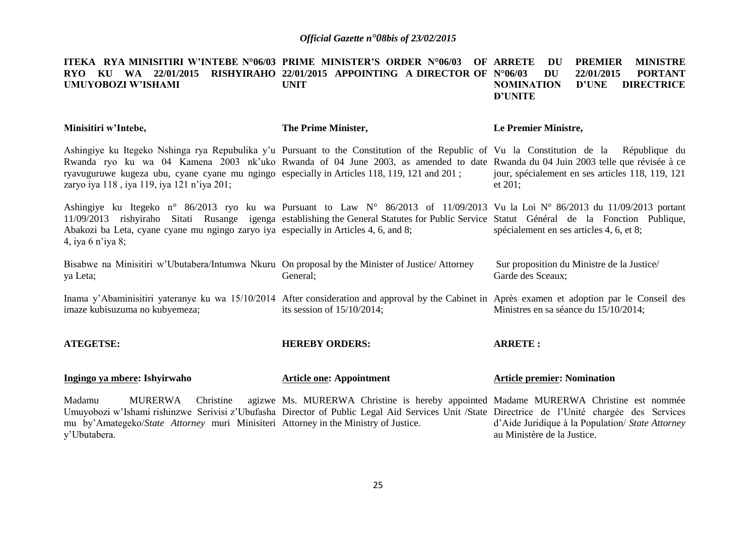**ITEKA RYA MINISITIRI W'INTEBE N°06/03 RYO KU WA 22/01/2015 RISHYIRAHO UMUYOBOZI W'ISHAMI**

**Minisitiri w'Intebe,**

Ashingiye ku Itegeko Nshinga rya Repubulika y'u Rwanda ryo ku wa 04 Kamena 2003 nk'uko ryavuguruwe kugeza ubu, cyane cyane mu ngingo zaryo iya 118 , iya 119, iya 121 n'iya 201;

Ashingiye ku Itegeko n° 86/2013 ryo ku wa 11/09/2013 rishyiraho Sitati Rusange igenga Abakozi ba Leta, cyane cyane mu ngingo zaryo iya 4, iya 6 n'iya 8;

Bisabwe na Minisitiri w'Ubutabera/Intumwa Nkuru ya Leta;

Inama y'Abaminisitiri yateranye ku wa 15/10/2014 imaze kubisuzuma no kubyemeza;

**ATEGETSE:**

**Ingingo ya mbere: Ishyirwaho**

Madamu MURERWA Christine agizwe Umuyobozi w'Ishami rishinzwe Serivisi z'Ubufasha mu by'Amategeko/*State Attorney* muri Minisiteri y'Ubutabera.

**PRIME MINISTER'S ORDER N°06/03 OF 22/01/2015 APPOINTING A DIRECTOR OF UNIT**

**The Prime Minister,**

Pursuant to the Constitution of the Republic of Rwanda of 04 June 2003, as amended to date especially in Articles 118, 119, 121 and 201 ;

Pursuant to Law N° 86/2013 of 11/09/2013 establishing the General Statutes for Public Service especially in Articles 4, 6, and 8;

On proposal by the Minister of Justice/ Attorney General;

After consideration and approval by the Cabinet in its session of 15/10/2014;

**HEREBY ORDERS:**

**Article one: Appointment**

Ms. MURERWA Christine is hereby appointed Director of Public Legal Aid Services Unit /State Attorney in the Ministry of Justice.

**ARRETE DU PREMIER MINISTRE N°06/03 DU 22/01/2015 PORTANT NOMINATION D'UNE DIRECTRICE D'UNITE**

**Le Premier Ministre,**

Vu la Constitution de la République du Rwanda du 04 Juin 2003 telle que révisée à ce jour, spécialement en ses articles 118, 119, 121 et 201;

Vu la Loi N° 86/2013 du 11/09/2013 portant Statut Général de la Fonction Publique, spécialement en ses articles 4, 6, et 8;

Sur proposition du Ministre de la Justice/ Garde des Sceaux;

Après examen et adoption par le Conseil des Ministres en sa séance du 15/10/2014;

**ARRETE :**

**Article premier: Nomination**

Madame MURERWA Christine est nommée Directrice de l'Unité chargée des Services d'Aide Juridique à la Population/ *State Attorney* au Ministère de la Justice.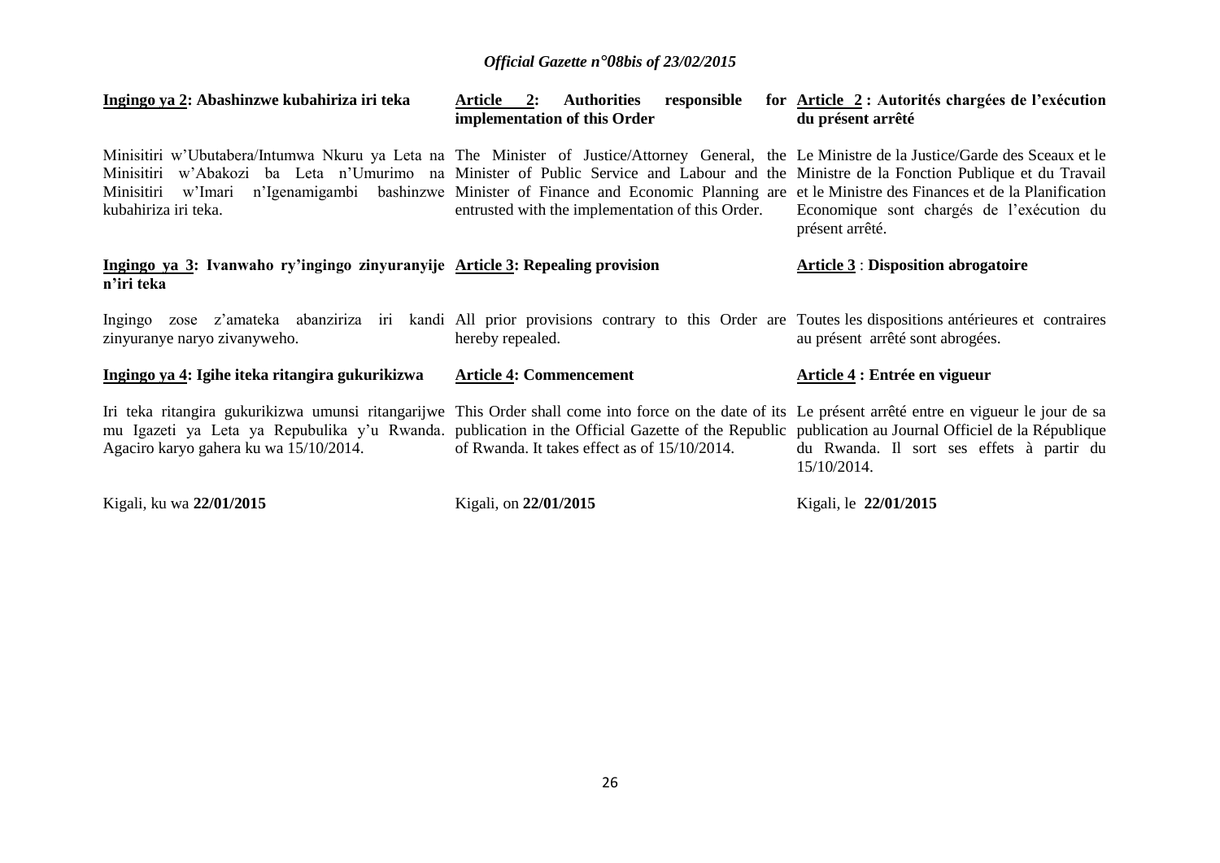**Ingingo ya 2: Abashinzwe kubahiriza iri teka**

Minisitiri w'Ubutabera/Intumwa Nkuru ya Leta na Minisitiri w'Abakozi ba Leta n'Umurimo na Minisitiri w'Imari n'Igenamigambi bashinzwe kubahiriza iri teka.

**Ingingo ya 3: Ivanwaho ry'ingingo zinyuranyije n'iri teka**

Ingingo zose z'amateka abanziriza iri kandi zinyuranye naryo zivanyweho.

**Ingingo ya 4: Igihe iteka ritangira gukurikizwa**

Iri teka ritangira gukurikizwa umunsi ritangarijwe mu Igazeti ya Leta ya Repubulika y'u Rwanda. Agaciro karyo gahera ku wa 15/10/2014.

Kigali, ku wa **22/01/2015**

**Article 2: Authorities responsible for implementation of this Order**

The Minister of Justice/Attorney General, the Minister of Public Service and Labour and the Minister of Finance and Economic Planning are entrusted with the implementation of this Order.

**Article 3: Repealing provision**

All prior provisions contrary to this Order are hereby repealed.

**Article 4: Commencement**

This Order shall come into force on the date of its publication in the Official Gazette of the Republic of Rwanda. It takes effect as of 15/10/2014.

Kigali, on **22/01/2015**

**Article 2 : Autorités chargées de l'exécution du présent arrêté**

Le Ministre de la Justice/Garde des Sceaux et le Ministre de la Fonction Publique et du Travail et le Ministre des Finances et de la Planification Economique sont chargés de l'exécution du présent arrêté.

**Article 3 : Disposition abrogatoire**

Toutes les dispositions antérieures et contraires au présent arrêté sont abrogées.

**Article 4 : Entrée en vigueur**

Le présent arrêté entre en vigueur le jour de sa publication au Journal Officiel de la République du Rwanda. Il sort ses effets à partir du 15/10/2014.

Kigali, le **22/01/2015**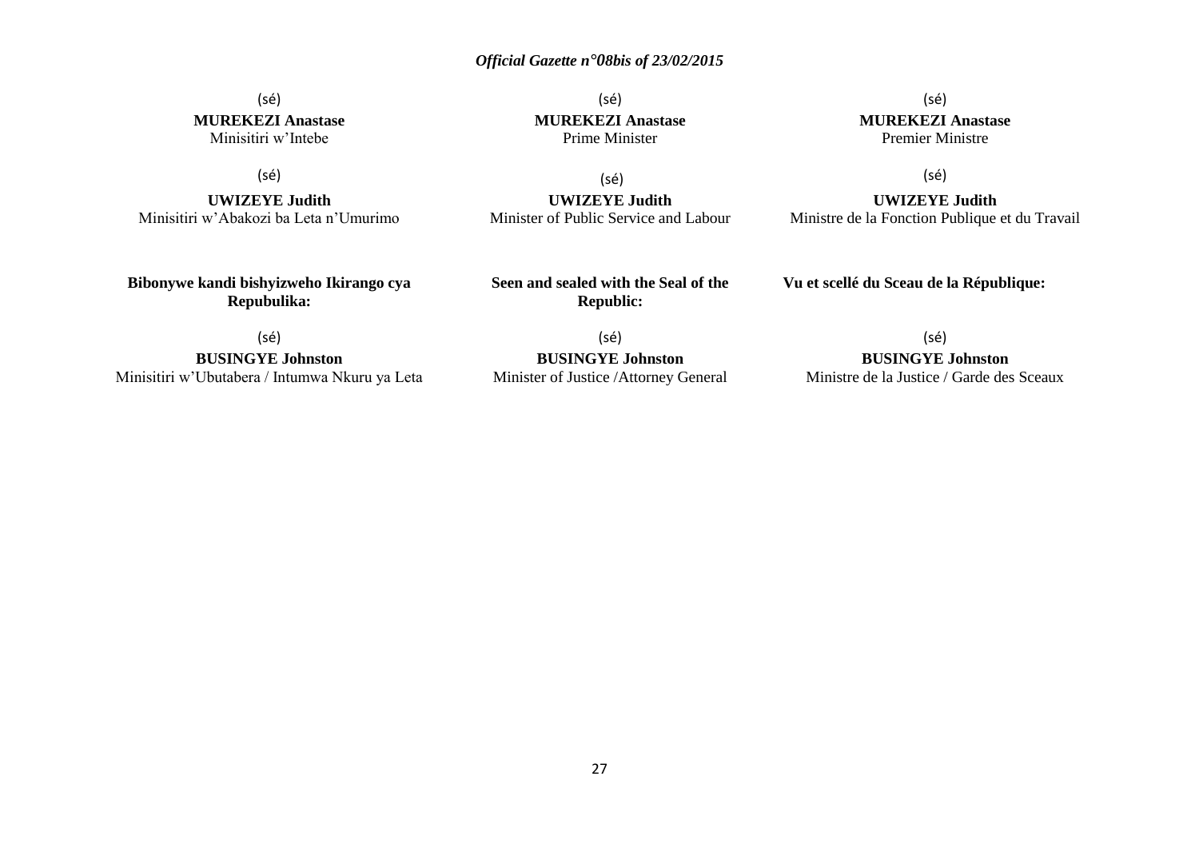(sé)

**MUREKEZI Anastase**
Minisitiri w'Intebe

(sé)

**UWIZEYE Judith**
Minisitiri w'Abakozi ba Leta n'Umurimo

**Bibonywe kandi bishyizweho Ikirango cya Repubulika:**

(sé)

**BUSINGYE Johnston**
Minisitiri w'Ubutabera / Intumwa Nkuru ya Leta

(sé)

**MUREKEZI Anastase**
Prime Minister

(sé)

**UWIZEYE Judith**
Minister of Public Service and Labour

**Seen and sealed with the Seal of the Republic:**

(sé)

**BUSINGYE Johnston**
Minister of Justice /Attorney General

(sé)

**MUREKEZI Anastase**
Premier Ministre

(sé)

**UWIZEYE Judith**
Ministre de la Fonction Publique et du Travail

**Vu et scellé du Sceau de la République:**

(sé)

**BUSINGYE Johnston**
Ministre de la Justice / Garde des Sceaux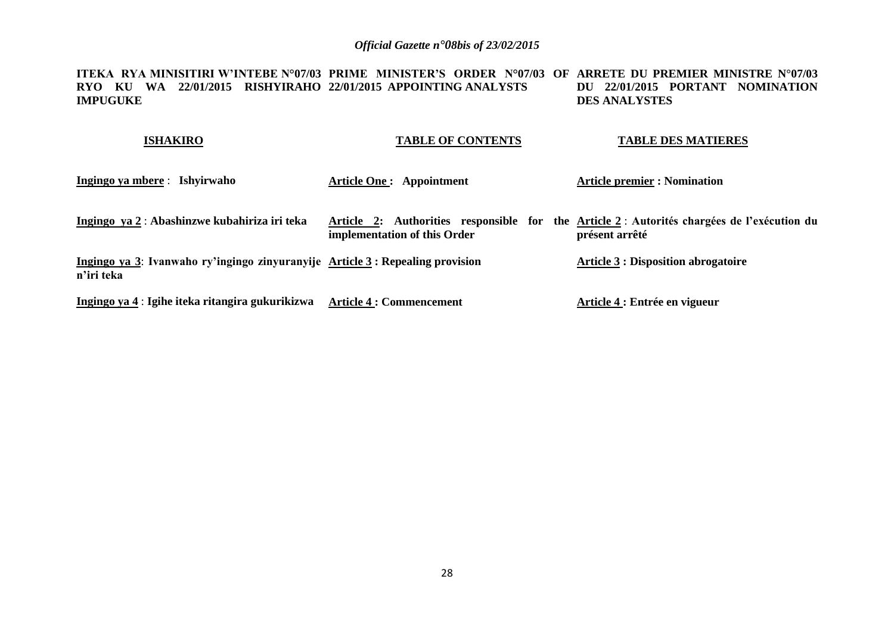**ITEKA RYA MINISITIRI W'INTEBE N°07/03 RYO KU WA 22/01/2015 RISHYIRAHO IMPUGUKE**

**PRIME MINISTER'S ORDER N°07/03 OF 22/01/2015 APPOINTING ANALYSTS**

**ARRETE DU PREMIER MINISTRE N°07/03 DU 22/01/2015 PORTANT NOMINATION DES ANALYSTES**

| **ISHAKIRO** | **TABLE OF CONTENTS** | **TABLE DES MATIERES** |
|---|---|---|
| **Ingingo ya mbere** : **Ishyirwaho** | **Article One : Appointment** | **Article premier : Nomination** |
| **Ingingo ya 2** : **Abashinzwe kubahiriza iri teka** | **Article 2: Authorities responsible for the implementation of this Order** | **Article 2** : **Autorités chargées de l'exécution du présent arrêté** |
| **Ingingo ya 3**: **Ivanwaho ry'ingingo zinyuranyije n'iri teka** | **Article 3 : Repealing provision** | **Article 3 : Disposition abrogatoire** |
| **Ingingo ya 4** : **Igihe iteka ritangira gukurikizwa** | **Article 4 : Commencement** | **Article 4 : Entrée en vigueur** |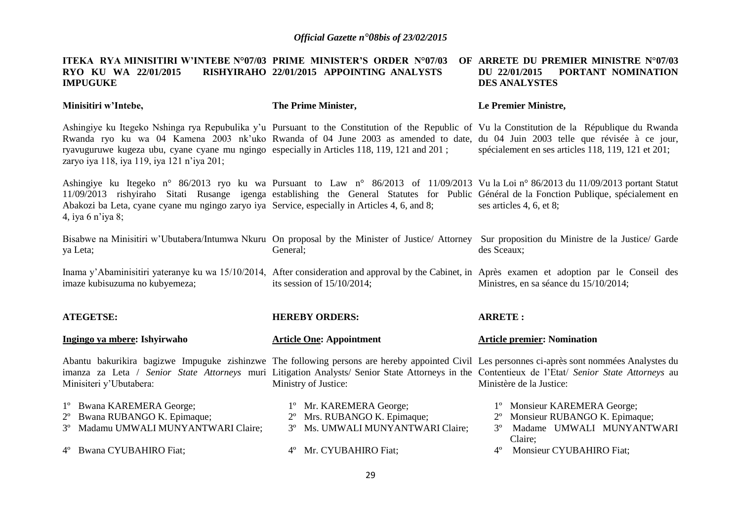## ITEKA RYA MINISITIRI W'INTEBE N°07/03 RYO KU WA 22/01/2015 RISHYIRAHO IMPUGUKE

**Minisitiri w'Intebe,**

Ashingiye ku Itegeko Nshinga rya Repubulika y'u Rwanda ryo ku wa 04 Kamena 2003 nk'uko ryavuguruwe kugeza ubu, cyane cyane mu ngingo zaryo iya 118, iya 119, iya 121 n'iya 201;

Ashingiye ku Itegeko n° 86/2013 ryo ku wa 11/09/2013 rishyiraho Sitati Rusange igenga Abakozi ba Leta, cyane cyane mu ngingo zaryo iya 4, iya 6 n'iya 8;

Bisabwe na Minisitiri w'Ubutabera/Intumwa Nkuru ya Leta;

Inama y'Abaminisitiri yateranye ku wa 15/10/2014, imaze kubisuzuma no kubyemeza;

**ATEGETSE:**

**Ingingo ya mbere: Ishyirwaho**

Abantu bakurikira bagizwe Impuguke zishinzwe imanza za Leta / *Senior State Attorneys* muri Minisiteri y'Ubutabera:

1º Bwana KAREMERA George;
2º Bwana RUBANGO K. Epimaque;
3º Madamu UMWALI MUNYANTWARI Claire;
4º Bwana CYUBAHIRO Fiat;

## PRIME MINISTER'S ORDER N°07/03 OF 22/01/2015 APPOINTING ANALYSTS

**The Prime Minister,**

Pursuant to the Constitution of the Republic of Rwanda of 04 June 2003 as amended to date, especially in Articles 118, 119, 121 and 201 ;

Pursuant to Law n° 86/2013 of 11/09/2013 establishing the General Statutes for Public Service, especially in Articles 4, 6, and 8;

On proposal by the Minister of Justice/ Attorney General;

After consideration and approval by the Cabinet, in its session of 15/10/2014;

**HEREBY ORDERS:**

**Article One: Appointment**

The following persons are hereby appointed Civil Litigation Analysts/ Senior State Attorneys in the Ministry of Justice:

1º Mr. KAREMERA George;
2º Mrs. RUBANGO K. Epimaque;
3º Ms. UMWALI MUNYANTWARI Claire;
4º Mr. CYUBAHIRO Fiat;

## ARRETE DU PREMIER MINISTRE N°07/03 DU 22/01/2015 PORTANT NOMINATION DES ANALYSTES

**Le Premier Ministre,**

Vu la Constitution de la République du Rwanda du 04 Juin 2003 telle que révisée à ce jour, spécialement en ses articles 118, 119, 121 et 201;

Vu la Loi n° 86/2013 du 11/09/2013 portant Statut Général de la Fonction Publique, spécialement en ses articles 4, 6, et 8;

Sur proposition du Ministre de la Justice/ Garde des Sceaux;

Après examen et adoption par le Conseil des Ministres, en sa séance du 15/10/2014;

**ARRETE :**

**Article premier: Nomination**

Les personnes ci-après sont nommées Analystes du Contentieux de l'Etat/ *Senior State Attorneys* au Ministère de la Justice:

1º Monsieur KAREMERA George;
2º Monsieur RUBANGO K. Epimaque;
3º Madame UMWALI MUNYANTWARI Claire;
4º Monsieur CYUBAHIRO Fiat;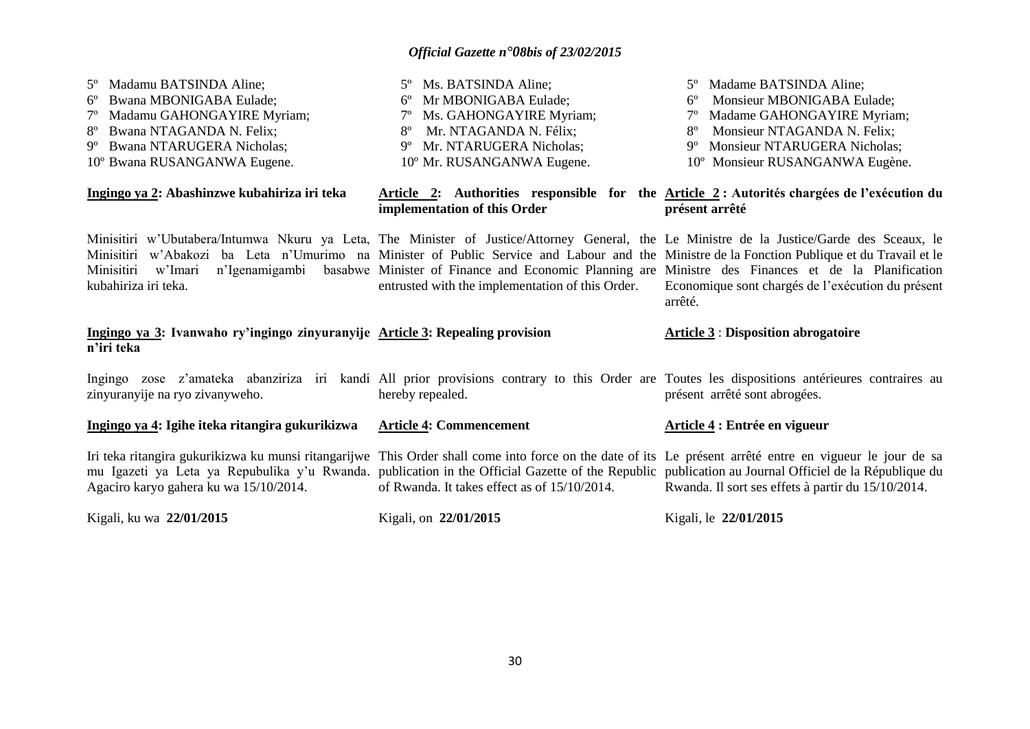5º Madamu BATSINDA Aline;
6º Bwana MBONIGABA Eulade;
7º Madamu GAHONGAYIRE Myriam;
8º Bwana NTAGANDA N. Felix;
9º Bwana NTARUGERA Nicholas;
10º Bwana RUSANGANWA Eugene.

**Ingingo ya 2: Abashinzwe kubahiriza iri teka**

Minisitiri w'Ubutabera/Intumwa Nkuru ya Leta, Minisitiri w'Abakozi ba Leta n'Umurimo na Minisitiri w'Imari n'Igenamigambi basabwe kubahiriza iri teka.

**Ingingo ya 3: Ivanwaho ry'ingingo zinyuranyije n'iri teka**

Ingingo zose z'amateka abanziriza iri kandi zinyuranyije na ryo zivanyweho.

**Ingingo ya 4: Igihe iteka ritangira gukurikizwa**

Iri teka ritangira gukurikizwa ku munsi ritangarijwe mu Igazeti ya Leta ya Repubulika y'u Rwanda. Agaciro karyo gahera ku wa 15/10/2014.

Kigali, ku wa **22/01/2015**

5º Ms. BATSINDA Aline;
6º Mr MBONIGABA Eulade;
7º Ms. GAHONGAYIRE Myriam;
8º Mr. NTAGANDA N. Félix;
9º Mr. NTARUGERA Nicholas;
10º Mr. RUSANGANWA Eugene.

**Article 2: Authorities responsible for the implementation of this Order**

The Minister of Justice/Attorney General, the Minister of Public Service and Labour and the Minister of Finance and Economic Planning are entrusted with the implementation of this Order.

**Article 3: Repealing provision**

All prior provisions contrary to this Order are hereby repealed.

**Article 4: Commencement**

This Order shall come into force on the date of its publication in the Official Gazette of the Republic of Rwanda. It takes effect as of 15/10/2014.

Kigali, on **22/01/2015**

5º Madame BATSINDA Aline;
6º Monsieur MBONIGABA Eulade;
7º Madame GAHONGAYIRE Myriam;
8º Monsieur NTAGANDA N. Felix;
9º Monsieur NTARUGERA Nicholas;
10º Monsieur RUSANGANWA Eugène.

**Article 2 : Autorités chargées de l'exécution du présent arrêté**

Le Ministre de la Justice/Garde des Sceaux, le Ministre de la Fonction Publique et du Travail et le Ministre des Finances et de la Planification Economique sont chargés de l'exécution du présent arrêté.

**Article 3 : Disposition abrogatoire**

Toutes les dispositions antérieures contraires au présent arrêté sont abrogées.

**Article 4 : Entrée en vigueur**

Le présent arrêté entre en vigueur le jour de sa publication au Journal Officiel de la République du Rwanda. Il sort ses effets à partir du 15/10/2014.

Kigali, le **22/01/2015**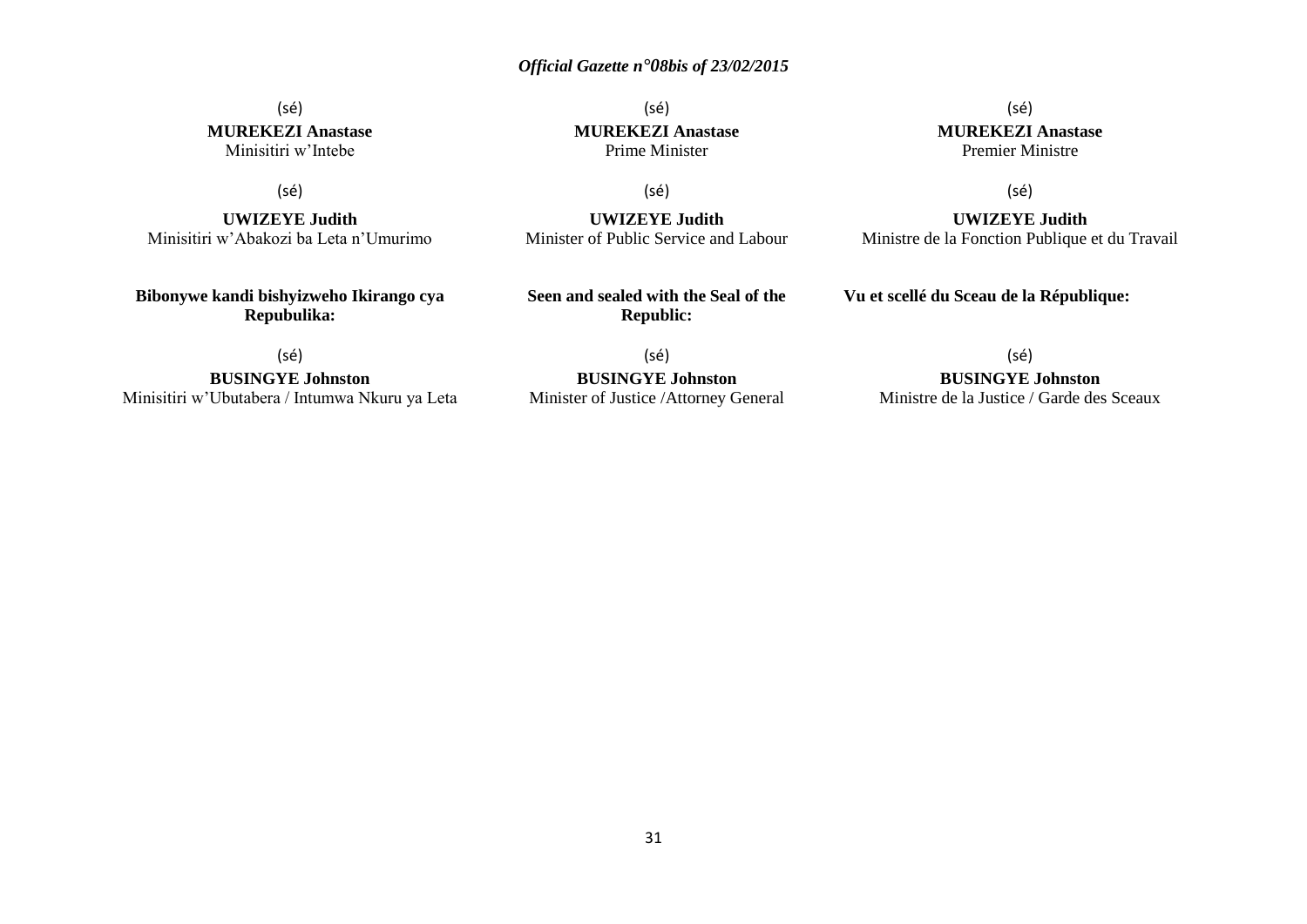(sé)
**MUREKEZI Anastase**
Minisitiri w'Intebe

(sé)
**UWIZEYE Judith**
Minisitiri w'Abakozi ba Leta n'Umurimo

**Bibonywe kandi bishyizweho Ikirango cya Repubulika:**

(sé)
**BUSINGYE Johnston**
Minisitiri w'Ubutabera / Intumwa Nkuru ya Leta

(sé)
**MUREKEZI Anastase**
Prime Minister

(sé)
**UWIZEYE Judith**
Minister of Public Service and Labour

**Seen and sealed with the Seal of the Republic:**

(sé)
**BUSINGYE Johnston**
Minister of Justice /Attorney General

(sé)
**MUREKEZI Anastase**
Premier Ministre

(sé)
**UWIZEYE Judith**
Ministre de la Fonction Publique et du Travail

**Vu et scellé du Sceau de la République:**

(sé)
**BUSINGYE Johnston**
Ministre de la Justice / Garde des Sceaux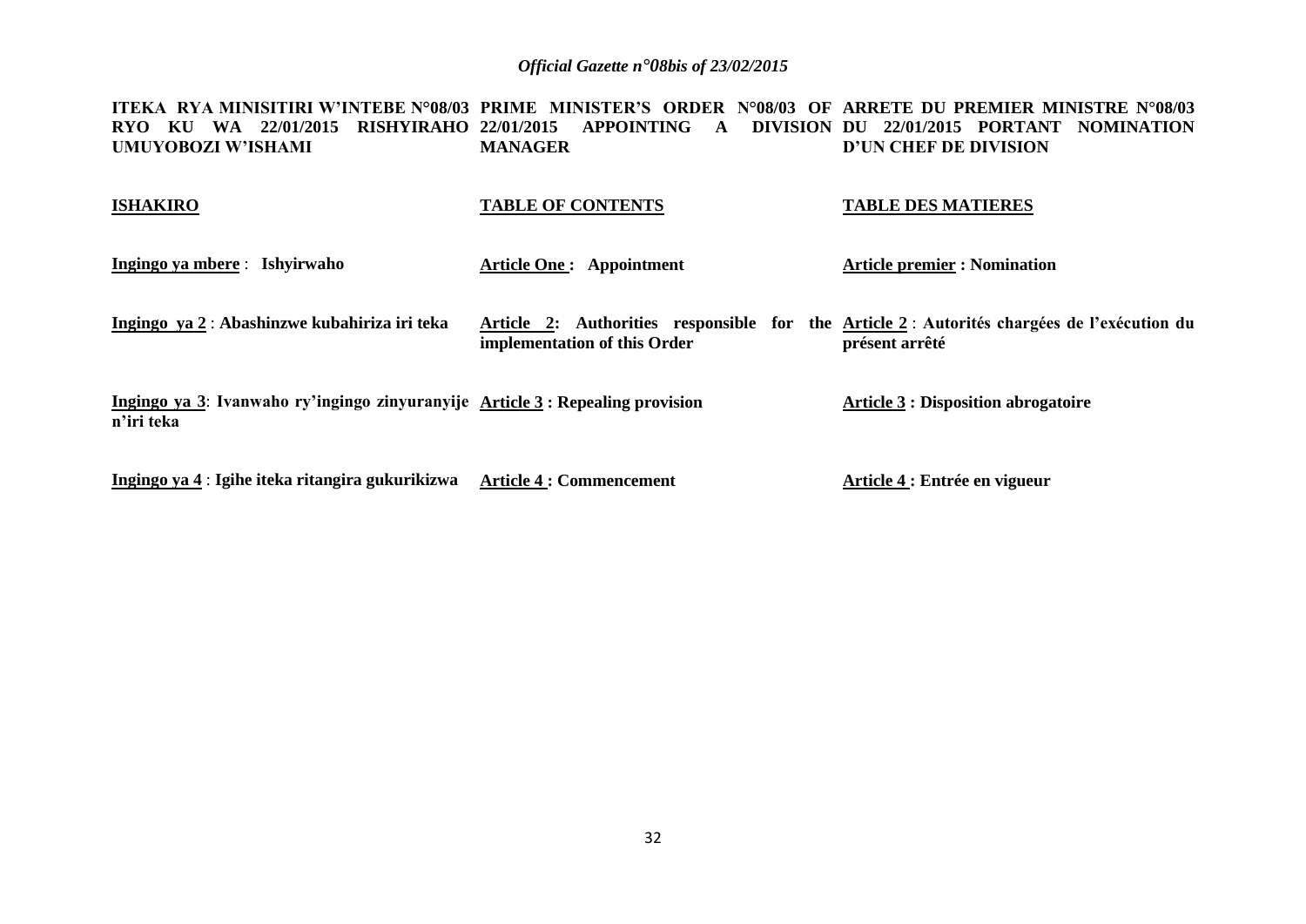| **ITEKA RYA MINISITIRI W'INTEBE N°08/03 RYO KU WA 22/01/2015 RISHYIRAHO UMUYOBOZI W'ISHAMI** | **PRIME MINISTER'S ORDER N°08/03 OF 22/01/2015 APPOINTING A DIVISION MANAGER** | **ARRETE DU PREMIER MINISTRE N°08/03 DU 22/01/2015 PORTANT NOMINATION D'UN CHEF DE DIVISION** |
|---|---|---|
| **ISHAKIRO** | **TABLE OF CONTENTS** | **TABLE DES MATIERES** |
| **Ingingo ya mbere** : **Ishyirwaho** | **Article One : Appointment** | **Article premier : Nomination** |
| **Ingingo ya 2** : **Abashinzwe kubahiriza iri teka** | **Article 2: Authorities responsible for the implementation of this Order** | **Article 2** : **Autorités chargées de l'exécution du présent arrêté** |
| **Ingingo ya 3**: **Ivanwaho ry'ingingo zinyuranyije n'iri teka** | **Article 3 : Repealing provision** | **Article 3 : Disposition abrogatoire** |
| **Ingingo ya 4** : **Igihe iteka ritangira gukurikizwa** | **Article 4 : Commencement** | **Article 4 : Entrée en vigueur** |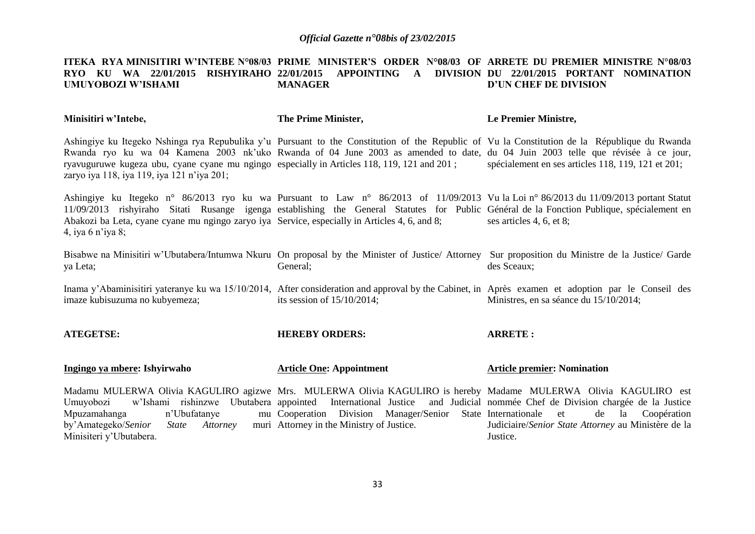| ITEKA RYA MINISITIRI W'INTEBE N°08/03 RYO KU WA 22/01/2015 RISHYIRAHO UMUYOBOZI W'ISHAMI | PRIME MINISTER'S ORDER N°08/03 OF 22/01/2015 APPOINTING A DIVISION MANAGER | ARRETE DU PREMIER MINISTRE N°08/03 DU 22/01/2015 PORTANT NOMINATION D'UN CHEF DE DIVISION |
|---|---|---|
| **Minisitiri w'Intebe,** | **The Prime Minister,** | **Le Premier Ministre,** |
| Ashingiye ku Itegeko Nshinga rya Repubulika y'u Rwanda ryo ku wa 04 Kamena 2003 nk'uko ryavuguruwe kugeza ubu, cyane cyane mu ngingo zaryo iya 118, iya 119, iya 121 n'iya 201; | Pursuant to the Constitution of the Republic of Rwanda of 04 June 2003 as amended to date, especially in Articles 118, 119, 121 and 201 ; | Vu la Constitution de la République du Rwanda du 04 Juin 2003 telle que révisée à ce jour, spécialement en ses articles 118, 119, 121 et 201; |
| Ashingiye ku Itegeko n° 86/2013 ryo ku wa 11/09/2013 rishyiraho Sitati Rusange igenga Abakozi ba Leta, cyane cyane mu ngingo zaryo iya 4, iya 6 n'iya 8; | Pursuant to Law n° 86/2013 of 11/09/2013 establishing the General Statutes for Public Service, especially in Articles 4, 6, and 8; | Vu la Loi n° 86/2013 du 11/09/2013 portant Statut Général de la Fonction Publique, spécialement en ses articles 4, 6, et 8; |
| Bisabwe na Minisitiri w'Ubutabera/Intumwa Nkuru ya Leta; | On proposal by the Minister of Justice/ Attorney General; | Sur proposition du Ministre de la Justice/ Garde des Sceaux; |
| Inama y'Abaminisitiri yateranye ku wa 15/10/2014, imaze kubisuzuma no kubyemeza; | After consideration and approval by the Cabinet, in its session of 15/10/2014; | Après examen et adoption par le Conseil des Ministres, en sa séance du 15/10/2014; |
| **ATEGETSE:** | **HEREBY ORDERS:** | **ARRETE :** |
| **Ingingo ya mbere: Ishyirwaho** | **Article One: Appointment** | **Article premier: Nomination** |
| Madamu MULERWA Olivia KAGULIRO agizwe Umuyobozi w'Ishami rishinzwe Ubutabera Mpuzamahanga n'Ubufatanye mu by'Amategeko/*Senior State Attorney* muri Minisiteri y'Ubutabera. | Mrs. MULERWA Olivia KAGULIRO is hereby appointed International Justice and Judicial Cooperation Division Manager/Senior State Attorney in the Ministry of Justice. | Madame MULERWA Olivia KAGULIRO est nommée Chef de Division chargée de la Justice Internationale et de la Coopération Judiciaire/*Senior State Attorney* au Ministère de la Justice. |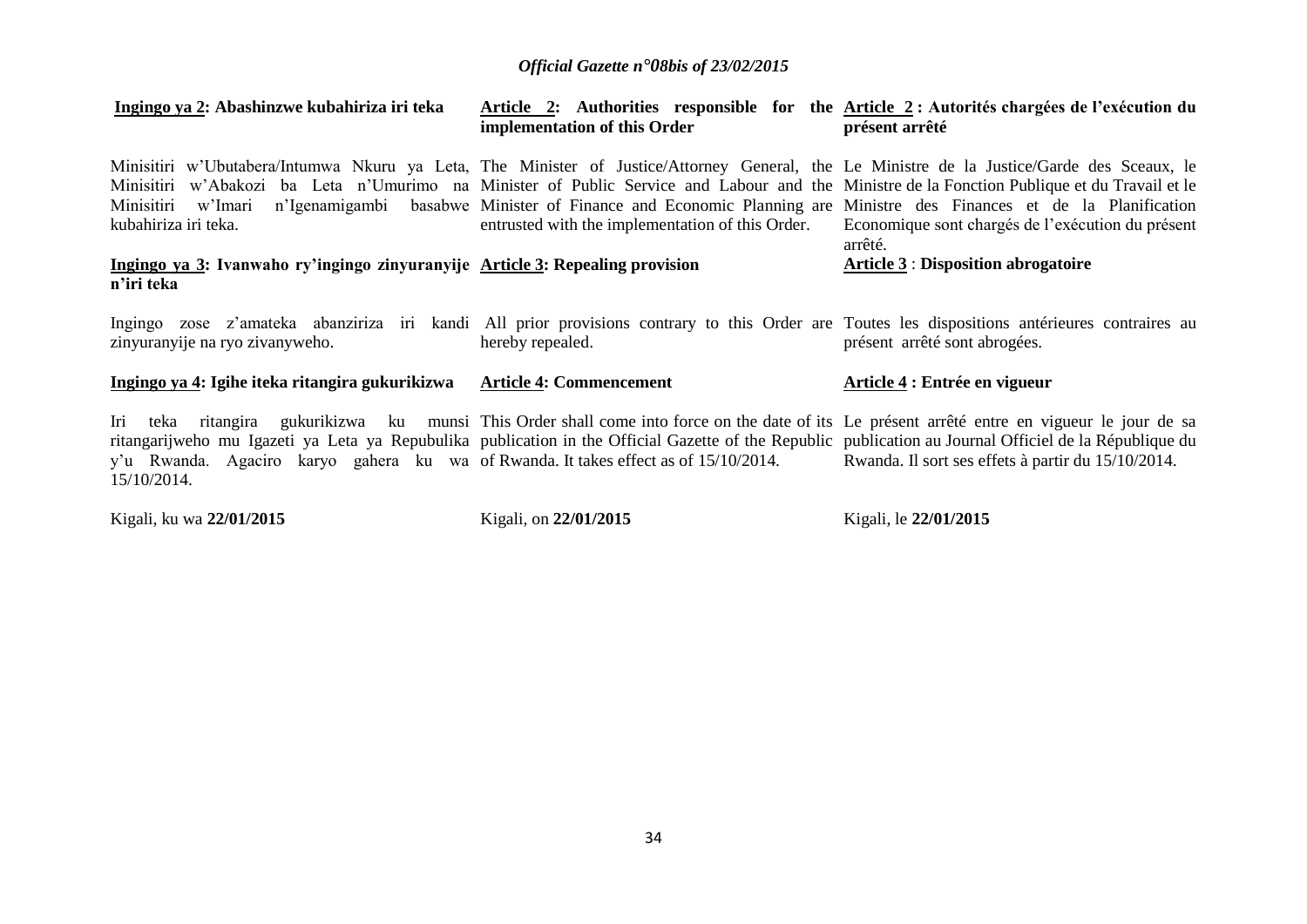**Ingingo ya 2: Abashinzwe kubahiriza iri teka**

Minisitiri w'Ubutabera/Intumwa Nkuru ya Leta, Minisitiri w'Abakozi ba Leta n'Umurimo na Minisitiri w'Imari n'Igenamigambi basabwe kubahiriza iri teka.

**Ingingo ya 3: Ivanwaho ry'ingingo zinyuranyije n'iri teka**

Ingingo zose z'amateka abanziriza iri kandi zinyuranyije na ryo zivanyweho.

**Ingingo ya 4: Igihe iteka ritangira gukurikizwa**

Iri teka ritangira gukurikizwa ku munsi ritangarijweho mu Igazeti ya Leta ya Repubulika y'u Rwanda. Agaciro karyo gahera ku wa 15/10/2014.

Kigali, ku wa **22/01/2015**

**Article 2: Authorities responsible for the implementation of this Order**

The Minister of Justice/Attorney General, the Minister of Public Service and Labour and the Minister of Finance and Economic Planning are entrusted with the implementation of this Order.

**Article 3: Repealing provision**

All prior provisions contrary to this Order are hereby repealed.

**Article 4: Commencement**

This Order shall come into force on the date of its publication in the Official Gazette of the Republic of Rwanda. It takes effect as of 15/10/2014.

Kigali, on **22/01/2015**

**Article 2 : Autorités chargées de l'exécution du présent arrêté**

Le Ministre de la Justice/Garde des Sceaux, le Ministre de la Fonction Publique et du Travail et le Ministre des Finances et de la Planification Economique sont chargés de l'exécution du présent arrêté.

**Article 3 : Disposition abrogatoire**

Toutes les dispositions antérieures contraires au présent arrêté sont abrogées.

**Article 4 : Entrée en vigueur**

Le présent arrêté entre en vigueur le jour de sa publication au Journal Officiel de la République du Rwanda. Il sort ses effets à partir du 15/10/2014.

Kigali, le **22/01/2015**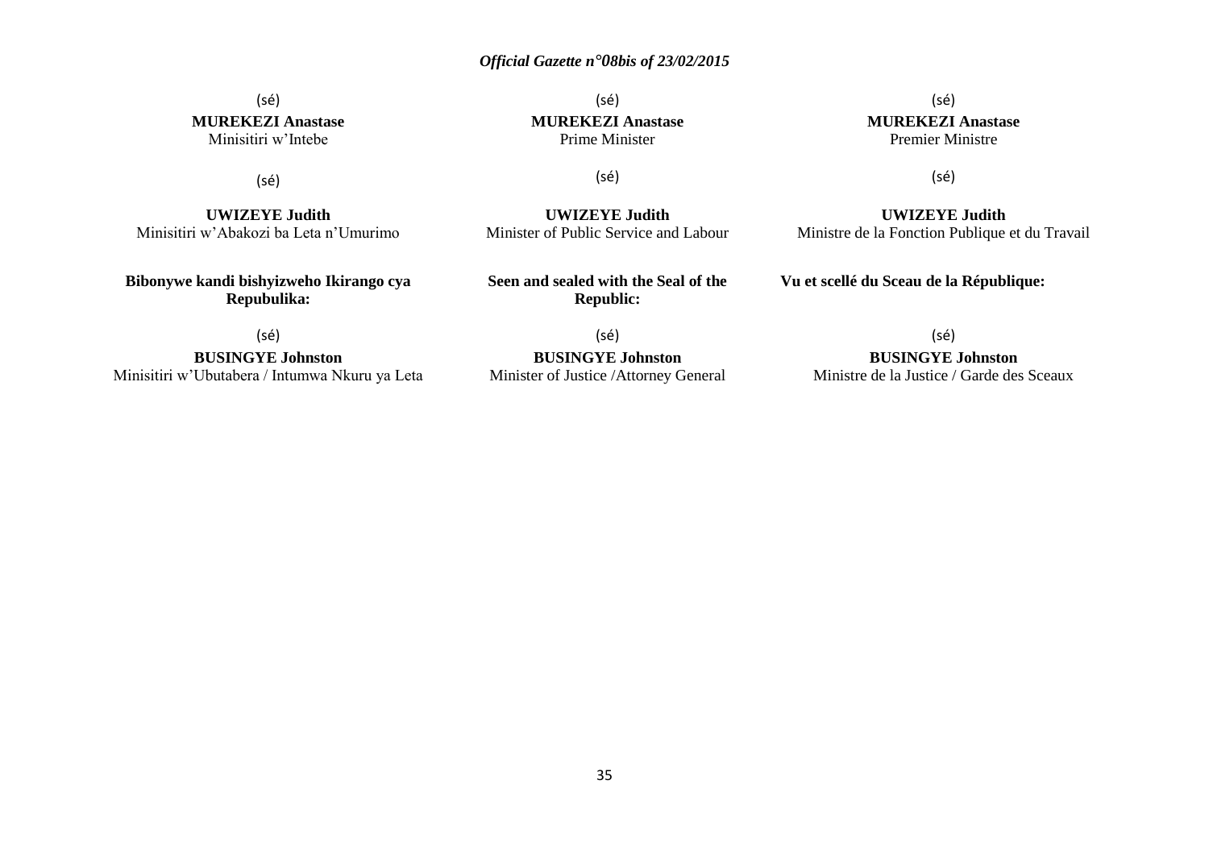(sé)
**MUREKEZI Anastase**
Minisitiri w'Intebe

(sé)
**UWIZEYE Judith**
Minisitiri w'Abakozi ba Leta n'Umurimo

**Bibonywe kandi bishyizweho Ikirango cya Repubulika:**

(sé)
**BUSINGYE Johnston**
Minisitiri w'Ubutabera / Intumwa Nkuru ya Leta

(sé)
**MUREKEZI Anastase**
Prime Minister

(sé)
**UWIZEYE Judith**
Minister of Public Service and Labour

**Seen and sealed with the Seal of the Republic:**

(sé)
**BUSINGYE Johnston**
Minister of Justice /Attorney General

(sé)
**MUREKEZI Anastase**
Premier Ministre

(sé)
**UWIZEYE Judith**
Ministre de la Fonction Publique et du Travail

**Vu et scellé du Sceau de la République:**

(sé)
**BUSINGYE Johnston**
Ministre de la Justice / Garde des Sceaux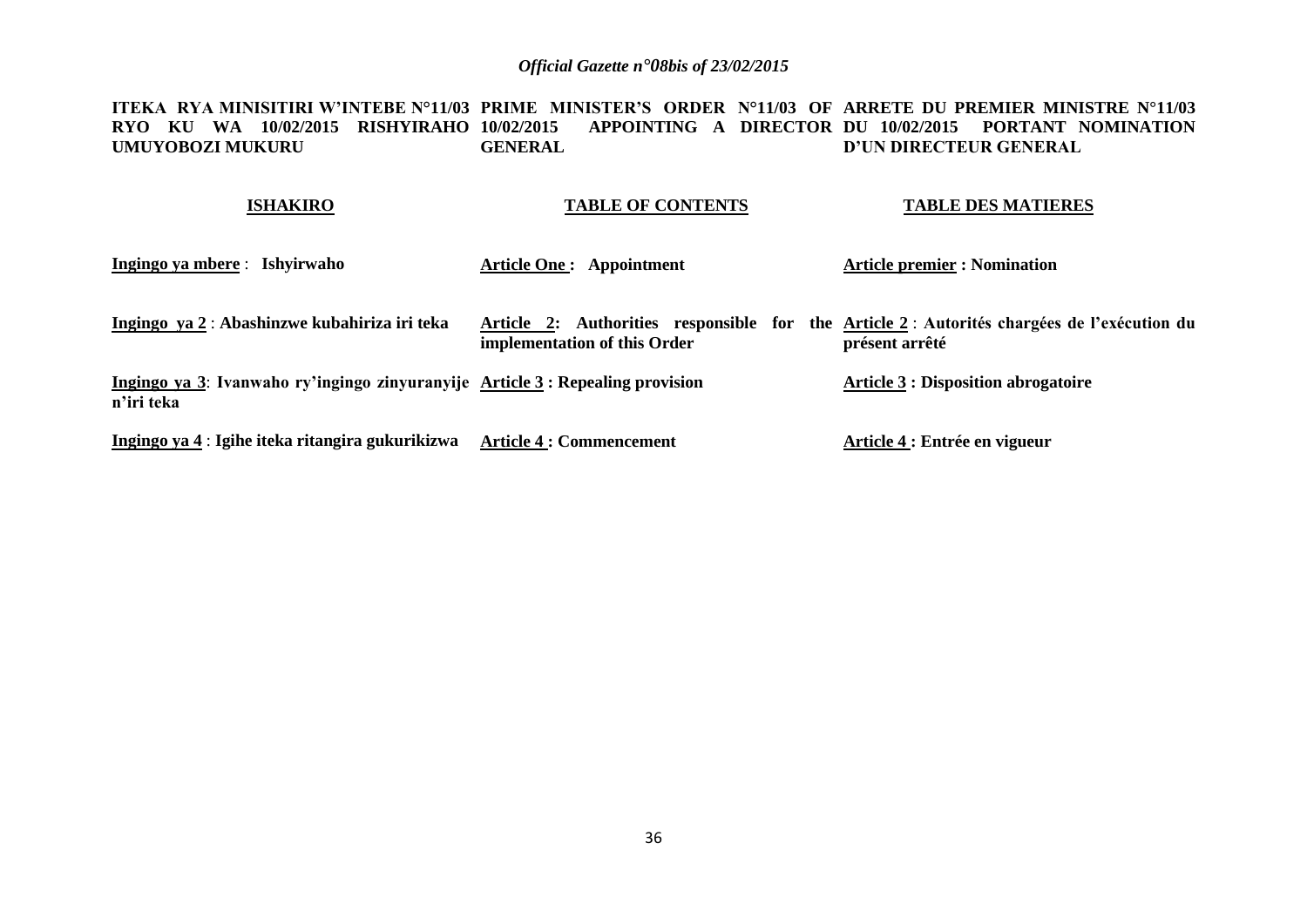**ITEKA RYA MINISITIRI W'INTEBE N°11/03 RYO KU WA 10/02/2015 RISHYIRAHO UMUYOBOZI MUKURU**

**PRIME MINISTER'S ORDER N°11/03 OF 10/02/2015 APPOINTING A DIRECTOR GENERAL**

**ARRETE DU PREMIER MINISTRE N°11/03 DU 10/02/2015 PORTANT NOMINATION D'UN DIRECTEUR GENERAL**

| **ISHAKIRO** | **TABLE OF CONTENTS** | **TABLE DES MATIERES** |
|---|---|---|
| **Ingingo ya mbere** : **Ishyirwaho** | **Article One : Appointment** | **Article premier : Nomination** |
| **Ingingo ya 2** : **Abashinzwe kubahiriza iri teka** | **Article 2: Authorities responsible for the implementation of this Order** | **Article 2** : **Autorités chargées de l'exécution du présent arrêté** |
| **Ingingo ya 3**: **Ivanwaho ry'ingingo zinyuranyije n'iri teka** | **Article 3 : Repealing provision** | **Article 3 : Disposition abrogatoire** |
| **Ingingo ya 4** : **Igihe iteka ritangira gukurikizwa** | **Article 4 : Commencement** | **Article 4 : Entrée en vigueur** |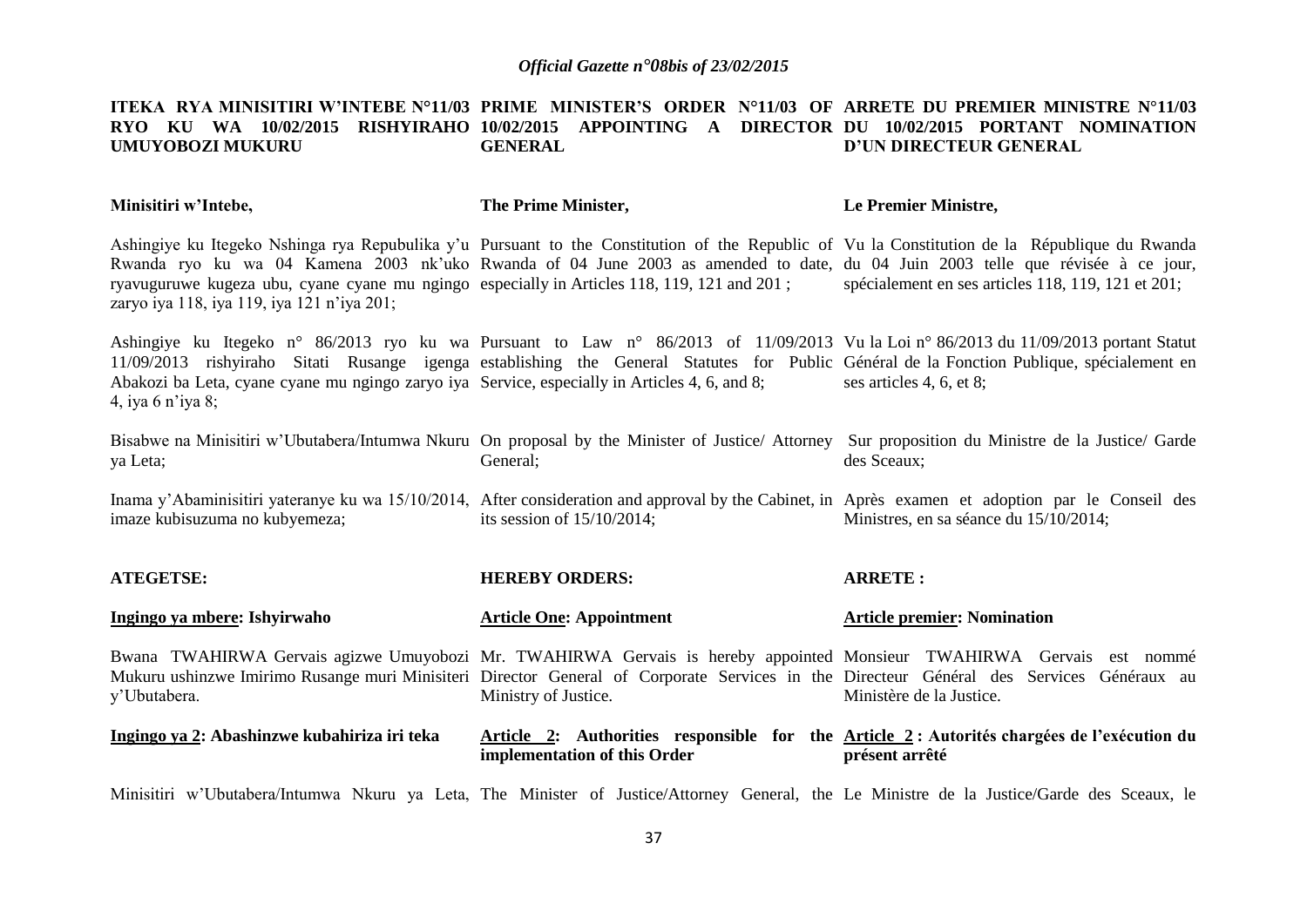### ITEKA RYA MINISITIRI W'INTEBE N°11/03 RYO KU WA 10/02/2015 RISHYIRAHO UMUYOBOZI MUKURU

Minisitiri w'Intebe,

Ashingiye ku Itegeko Nshinga rya Repubulika y'u Rwanda ryo ku wa 04 Kamena 2003 nk'uko ryavuguruwe kugeza ubu, cyane cyane mu ngingo zaryo iya 118, iya 119, iya 121 n'iya 201;

Ashingiye ku Itegeko n° 86/2013 ryo ku wa 11/09/2013 rishyiraho Sitati Rusange igenga Abakozi ba Leta, cyane cyane mu ngingo zaryo iya 4, iya 6 n'iya 8;

Bisabwe na Minisitiri w'Ubutabera/Intumwa Nkuru ya Leta;

Inama y'Abaminisitiri yateranye ku wa 15/10/2014, imaze kubisuzuma no kubyemeza;

**ATEGETSE:**

**Ingingo ya mbere: Ishyirwaho**

Bwana TWAHIRWA Gervais agizwe Umuyobozi Mukuru ushinzwe Imirimo Rusange muri Minisiteri y'Ubutabera.

**Ingingo ya 2: Abashinzwe kubahiriza iri teka**

Minisitiri w'Ubutabera/Intumwa Nkuru ya Leta,

### PRIME MINISTER'S ORDER N°11/03 OF 10/02/2015 APPOINTING A DIRECTOR GENERAL

The Prime Minister,

Pursuant to the Constitution of the Republic of Rwanda of 04 June 2003 as amended to date, especially in Articles 118, 119, 121 and 201 ;

Pursuant to Law n° 86/2013 of 11/09/2013 establishing the General Statutes for Public Service, especially in Articles 4, 6, and 8;

On proposal by the Minister of Justice/ Attorney General;

After consideration and approval by the Cabinet, in its session of 15/10/2014;

**HEREBY ORDERS:**

**Article One: Appointment**

Mr. TWAHIRWA Gervais is hereby appointed Director General of Corporate Services in the Ministry of Justice.

**Article 2: Authorities responsible for the implementation of this Order**

The Minister of Justice/Attorney General, the

### ARRETE DU PREMIER MINISTRE N°11/03 DU 10/02/2015 PORTANT NOMINATION D'UN DIRECTEUR GENERAL

Le Premier Ministre,

Vu la Constitution de la République du Rwanda du 04 Juin 2003 telle que révisée à ce jour, spécialement en ses articles 118, 119, 121 et 201;

Vu la Loi n° 86/2013 du 11/09/2013 portant Statut Général de la Fonction Publique, spécialement en ses articles 4, 6, et 8;

Sur proposition du Ministre de la Justice/ Garde des Sceaux;

Après examen et adoption par le Conseil des Ministres, en sa séance du 15/10/2014;

**ARRETE :**

**Article premier: Nomination**

Monsieur TWAHIRWA Gervais est nommé Directeur Général des Services Généraux au Ministère de la Justice.

**Article 2 : Autorités chargées de l'exécution du présent arrêté**

Le Ministre de la Justice/Garde des Sceaux, le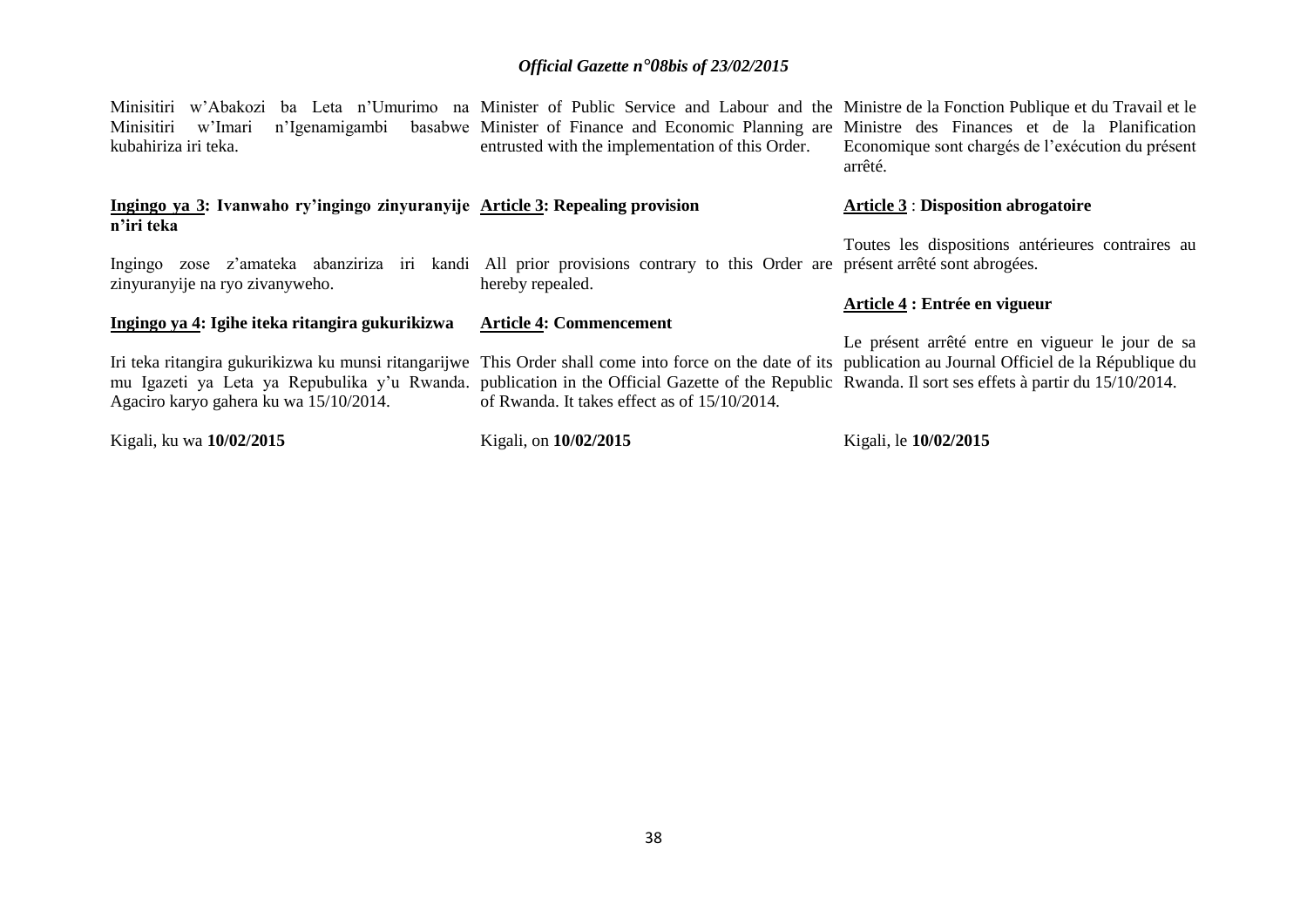Minisitiri w'Abakozi ba Leta n'Umurimo na Minisitiri w'Imari n'Igenamigambi basabwe kubahiriza iri teka.

**Ingingo ya 3: Ivanwaho ry'ingingo zinyuranyije n'iri teka**

Ingingo zose z'amateka abanziriza iri kandi zinyuranyije na ryo zivanyweho.

**Ingingo ya 4: Igihe iteka ritangira gukurikizwa**

Iri teka ritangira gukurikizwa ku munsi ritangarijwe mu Igazeti ya Leta ya Repubulika y'u Rwanda. Agaciro karyo gahera ku wa 15/10/2014.

Kigali, ku wa **10/02/2015**

Minister of Public Service and Labour and the Minister of Finance and Economic Planning are entrusted with the implementation of this Order.

**Article 3: Repealing provision**

All prior provisions contrary to this Order are hereby repealed.

**Article 4: Commencement**

This Order shall come into force on the date of its publication in the Official Gazette of the Republic of Rwanda. It takes effect as of 15/10/2014.

Kigali, on **10/02/2015**

Ministre de la Fonction Publique et du Travail et le Ministre des Finances et de la Planification Economique sont chargés de l'exécution du présent arrêté.

**Article 3 : Disposition abrogatoire**

Toutes les dispositions antérieures contraires au présent arrêté sont abrogées.

**Article 4 : Entrée en vigueur**

Le présent arrêté entre en vigueur le jour de sa publication au Journal Officiel de la République du Rwanda. Il sort ses effets à partir du 15/10/2014.

Kigali, le **10/02/2015**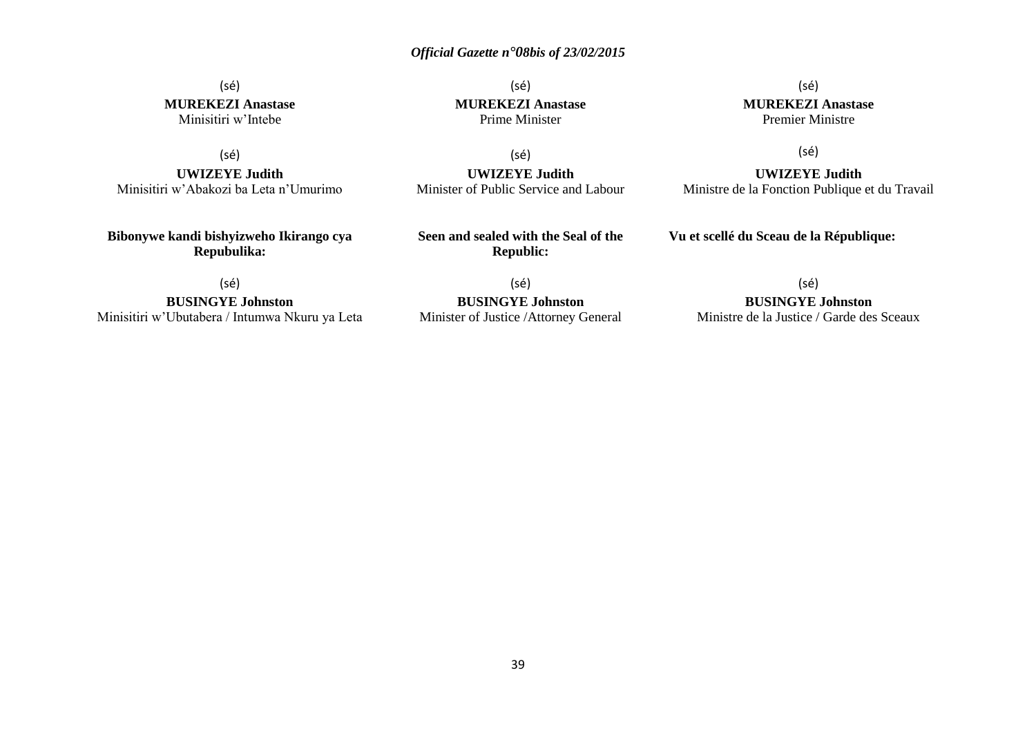(sé)
**MUREKEZI Anastase**
Minisitiri w'Intebe

(sé)
**UWIZEYE Judith**
Minisitiri w'Abakozi ba Leta n'Umurimo

**Bibonywe kandi bishyizweho Ikirango cya Repubulika:**

(sé)
**BUSINGYE Johnston**
Minisitiri w'Ubutabera / Intumwa Nkuru ya Leta

(sé)
**MUREKEZI Anastase**
Prime Minister

(sé)
**UWIZEYE Judith**
Minister of Public Service and Labour

**Seen and sealed with the Seal of the Republic:**

(sé)
**BUSINGYE Johnston**
Minister of Justice /Attorney General

(sé)
**MUREKEZI Anastase**
Premier Ministre

(sé)
**UWIZEYE Judith**
Ministre de la Fonction Publique et du Travail

**Vu et scellé du Sceau de la République:**

(sé)
**BUSINGYE Johnston**
Ministre de la Justice / Garde des Sceaux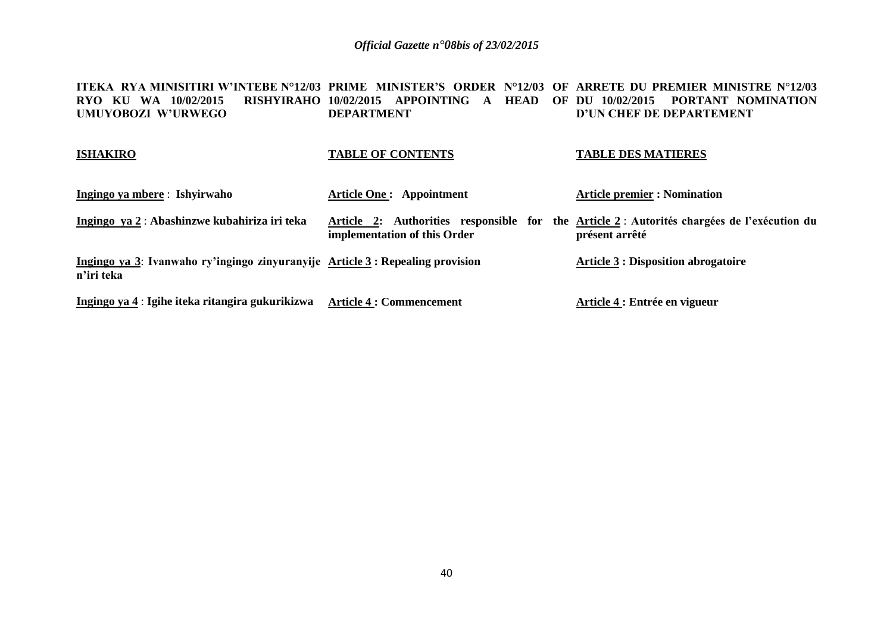**ITEKA RYA MINISITIRI W'INTEBE N°12/03 RYO KU WA 10/02/2015 RISHYIRAHO UMUYOBOZI W'URWEGO**

**ISHAKIRO**

**Ingingo ya mbere** : **Ishyirwaho**

**Ingingo ya 2** : **Abashinzwe kubahiriza iri teka**

**Ingingo ya 3**: **Ivanwaho ry'ingingo zinyuranyije n'iri teka**

**Ingingo ya 4** : **Igihe iteka ritangira gukurikizwa**

**PRIME MINISTER'S ORDER N°12/03 OF 10/02/2015 APPOINTING A HEAD OF DEPARTMENT**

**TABLE OF CONTENTS**

**Article One : Appointment**

**Article 2: Authorities responsible for the implementation of this Order**

**Article 3 : Repealing provision**

**Article 4 : Commencement**

**ARRETE DU PREMIER MINISTRE N°12/03 DU 10/02/2015 PORTANT NOMINATION D'UN CHEF DE DEPARTEMENT**

**TABLE DES MATIERES**

**Article premier : Nomination**

**Article 2** : **Autorités chargées de l'exécution du présent arrêté**

**Article 3 : Disposition abrogatoire**

**Article 4 : Entrée en vigueur**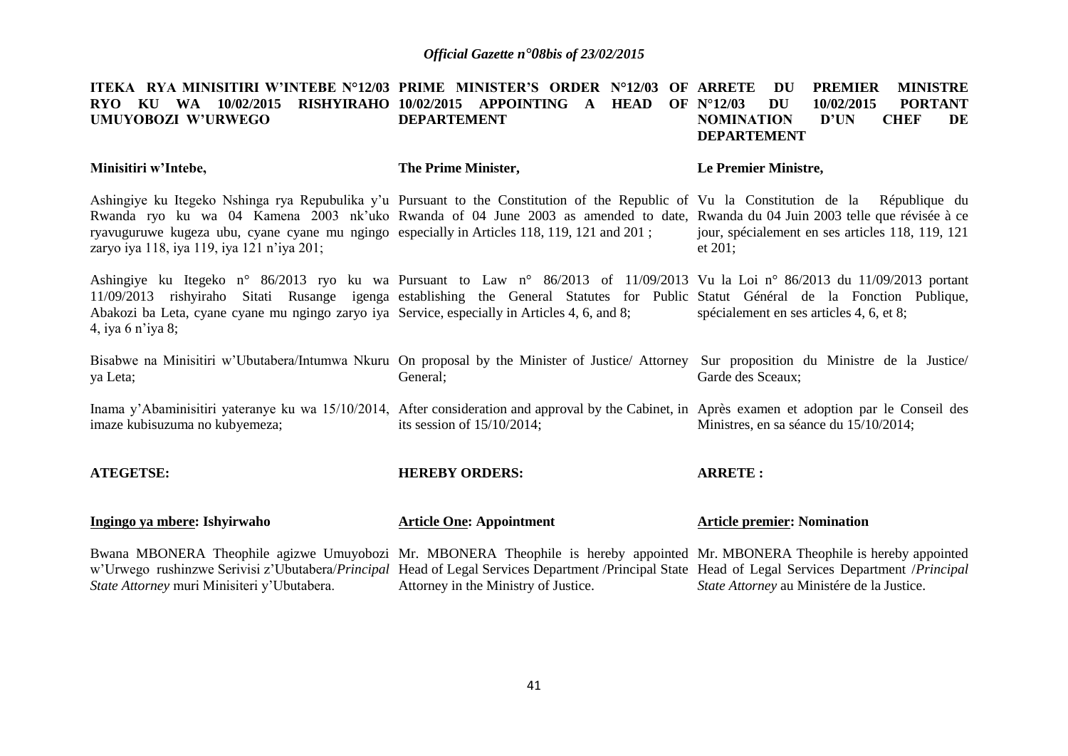**ITEKA RYA MINISITIRI W'INTEBE N°12/03 RYO KU WA 10/02/2015 RISHYIRAHO UMUYOBOZI W'URWEGO**

**Minisitiri w'Intebe,**

Ashingiye ku Itegeko Nshinga rya Repubulika y'u Rwanda ryo ku wa 04 Kamena 2003 nk'uko ryavuguruwe kugeza ubu, cyane cyane mu ngingo zaryo iya 118, iya 119, iya 121 n'iya 201;

Ashingiye ku Itegeko n° 86/2013 ryo ku wa 11/09/2013 rishyiraho Sitati Rusange igenga Abakozi ba Leta, cyane cyane mu ngingo zaryo iya 4, iya 6 n'iya 8;

Bisabwe na Minisitiri w'Ubutabera/Intumwa Nkuru ya Leta;

Inama y'Abaminisitiri yateranye ku wa 15/10/2014, imaze kubisuzuma no kubyemeza;

**ATEGETSE:**

**Ingingo ya mbere: Ishyirwaho**

Bwana MBONERA Theophile agizwe Umuyobozi w'Urwego rushinzwe Serivisi z'Ubutabera/*Principal State Attorney* muri Minisiteri y'Ubutabera.

**PRIME MINISTER'S ORDER N°12/03 OF 10/02/2015 APPOINTING A HEAD OF DEPARTEMENT**

**The Prime Minister,**

Pursuant to the Constitution of the Republic of Rwanda of 04 June 2003 as amended to date, especially in Articles 118, 119, 121 and 201 ;

Pursuant to Law n° 86/2013 of 11/09/2013 establishing the General Statutes for Public Service, especially in Articles 4, 6, and 8;

On proposal by the Minister of Justice/ Attorney General;

After consideration and approval by the Cabinet, in its session of 15/10/2014;

**HEREBY ORDERS:**

**Article One: Appointment**

Mr. MBONERA Theophile is hereby appointed Head of Legal Services Department /Principal State Attorney in the Ministry of Justice.

**ARRETE DU PREMIER MINISTRE N°12/03 DU 10/02/2015 PORTANT NOMINATION D'UN CHEF DE DEPARTEMENT**

**Le Premier Ministre,**

Vu la Constitution de la République du Rwanda du 04 Juin 2003 telle que révisée à ce jour, spécialement en ses articles 118, 119, 121 et 201;

Vu la Loi n° 86/2013 du 11/09/2013 portant Statut Général de la Fonction Publique, spécialement en ses articles 4, 6, et 8;

Sur proposition du Ministre de la Justice/ Garde des Sceaux;

Après examen et adoption par le Conseil des Ministres, en sa séance du 15/10/2014;

**ARRETE :**

**Article premier: Nomination**

Mr. MBONERA Theophile is hereby appointed Head of Legal Services Department /*Principal State Attorney* au Ministére de la Justice.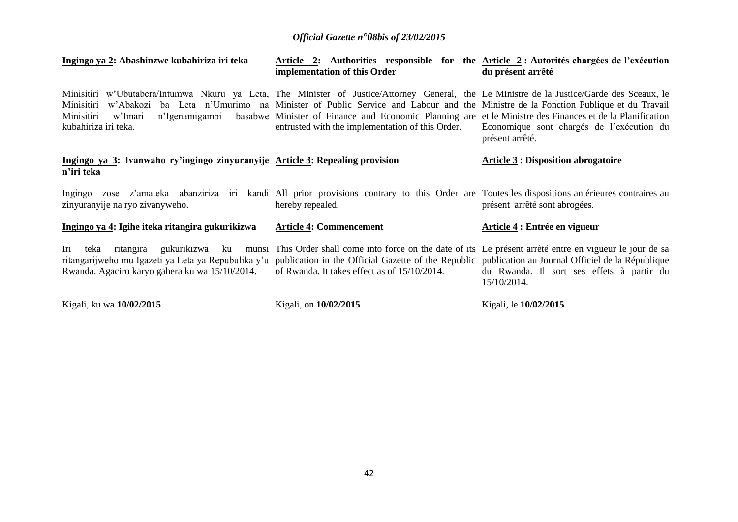**Ingingo ya 2: Abashinzwe kubahiriza iri teka**

Minisitiri w'Ubutabera/Intumwa Nkuru ya Leta, Minisitiri w'Abakozi ba Leta n'Umurimo na Minisitiri w'Imari n'Igenamigambi basabwe kubahiriza iri teka.

**Ingingo ya 3: Ivanwaho ry'ingingo zinyuranyije n'iri teka**

Ingingo zose z'amateka abanziriza iri kandi zinyuranyije na ryo zivanyweho.

**Ingingo ya 4: Igihe iteka ritangira gukurikizwa**

Iri teka ritangira gukurikizwa ku munsi ritangarijweho mu Igazeti ya Leta ya Repubulika y'u Rwanda. Agaciro karyo gahera ku wa 15/10/2014.

Kigali, ku wa **10/02/2015**

**Article 2: Authorities responsible for the implementation of this Order**

The Minister of Justice/Attorney General, the Minister of Public Service and Labour and the Minister of Finance and Economic Planning are entrusted with the implementation of this Order.

**Article 3: Repealing provision**

All prior provisions contrary to this Order are hereby repealed.

**Article 4: Commencement**

This Order shall come into force on the date of its publication in the Official Gazette of the Republic of Rwanda. It takes effect as of 15/10/2014.

Kigali, on **10/02/2015**

**Article 2 : Autorités chargées de l'exécution du présent arrêté**

Le Ministre de la Justice/Garde des Sceaux, le Ministre de la Fonction Publique et du Travail et le Ministre des Finances et de la Planification Economique sont chargés de l'exécution du présent arrêté.

**Article 3 : Disposition abrogatoire**

Toutes les dispositions antérieures contraires au présent arrêté sont abrogées.

**Article 4 : Entrée en vigueur**

Le présent arrêté entre en vigueur le jour de sa publication au Journal Officiel de la République du Rwanda. Il sort ses effets à partir du 15/10/2014.

Kigali, le **10/02/2015**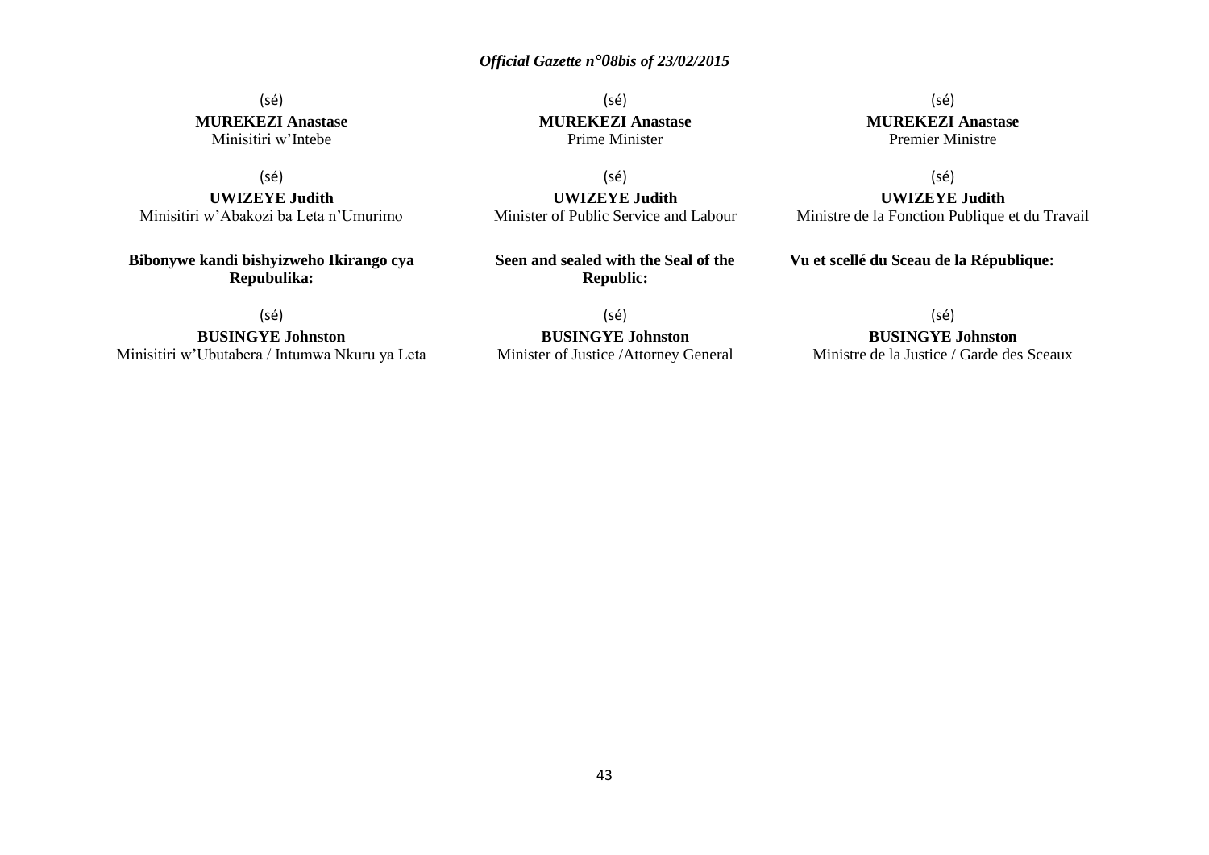(sé)
**MUREKEZI Anastase**
Minisitiri w'Intebe

(sé)
**UWIZEYE Judith**
Minisitiri w'Abakozi ba Leta n'Umurimo

**Bibonywe kandi bishyizweho Ikirango cya Repubulika:**

(sé)
**BUSINGYE Johnston**
Minisitiri w'Ubutabera / Intumwa Nkuru ya Leta

(sé)
**MUREKEZI Anastase**
Prime Minister

(sé)
**UWIZEYE Judith**
Minister of Public Service and Labour

**Seen and sealed with the Seal of the Republic:**

(sé)
**BUSINGYE Johnston**
Minister of Justice /Attorney General

(sé)
**MUREKEZI Anastase**
Premier Ministre

(sé)
**UWIZEYE Judith**
Ministre de la Fonction Publique et du Travail

**Vu et scellé du Sceau de la République:**

(sé)
**BUSINGYE Johnston**
Ministre de la Justice / Garde des Sceaux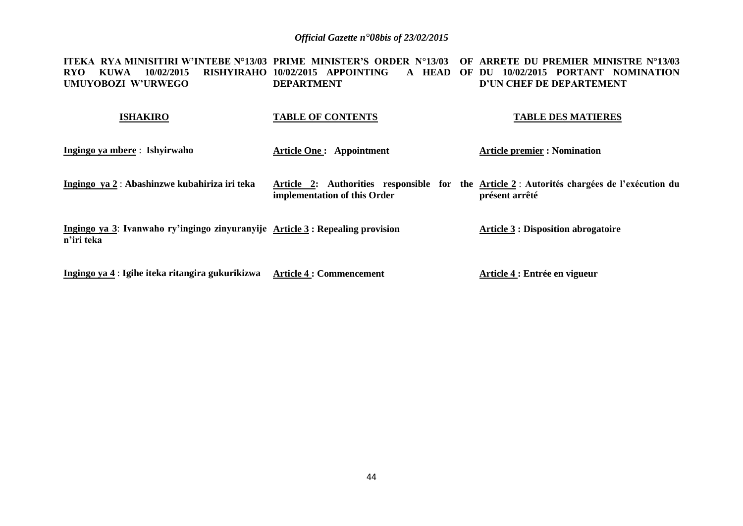**ITEKA RYA MINISITIRI W'INTEBE N°13/03 RYO KUWA 10/02/2015 RISHYIRAHO UMUYOBOZI W'URWEGO**

**ISHAKIRO**

**Ingingo ya mbere** : **Ishyirwaho**

**Ingingo ya 2** : **Abashinzwe kubahiriza iri teka**

**Ingingo ya 3**: **Ivanwaho ry'ingingo zinyuranyije n'iri teka**

**Ingingo ya 4** : **Igihe iteka ritangira gukurikizwa**

**PRIME MINISTER'S ORDER N°13/03 OF 10/02/2015 APPOINTING A HEAD OF DEPARTMENT**

**TABLE OF CONTENTS**

**Article One : Appointment**

**Article 2: Authorities responsible for the implementation of this Order**

**Article 3 : Repealing provision**

**Article 4 : Commencement**

**ARRETE DU PREMIER MINISTRE N°13/03 DU 10/02/2015 PORTANT NOMINATION D'UN CHEF DE DEPARTEMENT**

**TABLE DES MATIERES**

**Article premier : Nomination**

**Article 2** : **Autorités chargées de l'exécution du présent arrêté**

**Article 3 : Disposition abrogatoire**

**Article 4 : Entrée en vigueur**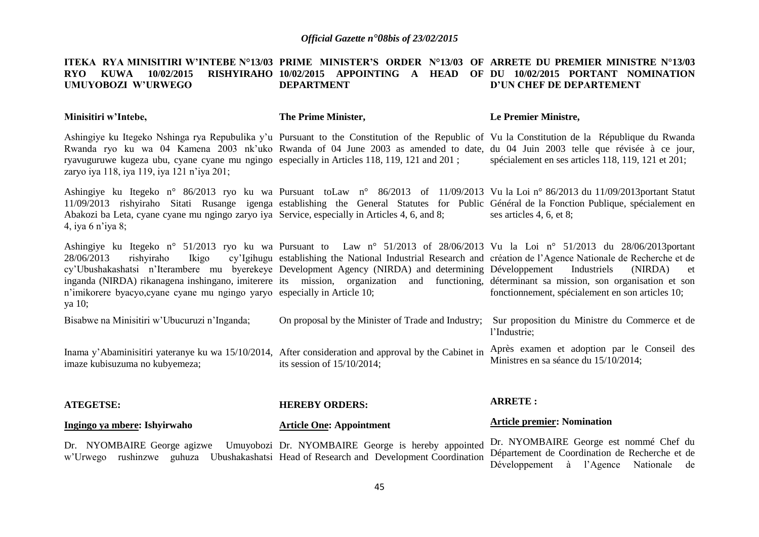**ITEKA RYA MINISITIRI W'INTEBE N°13/03 RYO KUWA 10/02/2015 RISHYIRAHO UMUYOBOZI W'URWEGO**

**Minisitiri w'Intebe,**

Ashingiye ku Itegeko Nshinga rya Repubulika y'u Rwanda ryo ku wa 04 Kamena 2003 nk'uko ryavuguruwe kugeza ubu, cyane cyane mu ngingo zaryo iya 118, iya 119, iya 121 n'iya 201;

Ashingiye ku Itegeko n° 86/2013 ryo ku wa 11/09/2013 rishyiraho Sitati Rusange igenga Abakozi ba Leta, cyane cyane mu ngingo zaryo iya 4, iya 6 n'iya 8;

Ashingiye ku Itegeko n° 51/2013 ryo ku wa 28/06/2013 rishyiraho Ikigo cy'Igihugu cy'Ubushakashatsi n'Iterambere mu byerekeye inganda (NIRDA) rikanagena inshingano, imiterere n'imikorere byacyo,cyane cyane mu ngingo yaryo ya 10;

Bisabwe na Minisitiri w'Ubucuruzi n'Inganda;

Inama y'Abaminisitiri yateranye ku wa 15/10/2014, imaze kubisuzuma no kubyemeza;

**ATEGETSE:**

**Ingingo ya mbere: Ishyirwaho**

Dr. NYOMBAIRE George agizwe Umuyobozi w'Urwego rushinzwe guhuza Ubushakashatsi

**PRIME MINISTER'S ORDER N°13/03 OF 10/02/2015 APPOINTING A HEAD OF DEPARTMENT**

**The Prime Minister,**

Pursuant to the Constitution of the Republic of Rwanda of 04 June 2003 as amended to date, especially in Articles 118, 119, 121 and 201 ;

Pursuant toLaw n° 86/2013 of 11/09/2013 establishing the General Statutes for Public Service, especially in Articles 4, 6, and 8;

Pursuant to Law n° 51/2013 of 28/06/2013 establishing the National Industrial Research and Development Agency (NIRDA) and determining its mission, organization and functioning, especially in Article 10;

On proposal by the Minister of Trade and Industry;

After consideration and approval by the Cabinet in its session of 15/10/2014;

**HEREBY ORDERS:**

**Article One: Appointment**

Dr. NYOMBAIRE George is hereby appointed Head of Research and Development Coordination

**ARRETE DU PREMIER MINISTRE N°13/03 DU 10/02/2015 PORTANT NOMINATION D'UN CHEF DE DEPARTEMENT**

**Le Premier Ministre,**

Vu la Constitution de la République du Rwanda du 04 Juin 2003 telle que révisée à ce jour, spécialement en ses articles 118, 119, 121 et 201;

Vu la Loi n° 86/2013 du 11/09/2013portant Statut Général de la Fonction Publique, spécialement en ses articles 4, 6, et 8;

Vu la Loi n° 51/2013 du 28/06/2013portant création de l'Agence Nationale de Recherche et de Développement Industriels (NIRDA) et déterminant sa mission, son organisation et son fonctionnement, spécialement en son articles 10;

Sur proposition du Ministre du Commerce et de l'Industrie;

Après examen et adoption par le Conseil des Ministres en sa séance du 15/10/2014;

**ARRETE :**

**Article premier: Nomination**

Dr. NYOMBAIRE George est nommé Chef du Département de Coordination de Recherche et de Développement à l'Agence Nationale de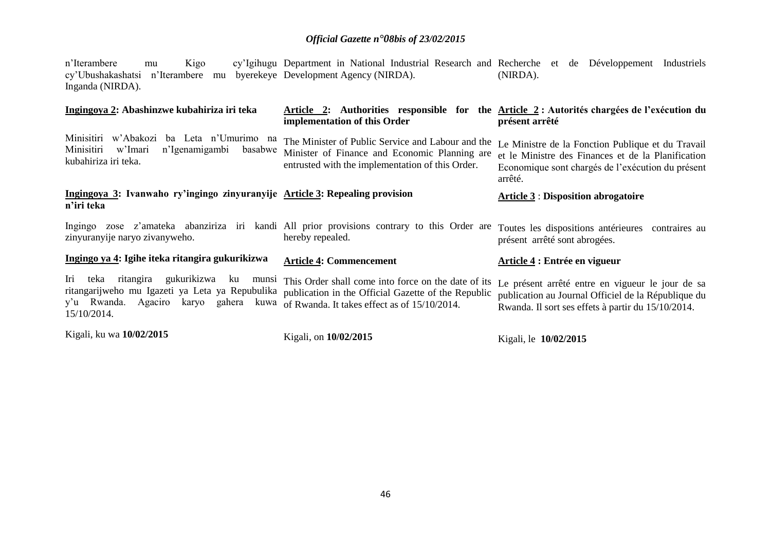n'Iterambere mu Kigo cy'Igihugu cy'Ubushakashatsi n'Iterambere mu byerekeye Inganda (NIRDA).

**Ingingoya 2: Abashinzwe kubahiriza iri teka**

Minisitiri w'Abakozi ba Leta n'Umurimo na Minisitiri w'Imari n'Igenamigambi basabwe kubahiriza iri teka.

**Ingingoya 3: Ivanwaho ry'ingingo zinyuranyije n'iri teka**

Ingingo zose z'amateka abanziriza iri kandi zinyuranyije naryo zivanyweho.

**Ingingo ya 4: Igihe iteka ritangira gukurikizwa**

Iri teka ritangira gukurikizwa ku munsi ritangarijweho mu Igazeti ya Leta ya Repubulika y'u Rwanda. Agaciro karyo gahera kuwa 15/10/2014.

Kigali, ku wa **10/02/2015**

Department in National Industrial Research and Development Agency (NIRDA).

**Article 2: Authorities responsible for the implementation of this Order**

The Minister of Public Service and Labour and the Minister of Finance and Economic Planning are entrusted with the implementation of this Order.

**Article 3: Repealing provision**

All prior provisions contrary to this Order are hereby repealed.

**Article 4: Commencement**

This Order shall come into force on the date of its publication in the Official Gazette of the Republic of Rwanda. It takes effect as of 15/10/2014.

Kigali, on **10/02/2015**

Recherche et de Développement Industriels (NIRDA).

**Article 2 : Autorités chargées de l'exécution du présent arrêté**

Le Ministre de la Fonction Publique et du Travail et le Ministre des Finances et de la Planification Economique sont chargés de l'exécution du présent arrêté.

**Article 3 : Disposition abrogatoire**

Toutes les dispositions antérieures contraires au présent arrêté sont abrogées.

**Article 4 : Entrée en vigueur**

Le présent arrêté entre en vigueur le jour de sa publication au Journal Officiel de la République du Rwanda. Il sort ses effets à partir du 15/10/2014.

Kigali, le **10/02/2015**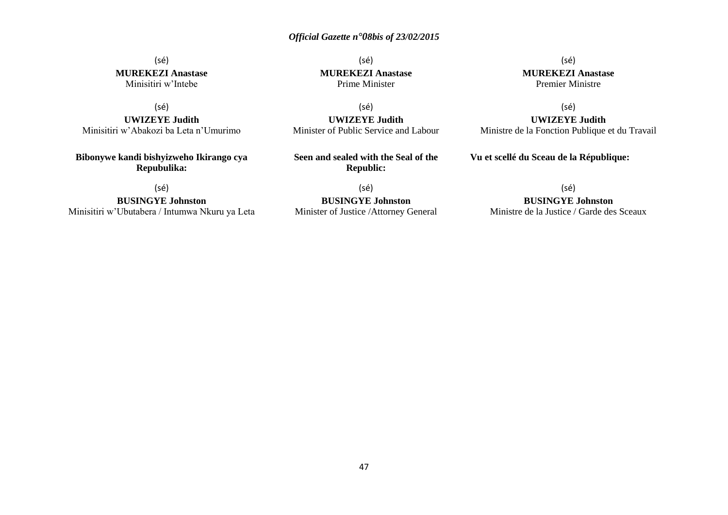(sé)
**MUREKEZI Anastase**
Minisitiri w'Intebe

(sé)
**UWIZEYE Judith**
Minisitiri w'Abakozi ba Leta n'Umurimo

**Bibonywe kandi bishyizweho Ikirango cya Repubulika:**

(sé)
**BUSINGYE Johnston**
Minisitiri w'Ubutabera / Intumwa Nkuru ya Leta

(sé)
**MUREKEZI Anastase**
Prime Minister

(sé)
**UWIZEYE Judith**
Minister of Public Service and Labour

**Seen and sealed with the Seal of the Republic:**

(sé)
**BUSINGYE Johnston**
Minister of Justice /Attorney General

(sé)
**MUREKEZI Anastase**
Premier Ministre

(sé)
**UWIZEYE Judith**
Ministre de la Fonction Publique et du Travail

**Vu et scellé du Sceau de la République:**

(sé)
**BUSINGYE Johnston**
Ministre de la Justice / Garde des Sceaux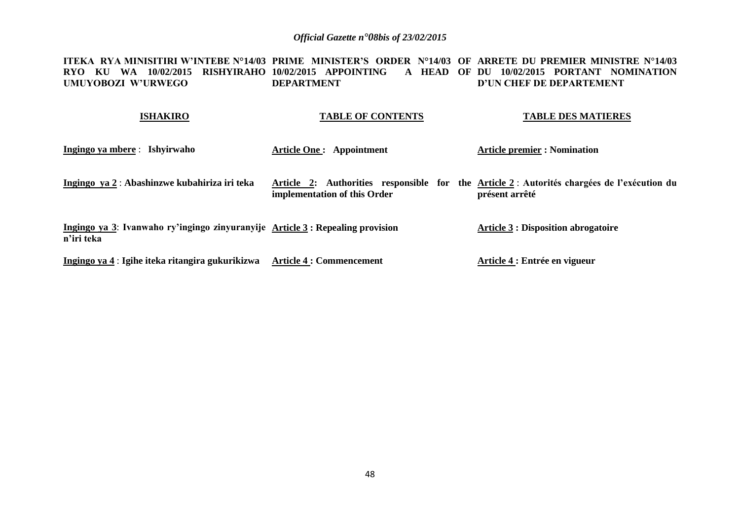**ITEKA RYA MINISITIRI W'INTEBE N°14/03 RYO KU WA 10/02/2015 RISHYIRAHO UMUYOBOZI W'URWEGO**

**ISHAKIRO**

**Ingingo ya mbere** : **Ishyirwaho**

**Ingingo ya 2** : **Abashinzwe kubahiriza iri teka**

**Ingingo ya 3**: **Ivanwaho ry'ingingo zinyuranyije n'iri teka**

**Ingingo ya 4** : **Igihe iteka ritangira gukurikizwa**

**PRIME MINISTER'S ORDER N°14/03 OF 10/02/2015 APPOINTING A HEAD OF DEPARTMENT**

**TABLE OF CONTENTS**

**Article One : Appointment**

**Article 2: Authorities responsible for the implementation of this Order**

**Article 3 : Repealing provision**

**Article 4 : Commencement**

**ARRETE DU PREMIER MINISTRE N°14/03 DU 10/02/2015 PORTANT NOMINATION D'UN CHEF DE DEPARTEMENT**

**TABLE DES MATIERES**

**Article premier : Nomination**

**Article 2** : **Autorités chargées de l'exécution du présent arrêté**

**Article 3 : Disposition abrogatoire**

**Article 4 : Entrée en vigueur**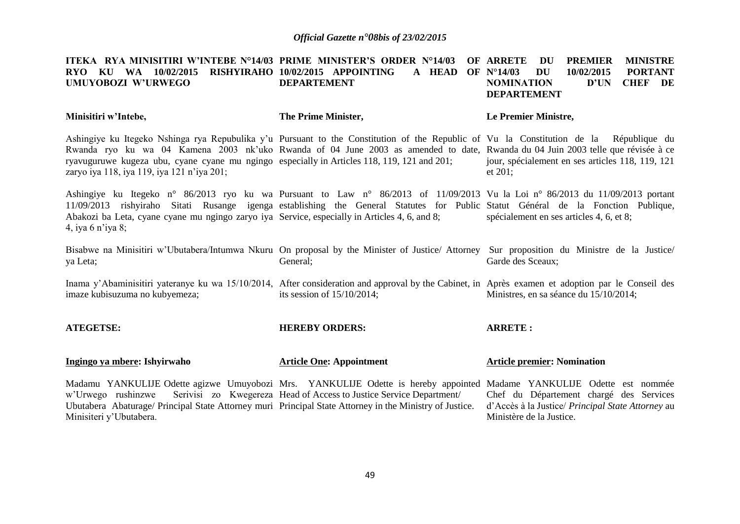**ITEKA RYA MINISITIRI W'INTEBE N°14/03 RYO KU WA 10/02/2015 RISHYIRAHO UMUYOBOZI W'URWEGO**

**Minisitiri w'Intebe,**

Ashingiye ku Itegeko Nshinga rya Repubulika y'u Rwanda ryo ku wa 04 Kamena 2003 nk'uko ryavuguruwe kugeza ubu, cyane cyane mu ngingo zaryo iya 118, iya 119, iya 121 n'iya 201;

Ashingiye ku Itegeko n° 86/2013 ryo ku wa 11/09/2013 rishyiraho Sitati Rusange igenga Abakozi ba Leta, cyane cyane mu ngingo zaryo iya 4, iya 6 n'iya 8;

Bisabwe na Minisitiri w'Ubutabera/Intumwa Nkuru ya Leta;

Inama y'Abaminisitiri yateranye ku wa 15/10/2014, imaze kubisuzuma no kubyemeza;

**ATEGETSE:**

**Ingingo ya mbere: Ishyirwaho**

Madamu YANKULIJE Odette agizwe Umuyobozi w'Urwego rushinzwe Serivisi zo Kwegereza Ubutabera Abaturage/ Principal State Attorney muri Minisiteri y'Ubutabera.

---

**PRIME MINISTER'S ORDER N°14/03 OF 10/02/2015 APPOINTING A HEAD OF DEPARTEMENT**

**The Prime Minister,**

Pursuant to the Constitution of the Republic of Rwanda of 04 June 2003 as amended to date, especially in Articles 118, 119, 121 and 201;

Pursuant to Law n° 86/2013 of 11/09/2013 establishing the General Statutes for Public Service, especially in Articles 4, 6, and 8;

On proposal by the Minister of Justice/ Attorney General;

After consideration and approval by the Cabinet, in its session of 15/10/2014;

**HEREBY ORDERS:**

**Article One: Appointment**

Mrs. YANKULIJE Odette is hereby appointed Head of Access to Justice Service Department/ Principal State Attorney in the Ministry of Justice.

---

**ARRETE DU PREMIER MINISTRE N°14/03 DU 10/02/2015 PORTANT NOMINATION D'UN CHEF DE DEPARTEMENT**

**Le Premier Ministre,**

Vu la Constitution de la République du Rwanda du 04 Juin 2003 telle que révisée à ce jour, spécialement en ses articles 118, 119, 121 et 201;

Vu la Loi n° 86/2013 du 11/09/2013 portant Statut Général de la Fonction Publique, spécialement en ses articles 4, 6, et 8;

Sur proposition du Ministre de la Justice/ Garde des Sceaux;

Après examen et adoption par le Conseil des Ministres, en sa séance du 15/10/2014;

**ARRETE :**

**Article premier: Nomination**

Madame YANKULIJE Odette est nommée Chef du Département chargé des Services d'Accès à la Justice/ *Principal State Attorney* au Ministère de la Justice.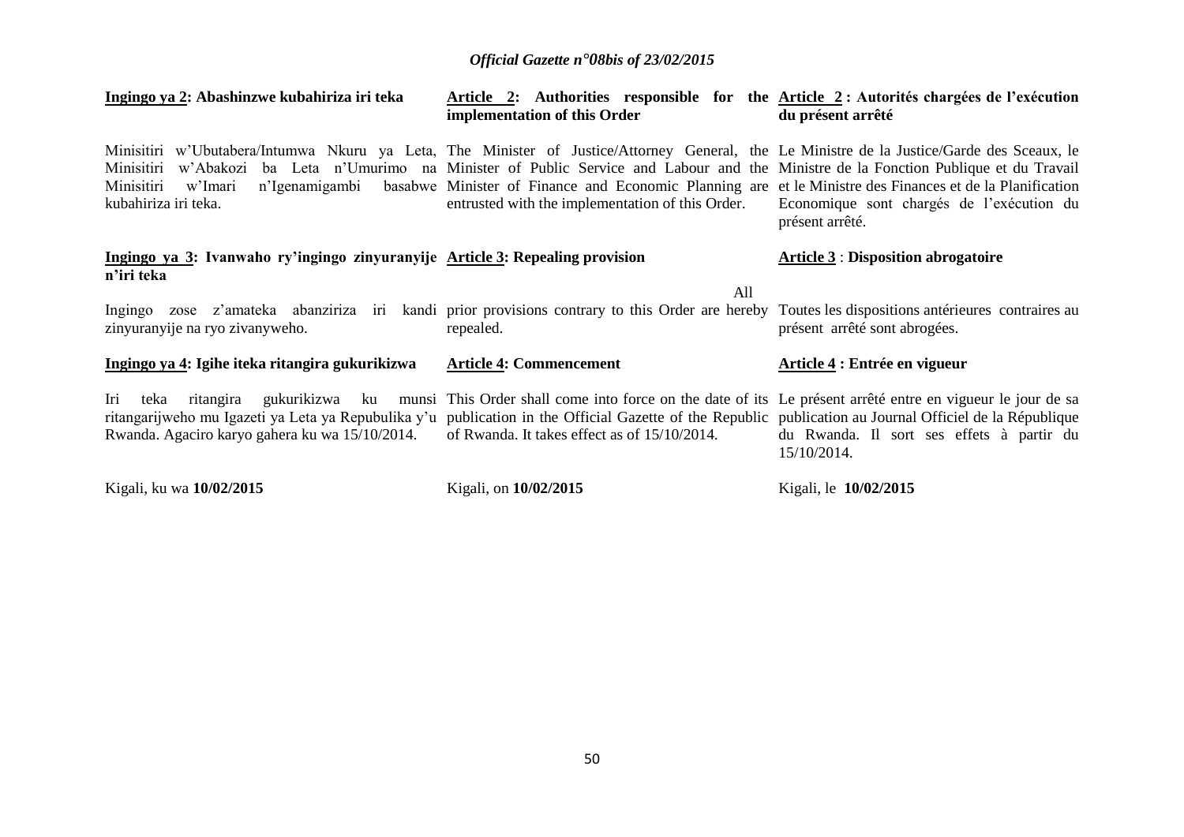**Ingingo ya 2: Abashinzwe kubahiriza iri teka**

Minisitiri w'Ubutabera/Intumwa Nkuru ya Leta, Minisitiri w'Abakozi ba Leta n'Umurimo na Minisitiri w'Imari n'Igenamigambi basabwe kubahiriza iri teka.

**Ingingo ya 3: Ivanwaho ry'ingingo zinyuranyije n'iri teka**

Ingingo zose z'amateka abanziriza iri kandi zinyuranyije na ryo zivanyweho.

**Ingingo ya 4: Igihe iteka ritangira gukurikizwa**

Iri teka ritangira gukurikizwa ku munsi ritangarijweho mu Igazeti ya Leta ya Repubulika y'u Rwanda. Agaciro karyo gahera ku wa 15/10/2014.

Kigali, ku wa **10/02/2015**

**Article 2: Authorities responsible for the implementation of this Order**

The Minister of Justice/Attorney General, the Minister of Public Service and Labour and the Minister of Finance and Economic Planning are entrusted with the implementation of this Order.

**Article 3: Repealing provision**

All prior provisions contrary to this Order are hereby repealed.

**Article 4: Commencement**

This Order shall come into force on the date of its publication in the Official Gazette of the Republic of Rwanda. It takes effect as of 15/10/2014.

Kigali, on **10/02/2015**

**Article 2 : Autorités chargées de l'exécution du présent arrêté**

Le Ministre de la Justice/Garde des Sceaux, le Ministre de la Fonction Publique et du Travail et le Ministre des Finances et de la Planification Economique sont chargés de l'exécution du présent arrêté.

**Article 3 : Disposition abrogatoire**

Toutes les dispositions antérieures contraires au présent arrêté sont abrogées.

**Article 4 : Entrée en vigueur**

Le présent arrêté entre en vigueur le jour de sa publication au Journal Officiel de la République du Rwanda. Il sort ses effets à partir du 15/10/2014.

Kigali, le **10/02/2015**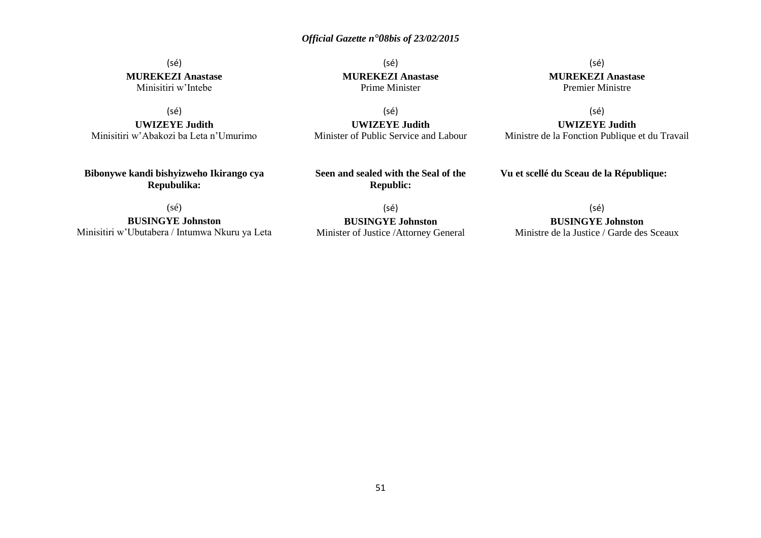(sé)

**MUREKEZI Anastase**
Minisitiri w'Intebe

(sé)

**UWIZEYE Judith**
Minisitiri w'Abakozi ba Leta n'Umurimo

**Bibonywe kandi bishyizweho Ikirango cya Repubulika:**

(sé)

**BUSINGYE Johnston**
Minisitiri w'Ubutabera / Intumwa Nkuru ya Leta

(sé)

**MUREKEZI Anastase**
Prime Minister

(sé)

**UWIZEYE Judith**
Minister of Public Service and Labour

**Seen and sealed with the Seal of the Republic:**

(sé)

**BUSINGYE Johnston**
Minister of Justice /Attorney General

(sé)

**MUREKEZI Anastase**
Premier Ministre

(sé)

**UWIZEYE Judith**
Ministre de la Fonction Publique et du Travail

**Vu et scellé du Sceau de la République:**

(sé)

**BUSINGYE Johnston**
Ministre de la Justice / Garde des Sceaux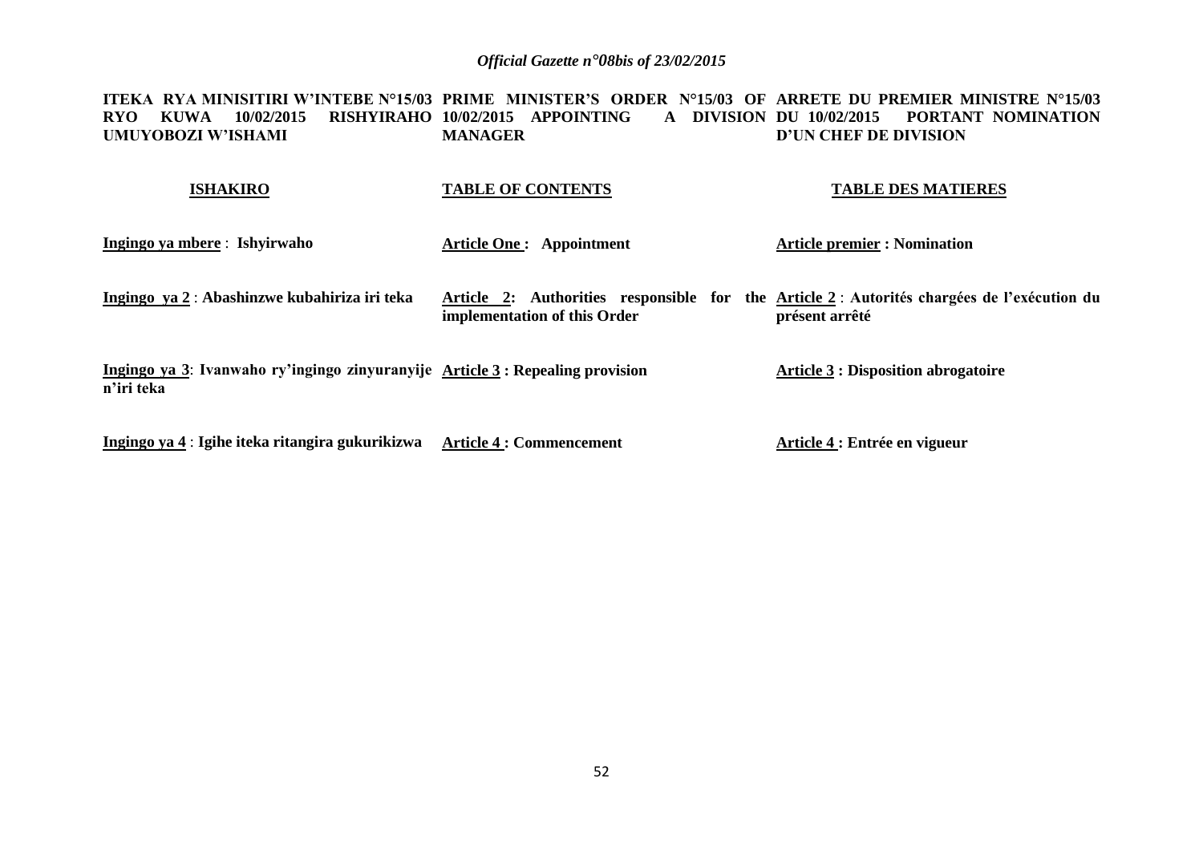**ITEKA RYA MINISITIRI W'INTEBE N°15/03 RYO KUWA 10/02/2015 RISHYIRAHO UMUYOBOZI W'ISHAMI**

**ISHAKIRO**

**Ingingo ya mbere** : **Ishyirwaho**

**Ingingo ya 2** : **Abashinzwe kubahiriza iri teka**

**Ingingo ya 3**: **Ivanwaho ry'ingingo zinyuranyije n'iri teka**

**Ingingo ya 4** : **Igihe iteka ritangira gukurikizwa**

**PRIME MINISTER'S ORDER N°15/03 OF 10/02/2015 APPOINTING A DIVISION MANAGER**

**TABLE OF CONTENTS**

**Article One : Appointment**

**Article 2: Authorities responsible for the implementation of this Order**

**Article 3 : Repealing provision**

**Article 4 : Commencement**

**ARRETE DU PREMIER MINISTRE N°15/03 DU 10/02/2015 PORTANT NOMINATION D'UN CHEF DE DIVISION**

**TABLE DES MATIERES**

**Article premier : Nomination**

**Article 2** : **Autorités chargées de l'exécution du présent arrêté**

**Article 3 : Disposition abrogatoire**

**Article 4 : Entrée en vigueur**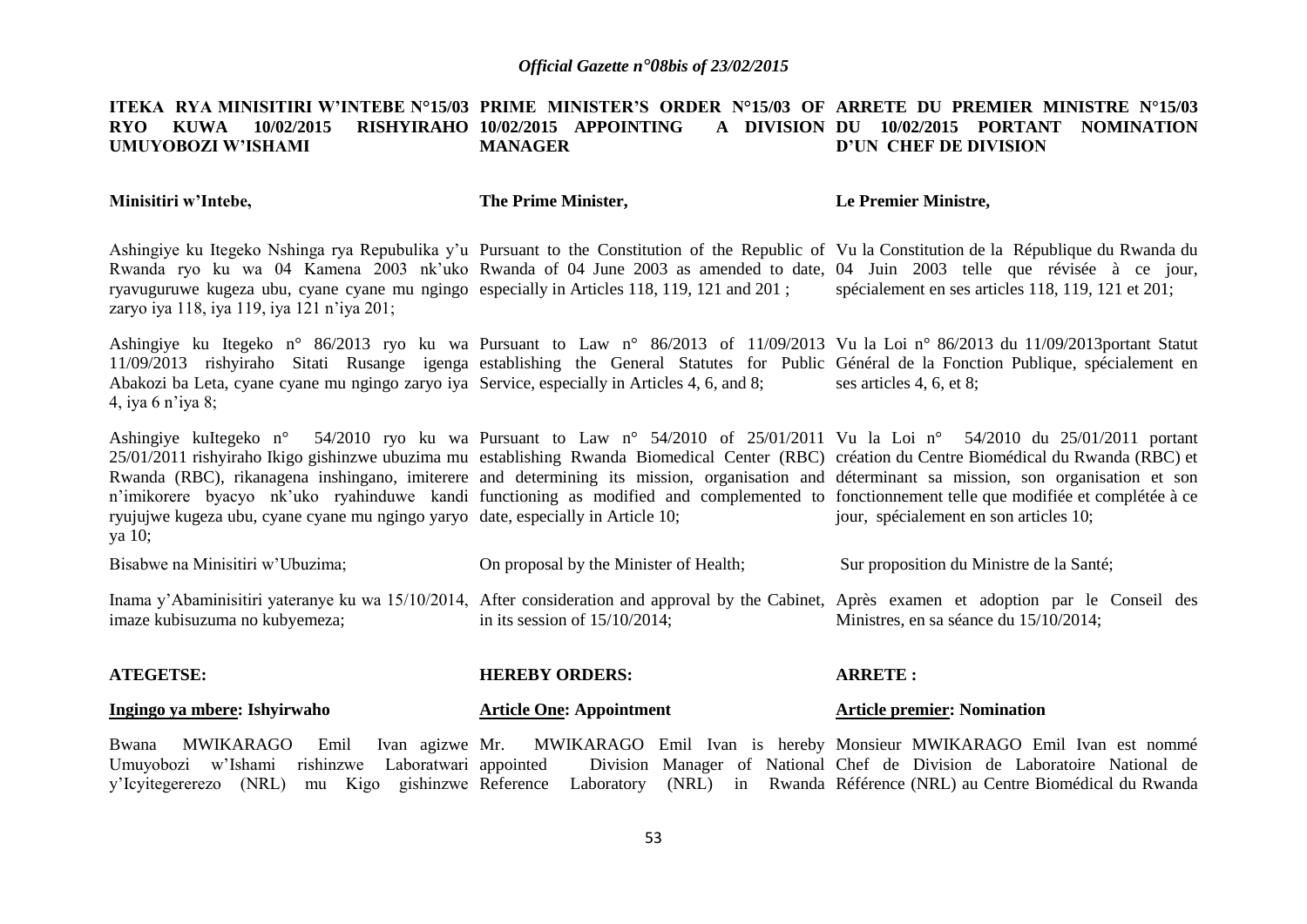**ITEKA RYA MINISITIRI W'INTEBE N°15/03 RYO KUWA 10/02/2015 RISHYIRAHO UMUYOBOZI W'ISHAMI**

**Minisitiri w'Intebe,**

Ashingiye ku Itegeko Nshinga rya Repubulika y'u Rwanda ryo ku wa 04 Kamena 2003 nk'uko ryavuguruwe kugeza ubu, cyane cyane mu ngingo zaryo iya 118, iya 119, iya 121 n'iya 201;

Ashingiye ku Itegeko n° 86/2013 ryo ku wa 11/09/2013 rishyiraho Sitati Rusange igenga Abakozi ba Leta, cyane cyane mu ngingo zaryo iya 4, iya 6 n'iya 8;

Ashingiye kuItegeko n° 54/2010 ryo ku wa 25/01/2011 rishyiraho Ikigo gishinzwe ubuzima mu Rwanda (RBC), rikanagena inshingano, imiterere n'imikorere byacyo nk'uko ryahinduwe kandi ryujujwe kugeza ubu, cyane cyane mu ngingo yaryo ya 10;

Bisabwe na Minisitiri w'Ubuzima;

Inama y'Abaminisitiri yateranye ku wa 15/10/2014, imaze kubisuzuma no kubyemeza;

**ATEGETSE:**

**Ingingo ya mbere: Ishyirwaho**

Bwana MWIKARAGO Emil Ivan agizwe Umuyobozi w'Ishami rishinzwe Laboratwari y'Icyitegererezo (NRL) mu Kigo gishinzwe

---

**PRIME MINISTER'S ORDER N°15/03 OF 10/02/2015 APPOINTING A DIVISION MANAGER**

**The Prime Minister,**

Pursuant to the Constitution of the Republic of Rwanda of 04 June 2003 as amended to date, especially in Articles 118, 119, 121 and 201 ;

Pursuant to Law n° 86/2013 of 11/09/2013 establishing the General Statutes for Public Service, especially in Articles 4, 6, and 8;

Pursuant to Law n° 54/2010 of 25/01/2011 establishing Rwanda Biomedical Center (RBC) and determining its mission, organisation and functioning as modified and complemented to date, especially in Article 10;

On proposal by the Minister of Health;

After consideration and approval by the Cabinet, in its session of 15/10/2014;

**HEREBY ORDERS:**

**Article One: Appointment**

Mr. MWIKARAGO Emil Ivan is hereby appointed Division Manager of National Reference Laboratory (NRL) in Rwanda

---

**ARRETE DU PREMIER MINISTRE N°15/03 DU 10/02/2015 PORTANT NOMINATION D'UN CHEF DE DIVISION**

**Le Premier Ministre,**

Vu la Constitution de la République du Rwanda du 04 Juin 2003 telle que révisée à ce jour, spécialement en ses articles 118, 119, 121 et 201;

Vu la Loi n° 86/2013 du 11/09/2013portant Statut Général de la Fonction Publique, spécialement en ses articles 4, 6, et 8;

Vu la Loi n° 54/2010 du 25/01/2011 portant création du Centre Biomédical du Rwanda (RBC) et déterminant sa mission, son organisation et son fonctionnement telle que modifiée et complétée à ce jour, spécialement en son articles 10;

Sur proposition du Ministre de la Santé;

Après examen et adoption par le Conseil des Ministres, en sa séance du 15/10/2014;

**ARRETE :**

**Article premier: Nomination**

Monsieur MWIKARAGO Emil Ivan est nommé Chef de Division de Laboratoire National de Référence (NRL) au Centre Biomédical du Rwanda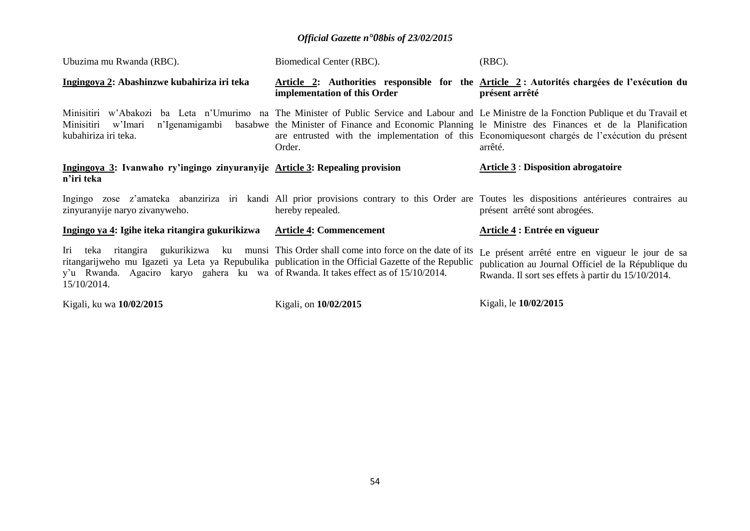Ubuzima mu Rwanda (RBC).

**Ingingoya 2: Abashinzwe kubahiriza iri teka**

Minisitiri w'Abakozi ba Leta n'Umurimo na Minisitiri w'Imari n'Igenamigambi basabwe kubahiriza iri teka.

**Ingingoya 3: Ivanwaho ry'ingingo zinyuranyije n'iri teka**

Ingingo zose z'amateka abanziriza iri kandi zinyuranyije naryo zivanyweho.

**Ingingo ya 4: Igihe iteka ritangira gukurikizwa**

Iri teka ritangira gukurikizwa ku munsi ritangarijweho mu Igazeti ya Leta ya Repubulika y'u Rwanda. Agaciro karyo gahera ku wa 15/10/2014.

Kigali, ku wa **10/02/2015**

Biomedical Center (RBC).

**Article 2: Authorities responsible for the implementation of this Order**

The Minister of Public Service and Labour and the Minister of Finance and Economic Planning are entrusted with the implementation of this Order.

**Article 3: Repealing provision**

All prior provisions contrary to this Order are hereby repealed.

**Article 4: Commencement**

This Order shall come into force on the date of its publication in the Official Gazette of the Republic of Rwanda. It takes effect as of 15/10/2014.

Kigali, on **10/02/2015**

(RBC).

**Article 2 : Autorités chargées de l'exécution du présent arrêté**

Le Ministre de la Fonction Publique et du Travail et le Ministre des Finances et de la Planification Economiquesont chargés de l'exécution du présent arrêté.

**Article 3 : Disposition abrogatoire**

Toutes les dispositions antérieures contraires au présent arrêté sont abrogées.

**Article 4 : Entrée en vigueur**

Le présent arrêté entre en vigueur le jour de sa publication au Journal Officiel de la République du Rwanda. Il sort ses effets à partir du 15/10/2014.

Kigali, le **10/02/2015**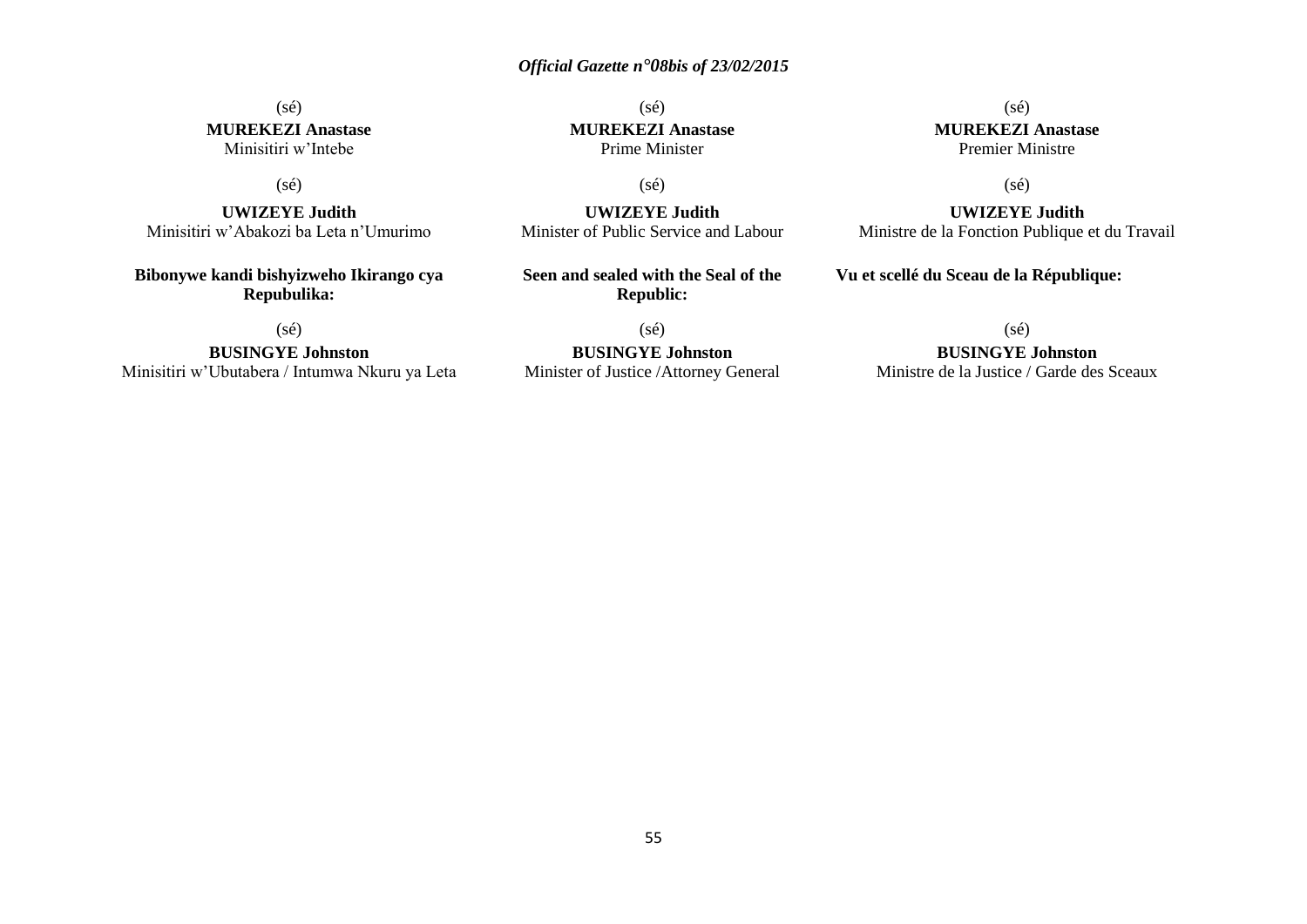(sé)

**MUREKEZI Anastase**
Minisitiri w'Intebe

(sé)

**UWIZEYE Judith**
Minisitiri w'Abakozi ba Leta n'Umurimo

**Bibonywe kandi bishyizweho Ikirango cya Repubulika:**

(sé)

**BUSINGYE Johnston**
Minisitiri w'Ubutabera / Intumwa Nkuru ya Leta

(sé)

**MUREKEZI Anastase**
Prime Minister

(sé)

**UWIZEYE Judith**
Minister of Public Service and Labour

**Seen and sealed with the Seal of the Republic:**

(sé)

**BUSINGYE Johnston**
Minister of Justice /Attorney General

(sé)

**MUREKEZI Anastase**
Premier Ministre

(sé)

**UWIZEYE Judith**
Ministre de la Fonction Publique et du Travail

**Vu et scellé du Sceau de la République:**

(sé)

**BUSINGYE Johnston**
Ministre de la Justice / Garde des Sceaux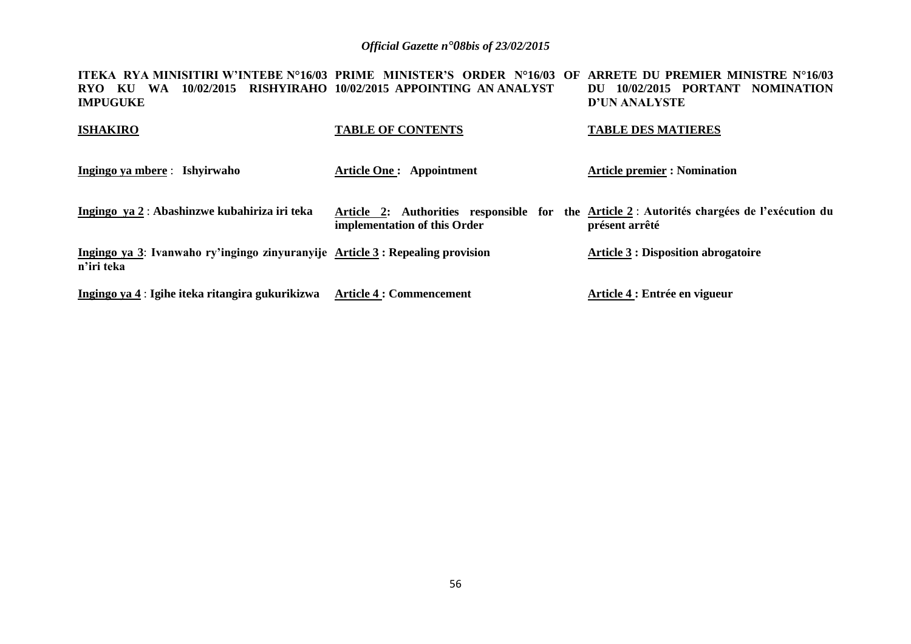**ITEKA RYA MINISITIRI W'INTEBE N°16/03 RYO KU WA 10/02/2015 RISHYIRAHO IMPUGUKE**

**ISHAKIRO**

**Ingingo ya mbere** : **Ishyirwaho**

**Ingingo ya 2** : **Abashinzwe kubahiriza iri teka**

**Ingingo ya 3**: **Ivanwaho ry'ingingo zinyuranyije n'iri teka**

**Ingingo ya 4** : **Igihe iteka ritangira gukurikizwa**

**PRIME MINISTER'S ORDER N°16/03 OF 10/02/2015 APPOINTING AN ANALYST**

**TABLE OF CONTENTS**

**Article One : Appointment**

**Article 2: Authorities responsible for the implementation of this Order**

**Article 3 : Repealing provision**

**Article 4 : Commencement**

**ARRETE DU PREMIER MINISTRE N°16/03 DU 10/02/2015 PORTANT NOMINATION D'UN ANALYSTE**

**TABLE DES MATIERES**

**Article premier : Nomination**

**Article 2** : **Autorités chargées de l'exécution du présent arrêté**

**Article 3 : Disposition abrogatoire**

**Article 4 : Entrée en vigueur**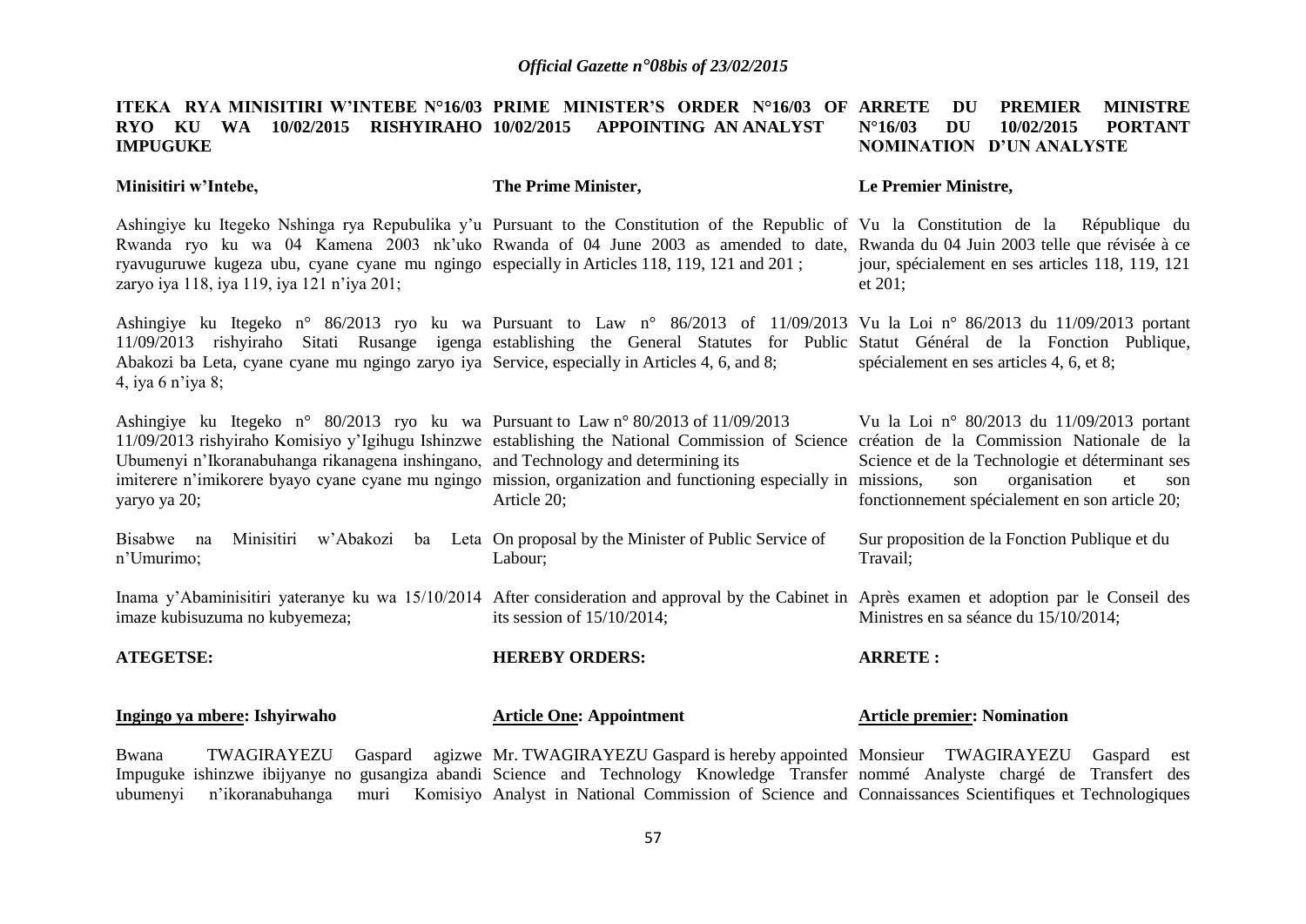**ITEKA RYA MINISITIRI W'INTEBE N°16/03 RYO KU WA 10/02/2015 RISHYIRAHO IMPUGUKE**

**Minisitiri w'Intebe,**

Ashingiye ku Itegeko Nshinga rya Repubulika y'u Rwanda ryo ku wa 04 Kamena 2003 nk'uko ryavuguruwe kugeza ubu, cyane cyane mu ngingo zaryo iya 118, iya 119, iya 121 n'iya 201;

Ashingiye ku Itegeko n° 86/2013 ryo ku wa 11/09/2013 rishyiraho Sitati Rusange igenga Abakozi ba Leta, cyane cyane mu ngingo zaryo iya 4, iya 6 n'iya 8;

Ashingiye ku Itegeko n° 80/2013 ryo ku wa 11/09/2013 rishyiraho Komisiyo y'Igihugu Ishinzwe Ubumenyi n'Ikoranabuhanga rikanagena inshingano, imiterere n'imikorere byayo cyane cyane mu ngingo yaryo ya 20;

Bisabwe na Minisitiri w'Abakozi ba Leta n'Umurimo;

Inama y'Abaminisitiri yateranye ku wa 15/10/2014 imaze kubisuzuma no kubyemeza;

**ATEGETSE:**

**Ingingo ya mbere: Ishyirwaho**

Bwana TWAGIRAYEZU Gaspard agizwe Impuguke ishinzwe ibijyanye no gusangiza abandi ubumenyi n'ikoranabuhanga muri Komisiyo

**PRIME MINISTER'S ORDER N°16/03 OF 10/02/2015 APPOINTING AN ANALYST**

**The Prime Minister,**

Pursuant to the Constitution of the Republic of Rwanda of 04 June 2003 as amended to date, especially in Articles 118, 119, 121 and 201 ;

Pursuant to Law n° 86/2013 of 11/09/2013 establishing the General Statutes for Public Service, especially in Articles 4, 6, and 8;

Pursuant to Law n° 80/2013 of 11/09/2013 establishing the National Commission of Science and Technology and determining its mission, organization and functioning especially in Article 20;

On proposal by the Minister of Public Service of Labour;

After consideration and approval by the Cabinet in its session of 15/10/2014;

**HEREBY ORDERS:**

**Article One: Appointment**

Mr. TWAGIRAYEZU Gaspard is hereby appointed Science and Technology Knowledge Transfer Analyst in National Commission of Science and

**ARRETE DU PREMIER MINISTRE N°16/03 DU 10/02/2015 PORTANT NOMINATION D'UN ANALYSTE**

**Le Premier Ministre,**

Vu la Constitution de la République du Rwanda du 04 Juin 2003 telle que révisée à ce jour, spécialement en ses articles 118, 119, 121 et 201;

Vu la Loi n° 86/2013 du 11/09/2013 portant Statut Général de la Fonction Publique, spécialement en ses articles 4, 6, et 8;

Vu la Loi n° 80/2013 du 11/09/2013 portant création de la Commission Nationale de la Science et de la Technologie et déterminant ses missions, son organisation et son fonctionnement spécialement en son article 20;

Sur proposition de la Fonction Publique et du Travail;

Après examen et adoption par le Conseil des Ministres en sa séance du 15/10/2014;

**ARRETE :**

**Article premier: Nomination**

Monsieur TWAGIRAYEZU Gaspard est nommé Analyste chargé de Transfert des Connaissances Scientifiques et Technologiques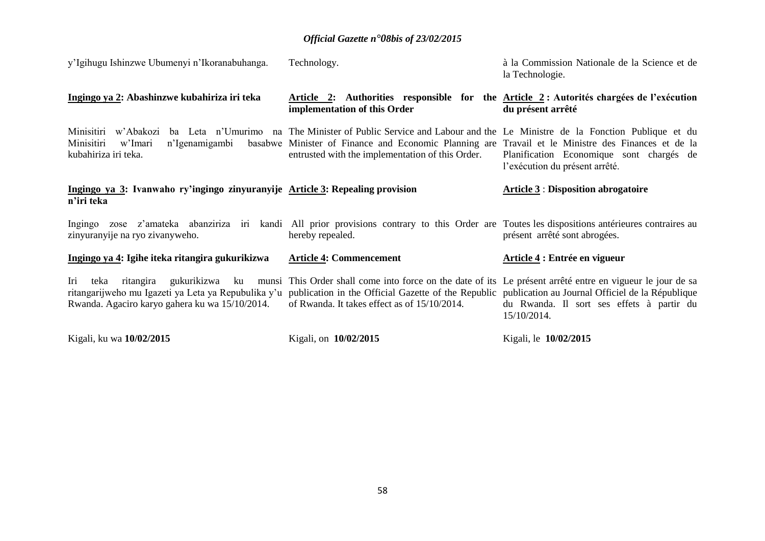y'Igihugu Ishinzwe Ubumenyi n'Ikoranabuhanga.

**Ingingo ya 2: Abashinzwe kubahiriza iri teka**

Minisitiri w'Abakozi ba Leta n'Umurimo na Minisitiri w'Imari n'Igenamigambi basabwe kubahiriza iri teka.

**Ingingo ya 3: Ivanwaho ry'ingingo zinyuranyije n'iri teka**

Ingingo zose z'amateka abanziriza iri kandi zinyuranyije na ryo zivanyweho.

**Ingingo ya 4: Igihe iteka ritangira gukurikizwa**

Iri teka ritangira gukurikizwa ku munsi ritangarijweho mu Igazeti ya Leta ya Repubulika y'u Rwanda. Agaciro karyo gahera ku wa 15/10/2014.

Kigali, ku wa **10/02/2015**

Technology.

**Article 2: Authorities responsible for the implementation of this Order**

The Minister of Public Service and Labour and the Minister of Finance and Economic Planning are entrusted with the implementation of this Order.

**Article 3: Repealing provision**

All prior provisions contrary to this Order are hereby repealed.

**Article 4: Commencement**

This Order shall come into force on the date of its publication in the Official Gazette of the Republic of Rwanda. It takes effect as of 15/10/2014.

Kigali, on **10/02/2015**

à la Commission Nationale de la Science et de la Technologie.

**Article 2 : Autorités chargées de l'exécution du présent arrêté**

Le Ministre de la Fonction Publique et du Travail et le Ministre des Finances et de la Planification Economique sont chargés de l'exécution du présent arrêté.

**Article 3 : Disposition abrogatoire**

Toutes les dispositions antérieures contraires au présent arrêté sont abrogées.

**Article 4 : Entrée en vigueur**

Le présent arrêté entre en vigueur le jour de sa publication au Journal Officiel de la République du Rwanda. Il sort ses effets à partir du 15/10/2014.

Kigali, le **10/02/2015**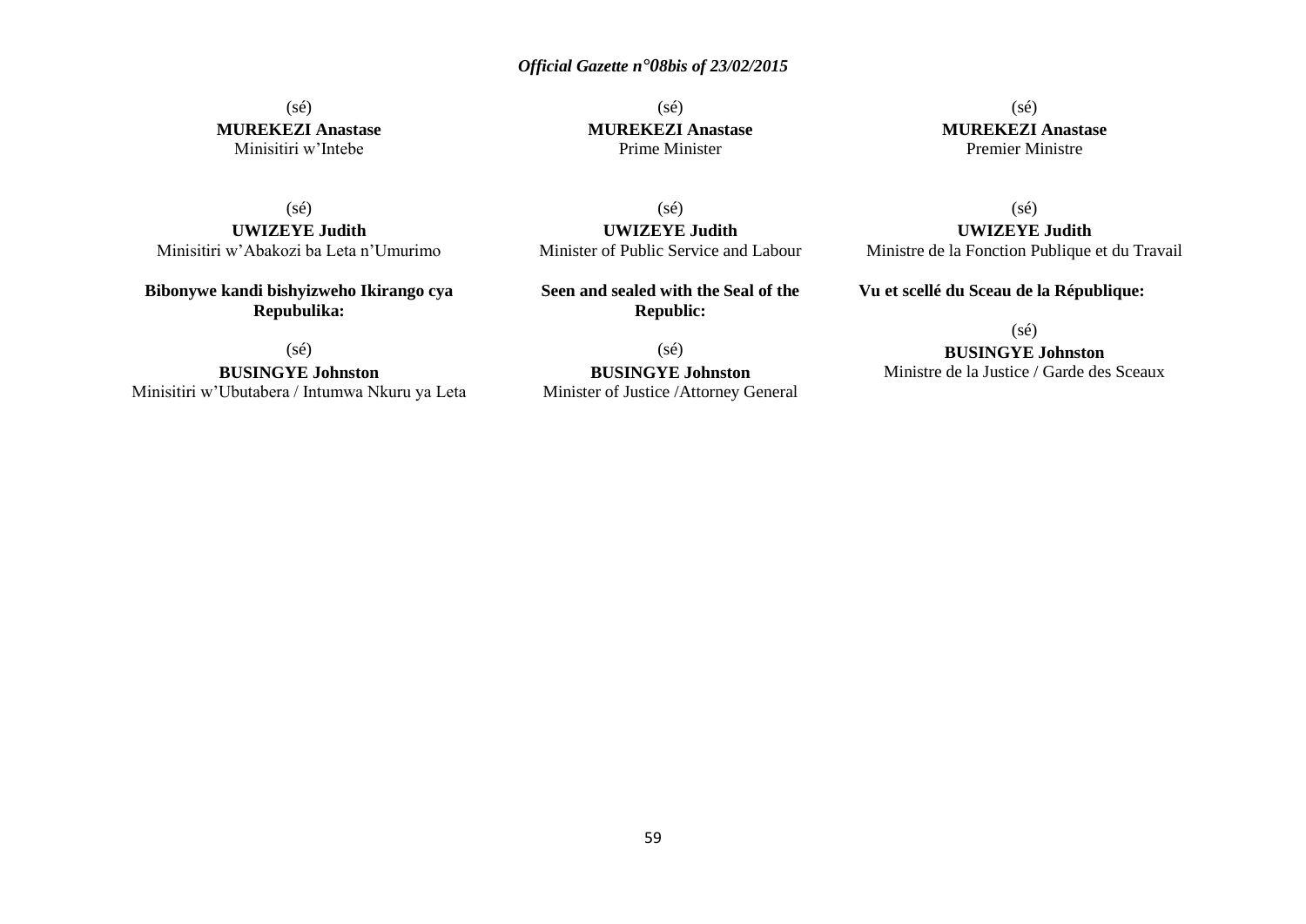(sé)
**MUREKEZI Anastase**
Minisitiri w'Intebe

(sé)
**UWIZEYE Judith**
Minisitiri w'Abakozi ba Leta n'Umurimo

**Bibonywe kandi bishyizweho Ikirango cya Repubulika:**

(sé)
**BUSINGYE Johnston**
Minisitiri w'Ubutabera / Intumwa Nkuru ya Leta

(sé)
**MUREKEZI Anastase**
Prime Minister

(sé)
**UWIZEYE Judith**
Minister of Public Service and Labour

**Seen and sealed with the Seal of the Republic:**

(sé)
**BUSINGYE Johnston**
Minister of Justice /Attorney General

(sé)
**MUREKEZI Anastase**
Premier Ministre

(sé)
**UWIZEYE Judith**
Ministre de la Fonction Publique et du Travail

**Vu et scellé du Sceau de la République:**

(sé)
**BUSINGYE Johnston**
Ministre de la Justice / Garde des Sceaux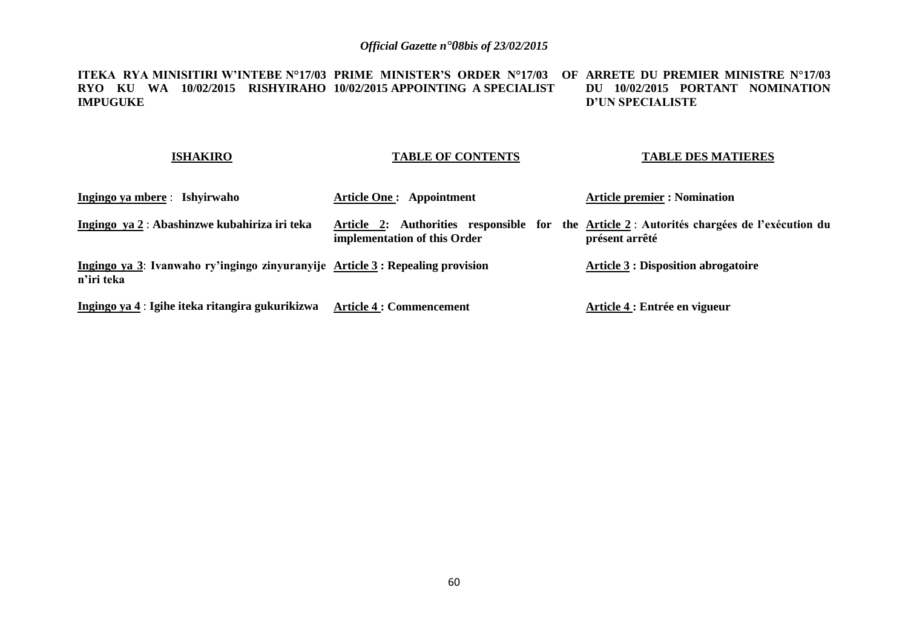**ITEKA RYA MINISITIRI W'INTEBE N°17/03 RYO KU WA 10/02/2015 RISHYIRAHO IMPUGUKE**

**ISHAKIRO**

**Ingingo ya mbere** : **Ishyirwaho**

**Ingingo ya 2** : **Abashinzwe kubahiriza iri teka**

**Ingingo ya 3**: **Ivanwaho ry'ingingo zinyuranyije n'iri teka**

**Ingingo ya 4** : **Igihe iteka ritangira gukurikizwa**

**PRIME MINISTER'S ORDER N°17/03 OF 10/02/2015 APPOINTING A SPECIALIST**

**TABLE OF CONTENTS**

**Article One : Appointment**

**Article 2: Authorities responsible for the implementation of this Order**

**Article 3 : Repealing provision**

**Article 4 : Commencement**

**ARRETE DU PREMIER MINISTRE N°17/03 DU 10/02/2015 PORTANT NOMINATION D'UN SPECIALISTE**

**TABLE DES MATIERES**

**Article premier : Nomination**

**Article 2** : **Autorités chargées de l'exécution du présent arrêté**

**Article 3 : Disposition abrogatoire**

**Article 4 : Entrée en vigueur**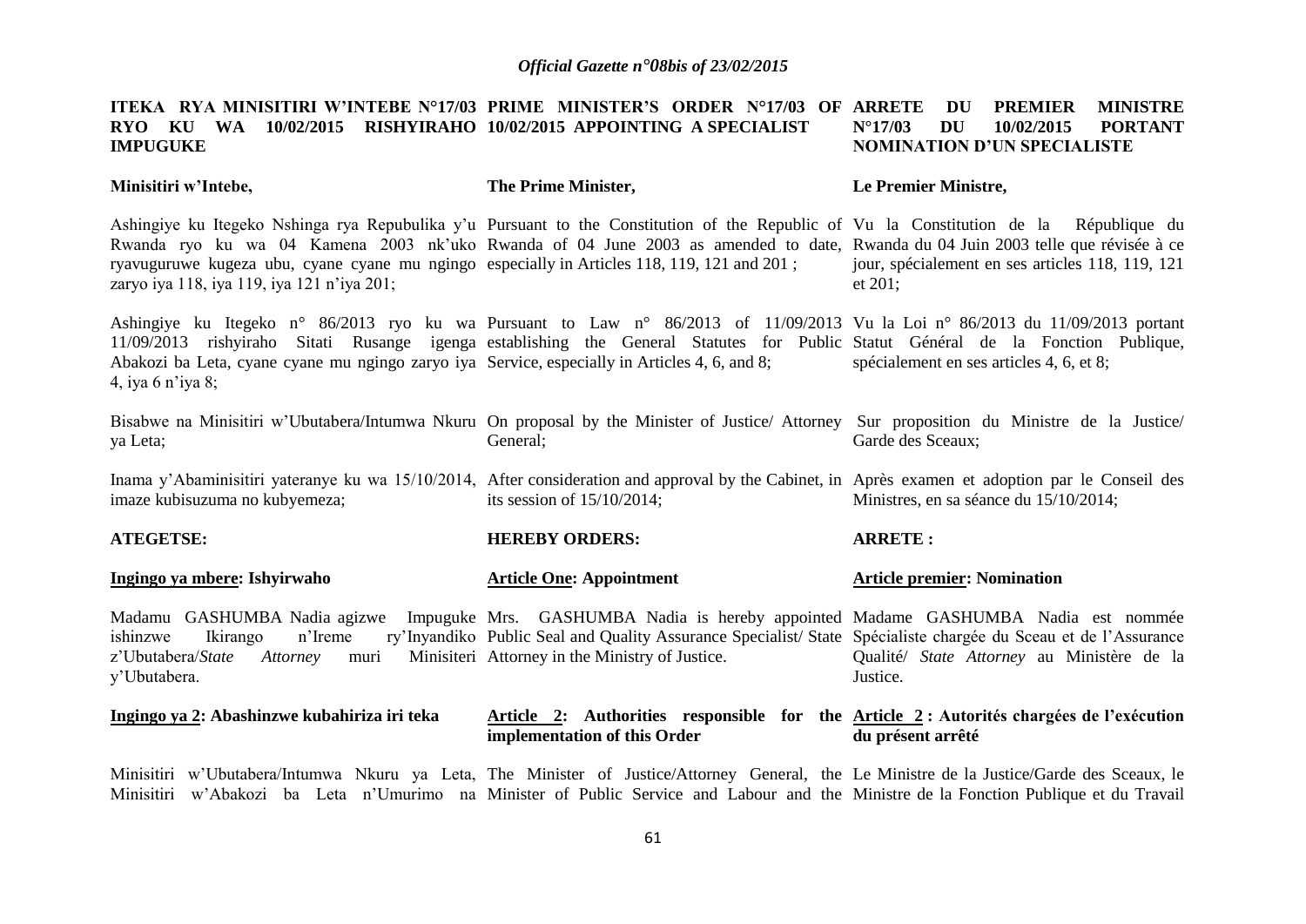**ITEKA RYA MINISITIRI W'INTEBE N°17/03 RYO KU WA 10/02/2015 RISHYIRAHO IMPUGUKE**

**Minisitiri w'Intebe,**

Ashingiye ku Itegeko Nshinga rya Repubulika y'u Rwanda ryo ku wa 04 Kamena 2003 nk'uko ryavuguruwe kugeza ubu, cyane cyane mu ngingo zaryo iya 118, iya 119, iya 121 n'iya 201;

Ashingiye ku Itegeko n° 86/2013 ryo ku wa 11/09/2013 rishyiraho Sitati Rusange igenga Abakozi ba Leta, cyane cyane mu ngingo zaryo iya 4, iya 6 n'iya 8;

Bisabwe na Minisitiri w'Ubutabera/Intumwa Nkuru ya Leta;

Inama y'Abaminisitiri yateranye ku wa 15/10/2014, imaze kubisuzuma no kubyemeza;

**ATEGETSE:**

**<u>Ingingo ya mbere</u>: Ishyirwaho**

Madamu GASHUMBA Nadia agizwe Impuguke ishinzwe Ikirango n'Ireme ry'Inyandiko z'Ubutabera/*State Attorney* muri Minisiteri y'Ubutabera.

**<u>Ingingo ya 2</u>: Abashinzwe kubahiriza iri teka**

Minisitiri w'Ubutabera/Intumwa Nkuru ya Leta, Minisitiri w'Abakozi ba Leta n'Umurimo na

**PRIME MINISTER'S ORDER N°17/03 OF 10/02/2015 APPOINTING A SPECIALIST**

**The Prime Minister,**

Pursuant to the Constitution of the Republic of Rwanda of 04 June 2003 as amended to date, especially in Articles 118, 119, 121 and 201 ;

Pursuant to Law n° 86/2013 of 11/09/2013 establishing the General Statutes for Public Service, especially in Articles 4, 6, and 8;

On proposal by the Minister of Justice/ Attorney General;

After consideration and approval by the Cabinet, in its session of 15/10/2014;

**HEREBY ORDERS:**

**<u>Article One</u>: Appointment**

Mrs. GASHUMBA Nadia is hereby appointed Public Seal and Quality Assurance Specialist/ State Attorney in the Ministry of Justice.

**<u>Article 2</u>: Authorities responsible for the implementation of this Order**

The Minister of Justice/Attorney General, the Minister of Public Service and Labour and the

**ARRETE DU PREMIER MINISTRE N°17/03 DU 10/02/2015 PORTANT NOMINATION D'UN SPECIALISTE**

**Le Premier Ministre,**

Vu la Constitution de la République du Rwanda du 04 Juin 2003 telle que révisée à ce jour, spécialement en ses articles 118, 119, 121 et 201;

Vu la Loi n° 86/2013 du 11/09/2013 portant Statut Général de la Fonction Publique, spécialement en ses articles 4, 6, et 8;

Sur proposition du Ministre de la Justice/ Garde des Sceaux;

Après examen et adoption par le Conseil des Ministres, en sa séance du 15/10/2014;

**ARRETE :**

**<u>Article premier</u>: Nomination**

Madame GASHUMBA Nadia est nommée Spécialiste chargée du Sceau et de l'Assurance Qualité/ *State Attorney* au Ministère de la Justice.

**<u>Article 2</u> : Autorités chargées de l'exécution du présent arrêté**

Le Ministre de la Justice/Garde des Sceaux, le Ministre de la Fonction Publique et du Travail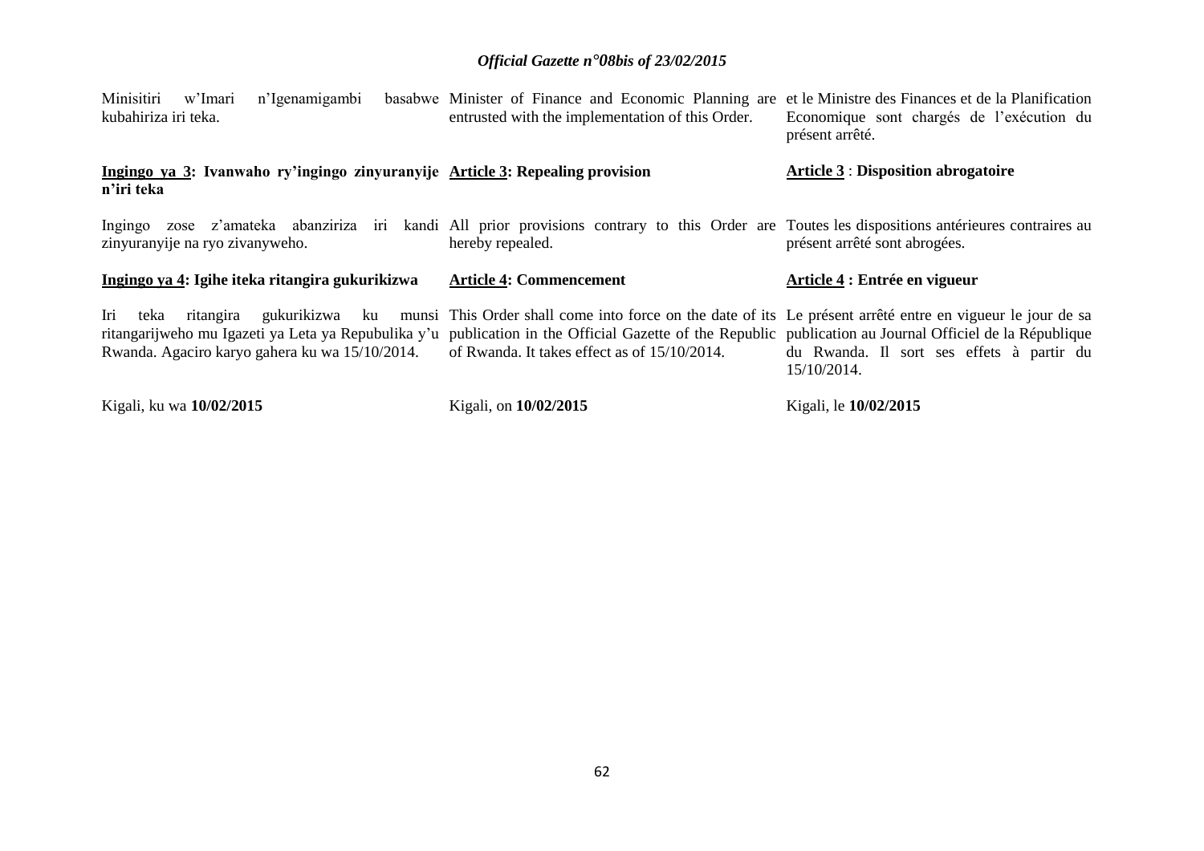Minisitiri w'Imari n'Igenamigambi basabwe kubahiriza iri teka.

**<u>Ingingo ya 3</u>: Ivanwaho ry'ingingo zinyuranyije n'iri teka**

Ingingo zose z'amateka abanziriza iri kandi zinyuranyije na ryo zivanyweho.

**<u>Ingingo ya 4</u>: Igihe iteka ritangira gukurikizwa**

Iri teka ritangira gukurikizwa ku munsi ritangarijweho mu Igazeti ya Leta ya Repubulika y'u Rwanda. Agaciro karyo gahera ku wa 15/10/2014.

Kigali, ku wa **10/02/2015**

Minister of Finance and Economic Planning are entrusted with the implementation of this Order.

**<u>Article 3</u>: Repealing provision**

All prior provisions contrary to this Order are hereby repealed.

**<u>Article 4</u>: Commencement**

This Order shall come into force on the date of its publication in the Official Gazette of the Republic of Rwanda. It takes effect as of 15/10/2014.

Kigali, on **10/02/2015**

et le Ministre des Finances et de la Planification Economique sont chargés de l'exécution du présent arrêté.

**<u>Article 3</u> : Disposition abrogatoire**

Toutes les dispositions antérieures contraires au présent arrêté sont abrogées.

**<u>Article 4</u> : Entrée en vigueur**

Le présent arrêté entre en vigueur le jour de sa publication au Journal Officiel de la République du Rwanda. Il sort ses effets à partir du 15/10/2014.

Kigali, le **10/02/2015**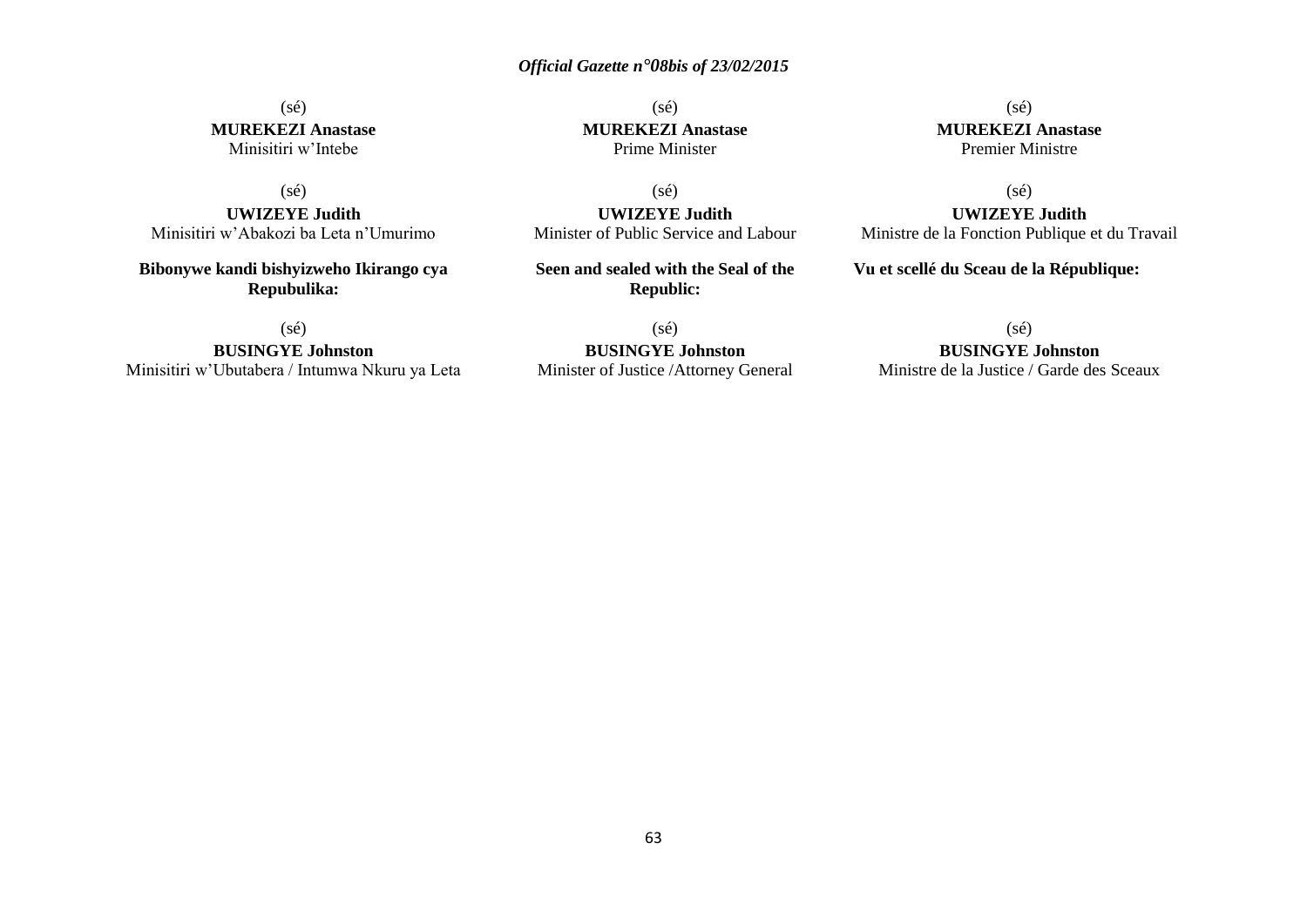(sé)
**MUREKEZI Anastase**
Minisitiri w'Intebe

(sé)
**UWIZEYE Judith**
Minisitiri w'Abakozi ba Leta n'Umurimo

**Bibonywe kandi bishyizweho Ikirango cya Repubulika:**

(sé)
**BUSINGYE Johnston**
Minisitiri w'Ubutabera / Intumwa Nkuru ya Leta

(sé)
**MUREKEZI Anastase**
Prime Minister

(sé)
**UWIZEYE Judith**
Minister of Public Service and Labour

**Seen and sealed with the Seal of the Republic:**

(sé)
**BUSINGYE Johnston**
Minister of Justice /Attorney General

(sé)
**MUREKEZI Anastase**
Premier Ministre

(sé)
**UWIZEYE Judith**
Ministre de la Fonction Publique et du Travail

**Vu et scellé du Sceau de la République:**

(sé)
**BUSINGYE Johnston**
Ministre de la Justice / Garde des Sceaux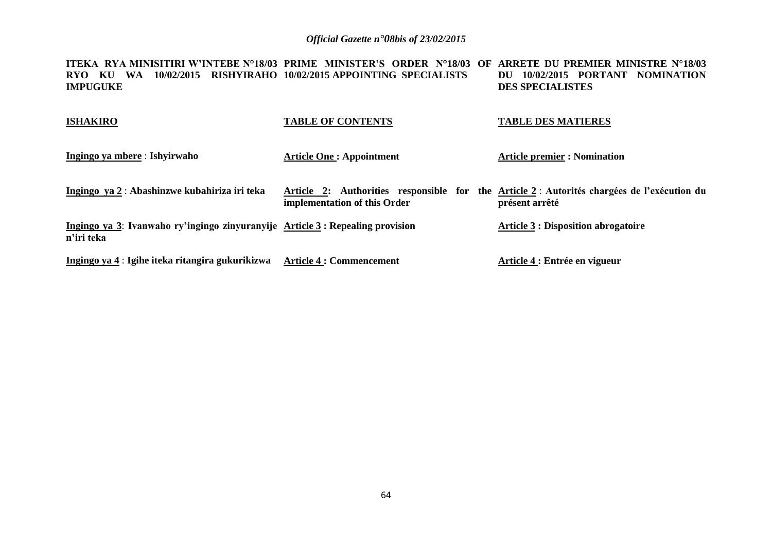**ITEKA RYA MINISITIRI W'INTEBE N°18/03 RYO KU WA 10/02/2015 RISHYIRAHO IMPUGUKE**

**PRIME MINISTER'S ORDER N°18/03 OF 10/02/2015 APPOINTING SPECIALISTS**

**ARRETE DU PREMIER MINISTRE N°18/03 DU 10/02/2015 PORTANT NOMINATION DES SPECIALISTES**

| **ISHAKIRO** | **TABLE OF CONTENTS** | **TABLE DES MATIERES** |
|---|---|---|
| **Ingingo ya mbere : Ishyirwaho** | **Article One : Appointment** | **Article premier : Nomination** |
| **Ingingo ya 2 : Abashinzwe kubahiriza iri teka** | **Article 2: Authorities responsible for the implementation of this Order** | **Article 2 : Autorités chargées de l'exécution du présent arrêté** |
| **Ingingo ya 3: Ivanwaho ry'ingingo zinyuranyije n'iri teka** | **Article 3 : Repealing provision** | **Article 3 : Disposition abrogatoire** |
| **Ingingo ya 4 : Igihe iteka ritangira gukurikizwa** | **Article 4 : Commencement** | **Article 4 : Entrée en vigueur** |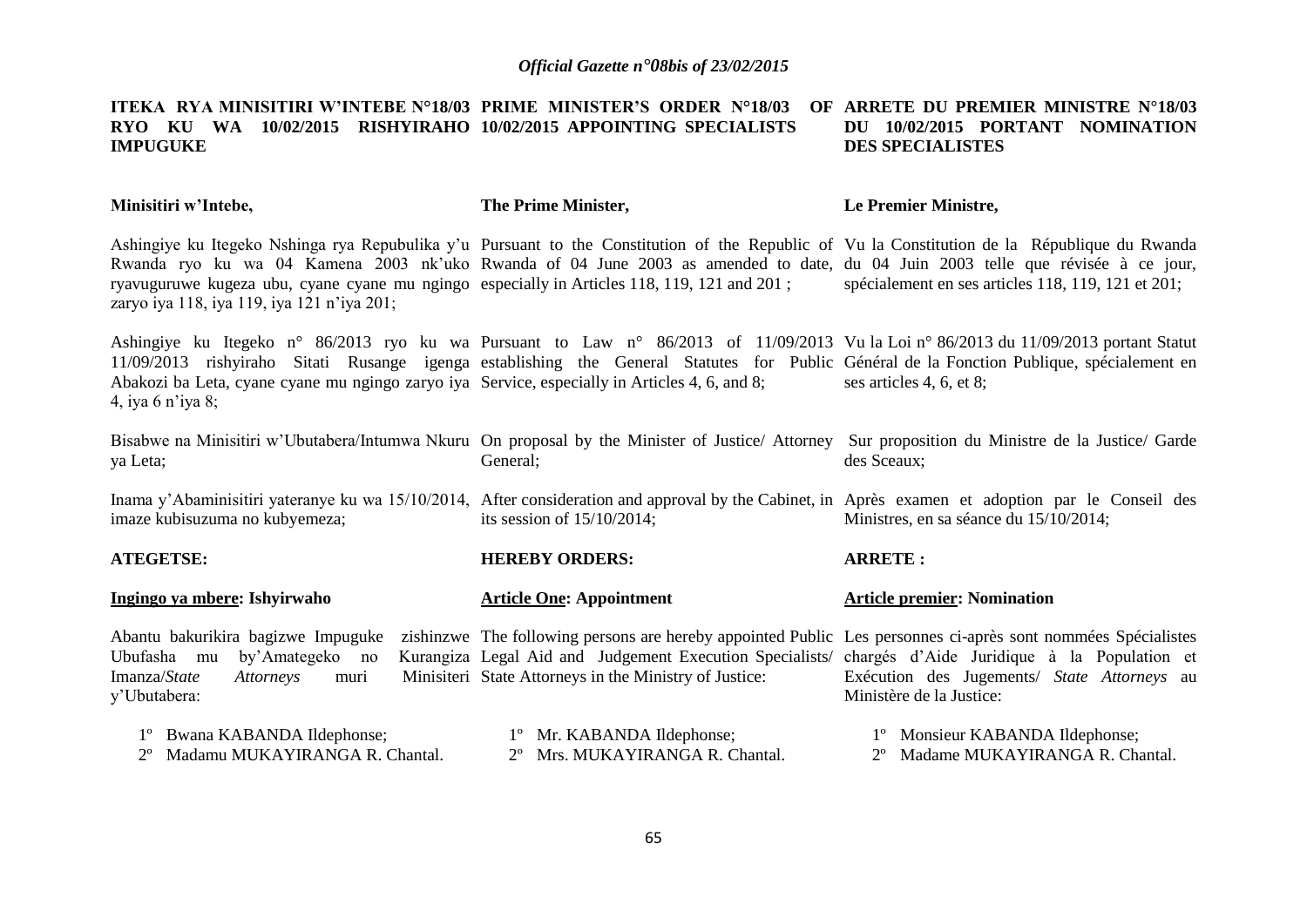**ITEKA RYA MINISITIRI W'INTEBE N°18/03 RYO KU WA 10/02/2015 RISHYIRAHO IMPUGUKE**

**Minisitiri w'Intebe,**

Ashingiye ku Itegeko Nshinga rya Repubulika y'u Rwanda ryo ku wa 04 Kamena 2003 nk'uko ryavuguruwe kugeza ubu, cyane cyane mu ngingo zaryo iya 118, iya 119, iya 121 n'iya 201;

Ashingiye ku Itegeko n° 86/2013 ryo ku wa 11/09/2013 rishyiraho Sitati Rusange igenga Abakozi ba Leta, cyane cyane mu ngingo zaryo iya 4, iya 6 n'iya 8;

Bisabwe na Minisitiri w'Ubutabera/Intumwa Nkuru ya Leta;

Inama y'Abaminisitiri yateranye ku wa 15/10/2014, imaze kubisuzuma no kubyemeza;

**ATEGETSE:**

**<u>Ingingo ya mbere</u>: Ishyirwaho**

Abantu bakurikira bagizwe Impuguke zishinzwe Ubufasha mu by'Amategeko no Kurangiza Imanza/*State Attorneys* muri Minisiteri y'Ubutabera:

1º Bwana KABANDA Ildephonse;
2º Madamu MUKAYIRANGA R. Chantal.

**PRIME MINISTER'S ORDER N°18/03 OF 10/02/2015 APPOINTING SPECIALISTS**

**The Prime Minister,**

Pursuant to the Constitution of the Republic of Rwanda of 04 June 2003 as amended to date, especially in Articles 118, 119, 121 and 201 ;

Pursuant to Law n° 86/2013 of 11/09/2013 establishing the General Statutes for Public Service, especially in Articles 4, 6, and 8;

On proposal by the Minister of Justice/ Attorney General;

After consideration and approval by the Cabinet, in its session of 15/10/2014;

**HEREBY ORDERS:**

**<u>Article One</u>: Appointment**

The following persons are hereby appointed Public Legal Aid and Judgement Execution Specialists/ State Attorneys in the Ministry of Justice:

1º Mr. KABANDA Ildephonse;
2º Mrs. MUKAYIRANGA R. Chantal.

**ARRETE DU PREMIER MINISTRE N°18/03 DU 10/02/2015 PORTANT NOMINATION DES SPECIALISTES**

**Le Premier Ministre,**

Vu la Constitution de la République du Rwanda du 04 Juin 2003 telle que révisée à ce jour, spécialement en ses articles 118, 119, 121 et 201;

Vu la Loi n° 86/2013 du 11/09/2013 portant Statut Général de la Fonction Publique, spécialement en ses articles 4, 6, et 8;

Sur proposition du Ministre de la Justice/ Garde des Sceaux;

Après examen et adoption par le Conseil des Ministres, en sa séance du 15/10/2014;

**ARRETE :**

**<u>Article premier</u>: Nomination**

Les personnes ci-après sont nommées Spécialistes chargés d'Aide Juridique à la Population et Exécution des Jugements/ *State Attorneys* au Ministère de la Justice:

1º Monsieur KABANDA Ildephonse;
2º Madame MUKAYIRANGA R. Chantal.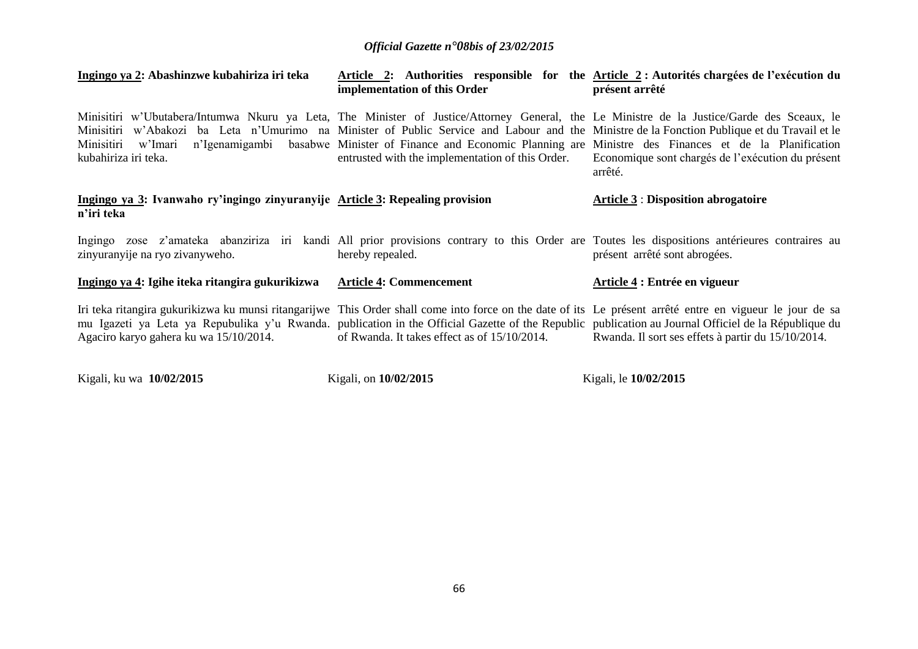**Ingingo ya 2: Abashinzwe kubahiriza iri teka**

Minisitiri w'Ubutabera/Intumwa Nkuru ya Leta, Minisitiri w'Abakozi ba Leta n'Umurimo na Minisitiri w'Imari n'Igenamigambi basabwe kubahiriza iri teka.

**Ingingo ya 3: Ivanwaho ry'ingingo zinyuranyije n'iri teka**

Ingingo zose z'amateka abanziriza iri kandi zinyuranyije na ryo zivanyweho.

**Ingingo ya 4: Igihe iteka ritangira gukurikizwa**

Iri teka ritangira gukurikizwa ku munsi ritangarijwe mu Igazeti ya Leta ya Repubulika y'u Rwanda. Agaciro karyo gahera ku wa 15/10/2014.

Kigali, ku wa **10/02/2015**

**Article 2: Authorities responsible for the implementation of this Order**

The Minister of Justice/Attorney General, the Minister of Public Service and Labour and the Minister of Finance and Economic Planning are entrusted with the implementation of this Order.

**Article 3: Repealing provision**

All prior provisions contrary to this Order are hereby repealed.

**Article 4: Commencement**

This Order shall come into force on the date of its publication in the Official Gazette of the Republic of Rwanda. It takes effect as of 15/10/2014.

Kigali, on **10/02/2015**

**Article 2 : Autorités chargées de l'exécution du présent arrêté**

Le Ministre de la Justice/Garde des Sceaux, le Ministre de la Fonction Publique et du Travail et le Ministre des Finances et de la Planification Economique sont chargés de l'exécution du présent arrêté.

**Article 3 : Disposition abrogatoire**

Toutes les dispositions antérieures contraires au présent arrêté sont abrogées.

**Article 4 : Entrée en vigueur**

Le présent arrêté entre en vigueur le jour de sa publication au Journal Officiel de la République du Rwanda. Il sort ses effets à partir du 15/10/2014.

Kigali, le **10/02/2015**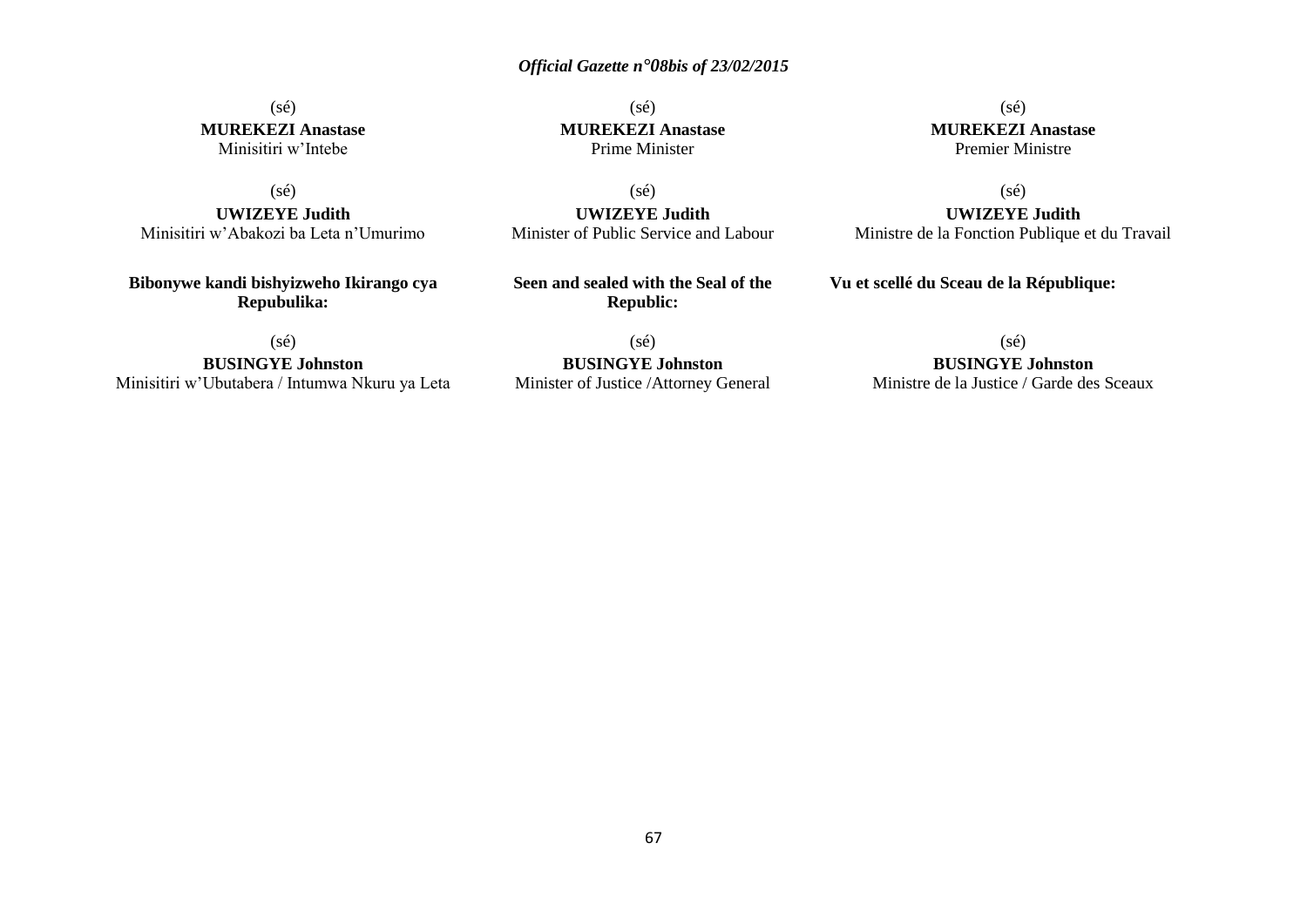(sé)

**MUREKEZI Anastase**
Minisitiri w'Intebe

(sé)

**UWIZEYE Judith**
Minisitiri w'Abakozi ba Leta n'Umurimo

**Bibonywe kandi bishyizweho Ikirango cya Repubulika:**

(sé)

**BUSINGYE Johnston**
Minisitiri w'Ubutabera / Intumwa Nkuru ya Leta

(sé)

**MUREKEZI Anastase**
Prime Minister

(sé)

**UWIZEYE Judith**
Minister of Public Service and Labour

**Seen and sealed with the Seal of the Republic:**

(sé)

**BUSINGYE Johnston**
Minister of Justice /Attorney General

(sé)

**MUREKEZI Anastase**
Premier Ministre

(sé)

**UWIZEYE Judith**
Ministre de la Fonction Publique et du Travail

**Vu et scellé du Sceau de la République:**

(sé)

**BUSINGYE Johnston**
Ministre de la Justice / Garde des Sceaux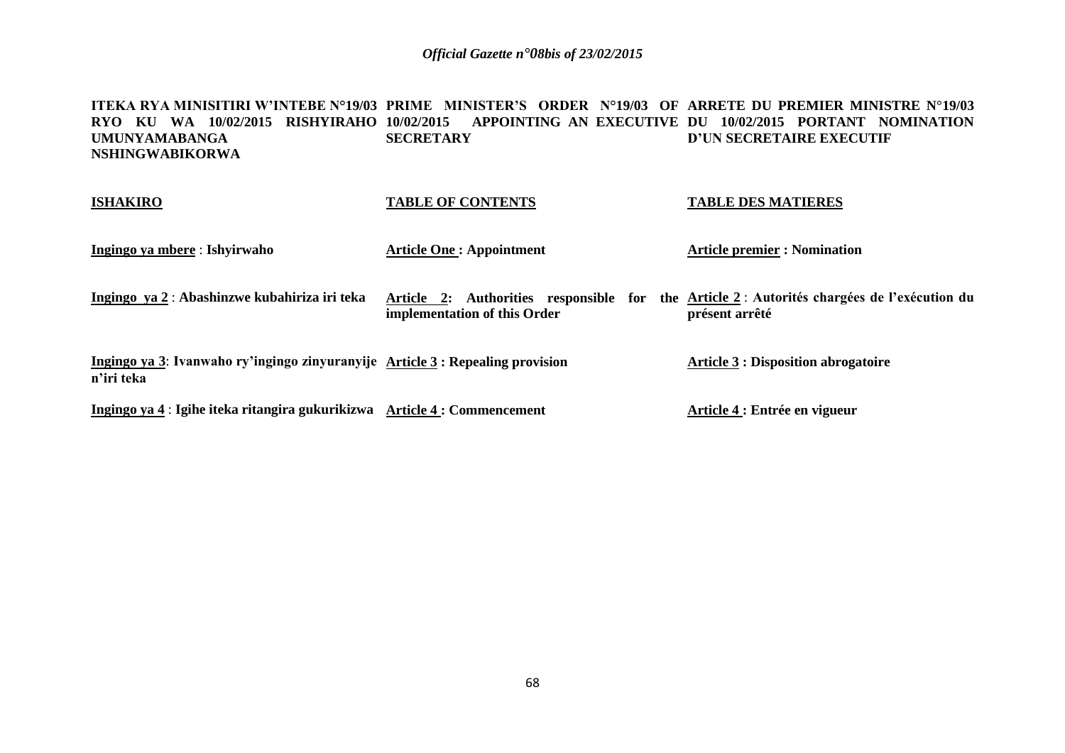| ITEKA RYA MINISITIRI W'INTEBE N°19/03 RYO KU WA 10/02/2015 RISHYIRAHO UMUNYAMABANGA NSHINGWABIKORWA | PRIME MINISTER'S ORDER N°19/03 OF 10/02/2015 APPOINTING AN EXECUTIVE SECRETARY | ARRETE DU PREMIER MINISTRE N°19/03 DU 10/02/2015 PORTANT NOMINATION D'UN SECRETAIRE EXECUTIF |
|---|---|---|
| **ISHAKIRO** | **TABLE OF CONTENTS** | **TABLE DES MATIERES** |
| **Ingingo ya mbere** : **Ishyirwaho** | **Article One : Appointment** | **Article premier : Nomination** |
| **Ingingo ya 2** : **Abashinzwe kubahiriza iri teka** | **Article 2: Authorities responsible for the implementation of this Order** | **Article 2** : **Autorités chargées de l'exécution du présent arrêté** |
| **Ingingo ya 3**: **Ivanwaho ry'ingingo zinyuranyije n'iri teka** | **Article 3 : Repealing provision** | **Article 3 : Disposition abrogatoire** |
| **Ingingo ya 4** : **Igihe iteka ritangira gukurikizwa** | **Article 4 : Commencement** | **Article 4 : Entrée en vigueur** |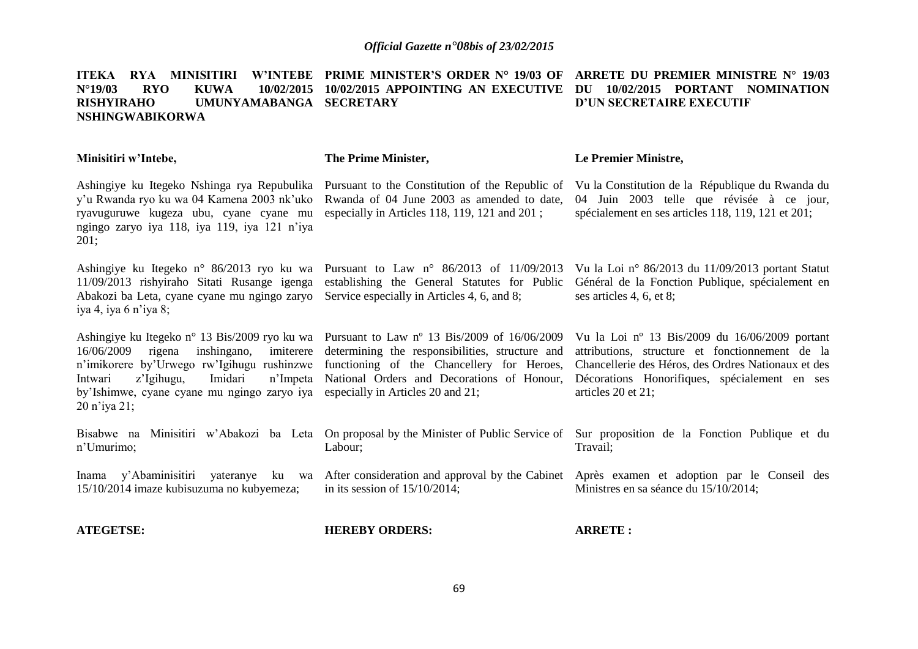**ITEKA RYA MINISITIRI W'INTEBE N°19/03 RYO KUWA 10/02/2015 RISHYIRAHO UMUNYAMABANGA NSHINGWABIKORWA**

**Minisitiri w'Intebe,**

Ashingiye ku Itegeko Nshinga rya Repubulika y'u Rwanda ryo ku wa 04 Kamena 2003 nk'uko ryavuguruwe kugeza ubu, cyane cyane mu ngingo zaryo iya 118, iya 119, iya 121 n'iya 201;

Ashingiye ku Itegeko n° 86/2013 ryo ku wa 11/09/2013 rishyiraho Sitati Rusange igenga Abakozi ba Leta, cyane cyane mu ngingo zaryo iya 4, iya 6 n'iya 8;

Ashingiye ku Itegeko n° 13 Bis/2009 ryo ku wa 16/06/2009 rigena inshingano, imiterere n'imikorere by'Urwego rw'Igihugu rushinzwe Intwari z'Igihugu, Imidari n'Impeta by'Ishimwe, cyane cyane mu ngingo zaryo iya 20 n'iya 21;

Bisabwe na Minisitiri w'Abakozi ba Leta n'Umurimo;

Inama y'Abaminisitiri yateranye ku wa 15/10/2014 imaze kubisuzuma no kubyemeza;

**ATEGETSE:**

**PRIME MINISTER'S ORDER N° 19/03 OF 10/02/2015 APPOINTING AN EXECUTIVE SECRETARY**

**The Prime Minister,**

Pursuant to the Constitution of the Republic of Rwanda of 04 June 2003 as amended to date, especially in Articles 118, 119, 121 and 201 ;

Pursuant to Law n° 86/2013 of 11/09/2013 establishing the General Statutes for Public Service especially in Articles 4, 6, and 8;

Pursuant to Law nº 13 Bis/2009 of 16/06/2009 determining the responsibilities, structure and functioning of the Chancellery for Heroes, National Orders and Decorations of Honour, especially in Articles 20 and 21;

On proposal by the Minister of Public Service of Labour;

After consideration and approval by the Cabinet in its session of 15/10/2014;

**HEREBY ORDERS:**

**ARRETE DU PREMIER MINISTRE N° 19/03 DU 10/02/2015 PORTANT NOMINATION D'UN SECRETAIRE EXECUTIF**

**Le Premier Ministre,**

Vu la Constitution de la République du Rwanda du 04 Juin 2003 telle que révisée à ce jour, spécialement en ses articles 118, 119, 121 et 201;

Vu la Loi n° 86/2013 du 11/09/2013 portant Statut Général de la Fonction Publique, spécialement en ses articles 4, 6, et 8;

Vu la Loi nº 13 Bis/2009 du 16/06/2009 portant attributions, structure et fonctionnement de la Chancellerie des Héros, des Ordres Nationaux et des Décorations Honorifiques, spécialement en ses articles 20 et 21;

Sur proposition de la Fonction Publique et du Travail;

Après examen et adoption par le Conseil des Ministres en sa séance du 15/10/2014;

**ARRETE :**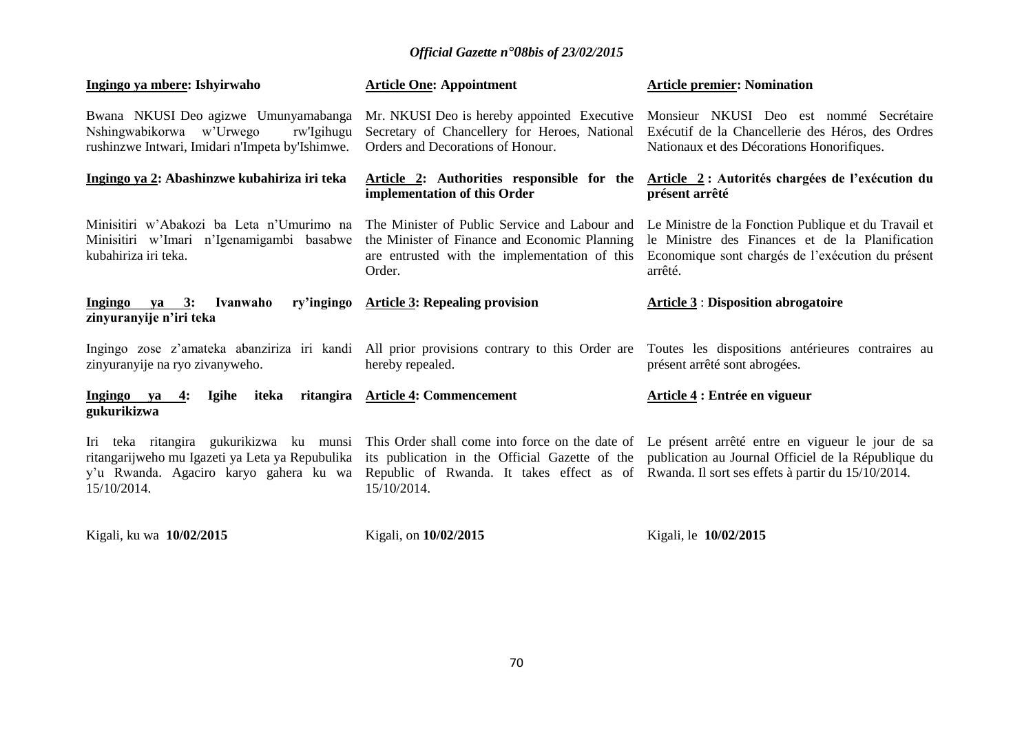**Ingingo ya mbere: Ishyirwaho**

Bwana NKUSI Deo agizwe Umunyamabanga Nshingwabikorwa w'Urwego rw'Igihugu rushinzwe Intwari, Imidari n'Impeta by'Ishimwe.

**Ingingo ya 2: Abashinzwe kubahiriza iri teka**

Minisitiri w'Abakozi ba Leta n'Umurimo na Minisitiri w'Imari n'Igenamigambi basabwe kubahiriza iri teka.

**Ingingo ya 3: Ivanwaho ry'ingingo zinyuranyije n'iri teka**

Ingingo zose z'amateka abanziriza iri kandi zinyuranyije na ryo zivanyweho.

**Ingingo ya 4: Igihe iteka ritangira gukurikizwa**

Iri teka ritangira gukurikizwa ku munsi ritangarijweho mu Igazeti ya Leta ya Repubulika y'u Rwanda. Agaciro karyo gahera ku wa 15/10/2014.

Kigali, ku wa **10/02/2015**

**Article One: Appointment**

Mr. NKUSI Deo is hereby appointed Executive Secretary of Chancellery for Heroes, National Orders and Decorations of Honour.

**Article 2: Authorities responsible for the implementation of this Order**

The Minister of Public Service and Labour and the Minister of Finance and Economic Planning are entrusted with the implementation of this Order.

**Article 3: Repealing provision**

All prior provisions contrary to this Order are hereby repealed.

**Article 4: Commencement**

This Order shall come into force on the date of its publication in the Official Gazette of the Republic of Rwanda. It takes effect as of 15/10/2014.

Kigali, on **10/02/2015**

**Article premier: Nomination**

Monsieur NKUSI Deo est nommé Secrétaire Exécutif de la Chancellerie des Héros, des Ordres Nationaux et des Décorations Honorifiques.

**Article 2 : Autorités chargées de l'exécution du présent arrêté**

Le Ministre de la Fonction Publique et du Travail et le Ministre des Finances et de la Planification Economique sont chargés de l'exécution du présent arrêté.

**Article 3 : Disposition abrogatoire**

Toutes les dispositions antérieures contraires au présent arrêté sont abrogées.

**Article 4 : Entrée en vigueur**

Le présent arrêté entre en vigueur le jour de sa publication au Journal Officiel de la République du Rwanda. Il sort ses effets à partir du 15/10/2014.

Kigali, le **10/02/2015**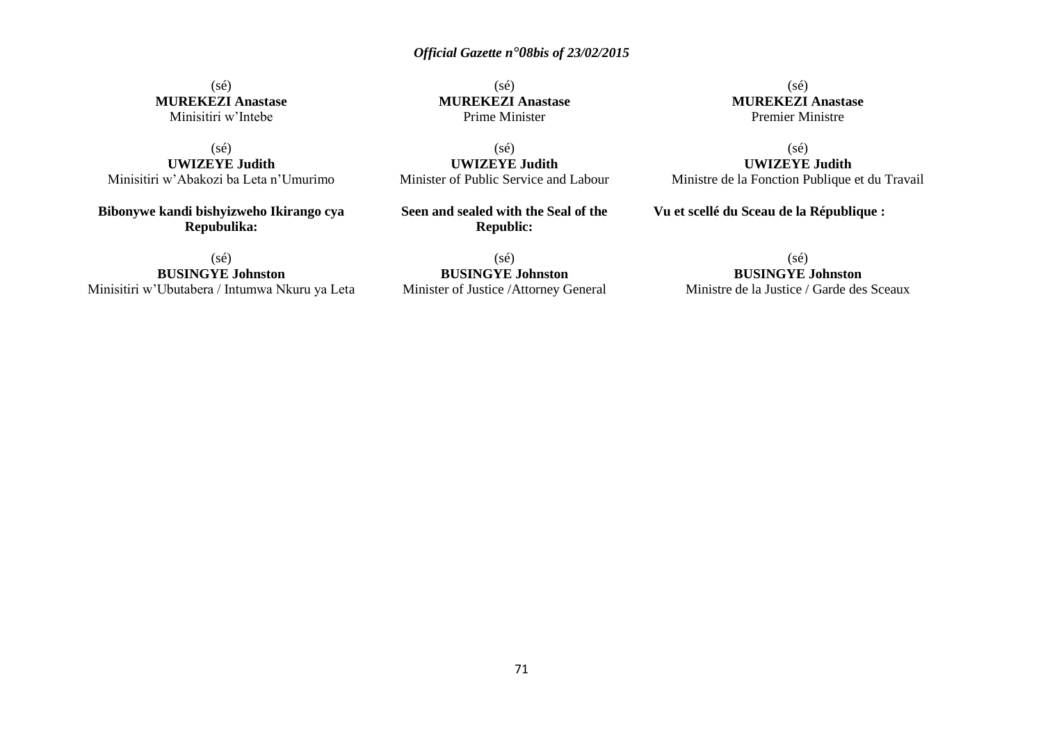(sé)
**MUREKEZI Anastase**
Minisitiri w'Intebe

(sé)
**UWIZEYE Judith**
Minisitiri w'Abakozi ba Leta n'Umurimo

**Bibonywe kandi bishyizweho Ikirango cya Repubulika:**

(sé)
**BUSINGYE Johnston**
Minisitiri w'Ubutabera / Intumwa Nkuru ya Leta

(sé)
**MUREKEZI Anastase**
Prime Minister

(sé)
**UWIZEYE Judith**
Minister of Public Service and Labour

**Seen and sealed with the Seal of the Republic:**

(sé)
**BUSINGYE Johnston**
Minister of Justice /Attorney General

(sé)
**MUREKEZI Anastase**
Premier Ministre

(sé)
**UWIZEYE Judith**
Ministre de la Fonction Publique et du Travail

**Vu et scellé du Sceau de la République :**

(sé)
**BUSINGYE Johnston**
Ministre de la Justice / Garde des Sceaux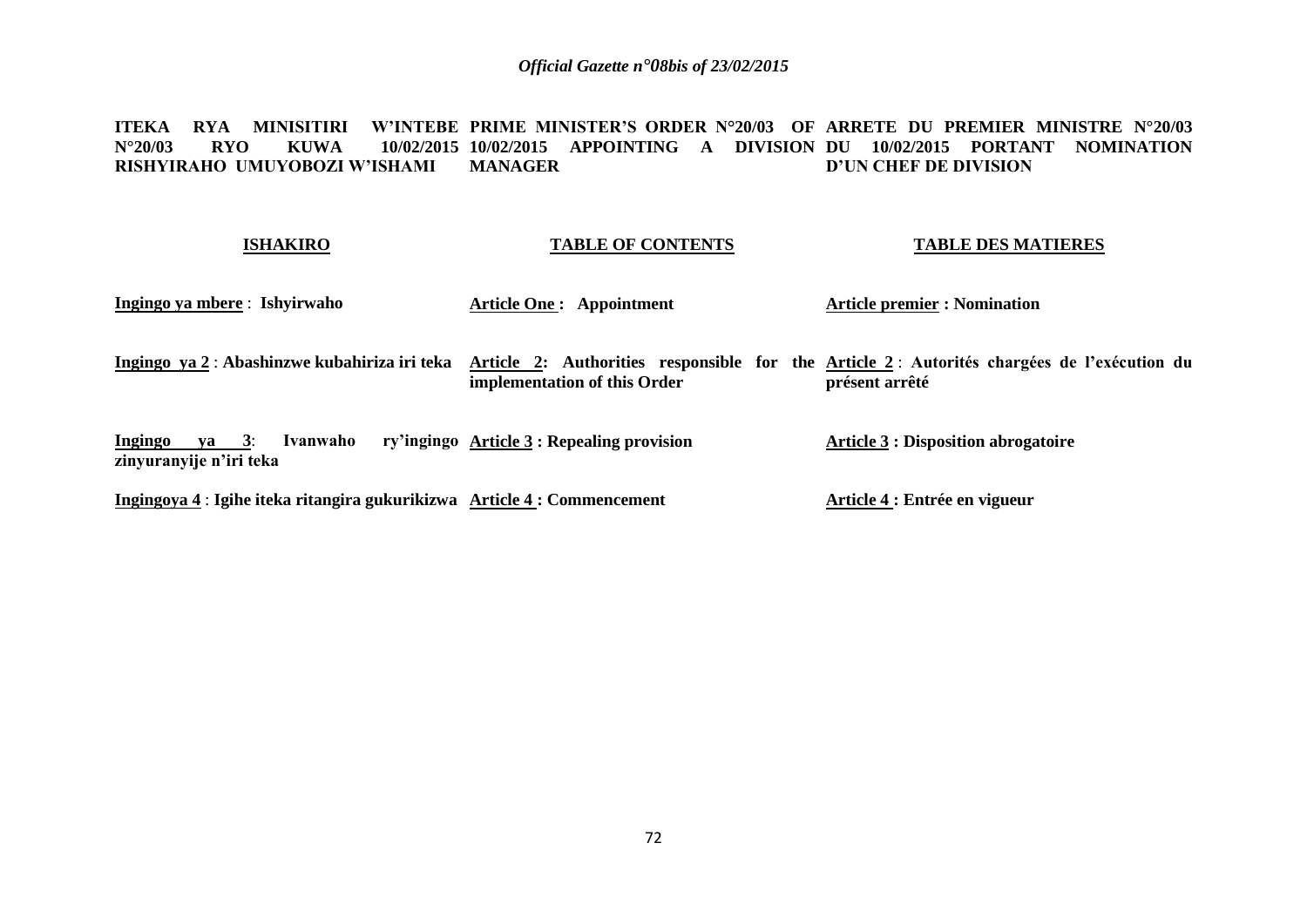**ITEKA RYA MINISITIRI W'INTEBE N°20/03 RYO KUWA 10/02/2015 RISHYIRAHO UMUYOBOZI W'ISHAMI**

**PRIME MINISTER'S ORDER N°20/03 OF 10/02/2015 APPOINTING A DIVISION MANAGER**

**ARRETE DU PREMIER MINISTRE N°20/03 DU 10/02/2015 PORTANT NOMINATION D'UN CHEF DE DIVISION**

| **ISHAKIRO** | **TABLE OF CONTENTS** | **TABLE DES MATIERES** |
|---|---|---|
| **Ingingo ya mbere** : **Ishyirwaho** | **Article One : Appointment** | **Article premier : Nomination** |
| **Ingingo ya 2** : **Abashinzwe kubahiriza iri teka** | **Article 2: Authorities responsible for the implementation of this Order** | **Article 2** : **Autorités chargées de l'exécution du présent arrêté** |
| **Ingingo ya 3**: **Ivanwaho ry'ingingo zinyuranyije n'iri teka** | **Article 3 : Repealing provision** | **Article 3 : Disposition abrogatoire** |
| **Ingingoya 4** : **Igihe iteka ritangira gukurikizwa** | **Article 4 : Commencement** | **Article 4 : Entrée en vigueur** |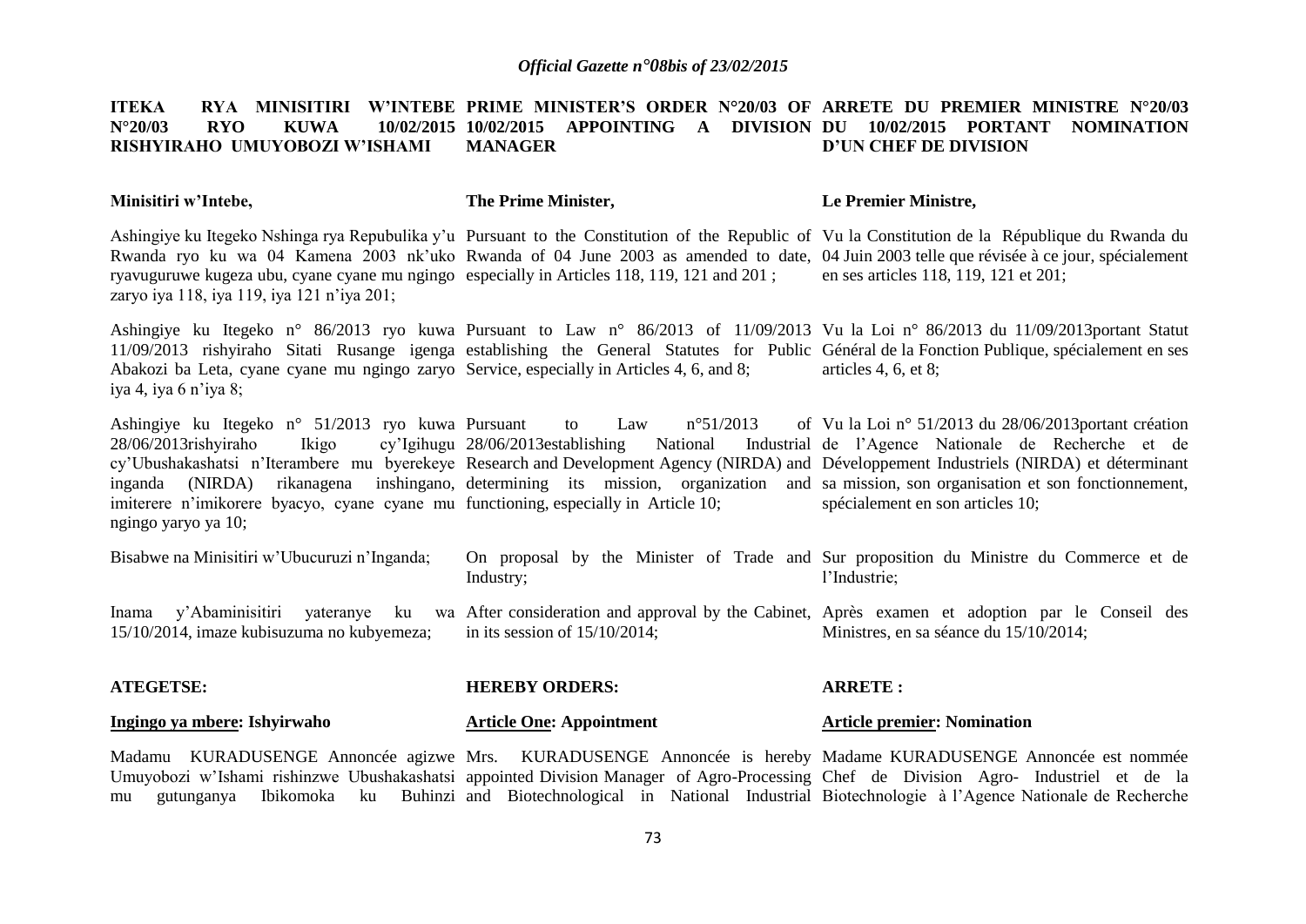**ITEKA RYA MINISITIRI W'INTEBE N°20/03 RYO KUWA 10/02/2015 RISHYIRAHO UMUYOBOZI W'ISHAMI**

**Minisitiri w'Intebe,**

Ashingiye ku Itegeko Nshinga rya Repubulika y'u Rwanda ryo ku wa 04 Kamena 2003 nk'uko ryavuguruwe kugeza ubu, cyane cyane mu ngingo zaryo iya 118, iya 119, iya 121 n'iya 201;

Ashingiye ku Itegeko n° 86/2013 ryo kuwa 11/09/2013 rishyiraho Sitati Rusange igenga Abakozi ba Leta, cyane cyane mu ngingo zaryo iya 4, iya 6 n'iya 8;

Ashingiye ku Itegeko n° 51/2013 ryo kuwa 28/06/2013rishyiraho Ikigo cy'Igihugu cy'Ubushakashatsi n'Iterambere mu byerekeye inganda (NIRDA) rikanagena inshingano, imiterere n'imikorere byacyo, cyane cyane mu ngingo yaryo ya 10;

Bisabwe na Minisitiri w'Ubucuruzi n'Inganda;

Inama y'Abaminisitiri yateranye ku wa 15/10/2014, imaze kubisuzuma no kubyemeza;

**ATEGETSE:**

**<u>Ingingo ya mbere</u>: Ishyirwaho**

Madamu KURADUSENGE Annoncée agizwe Umuyobozi w'Ishami rishinzwe Ubushakashatsi mu gutunganya Ibikomoka ku Buhinzi

**PRIME MINISTER'S ORDER N°20/03 OF 10/02/2015 APPOINTING A DIVISION MANAGER**

**The Prime Minister,**

Pursuant to the Constitution of the Republic of Rwanda of 04 June 2003 as amended to date, especially in Articles 118, 119, 121 and 201 ;

Pursuant to Law n° 86/2013 of 11/09/2013 establishing the General Statutes for Public Service, especially in Articles 4, 6, and 8;

Pursuant to Law n°51/2013 of 28/06/2013establishing National Industrial Research and Development Agency (NIRDA) and determining its mission, organization and functioning, especially in Article 10;

On proposal by the Minister of Trade and Industry;

After consideration and approval by the Cabinet, in its session of 15/10/2014;

**HEREBY ORDERS:**

**<u>Article One</u>: Appointment**

Mrs. KURADUSENGE Annoncée is hereby appointed Division Manager of Agro-Processing and Biotechnological in National Industrial

**ARRETE DU PREMIER MINISTRE N°20/03 DU 10/02/2015 PORTANT NOMINATION D'UN CHEF DE DIVISION**

**Le Premier Ministre,**

Vu la Constitution de la République du Rwanda du 04 Juin 2003 telle que révisée à ce jour, spécialement en ses articles 118, 119, 121 et 201;

Vu la Loi n° 86/2013 du 11/09/2013portant Statut Général de la Fonction Publique, spécialement en ses articles 4, 6, et 8;

Vu la Loi n° 51/2013 du 28/06/2013portant création de l'Agence Nationale de Recherche et de Développement Industriels (NIRDA) et déterminant sa mission, son organisation et son fonctionnement, spécialement en son articles 10;

Sur proposition du Ministre du Commerce et de l'Industrie;

Après examen et adoption par le Conseil des Ministres, en sa séance du 15/10/2014;

**ARRETE :**

**<u>Article premier</u>: Nomination**

Madame KURADUSENGE Annoncée est nommée Chef de Division Agro- Industriel et de la Biotechnologie à l'Agence Nationale de Recherche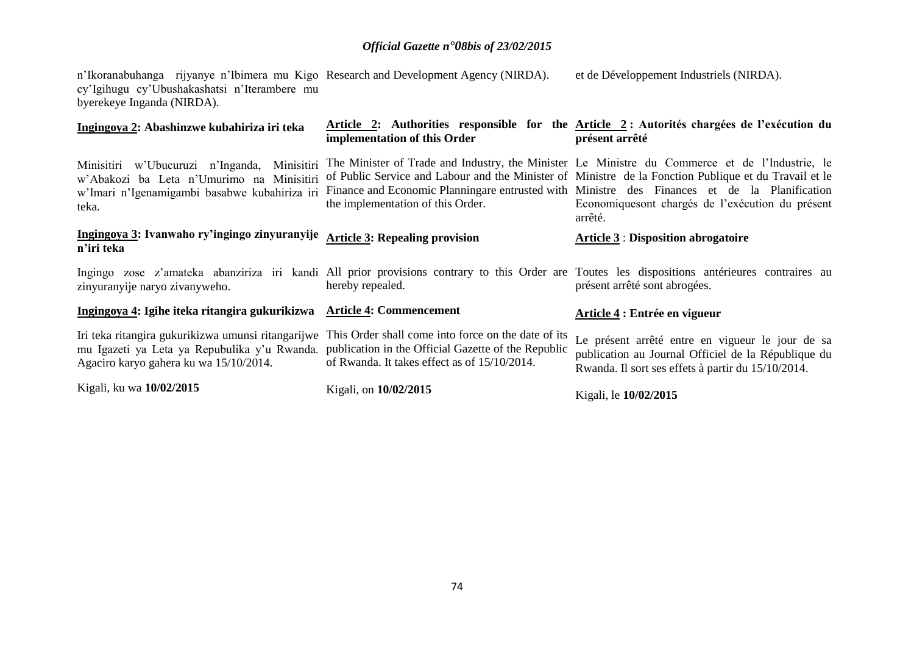n'Ikoranabuhanga rijyanye n'Ibimera mu Kigo cy'Igihugu cy'Ubushakashatsi n'Iterambere mu byerekeye Inganda (NIRDA).

**Ingingoya 2: Abashinzwe kubahiriza iri teka**

Minisitiri w'Ubucuruzi n'Inganda, Minisitiri w'Abakozi ba Leta n'Umurimo na Minisitiri w'Imari n'Igenamigambi basabwe kubahiriza iri teka.

**Ingingoya 3: Ivanwaho ry'ingingo zinyuranyije n'iri teka**

Ingingo zose z'amateka abanziriza iri kandi zinyuranyije naryo zivanyweho.

**Ingingoya 4: Igihe iteka ritangira gukurikizwa**

Iri teka ritangira gukurikizwa umunsi ritangarijwe mu Igazeti ya Leta ya Repubulika y'u Rwanda. Agaciro karyo gahera ku wa 15/10/2014.

Kigali, ku wa **10/02/2015**

Research and Development Agency (NIRDA).

**Article 2: Authorities responsible for the implementation of this Order**

The Minister of Trade and Industry, the Minister of Public Service and Labour and the Minister of Finance and Economic Planningare entrusted with the implementation of this Order.

**Article 3: Repealing provision**

All prior provisions contrary to this Order are hereby repealed.

**Article 4: Commencement**

This Order shall come into force on the date of its publication in the Official Gazette of the Republic of Rwanda. It takes effect as of 15/10/2014.

Kigali, on **10/02/2015**

et de Développement Industriels (NIRDA).

**Article 2 : Autorités chargées de l'exécution du présent arrêté**

Le Ministre du Commerce et de l'Industrie, le Ministre de la Fonction Publique et du Travail et le Ministre des Finances et de la Planification Economiquesont chargés de l'exécution du présent arrêté.

**Article 3 : Disposition abrogatoire**

Toutes les dispositions antérieures contraires au présent arrêté sont abrogées.

**Article 4 : Entrée en vigueur**

Le présent arrêté entre en vigueur le jour de sa publication au Journal Officiel de la République du Rwanda. Il sort ses effets à partir du 15/10/2014.

Kigali, le **10/02/2015**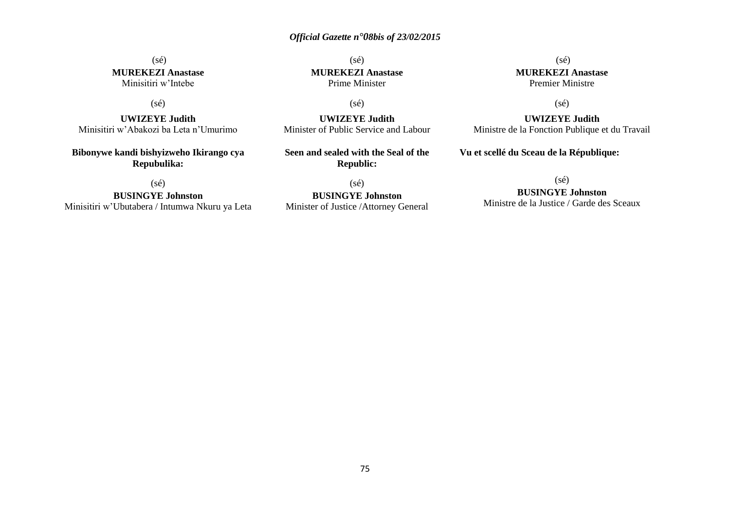(sé)
**MUREKEZI Anastase**
Minisitiri w'Intebe

(sé)
**UWIZEYE Judith**
Minisitiri w'Abakozi ba Leta n'Umurimo

**Bibonywe kandi bishyizweho Ikirango cya Repubulika:**

(sé)
**BUSINGYE Johnston**
Minisitiri w'Ubutabera / Intumwa Nkuru ya Leta

(sé)
**MUREKEZI Anastase**
Prime Minister

(sé)
**UWIZEYE Judith**
Minister of Public Service and Labour

**Seen and sealed with the Seal of the Republic:**

(sé)
**BUSINGYE Johnston**
Minister of Justice /Attorney General

(sé)
**MUREKEZI Anastase**
Premier Ministre

(sé)
**UWIZEYE Judith**
Ministre de la Fonction Publique et du Travail

**Vu et scellé du Sceau de la République:**

(sé)
**BUSINGYE Johnston**
Ministre de la Justice / Garde des Sceaux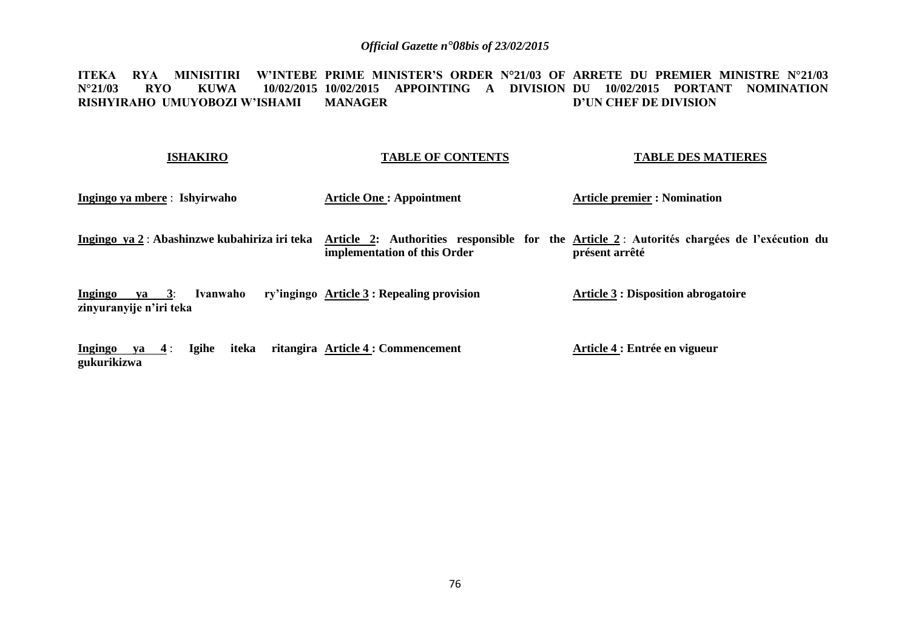**ITEKA RYA MINISITIRI W'INTEBE N°21/03 RYO KUWA 10/02/2015 RISHYIRAHO UMUYOBOZI W'ISHAMI**

**ISHAKIRO**

**Ingingo ya mbere** : **Ishyirwaho**

**Ingingo ya 2** : **Abashinzwe kubahiriza iri teka**

**Ingingo ya 3**: **Ivanwaho ry'ingingo zinyuranyije n'iri teka**

**Ingingo ya 4** : **Igihe iteka ritangira gukurikizwa**

**PRIME MINISTER'S ORDER N°21/03 OF 10/02/2015 APPOINTING A DIVISION MANAGER**

**TABLE OF CONTENTS**

**Article One : Appointment**

**Article 2: Authorities responsible for the implementation of this Order**

**Article 3 : Repealing provision**

**Article 4 : Commencement**

**ARRETE DU PREMIER MINISTRE N°21/03 DU 10/02/2015 PORTANT NOMINATION D'UN CHEF DE DIVISION**

**TABLE DES MATIERES**

**Article premier : Nomination**

**Article 2** : **Autorités chargées de l'exécution du présent arrêté**

**Article 3 : Disposition abrogatoire**

**Article 4 : Entrée en vigueur**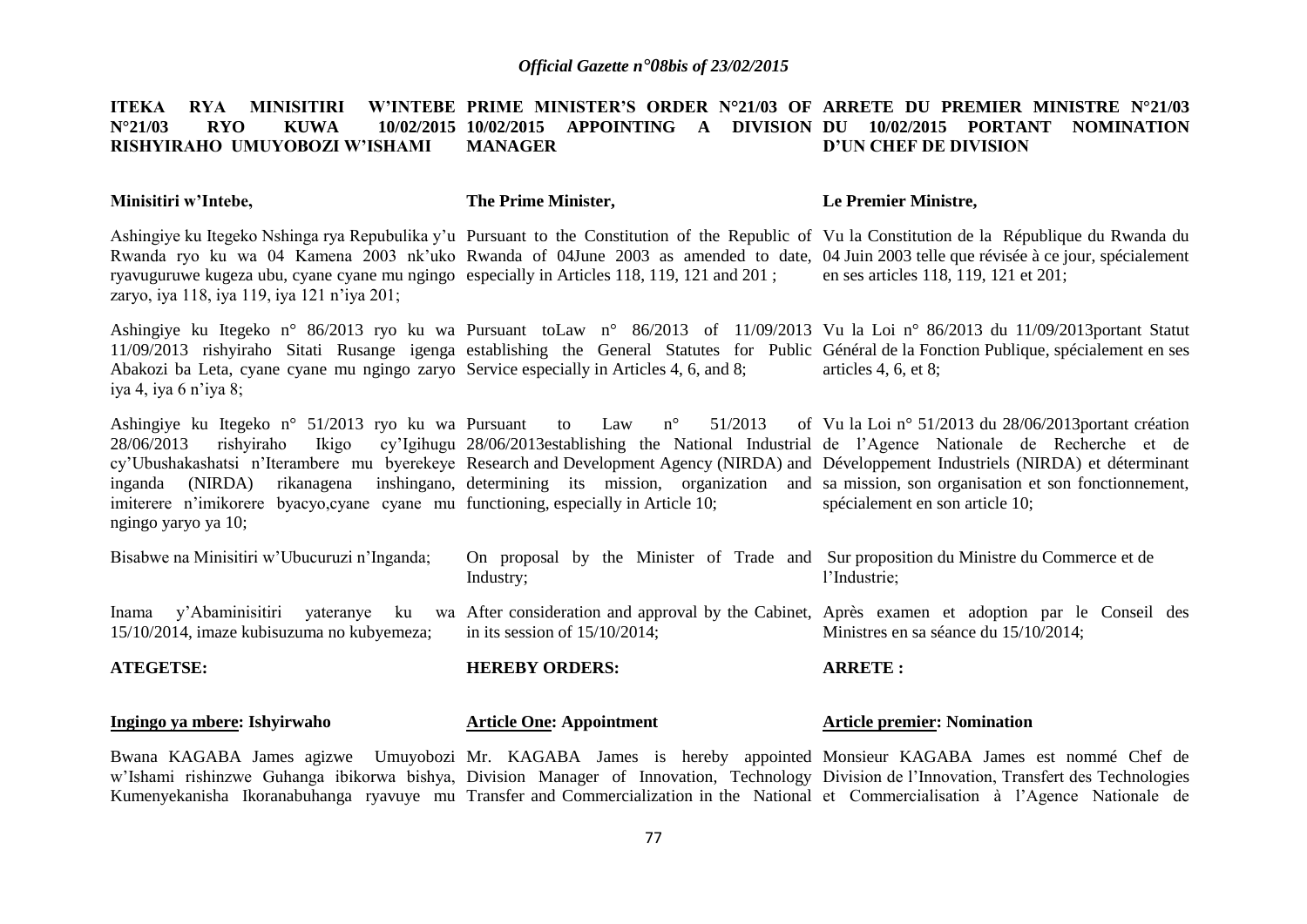| ITEKA RYA MINISITIRI W'INTEBE N°21/03 RYO KUWA 10/02/2015 RISHYIRAHO UMUYOBOZI W'ISHAMI | PRIME MINISTER'S ORDER N°21/03 OF 10/02/2015 APPOINTING A DIVISION MANAGER | ARRETE DU PREMIER MINISTRE N°21/03 DU 10/02/2015 PORTANT NOMINATION D'UN CHEF DE DIVISION |
|---|---|---|
| **Minisitiri w'Intebe,** | **The Prime Minister,** | **Le Premier Ministre,** |
| Ashingiye ku Itegeko Nshinga rya Repubulika y'u Rwanda ryo ku wa 04 Kamena 2003 nk'uko ryavuguruwe kugeza ubu, cyane cyane mu ngingo zaryo, iya 118, iya 119, iya 121 n'iya 201; | Pursuant to the Constitution of the Republic of Rwanda of 04June 2003 as amended to date, especially in Articles 118, 119, 121 and 201 ; | Vu la Constitution de la République du Rwanda du 04 Juin 2003 telle que révisée à ce jour, spécialement en ses articles 118, 119, 121 et 201; |
| Ashingiye ku Itegeko n° 86/2013 ryo ku wa 11/09/2013 rishyiraho Sitati Rusange igenga Abakozi ba Leta, cyane cyane mu ngingo zaryo iya 4, iya 6 n'iya 8; | Pursuant toLaw n° 86/2013 of 11/09/2013 establishing the General Statutes for Public Service especially in Articles 4, 6, and 8; | Vu la Loi n° 86/2013 du 11/09/2013portant Statut Général de la Fonction Publique, spécialement en ses articles 4, 6, et 8; |
| Ashingiye ku Itegeko n° 51/2013 ryo ku wa 28/06/2013 rishyiraho Ikigo cy'Igihugu cy'Ubushakashatsi n'Iterambere mu byerekeye inganda (NIRDA) rikanagena inshingano, imiterere n'imikorere byacyo,cyane cyane mu ngingo yaryo ya 10; | Pursuant to Law n° 51/2013 of 28/06/2013establishing the National Industrial Research and Development Agency (NIRDA) and determining its mission, organization and functioning, especially in Article 10; | Vu la Loi n° 51/2013 du 28/06/2013portant création de l'Agence Nationale de Recherche et de Développement Industriels (NIRDA) et déterminant sa mission, son organisation et son fonctionnement, spécialement en son article 10; |
| Bisabwe na Minisitiri w'Ubucuruzi n'Inganda; | On proposal by the Minister of Trade and Industry; | Sur proposition du Ministre du Commerce et de l'Industrie; |
| Inama y'Abaminisitiri yateranye ku wa 15/10/2014, imaze kubisuzuma no kubyemeza; | After consideration and approval by the Cabinet, in its session of 15/10/2014; | Après examen et adoption par le Conseil des Ministres en sa séance du 15/10/2014; |
| **ATEGETSE:** | **HEREBY ORDERS:** | **ARRETE :** |
| **<u>Ingingo ya mbere</u>: Ishyirwaho** | **<u>Article One</u>: Appointment** | **<u>Article premier</u>: Nomination** |
| Bwana KAGABA James agizwe Umuyobozi w'Ishami rishinzwe Guhanga ibikorwa bishya, Kumenyekanisha Ikoranabuhanga ryavuye mu | Mr. KAGABA James is hereby appointed Division Manager of Innovation, Technology Transfer and Commercialization in the National | Monsieur KAGABA James est nommé Chef de Division de l'Innovation, Transfert des Technologies et Commercialisation à l'Agence Nationale de |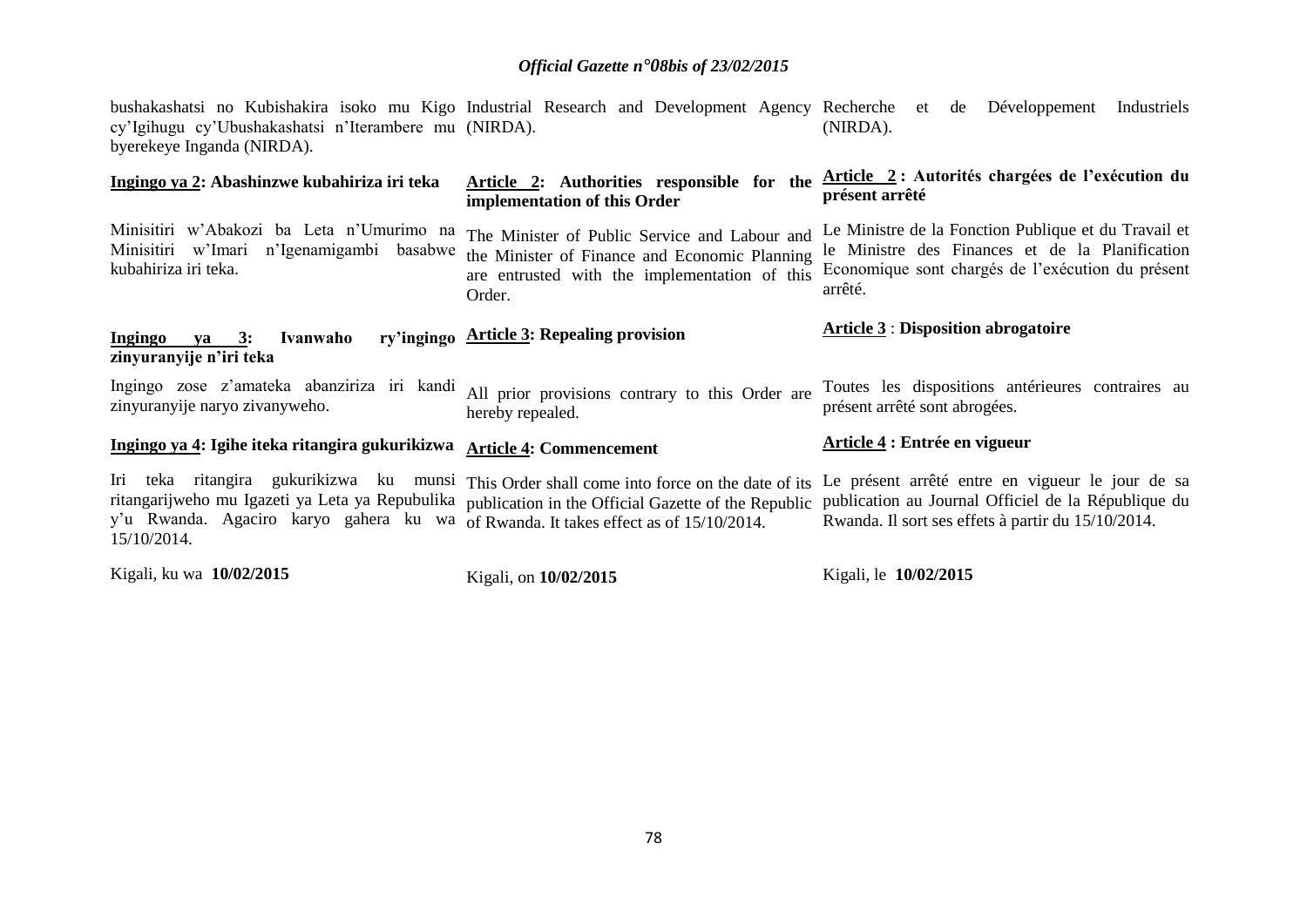bushakashatsi no Kubishakira isoko mu Kigo cy'Igihugu cy'Ubushakashatsi n'Iterambere mu byerekeye Inganda (NIRDA).

**Ingingo ya 2: Abashinzwe kubahiriza iri teka**

Minisitiri w'Abakozi ba Leta n'Umurimo na Minisitiri w'Imari n'Igenamigambi basabwe kubahiriza iri teka.

**Ingingo ya 3: Ivanwaho ry'ingingo zinyuranyije n'iri teka**

Ingingo zose z'amateka abanziriza iri kandi zinyuranyije naryo zivanyweho.

**Ingingo ya 4: Igihe iteka ritangira gukurikizwa**

Iri teka ritangira gukurikizwa ku munsi ritangarijweho mu Igazeti ya Leta ya Repubulika y'u Rwanda. Agaciro karyo gahera ku wa 15/10/2014.

Kigali, ku wa **10/02/2015**

Industrial Research and Development Agency (NIRDA).

**Article 2: Authorities responsible for the implementation of this Order**

The Minister of Public Service and Labour and the Minister of Finance and Economic Planning are entrusted with the implementation of this Order.

**Article 3: Repealing provision**

All prior provisions contrary to this Order are hereby repealed.

**Article 4: Commencement**

This Order shall come into force on the date of its publication in the Official Gazette of the Republic of Rwanda. It takes effect as of 15/10/2014.

Kigali, on **10/02/2015**

Recherche et de Développement Industriels (NIRDA).

**Article 2 : Autorités chargées de l'exécution du présent arrêté**

Le Ministre de la Fonction Publique et du Travail et le Ministre des Finances et de la Planification Economique sont chargés de l'exécution du présent arrêté.

**Article 3 : Disposition abrogatoire**

Toutes les dispositions antérieures contraires au présent arrêté sont abrogées.

**Article 4 : Entrée en vigueur**

Le présent arrêté entre en vigueur le jour de sa publication au Journal Officiel de la République du Rwanda. Il sort ses effets à partir du 15/10/2014.

Kigali, le **10/02/2015**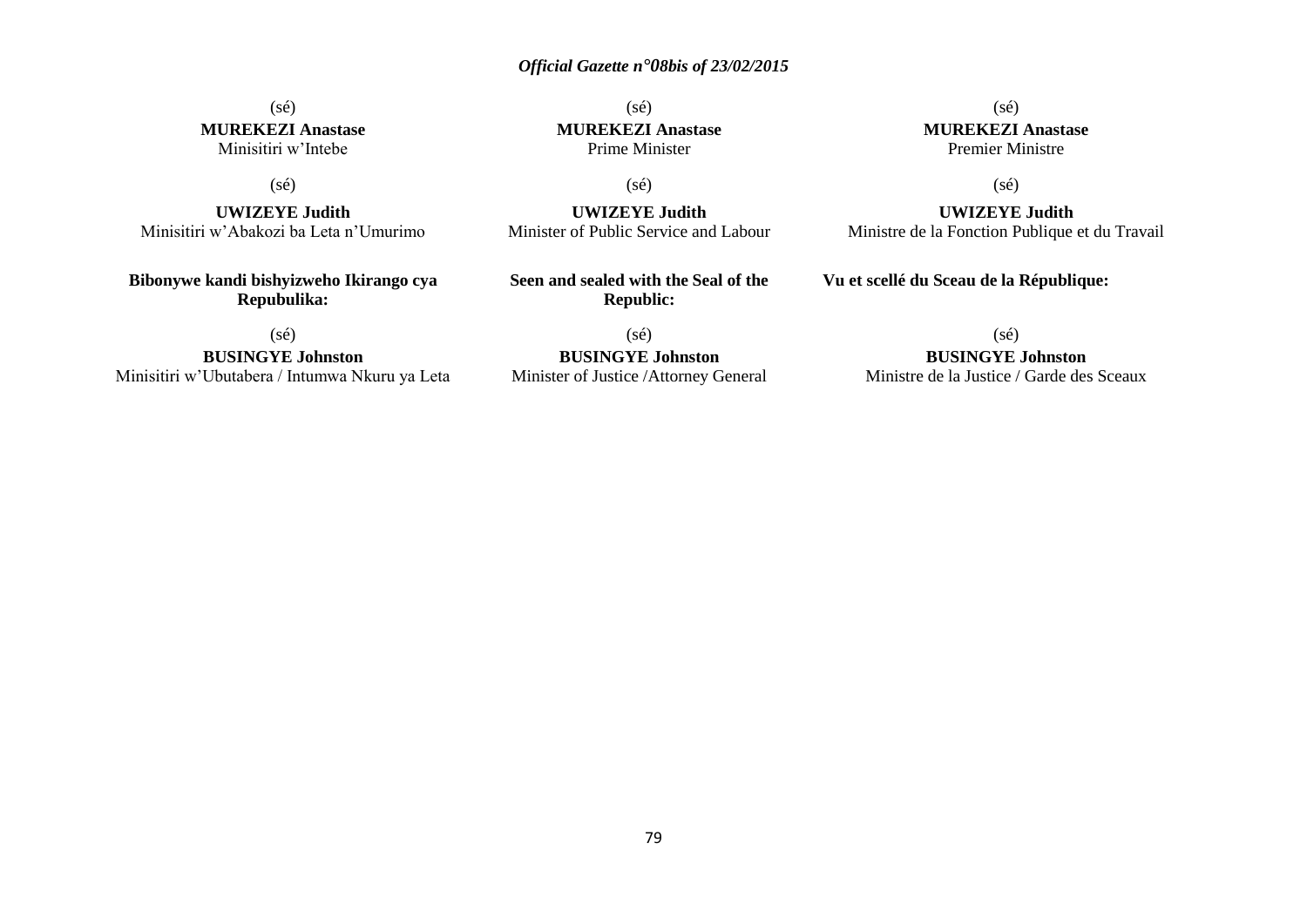(sé)
**MUREKEZI Anastase**
Minisitiri w'Intebe

(sé)
**UWIZEYE Judith**
Minisitiri w'Abakozi ba Leta n'Umurimo

**Bibonywe kandi bishyizweho Ikirango cya Repubulika:**

(sé)
**BUSINGYE Johnston**
Minisitiri w'Ubutabera / Intumwa Nkuru ya Leta

(sé)
**MUREKEZI Anastase**
Prime Minister

(sé)
**UWIZEYE Judith**
Minister of Public Service and Labour

**Seen and sealed with the Seal of the Republic:**

(sé)
**BUSINGYE Johnston**
Minister of Justice /Attorney General

(sé)
**MUREKEZI Anastase**
Premier Ministre

(sé)
**UWIZEYE Judith**
Ministre de la Fonction Publique et du Travail

**Vu et scellé du Sceau de la République:**

(sé)
**BUSINGYE Johnston**
Ministre de la Justice / Garde des Sceaux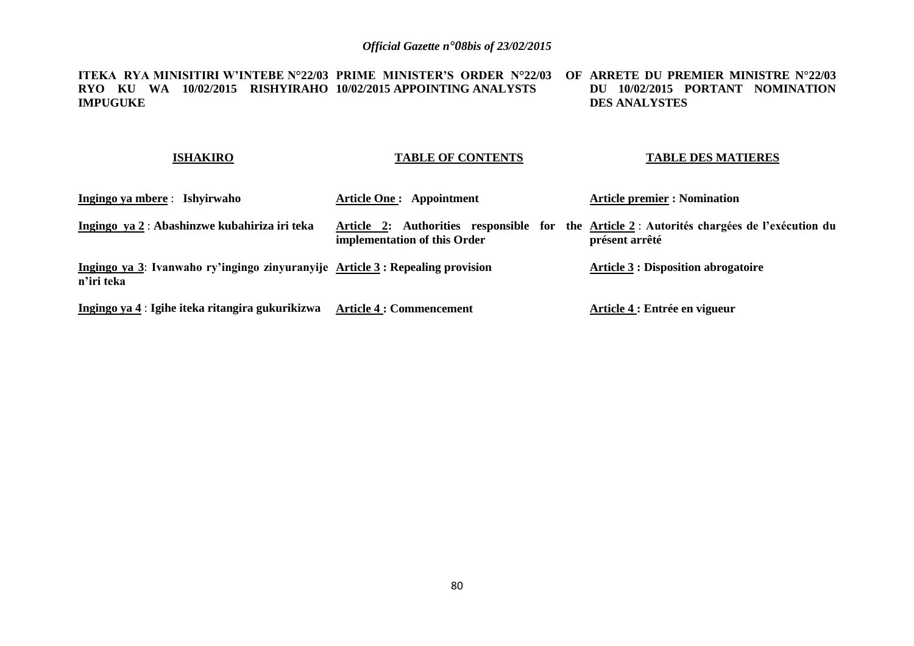**ITEKA RYA MINISITIRI W'INTEBE N°22/03 RYO KU WA 10/02/2015 RISHYIRAHO IMPUGUKE**

**PRIME MINISTER'S ORDER N°22/03 OF 10/02/2015 APPOINTING ANALYSTS**

**ARRETE DU PREMIER MINISTRE N°22/03 DU 10/02/2015 PORTANT NOMINATION DES ANALYSTES**

| **ISHAKIRO** | **TABLE OF CONTENTS** | **TABLE DES MATIERES** |
|---|---|---|
| **Ingingo ya mbere** : **Ishyirwaho** | **Article One : Appointment** | **Article premier : Nomination** |
| **Ingingo ya 2** : **Abashinzwe kubahiriza iri teka** | **Article 2: Authorities responsible for the implementation of this Order** | **Article 2** : **Autorités chargées de l'exécution du présent arrêté** |
| **Ingingo ya 3**: **Ivanwaho ry'ingingo zinyuranyije n'iri teka** | **Article 3 : Repealing provision** | **Article 3 : Disposition abrogatoire** |
| **Ingingo ya 4** : **Igihe iteka ritangira gukurikizwa** | **Article 4 : Commencement** | **Article 4 : Entrée en vigueur** |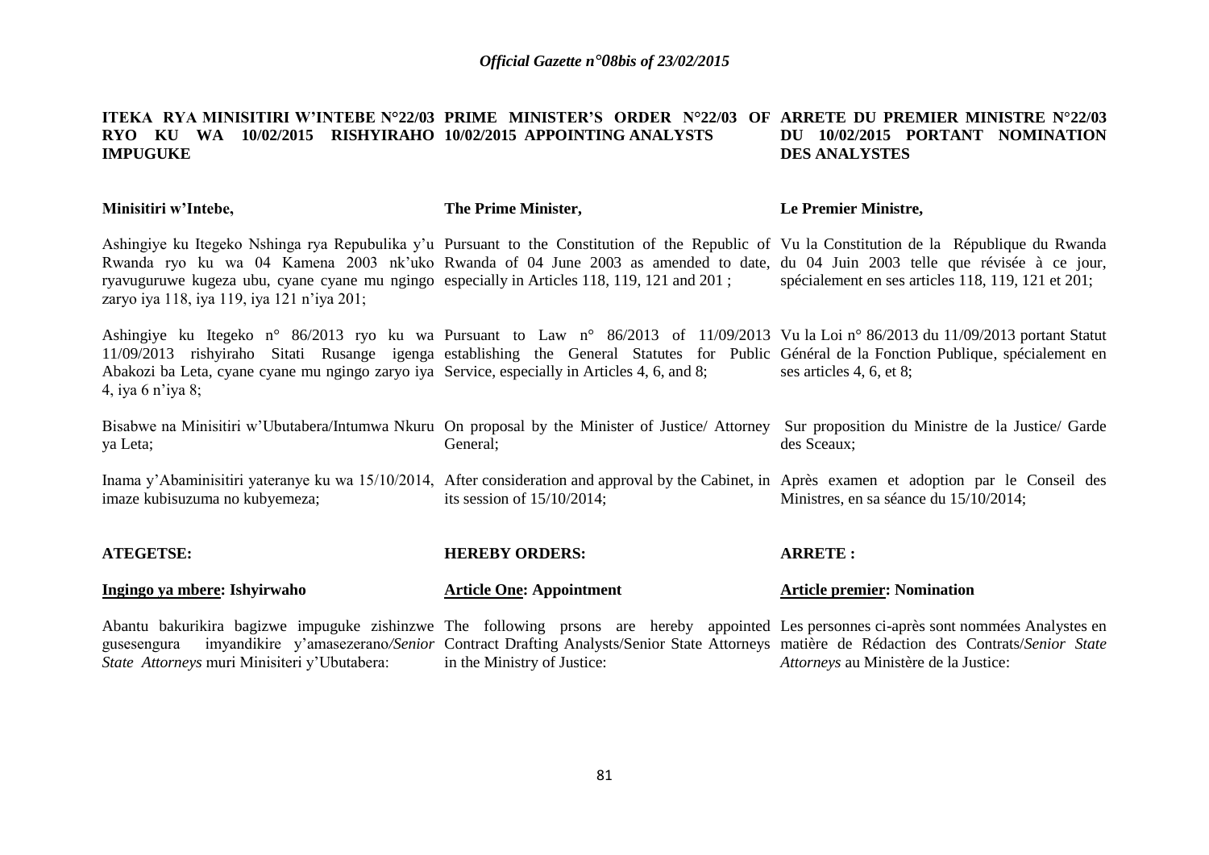**ITEKA RYA MINISITIRI W'INTEBE N°22/03 RYO KU WA 10/02/2015 RISHYIRAHO IMPUGUKE**

**Minisitiri w'Intebe,**

Ashingiye ku Itegeko Nshinga rya Repubulika y'u Rwanda ryo ku wa 04 Kamena 2003 nk'uko ryavuguruwe kugeza ubu, cyane cyane mu ngingo zaryo iya 118, iya 119, iya 121 n'iya 201;

Ashingiye ku Itegeko n° 86/2013 ryo ku wa 11/09/2013 rishyiraho Sitati Rusange igenga Abakozi ba Leta, cyane cyane mu ngingo zaryo iya 4, iya 6 n'iya 8;

Bisabwe na Minisitiri w'Ubutabera/Intumwa Nkuru ya Leta;

Inama y'Abaminisitiri yateranye ku wa 15/10/2014, imaze kubisuzuma no kubyemeza;

**ATEGETSE:**

**Ingingo ya mbere: Ishyirwaho**

Abantu bakurikira bagizwe impuguke zishinzwe gusesengura imyandikire y'amasezerano/*Senior State Attorneys* muri Minisiteri y'Ubutabera:

**PRIME MINISTER'S ORDER N°22/03 OF 10/02/2015 APPOINTING ANALYSTS**

**The Prime Minister,**

Pursuant to the Constitution of the Republic of Rwanda of 04 June 2003 as amended to date, especially in Articles 118, 119, 121 and 201 ;

Pursuant to Law n° 86/2013 of 11/09/2013 establishing the General Statutes for Public Service, especially in Articles 4, 6, and 8;

On proposal by the Minister of Justice/ Attorney General;

After consideration and approval by the Cabinet, in its session of 15/10/2014;

**HEREBY ORDERS:**

**Article One: Appointment**

The following prsons are hereby appointed Contract Drafting Analysts/Senior State Attorneys in the Ministry of Justice:

**ARRETE DU PREMIER MINISTRE N°22/03 DU 10/02/2015 PORTANT NOMINATION DES ANALYSTES**

**Le Premier Ministre,**

Vu la Constitution de la République du Rwanda du 04 Juin 2003 telle que révisée à ce jour, spécialement en ses articles 118, 119, 121 et 201;

Vu la Loi n° 86/2013 du 11/09/2013 portant Statut Général de la Fonction Publique, spécialement en ses articles 4, 6, et 8;

Sur proposition du Ministre de la Justice/ Garde des Sceaux;

Après examen et adoption par le Conseil des Ministres, en sa séance du 15/10/2014;

**ARRETE :**

**Article premier: Nomination**

Les personnes ci-après sont nommées Analystes en matière de Rédaction des Contrats/*Senior State Attorneys* au Ministère de la Justice: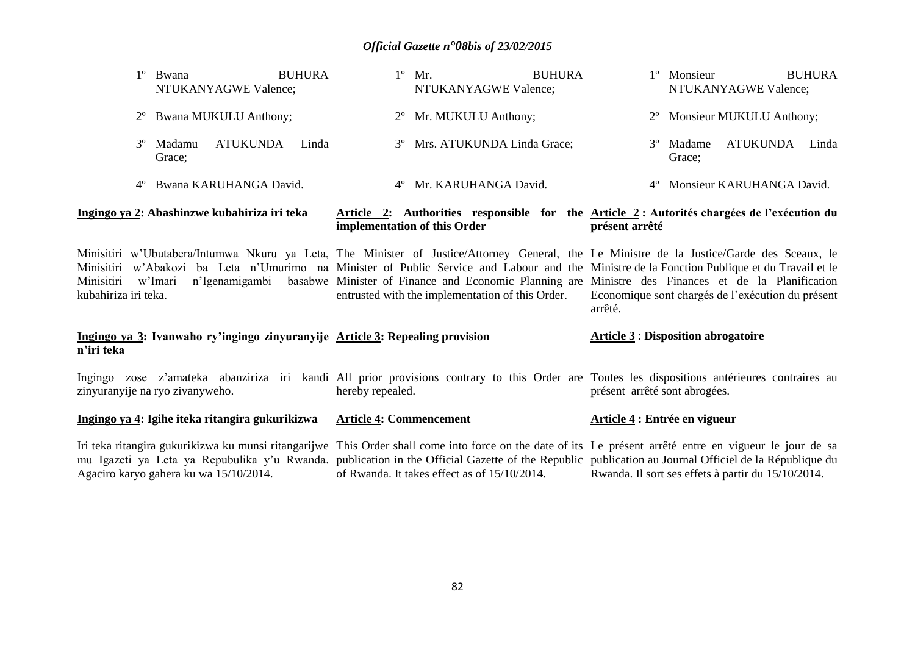1º Bwana BUHURA NTUKANYAGWE Valence;

2º Bwana MUKULU Anthony;

3º Madamu ATUKUNDA Linda Grace;

4º Bwana KARUHANGA David.

**Ingingo ya 2: Abashinzwe kubahiriza iri teka**

Minisitiri w'Ubutabera/Intumwa Nkuru ya Leta, Minisitiri w'Abakozi ba Leta n'Umurimo na Minisitiri w'Imari n'Igenamigambi basabwe kubahiriza iri teka.

**Ingingo ya 3: Ivanwaho ry'ingingo zinyuranyije n'iri teka**

Ingingo zose z'amateka abanziriza iri kandi zinyuranyije na ryo zivanyweho.

**Ingingo ya 4: Igihe iteka ritangira gukurikizwa**

Iri teka ritangira gukurikizwa ku munsi ritangarijwe mu Igazeti ya Leta ya Repubulika y'u Rwanda. Agaciro karyo gahera ku wa 15/10/2014.

1º Mr. BUHURA NTUKANYAGWE Valence;

2º Mr. MUKULU Anthony;

3º Mrs. ATUKUNDA Linda Grace;

4º Mr. KARUHANGA David.

**Article 2: Authorities responsible for the implementation of this Order**

The Minister of Justice/Attorney General, the Minister of Public Service and Labour and the Minister of Finance and Economic Planning are entrusted with the implementation of this Order.

**Article 3: Repealing provision**

All prior provisions contrary to this Order are hereby repealed.

**Article 4: Commencement**

This Order shall come into force on the date of its publication in the Official Gazette of the Republic of Rwanda. It takes effect as of 15/10/2014.

1º Monsieur BUHURA NTUKANYAGWE Valence;

2º Monsieur MUKULU Anthony;

3º Madame ATUKUNDA Linda Grace;

4º Monsieur KARUHANGA David.

**Article 2 : Autorités chargées de l'exécution du présent arrêté**

Le Ministre de la Justice/Garde des Sceaux, le Ministre de la Fonction Publique et du Travail et le Ministre des Finances et de la Planification Economique sont chargés de l'exécution du présent arrêté.

**Article 3 : Disposition abrogatoire**

Toutes les dispositions antérieures contraires au présent arrêté sont abrogées.

**Article 4 : Entrée en vigueur**

Le présent arrêté entre en vigueur le jour de sa publication au Journal Officiel de la République du Rwanda. Il sort ses effets à partir du 15/10/2014.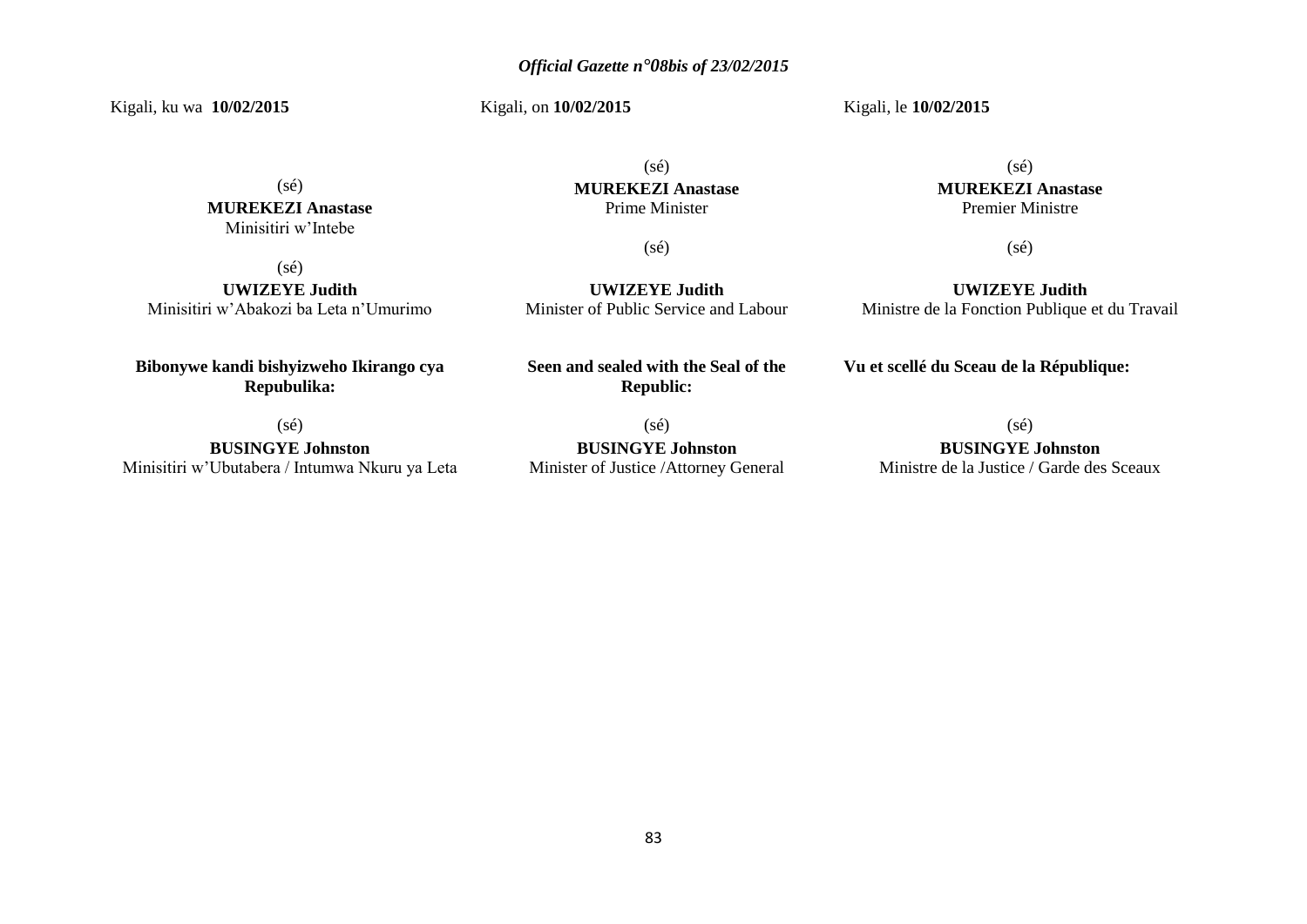Kigali, ku wa **10/02/2015**

(sé)
**MUREKEZI Anastase**
Minisitiri w'Intebe

(sé)
**UWIZEYE Judith**
Minisitiri w'Abakozi ba Leta n'Umurimo

**Bibonywe kandi bishyizweho Ikirango cya Repubulika:**

(sé)
**BUSINGYE Johnston**
Minisitiri w'Ubutabera / Intumwa Nkuru ya Leta

Kigali, on **10/02/2015**

(sé)
**MUREKEZI Anastase**
Prime Minister

(sé)
**UWIZEYE Judith**
Minister of Public Service and Labour

**Seen and sealed with the Seal of the Republic:**

(sé)
**BUSINGYE Johnston**
Minister of Justice /Attorney General

Kigali, le **10/02/2015**

(sé)
**MUREKEZI Anastase**
Premier Ministre

(sé)
**UWIZEYE Judith**
Ministre de la Fonction Publique et du Travail

**Vu et scellé du Sceau de la République:**

(sé)
**BUSINGYE Johnston**
Ministre de la Justice / Garde des Sceaux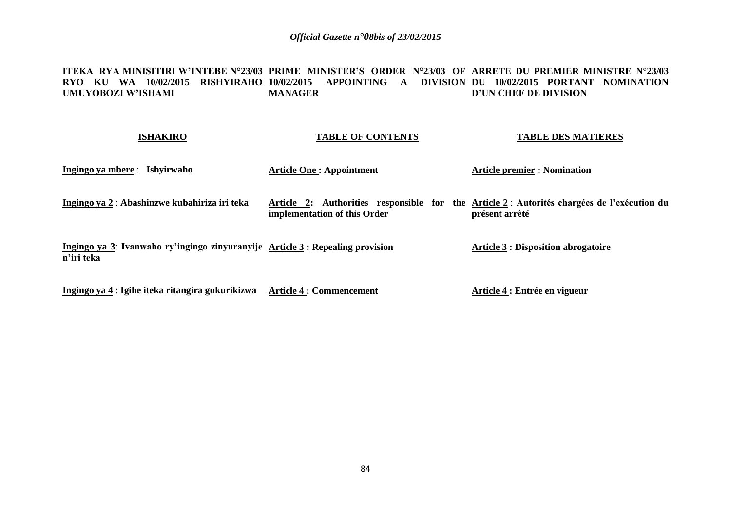**ITEKA RYA MINISITIRI W'INTEBE N°23/03 RYO KU WA 10/02/2015 RISHYIRAHO UMUYOBOZI W'ISHAMI**

**ISHAKIRO**

**Ingingo ya mbere** : **Ishyirwaho**

**Ingingo ya 2** : **Abashinzwe kubahiriza iri teka**

**Ingingo ya 3**: **Ivanwaho ry'ingingo zinyuranyije n'iri teka**

**Ingingo ya 4** : **Igihe iteka ritangira gukurikizwa**

**PRIME MINISTER'S ORDER N°23/03 OF 10/02/2015 APPOINTING A DIVISION MANAGER**

**TABLE OF CONTENTS**

**Article One : Appointment**

**Article 2: Authorities responsible for the implementation of this Order**

**Article 3 : Repealing provision**

**Article 4 : Commencement**

**ARRETE DU PREMIER MINISTRE N°23/03 DU 10/02/2015 PORTANT NOMINATION D'UN CHEF DE DIVISION**

**TABLE DES MATIERES**

**Article premier : Nomination**

**Article 2** : **Autorités chargées de l'exécution du présent arrêté**

**Article 3 : Disposition abrogatoire**

**Article 4 : Entrée en vigueur**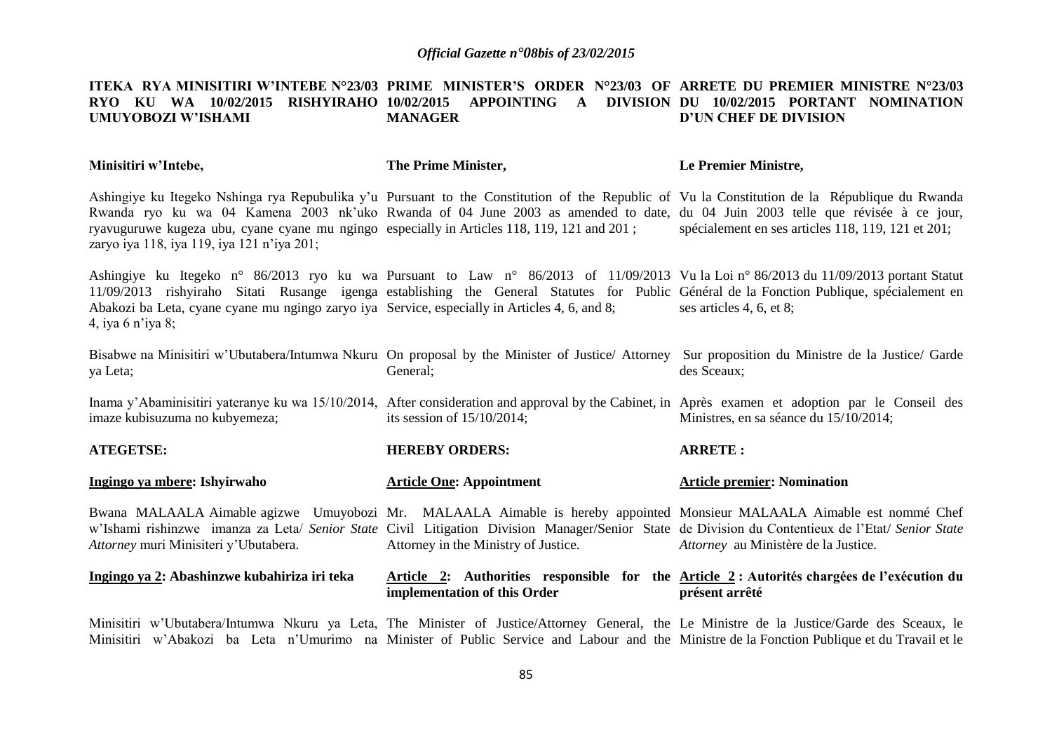| **ITEKA RYA MINISITIRI W'INTEBE N°23/03 RYO KU WA 10/02/2015 RISHYIRAHO UMUYOBOZI W'ISHAMI** | **PRIME MINISTER'S ORDER N°23/03 OF 10/02/2015 APPOINTING A DIVISION MANAGER** | **ARRETE DU PREMIER MINISTRE N°23/03 DU 10/02/2015 PORTANT NOMINATION D'UN CHEF DE DIVISION** |
|---|---|---|
| **Minisitiri w'Intebe,** | **The Prime Minister,** | **Le Premier Ministre,** |
| Ashingiye ku Itegeko Nshinga rya Repubulika y'u Rwanda ryo ku wa 04 Kamena 2003 nk'uko ryavuguruwe kugeza ubu, cyane cyane mu ngingo zaryo iya 118, iya 119, iya 121 n'iya 201; | Pursuant to the Constitution of the Republic of Rwanda of 04 June 2003 as amended to date, especially in Articles 118, 119, 121 and 201 ; | Vu la Constitution de la République du Rwanda du 04 Juin 2003 telle que révisée à ce jour, spécialement en ses articles 118, 119, 121 et 201; |
| Ashingiye ku Itegeko n° 86/2013 ryo ku wa 11/09/2013 rishyiraho Sitati Rusange igenga Abakozi ba Leta, cyane cyane mu ngingo zaryo iya 4, iya 6 n'iya 8; | Pursuant to Law n° 86/2013 of 11/09/2013 establishing the General Statutes for Public Service, especially in Articles 4, 6, and 8; | Vu la Loi n° 86/2013 du 11/09/2013 portant Statut Général de la Fonction Publique, spécialement en ses articles 4, 6, et 8; |
| Bisabwe na Minisitiri w'Ubutabera/Intumwa Nkuru ya Leta; | On proposal by the Minister of Justice/ Attorney General; | Sur proposition du Ministre de la Justice/ Garde des Sceaux; |
| Inama y'Abaminisitiri yateranye ku wa 15/10/2014, imaze kubisuzuma no kubyemeza; | After consideration and approval by the Cabinet, in its session of 15/10/2014; | Après examen et adoption par le Conseil des Ministres, en sa séance du 15/10/2014; |
| **ATEGETSE:** | **HEREBY ORDERS:** | **ARRETE :** |
| **Ingingo ya mbere: Ishyirwaho** | **Article One: Appointment** | **Article premier: Nomination** |
| Bwana MALAALA Aimable agizwe Umuyobozi w'Ishami rishinzwe imanza za Leta/ *Senior State Attorney* muri Minisiteri y'Ubutabera. | Mr. MALAALA Aimable is hereby appointed Civil Litigation Division Manager/Senior State Attorney in the Ministry of Justice. | Monsieur MALAALA Aimable est nommé Chef de Division du Contentieux de l'Etat/ *Senior State Attorney* au Ministère de la Justice. |
| **Ingingo ya 2: Abashinzwe kubahiriza iri teka** | **Article 2: Authorities responsible for the implementation of this Order** | **Article 2 : Autorités chargées de l'exécution du présent arrêté** |
| Minisitiri w'Ubutabera/Intumwa Nkuru ya Leta, Minisitiri w'Abakozi ba Leta n'Umurimo na | The Minister of Justice/Attorney General, the Minister of Public Service and Labour and the | Le Ministre de la Justice/Garde des Sceaux, le Ministre de la Fonction Publique et du Travail et le |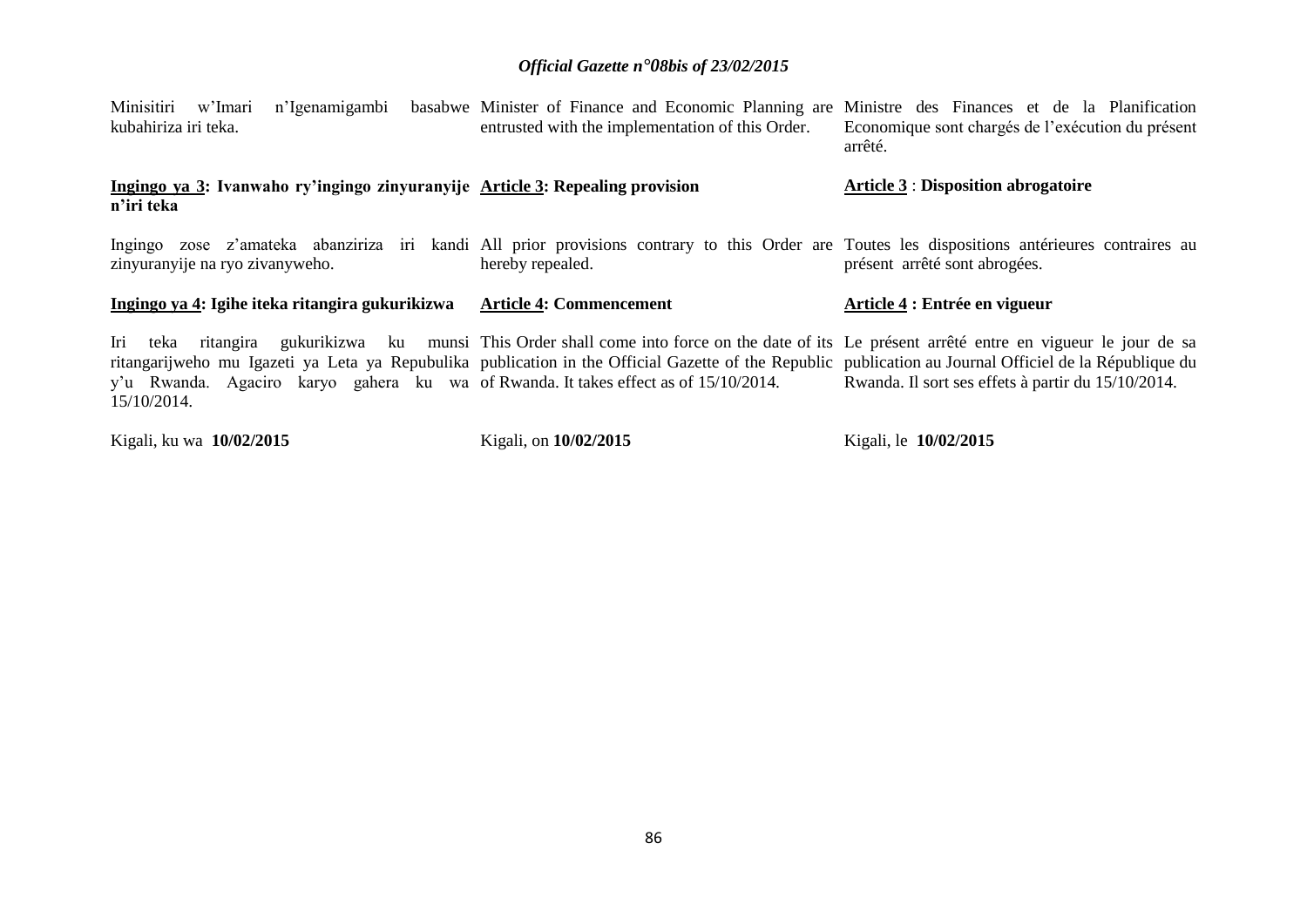Minisitiri w'Imari n'Igenamigambi basabwe kubahiriza iri teka.

Minister of Finance and Economic Planning are entrusted with the implementation of this Order.

Ministre des Finances et de la Planification Economique sont chargés de l'exécution du présent arrêté.

**Ingingo ya 3: Ivanwaho ry'ingingo zinyuranyije n'iri teka**

Ingingo zose z'amateka abanziriza iri kandi zinyuranyije na ryo zivanyweho.

**Article 3: Repealing provision**

All prior provisions contrary to this Order are hereby repealed.

**Article 3 : Disposition abrogatoire**

Toutes les dispositions antérieures contraires au présent arrêté sont abrogées.

**Ingingo ya 4: Igihe iteka ritangira gukurikizwa**

Iri teka ritangira gukurikizwa ku munsi ritangarijweho mu Igazeti ya Leta ya Repubulika y'u Rwanda. Agaciro karyo gahera ku wa 15/10/2014.

**Article 4: Commencement**

This Order shall come into force on the date of its publication in the Official Gazette of the Republic of Rwanda. It takes effect as of 15/10/2014.

**Article 4 : Entrée en vigueur**

Le présent arrêté entre en vigueur le jour de sa publication au Journal Officiel de la République du Rwanda. Il sort ses effets à partir du 15/10/2014.

Kigali, ku wa **10/02/2015**

Kigali, on **10/02/2015**

Kigali, le **10/02/2015**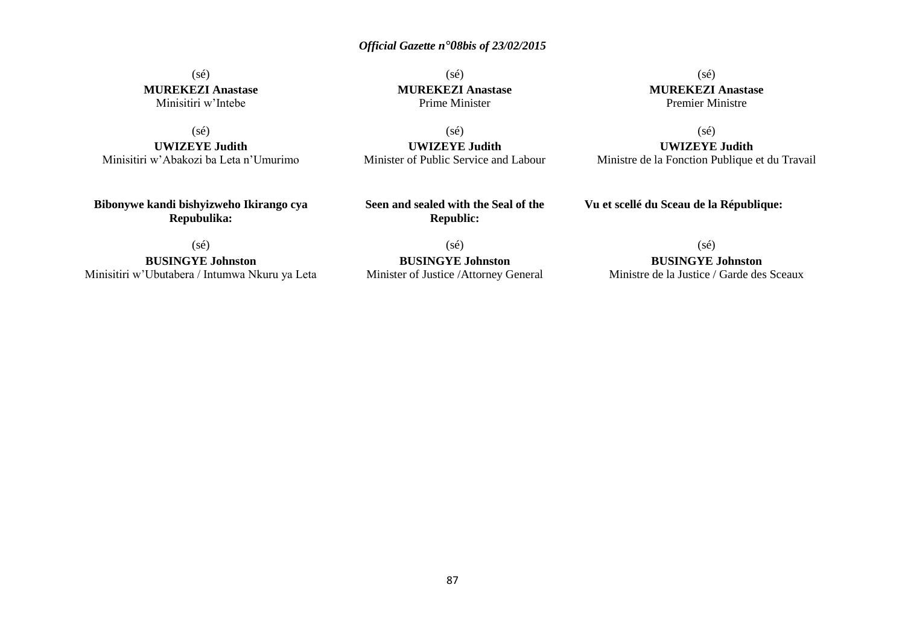(sé)
**MUREKEZI Anastase**
Minisitiri w'Intebe

(sé)
**UWIZEYE Judith**
Minisitiri w'Abakozi ba Leta n'Umurimo

**Bibonywe kandi bishyizweho Ikirango cya Repubulika:**

(sé)
**BUSINGYE Johnston**
Minisitiri w'Ubutabera / Intumwa Nkuru ya Leta

(sé)
**MUREKEZI Anastase**
Prime Minister

(sé)
**UWIZEYE Judith**
Minister of Public Service and Labour

**Seen and sealed with the Seal of the Republic:**

(sé)
**BUSINGYE Johnston**
Minister of Justice /Attorney General

(sé)
**MUREKEZI Anastase**
Premier Ministre

(sé)
**UWIZEYE Judith**
Ministre de la Fonction Publique et du Travail

**Vu et scellé du Sceau de la République:**

(sé)
**BUSINGYE Johnston**
Ministre de la Justice / Garde des Sceaux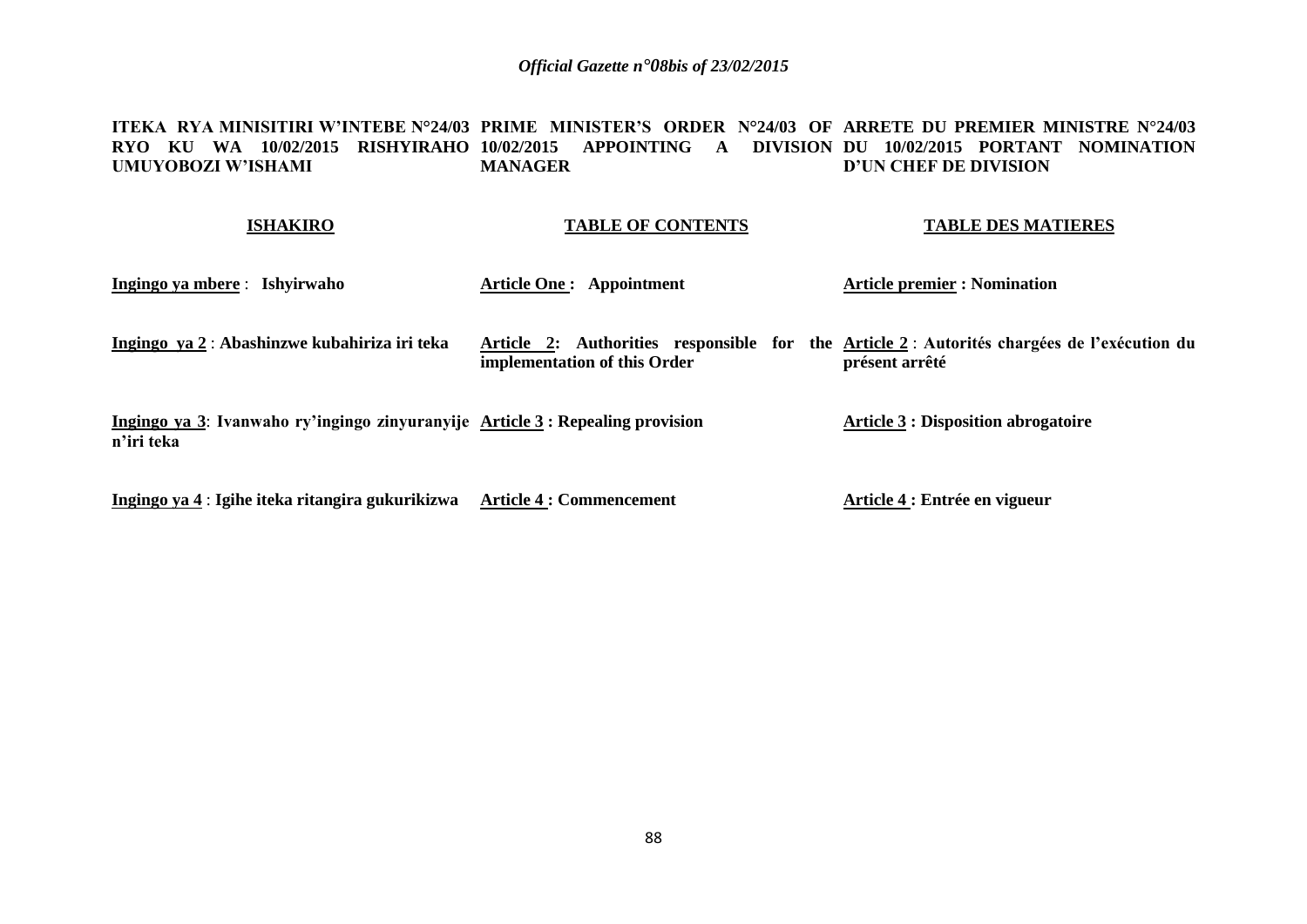**ITEKA RYA MINISITIRI W'INTEBE N°24/03 RYO KU WA 10/02/2015 RISHYIRAHO UMUYOBOZI W'ISHAMI**

**PRIME MINISTER'S ORDER N°24/03 OF 10/02/2015 APPOINTING A DIVISION MANAGER**

**ARRETE DU PREMIER MINISTRE N°24/03 DU 10/02/2015 PORTANT NOMINATION D'UN CHEF DE DIVISION**

| **ISHAKIRO** | **TABLE OF CONTENTS** | **TABLE DES MATIERES** |
|---|---|---|
| **Ingingo ya mbere** : **Ishyirwaho** | **Article One : Appointment** | **Article premier : Nomination** |
| **Ingingo ya 2** : **Abashinzwe kubahiriza iri teka** | **Article 2: Authorities responsible for the implementation of this Order** | **Article 2** : **Autorités chargées de l'exécution du présent arrêté** |
| **Ingingo ya 3**: **Ivanwaho ry'ingingo zinyuranyije n'iri teka** | **Article 3 : Repealing provision** | **Article 3 : Disposition abrogatoire** |
| **Ingingo ya 4** : **Igihe iteka ritangira gukurikizwa** | **Article 4 : Commencement** | **Article 4 : Entrée en vigueur** |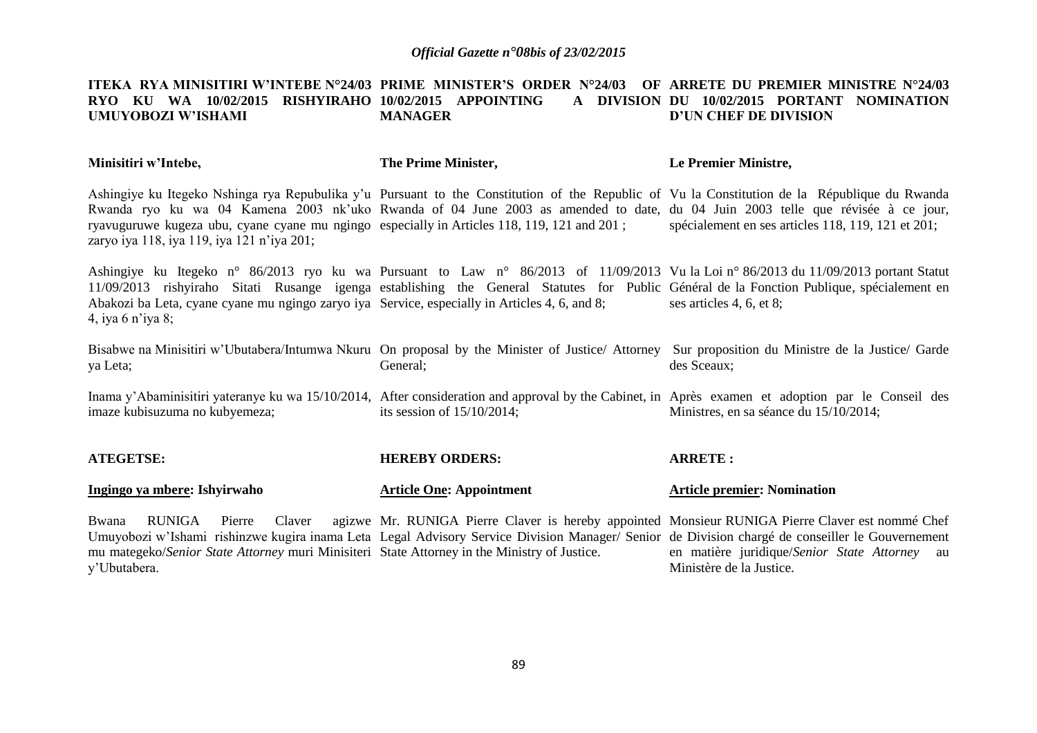**ITEKA RYA MINISITIRI W'INTEBE N°24/03 RYO KU WA 10/02/2015 RISHYIRAHO UMUYOBOZI W'ISHAMI**

**Minisitiri w'Intebe,**

Ashingiye ku Itegeko Nshinga rya Repubulika y'u Rwanda ryo ku wa 04 Kamena 2003 nk'uko ryavuguruwe kugeza ubu, cyane cyane mu ngingo zaryo iya 118, iya 119, iya 121 n'iya 201;

Ashingiye ku Itegeko n° 86/2013 ryo ku wa 11/09/2013 rishyiraho Sitati Rusange igenga Abakozi ba Leta, cyane cyane mu ngingo zaryo iya 4, iya 6 n'iya 8;

Bisabwe na Minisitiri w'Ubutabera/Intumwa Nkuru ya Leta;

Inama y'Abaminisitiri yateranye ku wa 15/10/2014, imaze kubisuzuma no kubyemeza;

**ATEGETSE:**

**Ingingo ya mbere: Ishyirwaho**

Bwana RUNIGA Pierre Claver agizwe Umuyobozi w'Ishami rishinzwe kugira inama Leta mu mategeko/*Senior State Attorney* muri Minisiteri y'Ubutabera.

**PRIME MINISTER'S ORDER N°24/03 OF 10/02/2015 APPOINTING A DIVISION MANAGER**

**The Prime Minister,**

Pursuant to the Constitution of the Republic of Rwanda of 04 June 2003 as amended to date, especially in Articles 118, 119, 121 and 201 ;

Pursuant to Law n° 86/2013 of 11/09/2013 establishing the General Statutes for Public Service, especially in Articles 4, 6, and 8;

On proposal by the Minister of Justice/ Attorney General;

After consideration and approval by the Cabinet, in its session of 15/10/2014;

**HEREBY ORDERS:**

**Article One: Appointment**

Mr. RUNIGA Pierre Claver is hereby appointed Legal Advisory Service Division Manager/ Senior State Attorney in the Ministry of Justice.

**ARRETE DU PREMIER MINISTRE N°24/03 DU 10/02/2015 PORTANT NOMINATION D'UN CHEF DE DIVISION**

**Le Premier Ministre,**

Vu la Constitution de la République du Rwanda du 04 Juin 2003 telle que révisée à ce jour, spécialement en ses articles 118, 119, 121 et 201;

Vu la Loi n° 86/2013 du 11/09/2013 portant Statut Général de la Fonction Publique, spécialement en ses articles 4, 6, et 8;

Sur proposition du Ministre de la Justice/ Garde des Sceaux;

Après examen et adoption par le Conseil des Ministres, en sa séance du 15/10/2014;

**ARRETE :**

**Article premier: Nomination**

Monsieur RUNIGA Pierre Claver est nommé Chef de Division chargé de conseiller le Gouvernement en matière juridique/*Senior State Attorney* au Ministère de la Justice.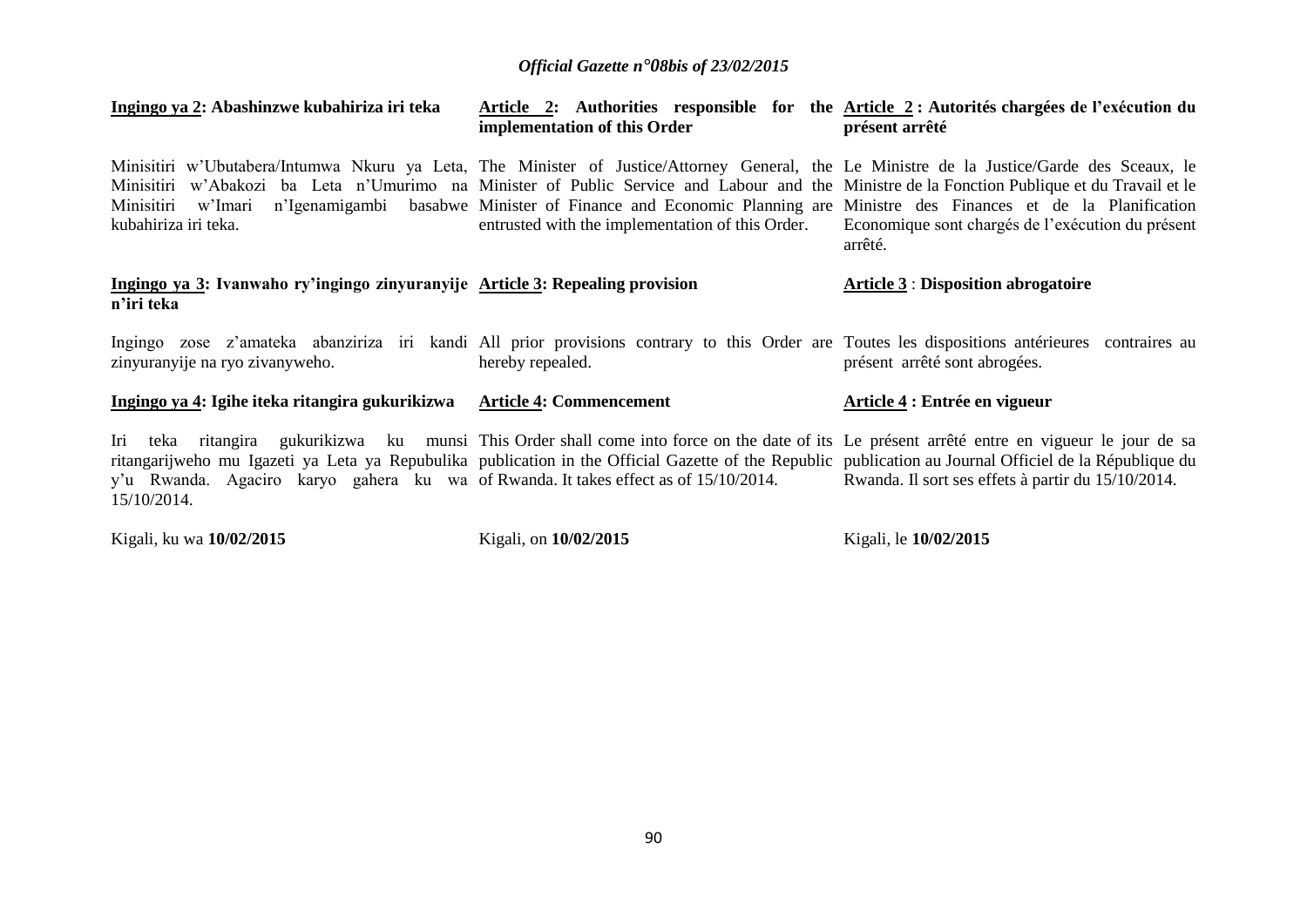**Ingingo ya 2: Abashinzwe kubahiriza iri teka**

Minisitiri w'Ubutabera/Intumwa Nkuru ya Leta, Minisitiri w'Abakozi ba Leta n'Umurimo na Minisitiri w'Imari n'Igenamigambi basabwe kubahiriza iri teka.

**Ingingo ya 3: Ivanwaho ry'ingingo zinyuranyije n'iri teka**

Ingingo zose z'amateka abanziriza iri kandi zinyuranyije na ryo zivanyweho.

**Ingingo ya 4: Igihe iteka ritangira gukurikizwa**

Iri teka ritangira gukurikizwa ku munsi ritangarijweho mu Igazeti ya Leta ya Repubulika y'u Rwanda. Agaciro karyo gahera ku wa 15/10/2014.

Kigali, ku wa **10/02/2015**

**Article 2: Authorities responsible for the implementation of this Order**

The Minister of Justice/Attorney General, the Minister of Public Service and Labour and the Minister of Finance and Economic Planning are entrusted with the implementation of this Order.

**Article 3: Repealing provision**

All prior provisions contrary to this Order are hereby repealed.

**Article 4: Commencement**

This Order shall come into force on the date of its publication in the Official Gazette of the Republic of Rwanda. It takes effect as of 15/10/2014.

Kigali, on **10/02/2015**

**Article 2 : Autorités chargées de l'exécution du présent arrêté**

Le Ministre de la Justice/Garde des Sceaux, le Ministre de la Fonction Publique et du Travail et le Ministre des Finances et de la Planification Economique sont chargés de l'exécution du présent arrêté.

**Article 3 : Disposition abrogatoire**

Toutes les dispositions antérieures contraires au présent arrêté sont abrogées.

**Article 4 : Entrée en vigueur**

Le présent arrêté entre en vigueur le jour de sa publication au Journal Officiel de la République du Rwanda. Il sort ses effets à partir du 15/10/2014.

Kigali, le **10/02/2015**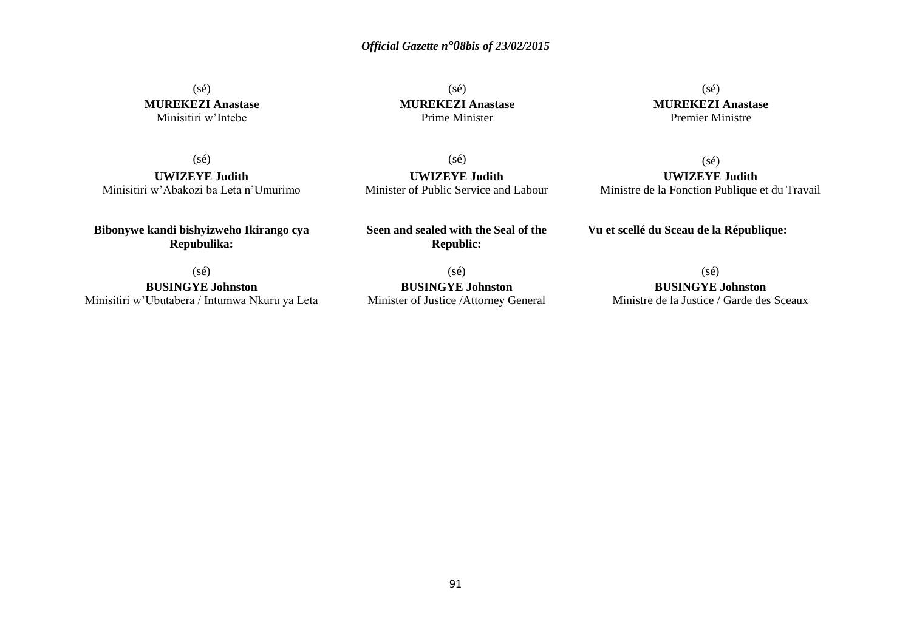(sé)
**MUREKEZI Anastase**
Minisitiri w'Intebe

(sé)
**MUREKEZI Anastase**
Prime Minister

(sé)
**MUREKEZI Anastase**
Premier Ministre

(sé)
**UWIZEYE Judith**
Minisitiri w'Abakozi ba Leta n'Umurimo

(sé)
**UWIZEYE Judith**
Minister of Public Service and Labour

(sé)
**UWIZEYE Judith**
Ministre de la Fonction Publique et du Travail

**Bibonywe kandi bishyizweho Ikirango cya Repubulika:**

(sé)
**BUSINGYE Johnston**
Minisitiri w'Ubutabera / Intumwa Nkuru ya Leta

**Seen and sealed with the Seal of the Republic:**

(sé)
**BUSINGYE Johnston**
Minister of Justice /Attorney General

**Vu et scellé du Sceau de la République:**

(sé)
**BUSINGYE Johnston**
Ministre de la Justice / Garde des Sceaux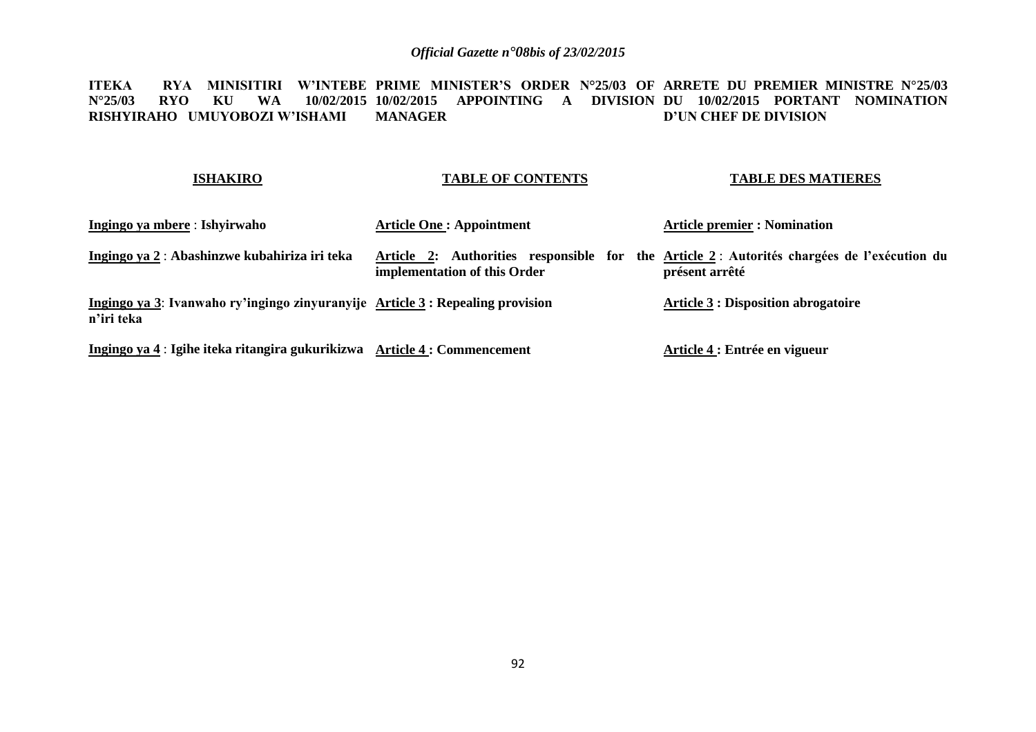| ITEKA RYA MINISITIRI W'INTEBE N°25/03 RYO KU WA 10/02/2015 RISHYIRAHO UMUYOBOZI W'ISHAMI | PRIME MINISTER'S ORDER N°25/03 OF 10/02/2015 APPOINTING A DIVISION MANAGER | ARRETE DU PREMIER MINISTRE N°25/03 DU 10/02/2015 PORTANT NOMINATION D'UN CHEF DE DIVISION |
|---|---|---|
| **ISHAKIRO** | **TABLE OF CONTENTS** | **TABLE DES MATIERES** |
| **Ingingo ya mbere : Ishyirwaho** | **Article One : Appointment** | **Article premier : Nomination** |
| **Ingingo ya 2 : Abashinzwe kubahiriza iri teka** | **Article 2: Authorities responsible for the implementation of this Order** | **Article 2 : Autorités chargées de l'exécution du présent arrêté** |
| **Ingingo ya 3: Ivanwaho ry'ingingo zinyuranyije n'iri teka** | **Article 3 : Repealing provision** | **Article 3 : Disposition abrogatoire** |
| **Ingingo ya 4 : Igihe iteka ritangira gukurikizwa** | **Article 4 : Commencement** | **Article 4 : Entrée en vigueur** |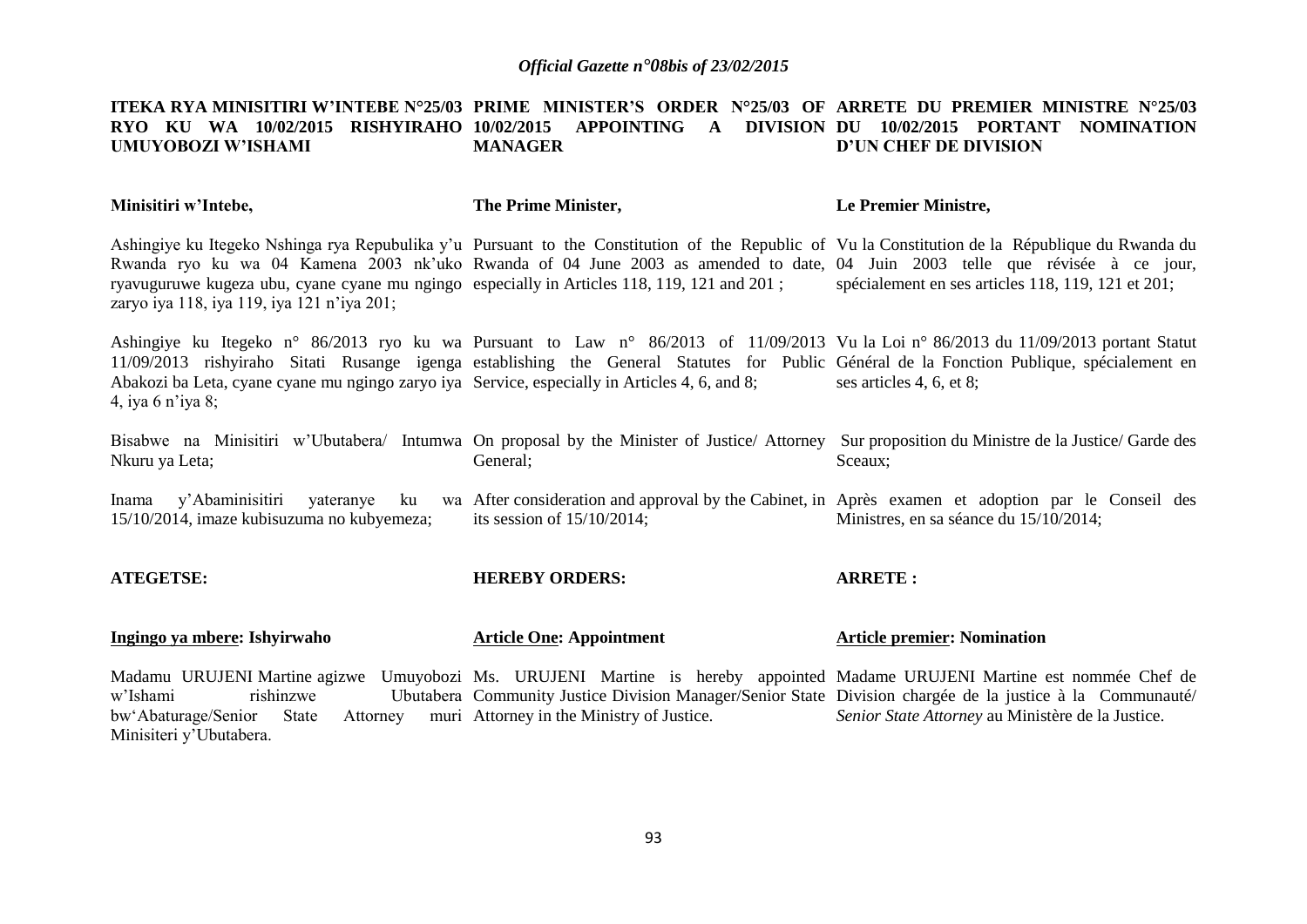**ITEKA RYA MINISITIRI W'INTEBE N°25/03 RYO KU WA 10/02/2015 RISHYIRAHO UMUYOBOZI W'ISHAMI**

**Minisitiri w'Intebe,**

Ashingiye ku Itegeko Nshinga rya Repubulika y'u Rwanda ryo ku wa 04 Kamena 2003 nk'uko ryavuguruwe kugeza ubu, cyane cyane mu ngingo zaryo iya 118, iya 119, iya 121 n'iya 201;

Ashingiye ku Itegeko n° 86/2013 ryo ku wa 11/09/2013 rishyiraho Sitati Rusange igenga Abakozi ba Leta, cyane cyane mu ngingo zaryo iya 4, iya 6 n'iya 8;

Bisabwe na Minisitiri w'Ubutabera/ Intumwa Nkuru ya Leta;

Inama y'Abaminisitiri yateranye ku wa 15/10/2014, imaze kubisuzuma no kubyemeza;

**ATEGETSE:**

**Ingingo ya mbere: Ishyirwaho**

Madamu URUJENI Martine agizwe Umuyobozi w'Ishami rishinzwe Ubutabera bw'Abaturage/Senior State Attorney muri Minisiteri y'Ubutabera.

**PRIME MINISTER'S ORDER N°25/03 OF 10/02/2015 APPOINTING A DIVISION MANAGER**

**The Prime Minister,**

Pursuant to the Constitution of the Republic of Rwanda of 04 June 2003 as amended to date, especially in Articles 118, 119, 121 and 201 ;

Pursuant to Law n° 86/2013 of 11/09/2013 establishing the General Statutes for Public Service, especially in Articles 4, 6, and 8;

On proposal by the Minister of Justice/ Attorney General;

After consideration and approval by the Cabinet, in its session of 15/10/2014;

**HEREBY ORDERS:**

**Article One: Appointment**

Ms. URUJENI Martine is hereby appointed Community Justice Division Manager/Senior State Attorney in the Ministry of Justice.

**ARRETE DU PREMIER MINISTRE N°25/03 DU 10/02/2015 PORTANT NOMINATION D'UN CHEF DE DIVISION**

**Le Premier Ministre,**

Vu la Constitution de la République du Rwanda du 04 Juin 2003 telle que révisée à ce jour, spécialement en ses articles 118, 119, 121 et 201;

Vu la Loi n° 86/2013 du 11/09/2013 portant Statut Général de la Fonction Publique, spécialement en ses articles 4, 6, et 8;

Sur proposition du Ministre de la Justice/ Garde des Sceaux;

Après examen et adoption par le Conseil des Ministres, en sa séance du 15/10/2014;

**ARRETE :**

**Article premier: Nomination**

Madame URUJENI Martine est nommée Chef de Division chargée de la justice à la Communauté/ *Senior State Attorney* au Ministère de la Justice.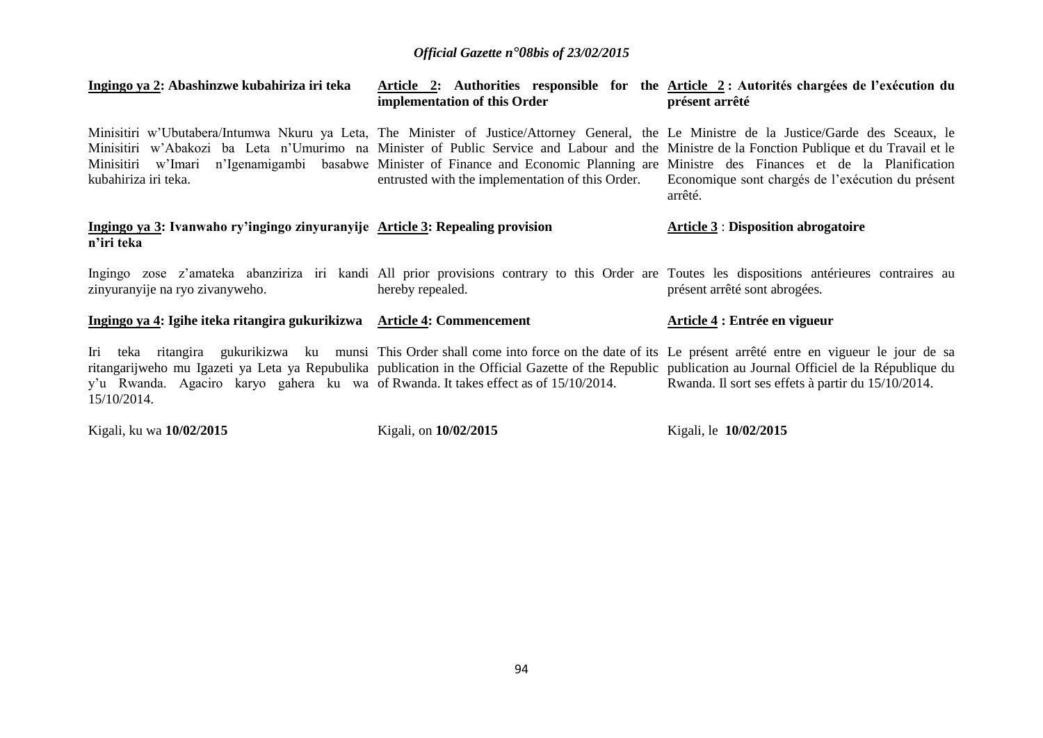**Ingingo ya 2: Abashinzwe kubahiriza iri teka**

Minisitiri w'Ubutabera/Intumwa Nkuru ya Leta, Minisitiri w'Abakozi ba Leta n'Umurimo na Minisitiri w'Imari n'Igenamigambi basabwe kubahiriza iri teka.

**Ingingo ya 3: Ivanwaho ry'ingingo zinyuranyije n'iri teka**

Ingingo zose z'amateka abanziriza iri kandi zinyuranyije na ryo zivanyweho.

**Ingingo ya 4: Igihe iteka ritangira gukurikizwa**

Iri teka ritangira gukurikizwa ku munsi ritangarijweho mu Igazeti ya Leta ya Repubulika y'u Rwanda. Agaciro karyo gahera ku wa 15/10/2014.

Kigali, ku wa **10/02/2015**

**Article 2: Authorities responsible for the implementation of this Order**

The Minister of Justice/Attorney General, the Minister of Public Service and Labour and the Minister of Finance and Economic Planning are entrusted with the implementation of this Order.

**Article 3: Repealing provision**

All prior provisions contrary to this Order are hereby repealed.

**Article 4: Commencement**

This Order shall come into force on the date of its publication in the Official Gazette of the Republic of Rwanda. It takes effect as of 15/10/2014.

Kigali, on **10/02/2015**

**Article 2 : Autorités chargées de l'exécution du présent arrêté**

Le Ministre de la Justice/Garde des Sceaux, le Ministre de la Fonction Publique et du Travail et le Ministre des Finances et de la Planification Economique sont chargés de l'exécution du présent arrêté.

**Article 3 : Disposition abrogatoire**

Toutes les dispositions antérieures contraires au présent arrêté sont abrogées.

**Article 4 : Entrée en vigueur**

Le présent arrêté entre en vigueur le jour de sa publication au Journal Officiel de la République du Rwanda. Il sort ses effets à partir du 15/10/2014.

Kigali, le **10/02/2015**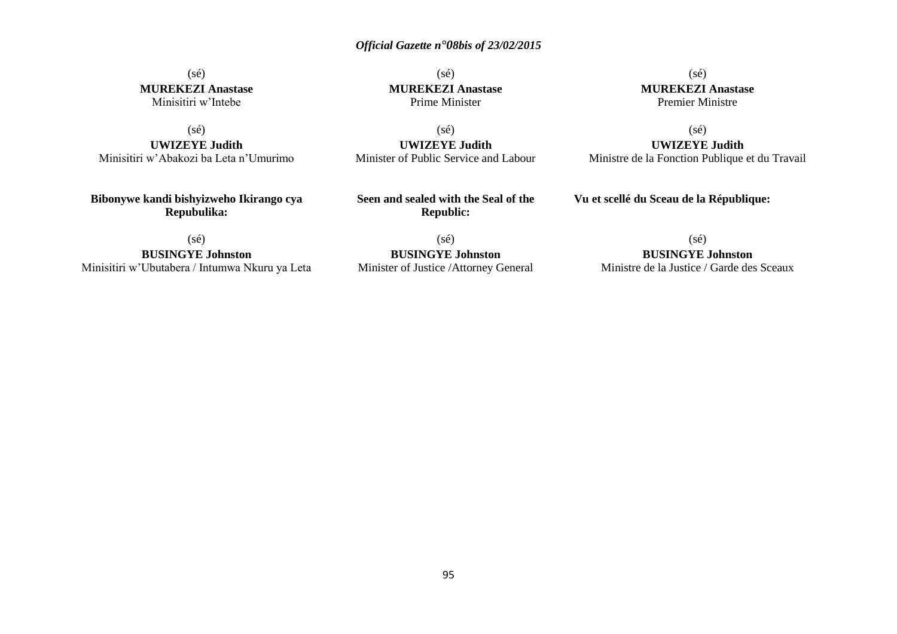(sé)
**MUREKEZI Anastase**
Minisitiri w'Intebe

(sé)
**UWIZEYE Judith**
Minisitiri w'Abakozi ba Leta n'Umurimo

**Bibonywe kandi bishyizweho Ikirango cya Repubulika:**

(sé)
**BUSINGYE Johnston**
Minisitiri w'Ubutabera / Intumwa Nkuru ya Leta

(sé)
**MUREKEZI Anastase**
Prime Minister

(sé)
**UWIZEYE Judith**
Minister of Public Service and Labour

**Seen and sealed with the Seal of the Republic:**

(sé)
**BUSINGYE Johnston**
Minister of Justice /Attorney General

(sé)
**MUREKEZI Anastase**
Premier Ministre

(sé)
**UWIZEYE Judith**
Ministre de la Fonction Publique et du Travail

**Vu et scellé du Sceau de la République:**

(sé)
**BUSINGYE Johnston**
Ministre de la Justice / Garde des Sceaux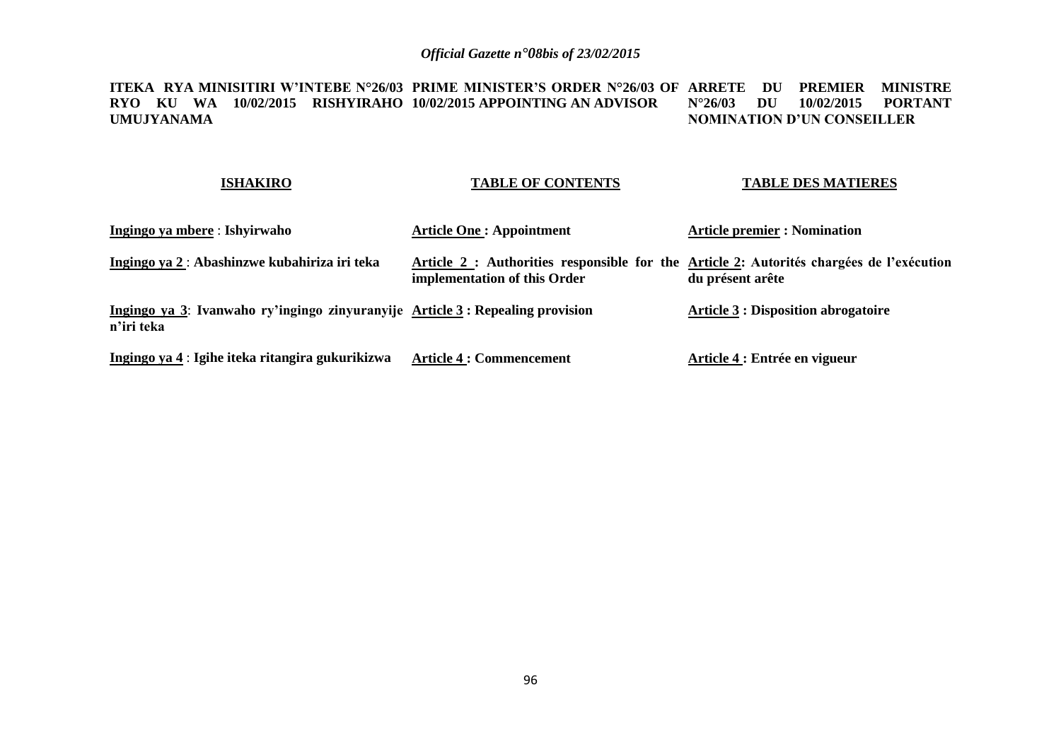**ITEKA RYA MINISITIRI W'INTEBE N°26/03 RYO KU WA 10/02/2015 RISHYIRAHO UMUJYANAMA**

**PRIME MINISTER'S ORDER N°26/03 OF 10/02/2015 APPOINTING AN ADVISOR**

**ARRETE DU PREMIER MINISTRE N°26/03 DU 10/02/2015 PORTANT NOMINATION D'UN CONSEILLER**

| **ISHAKIRO** | **TABLE OF CONTENTS** | **TABLE DES MATIERES** |
|---|---|---|
| **Ingingo ya mbere : Ishyirwaho** | **Article One : Appointment** | **Article premier : Nomination** |
| **Ingingo ya 2 : Abashinzwe kubahiriza iri teka** | **Article 2 : Authorities responsible for the implementation of this Order** | **Article 2: Autorités chargées de l'exécution du présent arête** |
| **Ingingo ya 3: Ivanwaho ry'ingingo zinyuranyije n'iri teka** | **Article 3 : Repealing provision** | **Article 3 : Disposition abrogatoire** |
| **Ingingo ya 4 : Igihe iteka ritangira gukurikizwa** | **Article 4 : Commencement** | **Article 4 : Entrée en vigueur** |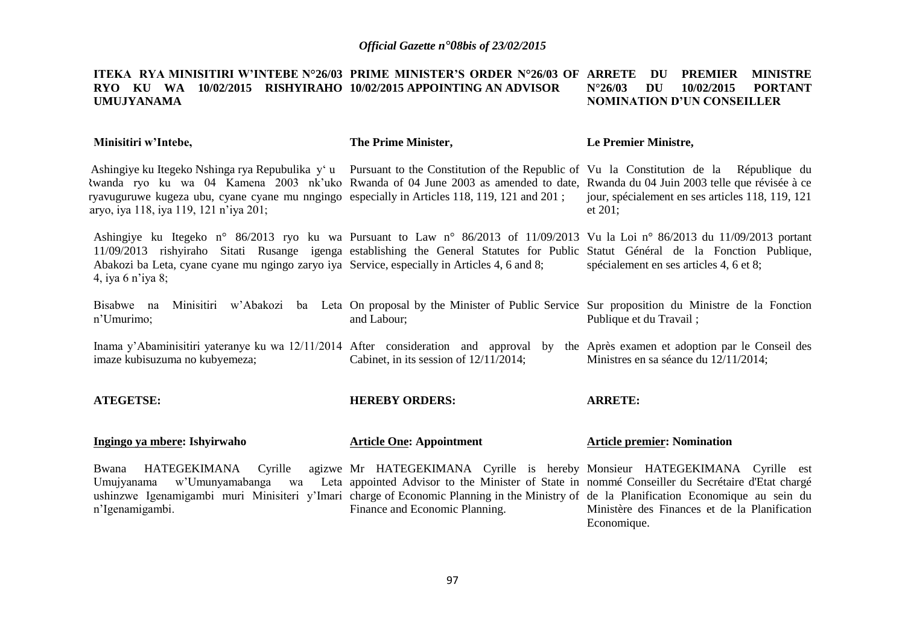**ITEKA RYA MINISITIRI W'INTEBE N°26/03 RYO KU WA 10/02/2015 RISHYIRAHO UMUJYANAMA**

**Minisitiri w'Intebe,**

Ashingiye ku Itegeko Nshinga rya Repubulika y'u Rwanda ryo ku wa 04 Kamena 2003 nk'uko ryavuguruwe kugeza ubu, cyane cyane mu nngingo zaryo, iya 118, iya 119, 121 n'iya 201;

Ashingiye ku Itegeko n° 86/2013 ryo ku wa 11/09/2013 rishyiraho Sitati Rusange igenga Abakozi ba Leta, cyane cyane mu ngingo zaryo iya 4, iya 6 n'iya 8;

Bisabwe na Minisitiri w'Abakozi ba Leta n'Umurimo;

Inama y'Abaminisitiri yateranye ku wa 12/11/2014 imaze kubisuzuma no kubyemeza;

**ATEGETSE:**

**Ingingo ya mbere: Ishyirwaho**

Bwana HATEGEKIMANA Cyrille agizwe Umujyanama w'Umunyamabanga wa Leta ushinzwe Igenamigambi muri Minisiteri y'Imari n'Igenamigambi.

**PRIME MINISTER'S ORDER N°26/03 OF 10/02/2015 APPOINTING AN ADVISOR**

**The Prime Minister,**

Pursuant to the Constitution of the Republic of Rwanda of 04 June 2003 as amended to date, especially in Articles 118, 119, 121 and 201 ;

Pursuant to Law n° 86/2013 of 11/09/2013 establishing the General Statutes for Public Service, especially in Articles 4, 6 and 8;

On proposal by the Minister of Public Service and Labour;

After consideration and approval by the Cabinet, in its session of 12/11/2014;

**HEREBY ORDERS:**

**Article One: Appointment**

Mr HATEGEKIMANA Cyrille is hereby appointed Advisor to the Minister of State in charge of Economic Planning in the Ministry of Finance and Economic Planning.

**ARRETE DU PREMIER MINISTRE N°26/03 DU 10/02/2015 PORTANT NOMINATION D'UN CONSEILLER**

**Le Premier Ministre,**

Vu la Constitution de la République du Rwanda du 04 Juin 2003 telle que révisée à ce jour, spécialement en ses articles 118, 119, 121 et 201;

Vu la Loi n° 86/2013 du 11/09/2013 portant Statut Général de la Fonction Publique, spécialement en ses articles 4, 6 et 8;

Sur proposition du Ministre de la Fonction Publique et du Travail ;

Après examen et adoption par le Conseil des Ministres en sa séance du 12/11/2014;

**ARRETE:**

**Article premier: Nomination**

Monsieur HATEGEKIMANA Cyrille est nommé Conseiller du Secrétaire d'Etat chargé de la Planification Economique au sein du Ministère des Finances et de la Planification Economique.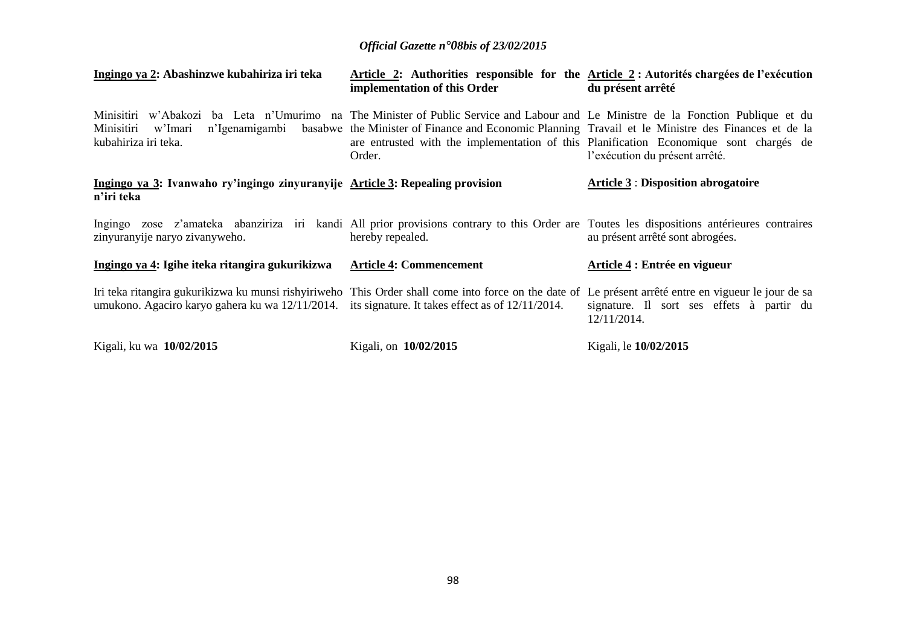| **Ingingo ya 2: Abashinzwe kubahiriza iri teka** | **Article 2: Authorities responsible for the implementation of this Order** | **Article 2 : Autorités chargées de l'exécution du présent arrêté** |
|---|---|---|
| Minisitiri w'Abakozi ba Leta n'Umurimo na Minisitiri w'Imari n'Igenamigambi basabwe kubahiriza iri teka. | The Minister of Public Service and Labour and the Minister of Finance and Economic Planning are entrusted with the implementation of this Order. | Le Ministre de la Fonction Publique et du Travail et le Ministre des Finances et de la Planification Economique sont chargés de l'exécution du présent arrêté. |
| **Ingingo ya 3: Ivanwaho ry'ingingo zinyuranyije n'iri teka** | **Article 3: Repealing provision** | **Article 3 : Disposition abrogatoire** |
| Ingingo zose z'amateka abanziriza iri kandi zinyuranyije naryo zivanyweho. | All prior provisions contrary to this Order are hereby repealed. | Toutes les dispositions antérieures contraires au présent arrêté sont abrogées. |
| **Ingingo ya 4: Igihe iteka ritangira gukurikizwa** | **Article 4: Commencement** | **Article 4 : Entrée en vigueur** |
| Iri teka ritangira gukurikizwa ku munsi rishyiriweho umukono. Agaciro karyo gahera ku wa 12/11/2014. | This Order shall come into force on the date of its signature. It takes effect as of 12/11/2014. | Le présent arrêté entre en vigueur le jour de sa signature. Il sort ses effets à partir du 12/11/2014. |
| Kigali, ku wa **10/02/2015** | Kigali, on **10/02/2015** | Kigali, le **10/02/2015** |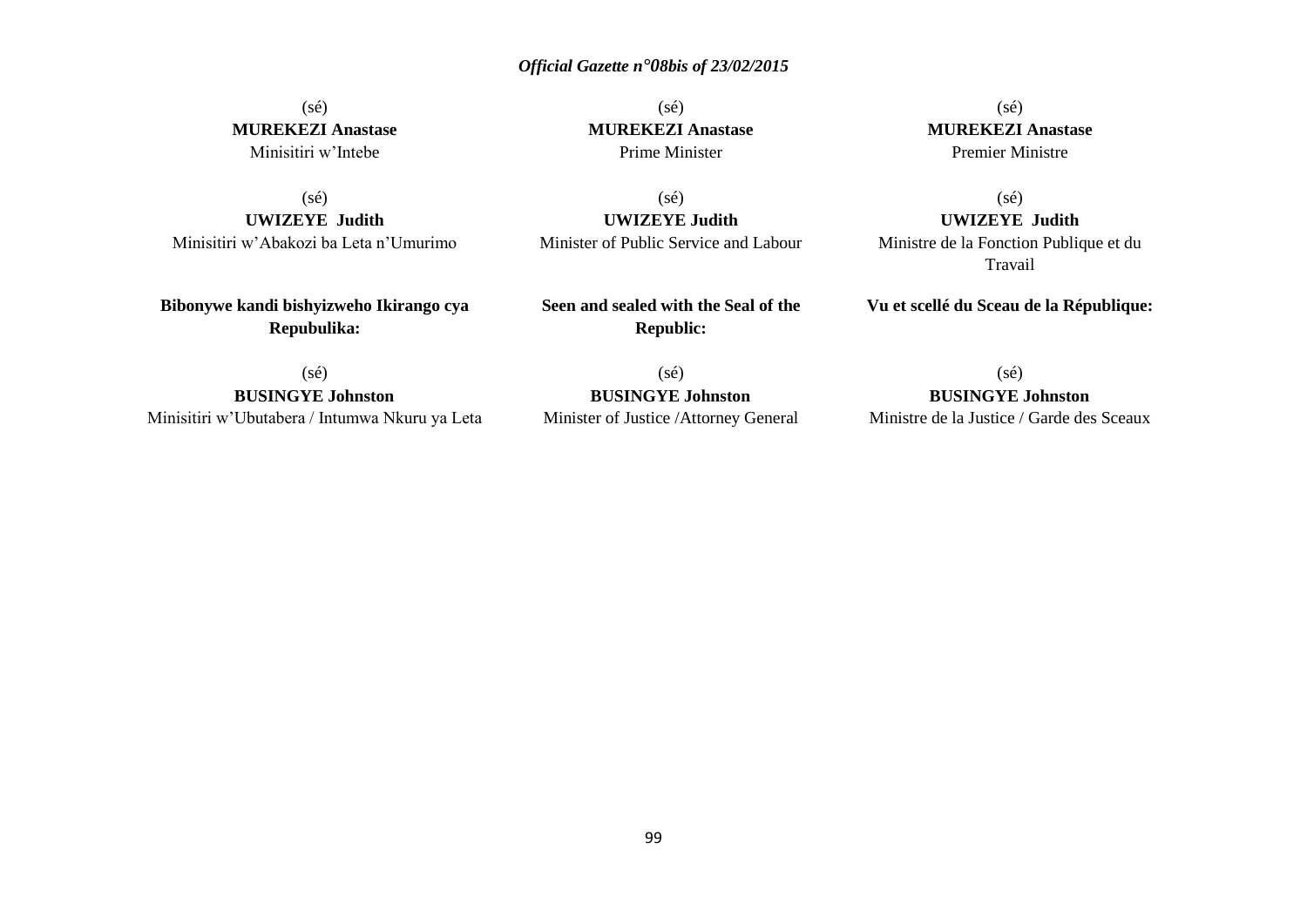(sé)
**MUREKEZI Anastase**
Minisitiri w'Intebe

(sé)
**UWIZEYE Judith**
Minisitiri w'Abakozi ba Leta n'Umurimo

**Bibonywe kandi bishyizweho Ikirango cya Repubulika:**

(sé)
**BUSINGYE Johnston**
Minisitiri w'Ubutabera / Intumwa Nkuru ya Leta

(sé)
**MUREKEZI Anastase**
Prime Minister

(sé)
**UWIZEYE Judith**
Minister of Public Service and Labour

**Seen and sealed with the Seal of the Republic:**

(sé)
**BUSINGYE Johnston**
Minister of Justice /Attorney General

(sé)
**MUREKEZI Anastase**
Premier Ministre

(sé)
**UWIZEYE Judith**
Ministre de la Fonction Publique et du Travail

**Vu et scellé du Sceau de la République:**

(sé)
**BUSINGYE Johnston**
Ministre de la Justice / Garde des Sceaux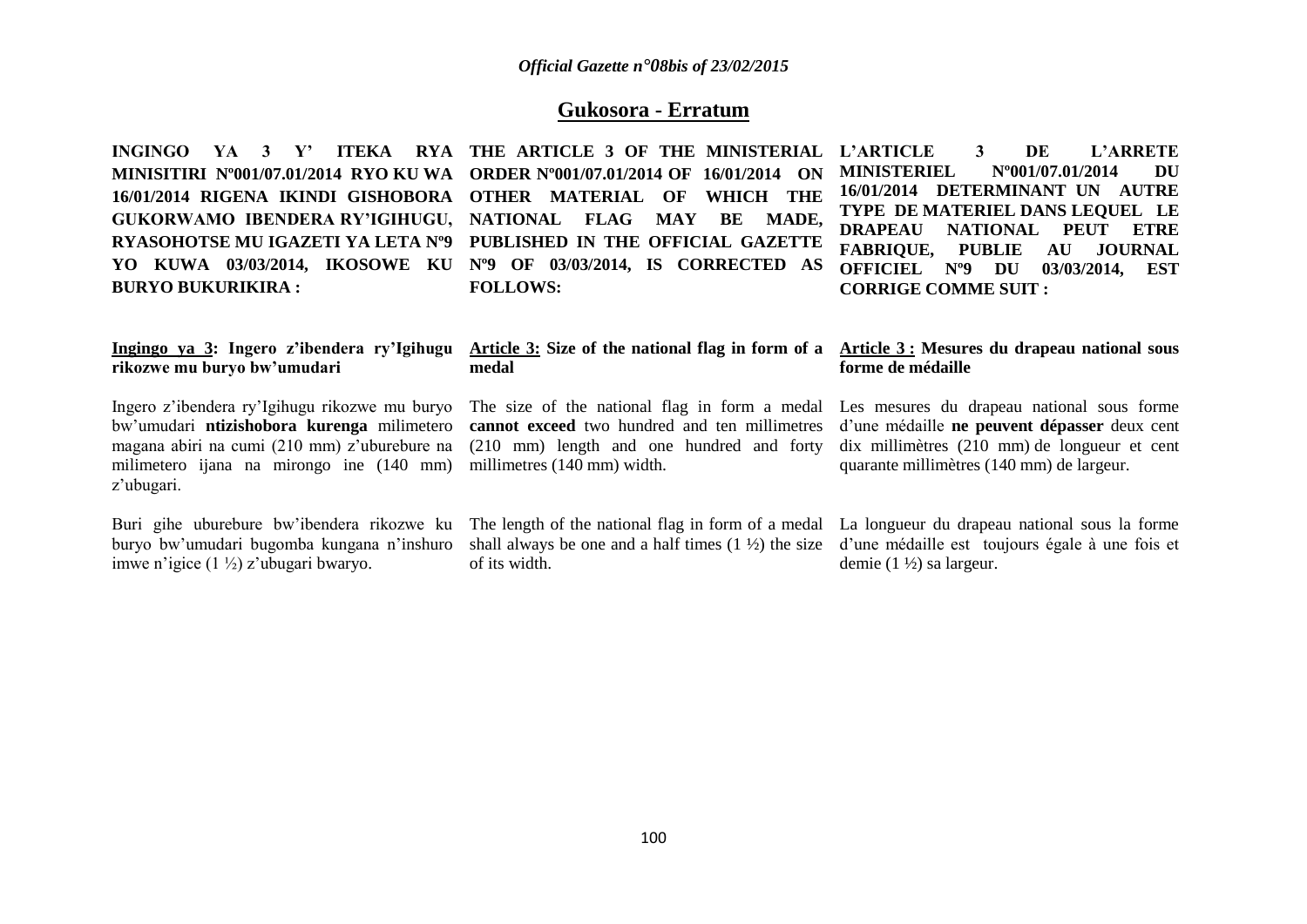## Gukosora - Erratum

**INGINGO YA 3 Y' ITEKA RYA MINISITIRI Nº001/07.01/2014 RYO KU WA 16/01/2014 RIGENA IKINDI GISHOBORA GUKORWAMO IBENDERA RY'IGIHUGU, RYASOHOTSE MU IGAZETI YA LETA Nº9 YO KUWA 03/03/2014, IKOSOWE KU BURYO BUKURIKIRA :**

**Ingingo ya 3: Ingero z'ibendera ry'Igihugu rikozwe mu buryo bw'umudari**

Ingero z'ibendera ry'Igihugu rikozwe mu buryo bw'umudari **ntizishobora kurenga** milimetero magana abiri na cumi (210 mm) z'uburebure na milimetero ijana na mirongo ine (140 mm) z'ubugari.

Buri gihe uburebure bw'ibendera rikozwe ku buryo bw'umudari bugomba kungana n'inshuro imwe n'igice (1 ½) z'ubugari bwaryo.

**THE ARTICLE 3 OF THE MINISTERIAL ORDER Nº001/07.01/2014 OF 16/01/2014 ON OTHER MATERIAL OF WHICH THE NATIONAL FLAG MAY BE MADE, PUBLISHED IN THE OFFICIAL GAZETTE Nº9 OF 03/03/2014, IS CORRECTED AS FOLLOWS:**

**Article 3: Size of the national flag in form of a medal**

The size of the national flag in form a medal **cannot exceed** two hundred and ten millimetres (210 mm) length and one hundred and forty millimetres (140 mm) width.

The length of the national flag in form of a medal shall always be one and a half times (1 ½) the size of its width.

**L'ARTICLE 3 DE L'ARRETE MINISTERIEL Nº001/07.01/2014 DU 16/01/2014 DETERMINANT UN AUTRE TYPE DE MATERIEL DANS LEQUEL LE DRAPEAU NATIONAL PEUT ETRE FABRIQUE, PUBLIE AU JOURNAL OFFICIEL Nº9 DU 03/03/2014, EST CORRIGE COMME SUIT :**

**Article 3 : Mesures du drapeau national sous forme de médaille**

Les mesures du drapeau national sous forme d'une médaille **ne peuvent dépasser** deux cent dix millimètres (210 mm) de longueur et cent quarante millimètres (140 mm) de largeur.

La longueur du drapeau national sous la forme d'une médaille est toujours égale à une fois et demie (1 ½) sa largeur.